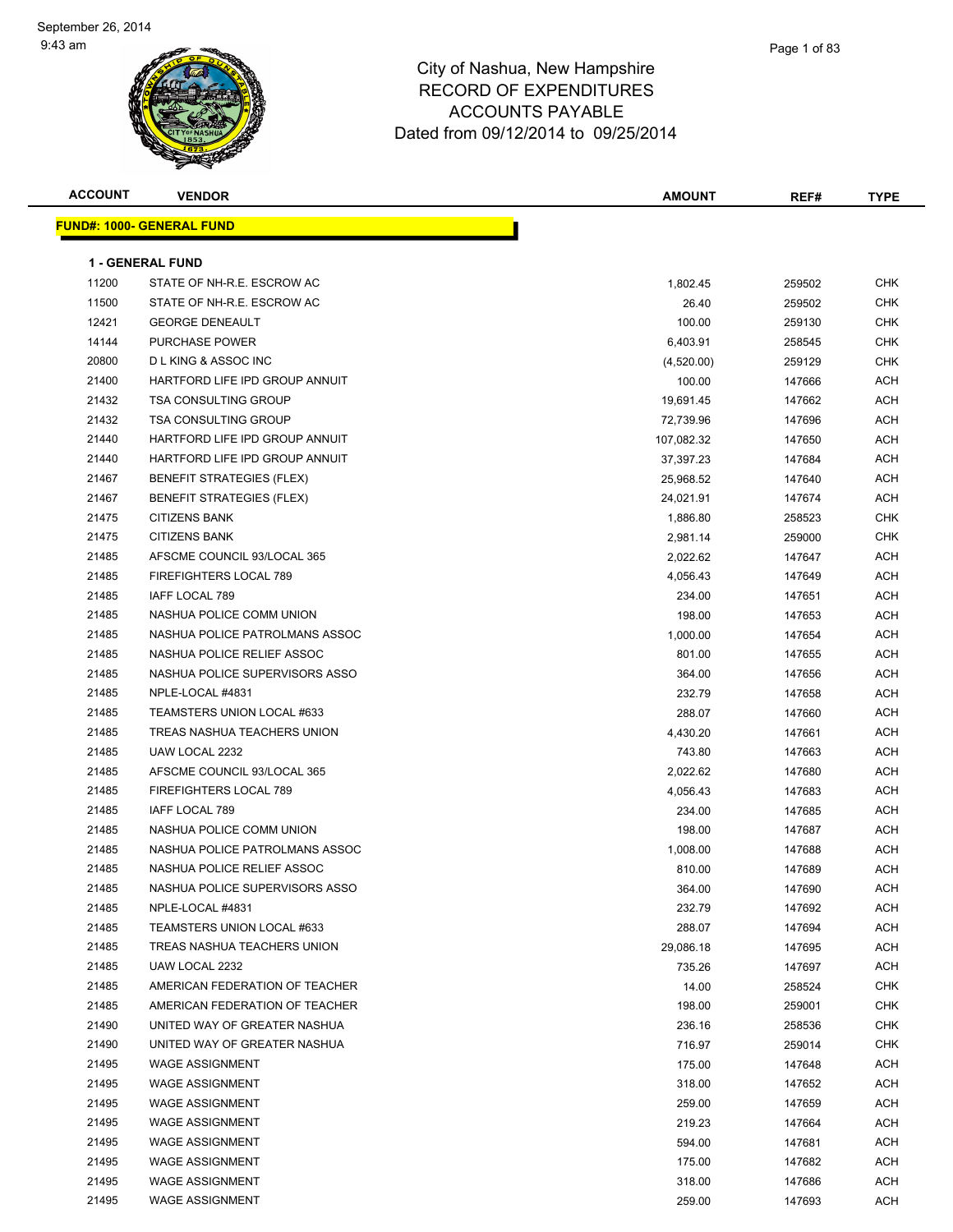September 26, 2014
9:43 am

# City of Nashua, New Hampshire
## RECORD OF EXPENDITURES
## ACCOUNTS PAYABLE
## Dated from 09/12/2014 to 09/25/2014

| ACCOUNT | VENDOR | AMOUNT | REF# | TYPE |
|---|---|---|---|---|
| **FUND#: 1000- GENERAL FUND** | | | | |
| **1 - GENERAL FUND** | | | | |
| 11200 | STATE OF NH-R.E. ESCROW AC | 1,802.45 | 259502 | CHK |
| 11500 | STATE OF NH-R.E. ESCROW AC | 26.40 | 259502 | CHK |
| 12421 | GEORGE DENEAULT | 100.00 | 259130 | CHK |
| 14144 | PURCHASE POWER | 6,403.91 | 258545 | CHK |
| 20800 | D L KING & ASSOC INC | (4,520.00) | 259129 | CHK |
| 21400 | HARTFORD LIFE IPD GROUP ANNUIT | 100.00 | 147666 | ACH |
| 21432 | TSA CONSULTING GROUP | 19,691.45 | 147662 | ACH |
| 21432 | TSA CONSULTING GROUP | 72,739.96 | 147696 | ACH |
| 21440 | HARTFORD LIFE IPD GROUP ANNUIT | 107,082.32 | 147650 | ACH |
| 21440 | HARTFORD LIFE IPD GROUP ANNUIT | 37,397.23 | 147684 | ACH |
| 21467 | BENEFIT STRATEGIES (FLEX) | 25,968.52 | 147640 | ACH |
| 21467 | BENEFIT STRATEGIES (FLEX) | 24,021.91 | 147674 | ACH |
| 21475 | CITIZENS BANK | 1,886.80 | 258523 | CHK |
| 21475 | CITIZENS BANK | 2,981.14 | 259000 | CHK |
| 21485 | AFSCME COUNCIL 93/LOCAL 365 | 2,022.62 | 147647 | ACH |
| 21485 | FIREFIGHTERS LOCAL 789 | 4,056.43 | 147649 | ACH |
| 21485 | IAFF LOCAL 789 | 234.00 | 147651 | ACH |
| 21485 | NASHUA POLICE COMM UNION | 198.00 | 147653 | ACH |
| 21485 | NASHUA POLICE PATROLMANS ASSOC | 1,000.00 | 147654 | ACH |
| 21485 | NASHUA POLICE RELIEF ASSOC | 801.00 | 147655 | ACH |
| 21485 | NASHUA POLICE SUPERVISORS ASSO | 364.00 | 147656 | ACH |
| 21485 | NPLE-LOCAL #4831 | 232.79 | 147658 | ACH |
| 21485 | TEAMSTERS UNION LOCAL #633 | 288.07 | 147660 | ACH |
| 21485 | TREAS NASHUA TEACHERS UNION | 4,430.20 | 147661 | ACH |
| 21485 | UAW LOCAL 2232 | 743.80 | 147663 | ACH |
| 21485 | AFSCME COUNCIL 93/LOCAL 365 | 2,022.62 | 147680 | ACH |
| 21485 | FIREFIGHTERS LOCAL 789 | 4,056.43 | 147683 | ACH |
| 21485 | IAFF LOCAL 789 | 234.00 | 147685 | ACH |
| 21485 | NASHUA POLICE COMM UNION | 198.00 | 147687 | ACH |
| 21485 | NASHUA POLICE PATROLMANS ASSOC | 1,008.00 | 147688 | ACH |
| 21485 | NASHUA POLICE RELIEF ASSOC | 810.00 | 147689 | ACH |
| 21485 | NASHUA POLICE SUPERVISORS ASSO | 364.00 | 147690 | ACH |
| 21485 | NPLE-LOCAL #4831 | 232.79 | 147692 | ACH |
| 21485 | TEAMSTERS UNION LOCAL #633 | 288.07 | 147694 | ACH |
| 21485 | TREAS NASHUA TEACHERS UNION | 29,086.18 | 147695 | ACH |
| 21485 | UAW LOCAL 2232 | 735.26 | 147697 | ACH |
| 21485 | AMERICAN FEDERATION OF TEACHER | 14.00 | 258524 | CHK |
| 21485 | AMERICAN FEDERATION OF TEACHER | 198.00 | 259001 | CHK |
| 21490 | UNITED WAY OF GREATER NASHUA | 236.16 | 258536 | CHK |
| 21490 | UNITED WAY OF GREATER NASHUA | 716.97 | 259014 | CHK |
| 21495 | WAGE ASSIGNMENT | 175.00 | 147648 | ACH |
| 21495 | WAGE ASSIGNMENT | 318.00 | 147652 | ACH |
| 21495 | WAGE ASSIGNMENT | 259.00 | 147659 | ACH |
| 21495 | WAGE ASSIGNMENT | 219.23 | 147664 | ACH |
| 21495 | WAGE ASSIGNMENT | 594.00 | 147681 | ACH |
| 21495 | WAGE ASSIGNMENT | 175.00 | 147682 | ACH |
| 21495 | WAGE ASSIGNMENT | 318.00 | 147686 | ACH |
| 21495 | WAGE ASSIGNMENT | 259.00 | 147693 | ACH |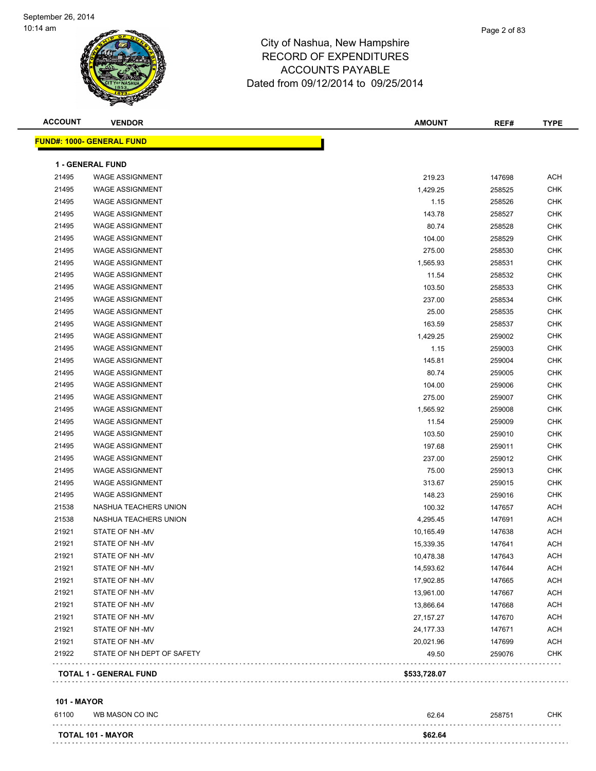City of Nashua, New Hampshire
RECORD OF EXPENDITURES
ACCOUNTS PAYABLE
Dated from 09/12/2014 to 09/25/2014

**FUND#: 1000- GENERAL FUND**

**1 - GENERAL FUND**

| ACCOUNT | VENDOR | AMOUNT | REF# | TYPE |
|---|---|---|---|---|
| 21495 | WAGE ASSIGNMENT | 219.23 | 147698 | ACH |
| 21495 | WAGE ASSIGNMENT | 1,429.25 | 258525 | CHK |
| 21495 | WAGE ASSIGNMENT | 1.15 | 258526 | CHK |
| 21495 | WAGE ASSIGNMENT | 143.78 | 258527 | CHK |
| 21495 | WAGE ASSIGNMENT | 80.74 | 258528 | CHK |
| 21495 | WAGE ASSIGNMENT | 104.00 | 258529 | CHK |
| 21495 | WAGE ASSIGNMENT | 275.00 | 258530 | CHK |
| 21495 | WAGE ASSIGNMENT | 1,565.93 | 258531 | CHK |
| 21495 | WAGE ASSIGNMENT | 11.54 | 258532 | CHK |
| 21495 | WAGE ASSIGNMENT | 103.50 | 258533 | CHK |
| 21495 | WAGE ASSIGNMENT | 237.00 | 258534 | CHK |
| 21495 | WAGE ASSIGNMENT | 25.00 | 258535 | CHK |
| 21495 | WAGE ASSIGNMENT | 163.59 | 258537 | CHK |
| 21495 | WAGE ASSIGNMENT | 1,429.25 | 259002 | CHK |
| 21495 | WAGE ASSIGNMENT | 1.15 | 259003 | CHK |
| 21495 | WAGE ASSIGNMENT | 145.81 | 259004 | CHK |
| 21495 | WAGE ASSIGNMENT | 80.74 | 259005 | CHK |
| 21495 | WAGE ASSIGNMENT | 104.00 | 259006 | CHK |
| 21495 | WAGE ASSIGNMENT | 275.00 | 259007 | CHK |
| 21495 | WAGE ASSIGNMENT | 1,565.92 | 259008 | CHK |
| 21495 | WAGE ASSIGNMENT | 11.54 | 259009 | CHK |
| 21495 | WAGE ASSIGNMENT | 103.50 | 259010 | CHK |
| 21495 | WAGE ASSIGNMENT | 197.68 | 259011 | CHK |
| 21495 | WAGE ASSIGNMENT | 237.00 | 259012 | CHK |
| 21495 | WAGE ASSIGNMENT | 75.00 | 259013 | CHK |
| 21495 | WAGE ASSIGNMENT | 313.67 | 259015 | CHK |
| 21495 | WAGE ASSIGNMENT | 148.23 | 259016 | CHK |
| 21538 | NASHUA TEACHERS UNION | 100.32 | 147657 | ACH |
| 21538 | NASHUA TEACHERS UNION | 4,295.45 | 147691 | ACH |
| 21921 | STATE OF NH -MV | 10,165.49 | 147638 | ACH |
| 21921 | STATE OF NH -MV | 15,339.35 | 147641 | ACH |
| 21921 | STATE OF NH -MV | 10,478.38 | 147643 | ACH |
| 21921 | STATE OF NH -MV | 14,593.62 | 147644 | ACH |
| 21921 | STATE OF NH -MV | 17,902.85 | 147665 | ACH |
| 21921 | STATE OF NH -MV | 13,961.00 | 147667 | ACH |
| 21921 | STATE OF NH -MV | 13,866.64 | 147668 | ACH |
| 21921 | STATE OF NH -MV | 27,157.27 | 147670 | ACH |
| 21921 | STATE OF NH -MV | 24,177.33 | 147671 | ACH |
| 21921 | STATE OF NH -MV | 20,021.96 | 147699 | ACH |
| 21922 | STATE OF NH DEPT OF SAFETY | 49.50 | 259076 | CHK |
| | **TOTAL 1 - GENERAL FUND** | **$533,728.07** | | |

**101 - MAYOR**

| ACCOUNT | VENDOR | AMOUNT | REF# | TYPE |
|---|---|---|---|---|
| 61100 | WB MASON CO INC | 62.64 | 258751 | CHK |
| | **TOTAL 101 - MAYOR** | **$62.64** | | |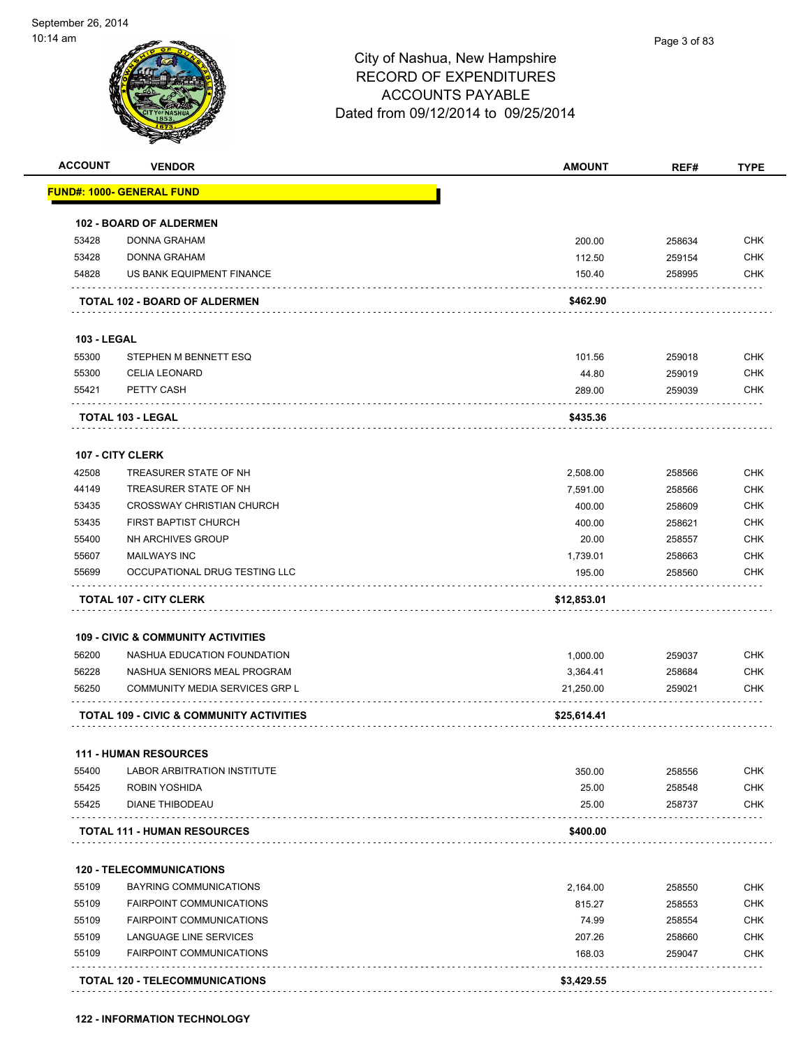# City of Nashua, New Hampshire
## RECORD OF EXPENDITURES
## ACCOUNTS PAYABLE
## Dated from 09/12/2014 to 09/25/2014

| ACCOUNT | VENDOR | AMOUNT | REF# | TYPE |
|---|---|---|---|---|
| **FUND#: 1000- GENERAL FUND** | | | | |
| **102 - BOARD OF ALDERMEN** | | | | |
| 53428 | DONNA GRAHAM | 200.00 | 258634 | CHK |
| 53428 | DONNA GRAHAM | 112.50 | 259154 | CHK |
| 54828 | US BANK EQUIPMENT FINANCE | 150.40 | 258995 | CHK |
| **TOTAL 102 - BOARD OF ALDERMEN** | | **$462.90** | | |
| **103 - LEGAL** | | | | |
| 55300 | STEPHEN M BENNETT ESQ | 101.56 | 259018 | CHK |
| 55300 | CELIA LEONARD | 44.80 | 259019 | CHK |
| 55421 | PETTY CASH | 289.00 | 259039 | CHK |
| **TOTAL 103 - LEGAL** | | **$435.36** | | |
| **107 - CITY CLERK** | | | | |
| 42508 | TREASURER STATE OF NH | 2,508.00 | 258566 | CHK |
| 44149 | TREASURER STATE OF NH | 7,591.00 | 258566 | CHK |
| 53435 | CROSSWAY CHRISTIAN CHURCH | 400.00 | 258609 | CHK |
| 53435 | FIRST BAPTIST CHURCH | 400.00 | 258621 | CHK |
| 55400 | NH ARCHIVES GROUP | 20.00 | 258557 | CHK |
| 55607 | MAILWAYS INC | 1,739.01 | 258663 | CHK |
| 55699 | OCCUPATIONAL DRUG TESTING LLC | 195.00 | 258560 | CHK |
| **TOTAL 107 - CITY CLERK** | | **$12,853.01** | | |
| **109 - CIVIC & COMMUNITY ACTIVITIES** | | | | |
| 56200 | NASHUA EDUCATION FOUNDATION | 1,000.00 | 259037 | CHK |
| 56228 | NASHUA SENIORS MEAL PROGRAM | 3,364.41 | 258684 | CHK |
| 56250 | COMMUNITY MEDIA SERVICES GRP L | 21,250.00 | 259021 | CHK |
| **TOTAL 109 - CIVIC & COMMUNITY ACTIVITIES** | | **$25,614.41** | | |
| **111 - HUMAN RESOURCES** | | | | |
| 55400 | LABOR ARBITRATION INSTITUTE | 350.00 | 258556 | CHK |
| 55425 | ROBIN YOSHIDA | 25.00 | 258548 | CHK |
| 55425 | DIANE THIBODEAU | 25.00 | 258737 | CHK |
| **TOTAL 111 - HUMAN RESOURCES** | | **$400.00** | | |
| **120 - TELECOMMUNICATIONS** | | | | |
| 55109 | BAYRING COMMUNICATIONS | 2,164.00 | 258550 | CHK |
| 55109 | FAIRPOINT COMMUNICATIONS | 815.27 | 258553 | CHK |
| 55109 | FAIRPOINT COMMUNICATIONS | 74.99 | 258554 | CHK |
| 55109 | LANGUAGE LINE SERVICES | 207.26 | 258660 | CHK |
| 55109 | FAIRPOINT COMMUNICATIONS | 168.03 | 259047 | CHK |
| **TOTAL 120 - TELECOMMUNICATIONS** | | **$3,429.55** | | |

**122 - INFORMATION TECHNOLOGY**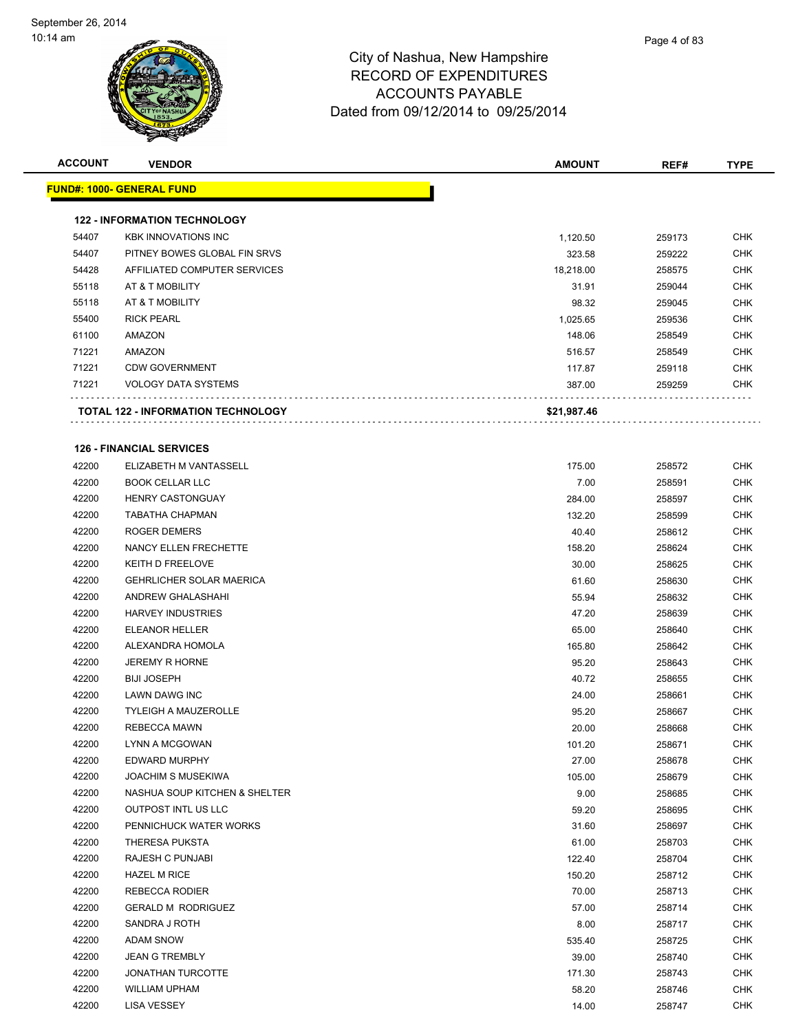# City of Nashua, New Hampshire
## RECORD OF EXPENDITURES
## ACCOUNTS PAYABLE
## Dated from 09/12/2014 to 09/25/2014

| ACCOUNT | VENDOR | AMOUNT | REF# | TYPE |
|---|---|---|---|---|
| **FUND#: 1000- GENERAL FUND** | | | | |
| **122 - INFORMATION TECHNOLOGY** | | | | |
| 54407 | KBK INNOVATIONS INC | 1,120.50 | 259173 | CHK |
| 54407 | PITNEY BOWES GLOBAL FIN SRVS | 323.58 | 259222 | CHK |
| 54428 | AFFILIATED COMPUTER SERVICES | 18,218.00 | 258575 | CHK |
| 55118 | AT & T MOBILITY | 31.91 | 259044 | CHK |
| 55118 | AT & T MOBILITY | 98.32 | 259045 | CHK |
| 55400 | RICK PEARL | 1,025.65 | 259536 | CHK |
| 61100 | AMAZON | 148.06 | 258549 | CHK |
| 71221 | AMAZON | 516.57 | 258549 | CHK |
| 71221 | CDW GOVERNMENT | 117.87 | 259118 | CHK |
| 71221 | VOLOGY DATA SYSTEMS | 387.00 | 259259 | CHK |
| | **TOTAL 122 - INFORMATION TECHNOLOGY** | **$21,987.46** | | |
| **126 - FINANCIAL SERVICES** | | | | |
| 42200 | ELIZABETH M VANTASSELL | 175.00 | 258572 | CHK |
| 42200 | BOOK CELLAR LLC | 7.00 | 258591 | CHK |
| 42200 | HENRY CASTONGUAY | 284.00 | 258597 | CHK |
| 42200 | TABATHA CHAPMAN | 132.20 | 258599 | CHK |
| 42200 | ROGER DEMERS | 40.40 | 258612 | CHK |
| 42200 | NANCY ELLEN FRECHETTE | 158.20 | 258624 | CHK |
| 42200 | KEITH D FREELOVE | 30.00 | 258625 | CHK |
| 42200 | GEHRLICHER SOLAR MAERICA | 61.60 | 258630 | CHK |
| 42200 | ANDREW GHALASHAHI | 55.94 | 258632 | CHK |
| 42200 | HARVEY INDUSTRIES | 47.20 | 258639 | CHK |
| 42200 | ELEANOR HELLER | 65.00 | 258640 | CHK |
| 42200 | ALEXANDRA HOMOLA | 165.80 | 258642 | CHK |
| 42200 | JEREMY R HORNE | 95.20 | 258643 | CHK |
| 42200 | BIJI JOSEPH | 40.72 | 258655 | CHK |
| 42200 | LAWN DAWG INC | 24.00 | 258661 | CHK |
| 42200 | TYLEIGH A MAUZEROLLE | 95.20 | 258667 | CHK |
| 42200 | REBECCA MAWN | 20.00 | 258668 | CHK |
| 42200 | LYNN A MCGOWAN | 101.20 | 258671 | CHK |
| 42200 | EDWARD MURPHY | 27.00 | 258678 | CHK |
| 42200 | JOACHIM S MUSEKIWA | 105.00 | 258679 | CHK |
| 42200 | NASHUA SOUP KITCHEN & SHELTER | 9.00 | 258685 | CHK |
| 42200 | OUTPOST INTL US LLC | 59.20 | 258695 | CHK |
| 42200 | PENNICHUCK WATER WORKS | 31.60 | 258697 | CHK |
| 42200 | THERESA PUKSTA | 61.00 | 258703 | CHK |
| 42200 | RAJESH C PUNJABI | 122.40 | 258704 | CHK |
| 42200 | HAZEL M RICE | 150.20 | 258712 | CHK |
| 42200 | REBECCA RODIER | 70.00 | 258713 | CHK |
| 42200 | GERALD M RODRIGUEZ | 57.00 | 258714 | CHK |
| 42200 | SANDRA J ROTH | 8.00 | 258717 | CHK |
| 42200 | ADAM SNOW | 535.40 | 258725 | CHK |
| 42200 | JEAN G TREMBLY | 39.00 | 258740 | CHK |
| 42200 | JONATHAN TURCOTTE | 171.30 | 258743 | CHK |
| 42200 | WILLIAM UPHAM | 58.20 | 258746 | CHK |
| 42200 | LISA VESSEY | 14.00 | 258747 | CHK |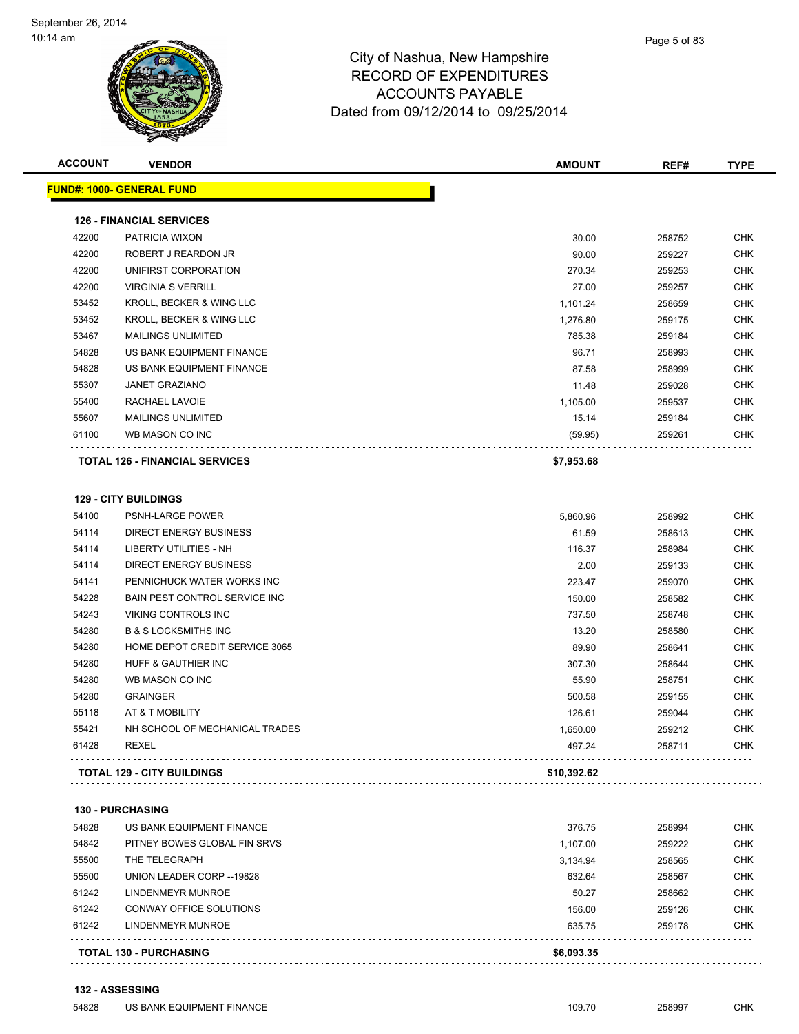# City of Nashua, New Hampshire
## RECORD OF EXPENDITURES
## ACCOUNTS PAYABLE
### Dated from 09/12/2014 to 09/25/2014

| ACCOUNT | VENDOR | AMOUNT | REF# | TYPE |
|---|---|---|---|---|
| **FUND#: 1000- GENERAL FUND** | | | | |
| **126 - FINANCIAL SERVICES** | | | | |
| 42200 | PATRICIA WIXON | 30.00 | 258752 | CHK |
| 42200 | ROBERT J REARDON JR | 90.00 | 259227 | CHK |
| 42200 | UNIFIRST CORPORATION | 270.34 | 259253 | CHK |
| 42200 | VIRGINIA S VERRILL | 27.00 | 259257 | CHK |
| 53452 | KROLL, BECKER & WING LLC | 1,101.24 | 258659 | CHK |
| 53452 | KROLL, BECKER & WING LLC | 1,276.80 | 259175 | CHK |
| 53467 | MAILINGS UNLIMITED | 785.38 | 259184 | CHK |
| 54828 | US BANK EQUIPMENT FINANCE | 96.71 | 258993 | CHK |
| 54828 | US BANK EQUIPMENT FINANCE | 87.58 | 258999 | CHK |
| 55307 | JANET GRAZIANO | 11.48 | 259028 | CHK |
| 55400 | RACHAEL LAVOIE | 1,105.00 | 259537 | CHK |
| 55607 | MAILINGS UNLIMITED | 15.14 | 259184 | CHK |
| 61100 | WB MASON CO INC | (59.95) | 259261 | CHK |
| **TOTAL 126 - FINANCIAL SERVICES** | | **$7,953.68** | | |
| **129 - CITY BUILDINGS** | | | | |
| 54100 | PSNH-LARGE POWER | 5,860.96 | 258992 | CHK |
| 54114 | DIRECT ENERGY BUSINESS | 61.59 | 258613 | CHK |
| 54114 | LIBERTY UTILITIES - NH | 116.37 | 258984 | CHK |
| 54114 | DIRECT ENERGY BUSINESS | 2.00 | 259133 | CHK |
| 54141 | PENNICHUCK WATER WORKS INC | 223.47 | 259070 | CHK |
| 54228 | BAIN PEST CONTROL SERVICE INC | 150.00 | 258582 | CHK |
| 54243 | VIKING CONTROLS INC | 737.50 | 258748 | CHK |
| 54280 | B & S LOCKSMITHS INC | 13.20 | 258580 | CHK |
| 54280 | HOME DEPOT CREDIT SERVICE 3065 | 89.90 | 258641 | CHK |
| 54280 | HUFF & GAUTHIER INC | 307.30 | 258644 | CHK |
| 54280 | WB MASON CO INC | 55.90 | 258751 | CHK |
| 54280 | GRAINGER | 500.58 | 259155 | CHK |
| 55118 | AT & T MOBILITY | 126.61 | 259044 | CHK |
| 55421 | NH SCHOOL OF MECHANICAL TRADES | 1,650.00 | 259212 | CHK |
| 61428 | REXEL | 497.24 | 258711 | CHK |
| **TOTAL 129 - CITY BUILDINGS** | | **$10,392.62** | | |
| **130 - PURCHASING** | | | | |
| 54828 | US BANK EQUIPMENT FINANCE | 376.75 | 258994 | CHK |
| 54842 | PITNEY BOWES GLOBAL FIN SRVS | 1,107.00 | 259222 | CHK |
| 55500 | THE TELEGRAPH | 3,134.94 | 258565 | CHK |
| 55500 | UNION LEADER CORP --19828 | 632.64 | 258567 | CHK |
| 61242 | LINDENMEYR MUNROE | 50.27 | 258662 | CHK |
| 61242 | CONWAY OFFICE SOLUTIONS | 156.00 | 259126 | CHK |
| 61242 | LINDENMEYR MUNROE | 635.75 | 259178 | CHK |
| **TOTAL 130 - PURCHASING** | | **$6,093.35** | | |
| **132 - ASSESSING** | | | | |
| 54828 | US BANK EQUIPMENT FINANCE | 109.70 | 258997 | CHK |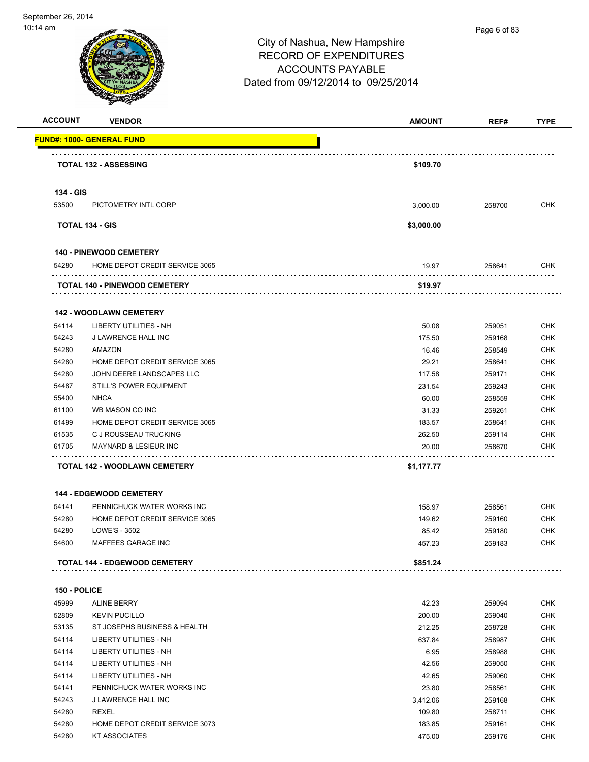City of Nashua, New Hampshire
RECORD OF EXPENDITURES
ACCOUNTS PAYABLE
Dated from 09/12/2014 to 09/25/2014

| ACCOUNT | VENDOR | AMOUNT | REF# | TYPE |
|---|---|---|---|---|
| **FUND#: 1000- GENERAL FUND** | | | | |
| | **TOTAL 132 - ASSESSING** | **$109.70** | | |
| **134 - GIS** | | | | |
| 53500 | PICTOMETRY INTL CORP | 3,000.00 | 258700 | CHK |
| | **TOTAL 134 - GIS** | **$3,000.00** | | |
| **140 - PINEWOOD CEMETERY** | | | | |
| 54280 | HOME DEPOT CREDIT SERVICE 3065 | 19.97 | 258641 | CHK |
| | **TOTAL 140 - PINEWOOD CEMETERY** | **$19.97** | | |
| **142 - WOODLAWN CEMETERY** | | | | |
| 54114 | LIBERTY UTILITIES - NH | 50.08 | 259051 | CHK |
| 54243 | J LAWRENCE HALL INC | 175.50 | 259168 | CHK |
| 54280 | AMAZON | 16.46 | 258549 | CHK |
| 54280 | HOME DEPOT CREDIT SERVICE 3065 | 29.21 | 258641 | CHK |
| 54280 | JOHN DEERE LANDSCAPES LLC | 117.58 | 259171 | CHK |
| 54487 | STILL'S POWER EQUIPMENT | 231.54 | 259243 | CHK |
| 55400 | NHCA | 60.00 | 258559 | CHK |
| 61100 | WB MASON CO INC | 31.33 | 259261 | CHK |
| 61499 | HOME DEPOT CREDIT SERVICE 3065 | 183.57 | 258641 | CHK |
| 61535 | C J ROUSSEAU TRUCKING | 262.50 | 259114 | CHK |
| 61705 | MAYNARD & LESIEUR INC | 20.00 | 258670 | CHK |
| | **TOTAL 142 - WOODLAWN CEMETERY** | **$1,177.77** | | |
| **144 - EDGEWOOD CEMETERY** | | | | |
| 54141 | PENNICHUCK WATER WORKS INC | 158.97 | 258561 | CHK |
| 54280 | HOME DEPOT CREDIT SERVICE 3065 | 149.62 | 259160 | CHK |
| 54280 | LOWE'S - 3502 | 85.42 | 259180 | CHK |
| 54600 | MAFFEES GARAGE INC | 457.23 | 259183 | CHK |
| | **TOTAL 144 - EDGEWOOD CEMETERY** | **$851.24** | | |
| **150 - POLICE** | | | | |
| 45999 | ALINE BERRY | 42.23 | 259094 | CHK |
| 52809 | KEVIN PUCILLO | 200.00 | 259040 | CHK |
| 53135 | ST JOSEPHS BUSINESS & HEALTH | 212.25 | 258728 | CHK |
| 54114 | LIBERTY UTILITIES - NH | 637.84 | 258987 | CHK |
| 54114 | LIBERTY UTILITIES - NH | 6.95 | 258988 | CHK |
| 54114 | LIBERTY UTILITIES - NH | 42.56 | 259050 | CHK |
| 54114 | LIBERTY UTILITIES - NH | 42.65 | 259060 | CHK |
| 54141 | PENNICHUCK WATER WORKS INC | 23.80 | 258561 | CHK |
| 54243 | J LAWRENCE HALL INC | 3,412.06 | 259168 | CHK |
| 54280 | REXEL | 109.80 | 258711 | CHK |
| 54280 | HOME DEPOT CREDIT SERVICE 3073 | 183.85 | 259161 | CHK |
| 54280 | KT ASSOCIATES | 475.00 | 259176 | CHK |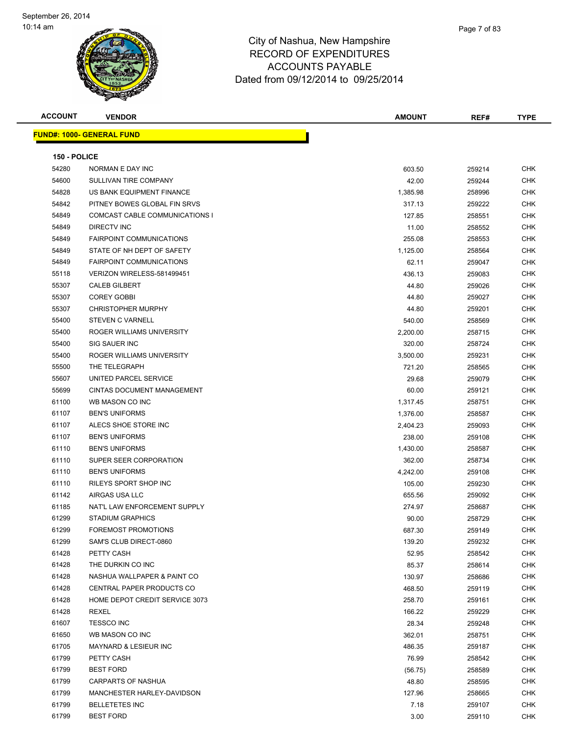# City of Nashua, New Hampshire
# RECORD OF EXPENDITURES
# ACCOUNTS PAYABLE
# Dated from 09/12/2014 to 09/25/2014

| ACCOUNT | VENDOR | AMOUNT | REF# | TYPE |
|---|---|---|---|---|
| **FUND#: 1000- GENERAL FUND** | | | | |
| **150 - POLICE** | | | | |
| 54280 | NORMAN E DAY INC | 603.50 | 259214 | CHK |
| 54600 | SULLIVAN TIRE COMPANY | 42.00 | 259244 | CHK |
| 54828 | US BANK EQUIPMENT FINANCE | 1,385.98 | 258996 | CHK |
| 54842 | PITNEY BOWES GLOBAL FIN SRVS | 317.13 | 259222 | CHK |
| 54849 | COMCAST CABLE COMMUNICATIONS I | 127.85 | 258551 | CHK |
| 54849 | DIRECTV INC | 11.00 | 258552 | CHK |
| 54849 | FAIRPOINT COMMUNICATIONS | 255.08 | 258553 | CHK |
| 54849 | STATE OF NH DEPT OF SAFETY | 1,125.00 | 258564 | CHK |
| 54849 | FAIRPOINT COMMUNICATIONS | 62.11 | 259047 | CHK |
| 55118 | VERIZON WIRELESS-581499451 | 436.13 | 259083 | CHK |
| 55307 | CALEB GILBERT | 44.80 | 259026 | CHK |
| 55307 | COREY GOBBI | 44.80 | 259027 | CHK |
| 55307 | CHRISTOPHER MURPHY | 44.80 | 259201 | CHK |
| 55400 | STEVEN C VARNELL | 540.00 | 258569 | CHK |
| 55400 | ROGER WILLIAMS UNIVERSITY | 2,200.00 | 258715 | CHK |
| 55400 | SIG SAUER INC | 320.00 | 258724 | CHK |
| 55400 | ROGER WILLIAMS UNIVERSITY | 3,500.00 | 259231 | CHK |
| 55500 | THE TELEGRAPH | 721.20 | 258565 | CHK |
| 55607 | UNITED PARCEL SERVICE | 29.68 | 259079 | CHK |
| 55699 | CINTAS DOCUMENT MANAGEMENT | 60.00 | 259121 | CHK |
| 61100 | WB MASON CO INC | 1,317.45 | 258751 | CHK |
| 61107 | BEN'S UNIFORMS | 1,376.00 | 258587 | CHK |
| 61107 | ALECS SHOE STORE INC | 2,404.23 | 259093 | CHK |
| 61107 | BEN'S UNIFORMS | 238.00 | 259108 | CHK |
| 61110 | BEN'S UNIFORMS | 1,430.00 | 258587 | CHK |
| 61110 | SUPER SEER CORPORATION | 362.00 | 258734 | CHK |
| 61110 | BEN'S UNIFORMS | 4,242.00 | 259108 | CHK |
| 61110 | RILEYS SPORT SHOP INC | 105.00 | 259230 | CHK |
| 61142 | AIRGAS USA LLC | 655.56 | 259092 | CHK |
| 61185 | NAT'L LAW ENFORCEMENT SUPPLY | 274.97 | 258687 | CHK |
| 61299 | STADIUM GRAPHICS | 90.00 | 258729 | CHK |
| 61299 | FOREMOST PROMOTIONS | 687.30 | 259149 | CHK |
| 61299 | SAM'S CLUB DIRECT-0860 | 139.20 | 259232 | CHK |
| 61428 | PETTY CASH | 52.95 | 258542 | CHK |
| 61428 | THE DURKIN CO INC | 85.37 | 258614 | CHK |
| 61428 | NASHUA WALLPAPER & PAINT CO | 130.97 | 258686 | CHK |
| 61428 | CENTRAL PAPER PRODUCTS CO | 468.50 | 259119 | CHK |
| 61428 | HOME DEPOT CREDIT SERVICE 3073 | 258.70 | 259161 | CHK |
| 61428 | REXEL | 166.22 | 259229 | CHK |
| 61607 | TESSCO INC | 28.34 | 259248 | CHK |
| 61650 | WB MASON CO INC | 362.01 | 258751 | CHK |
| 61705 | MAYNARD & LESIEUR INC | 486.35 | 259187 | CHK |
| 61799 | PETTY CASH | 76.99 | 258542 | CHK |
| 61799 | BEST FORD | (56.75) | 258589 | CHK |
| 61799 | CARPARTS OF NASHUA | 48.80 | 258595 | CHK |
| 61799 | MANCHESTER HARLEY-DAVIDSON | 127.96 | 258665 | CHK |
| 61799 | BELLETETES INC | 7.18 | 259107 | CHK |
| 61799 | BEST FORD | 3.00 | 259110 | CHK |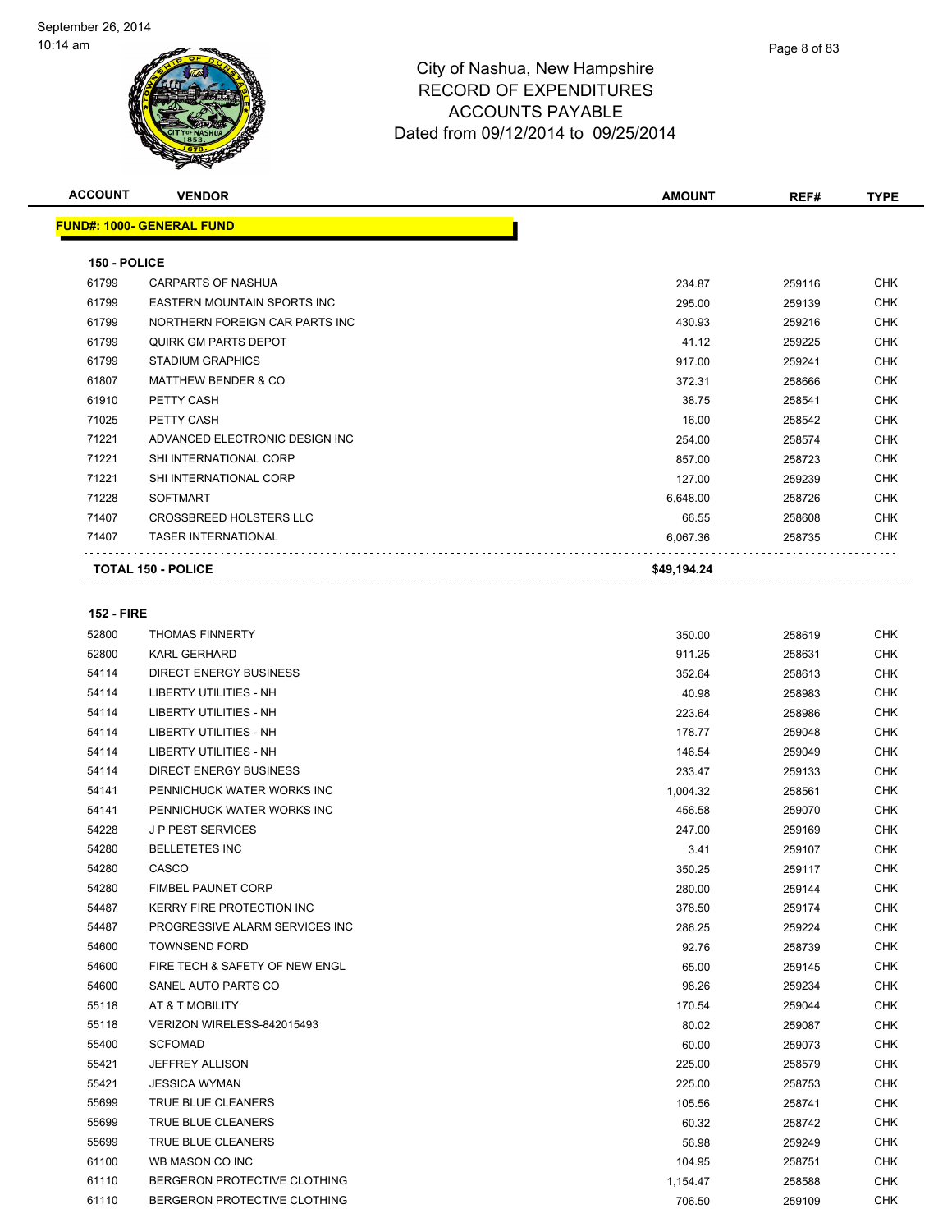# City of Nashua, New Hampshire
## RECORD OF EXPENDITURES
## ACCOUNTS PAYABLE
### Dated from 09/12/2014 to 09/25/2014

| ACCOUNT | VENDOR | AMOUNT | REF# | TYPE |
|---|---|---|---|---|
| **FUND#: 1000- GENERAL FUND** | | | | |
| **150 - POLICE** | | | | |
| 61799 | CARPARTS OF NASHUA | 234.87 | 259116 | CHK |
| 61799 | EASTERN MOUNTAIN SPORTS INC | 295.00 | 259139 | CHK |
| 61799 | NORTHERN FOREIGN CAR PARTS INC | 430.93 | 259216 | CHK |
| 61799 | QUIRK GM PARTS DEPOT | 41.12 | 259225 | CHK |
| 61799 | STADIUM GRAPHICS | 917.00 | 259241 | CHK |
| 61807 | MATTHEW BENDER & CO | 372.31 | 258666 | CHK |
| 61910 | PETTY CASH | 38.75 | 258541 | CHK |
| 71025 | PETTY CASH | 16.00 | 258542 | CHK |
| 71221 | ADVANCED ELECTRONIC DESIGN INC | 254.00 | 258574 | CHK |
| 71221 | SHI INTERNATIONAL CORP | 857.00 | 258723 | CHK |
| 71221 | SHI INTERNATIONAL CORP | 127.00 | 259239 | CHK |
| 71228 | SOFTMART | 6,648.00 | 258726 | CHK |
| 71407 | CROSSBREED HOLSTERS LLC | 66.55 | 258608 | CHK |
| 71407 | TASER INTERNATIONAL | 6,067.36 | 258735 | CHK |
| **TOTAL 150 - POLICE** | | **$49,194.24** | | |
| **152 - FIRE** | | | | |
| 52800 | THOMAS FINNERTY | 350.00 | 258619 | CHK |
| 52800 | KARL GERHARD | 911.25 | 258631 | CHK |
| 54114 | DIRECT ENERGY BUSINESS | 352.64 | 258613 | CHK |
| 54114 | LIBERTY UTILITIES - NH | 40.98 | 258983 | CHK |
| 54114 | LIBERTY UTILITIES - NH | 223.64 | 258986 | CHK |
| 54114 | LIBERTY UTILITIES - NH | 178.77 | 259048 | CHK |
| 54114 | LIBERTY UTILITIES - NH | 146.54 | 259049 | CHK |
| 54114 | DIRECT ENERGY BUSINESS | 233.47 | 259133 | CHK |
| 54141 | PENNICHUCK WATER WORKS INC | 1,004.32 | 258561 | CHK |
| 54141 | PENNICHUCK WATER WORKS INC | 456.58 | 259070 | CHK |
| 54228 | J P PEST SERVICES | 247.00 | 259169 | CHK |
| 54280 | BELLETETES INC | 3.41 | 259107 | CHK |
| 54280 | CASCO | 350.25 | 259117 | CHK |
| 54280 | FIMBEL PAUNET CORP | 280.00 | 259144 | CHK |
| 54487 | KERRY FIRE PROTECTION INC | 378.50 | 259174 | CHK |
| 54487 | PROGRESSIVE ALARM SERVICES INC | 286.25 | 259224 | CHK |
| 54600 | TOWNSEND FORD | 92.76 | 258739 | CHK |
| 54600 | FIRE TECH & SAFETY OF NEW ENGL | 65.00 | 259145 | CHK |
| 54600 | SANEL AUTO PARTS CO | 98.26 | 259234 | CHK |
| 55118 | AT & T MOBILITY | 170.54 | 259044 | CHK |
| 55118 | VERIZON WIRELESS-842015493 | 80.02 | 259087 | CHK |
| 55400 | SCFOMAD | 60.00 | 259073 | CHK |
| 55421 | JEFFREY ALLISON | 225.00 | 258579 | CHK |
| 55421 | JESSICA WYMAN | 225.00 | 258753 | CHK |
| 55699 | TRUE BLUE CLEANERS | 105.56 | 258741 | CHK |
| 55699 | TRUE BLUE CLEANERS | 60.32 | 258742 | CHK |
| 55699 | TRUE BLUE CLEANERS | 56.98 | 259249 | CHK |
| 61100 | WB MASON CO INC | 104.95 | 258751 | CHK |
| 61110 | BERGERON PROTECTIVE CLOTHING | 1,154.47 | 258588 | CHK |
| 61110 | BERGERON PROTECTIVE CLOTHING | 706.50 | 259109 | CHK |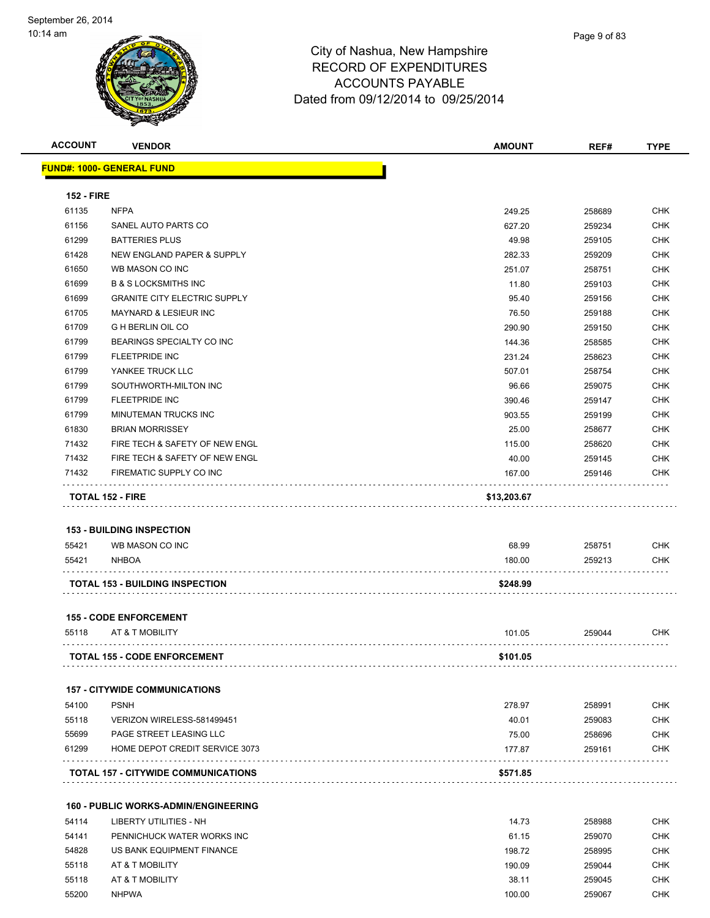City of Nashua, New Hampshire
RECORD OF EXPENDITURES
ACCOUNTS PAYABLE
Dated from 09/12/2014 to 09/25/2014

| ACCOUNT | VENDOR | AMOUNT | REF# | TYPE |
|---|---|---|---|---|
| **FUND#: 1000- GENERAL FUND** | | | | |
| **152 - FIRE** | | | | |
| 61135 | NFPA | 249.25 | 258689 | CHK |
| 61156 | SANEL AUTO PARTS CO | 627.20 | 259234 | CHK |
| 61299 | BATTERIES PLUS | 49.98 | 259105 | CHK |
| 61428 | NEW ENGLAND PAPER & SUPPLY | 282.33 | 259209 | CHK |
| 61650 | WB MASON CO INC | 251.07 | 258751 | CHK |
| 61699 | B & S LOCKSMITHS INC | 11.80 | 259103 | CHK |
| 61699 | GRANITE CITY ELECTRIC SUPPLY | 95.40 | 259156 | CHK |
| 61705 | MAYNARD & LESIEUR INC | 76.50 | 259188 | CHK |
| 61709 | G H BERLIN OIL CO | 290.90 | 259150 | CHK |
| 61799 | BEARINGS SPECIALTY CO INC | 144.36 | 258585 | CHK |
| 61799 | FLEETPRIDE INC | 231.24 | 258623 | CHK |
| 61799 | YANKEE TRUCK LLC | 507.01 | 258754 | CHK |
| 61799 | SOUTHWORTH-MILTON INC | 96.66 | 259075 | CHK |
| 61799 | FLEETPRIDE INC | 390.46 | 259147 | CHK |
| 61799 | MINUTEMAN TRUCKS INC | 903.55 | 259199 | CHK |
| 61830 | BRIAN MORRISSEY | 25.00 | 258677 | CHK |
| 71432 | FIRE TECH & SAFETY OF NEW ENGL | 115.00 | 258620 | CHK |
| 71432 | FIRE TECH & SAFETY OF NEW ENGL | 40.00 | 259145 | CHK |
| 71432 | FIREMATIC SUPPLY CO INC | 167.00 | 259146 | CHK |
| **TOTAL 152 - FIRE** | | **$13,203.67** | | |
| **153 - BUILDING INSPECTION** | | | | |
| 55421 | WB MASON CO INC | 68.99 | 258751 | CHK |
| 55421 | NHBOA | 180.00 | 259213 | CHK |
| **TOTAL 153 - BUILDING INSPECTION** | | **$248.99** | | |
| **155 - CODE ENFORCEMENT** | | | | |
| 55118 | AT & T MOBILITY | 101.05 | 259044 | CHK |
| **TOTAL 155 - CODE ENFORCEMENT** | | **$101.05** | | |
| **157 - CITYWIDE COMMUNICATIONS** | | | | |
| 54100 | PSNH | 278.97 | 258991 | CHK |
| 55118 | VERIZON WIRELESS-581499451 | 40.01 | 259083 | CHK |
| 55699 | PAGE STREET LEASING LLC | 75.00 | 258696 | CHK |
| 61299 | HOME DEPOT CREDIT SERVICE 3073 | 177.87 | 259161 | CHK |
| **TOTAL 157 - CITYWIDE COMMUNICATIONS** | | **$571.85** | | |
| **160 - PUBLIC WORKS-ADMIN/ENGINEERING** | | | | |
| 54114 | LIBERTY UTILITIES - NH | 14.73 | 258988 | CHK |
| 54141 | PENNICHUCK WATER WORKS INC | 61.15 | 259070 | CHK |
| 54828 | US BANK EQUIPMENT FINANCE | 198.72 | 258995 | CHK |
| 55118 | AT & T MOBILITY | 190.09 | 259044 | CHK |
| 55118 | AT & T MOBILITY | 38.11 | 259045 | CHK |
| 55200 | NHPWA | 100.00 | 259067 | CHK |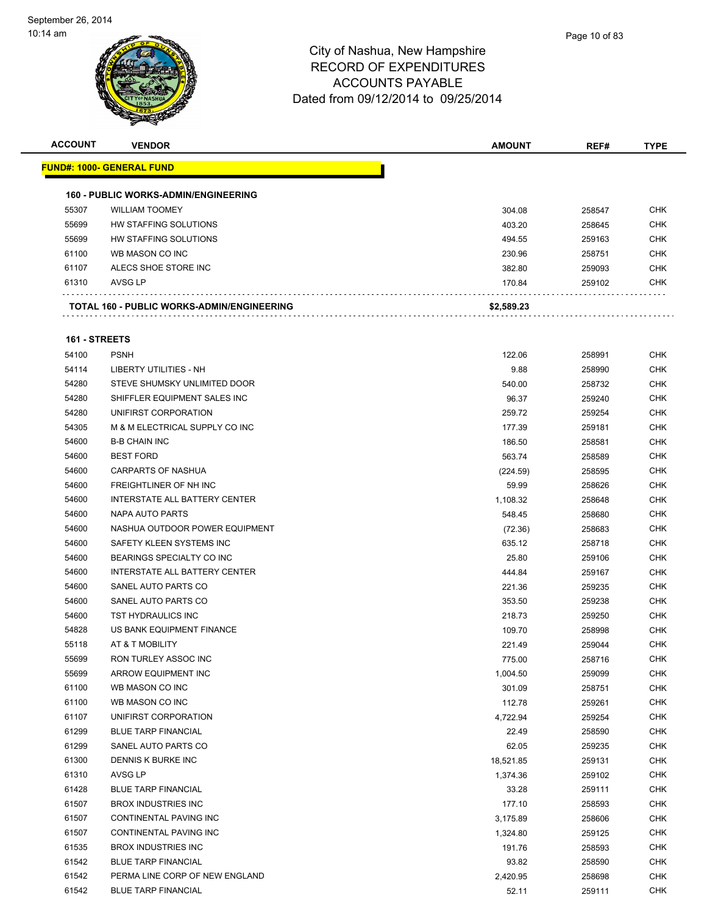# City of Nashua, New Hampshire
## RECORD OF EXPENDITURES
## ACCOUNTS PAYABLE
### Dated from 09/12/2014 to 09/25/2014

| ACCOUNT | VENDOR | AMOUNT | REF# | TYPE |
|---|---|---|---|---|
| **FUND#: 1000- GENERAL FUND** | | | | |
| **160 - PUBLIC WORKS-ADMIN/ENGINEERING** | | | | |
| 55307 | WILLIAM TOOMEY | 304.08 | 258547 | CHK |
| 55699 | HW STAFFING SOLUTIONS | 403.20 | 258645 | CHK |
| 55699 | HW STAFFING SOLUTIONS | 494.55 | 259163 | CHK |
| 61100 | WB MASON CO INC | 230.96 | 258751 | CHK |
| 61107 | ALECS SHOE STORE INC | 382.80 | 259093 | CHK |
| 61310 | AVSG LP | 170.84 | 259102 | CHK |
| **TOTAL 160 - PUBLIC WORKS-ADMIN/ENGINEERING** | | **$2,589.23** | | |
| **161 - STREETS** | | | | |
| 54100 | PSNH | 122.06 | 258991 | CHK |
| 54114 | LIBERTY UTILITIES - NH | 9.88 | 258990 | CHK |
| 54280 | STEVE SHUMSKY UNLIMITED DOOR | 540.00 | 258732 | CHK |
| 54280 | SHIFFLER EQUIPMENT SALES INC | 96.37 | 259240 | CHK |
| 54280 | UNIFIRST CORPORATION | 259.72 | 259254 | CHK |
| 54305 | M & M ELECTRICAL SUPPLY CO INC | 177.39 | 259181 | CHK |
| 54600 | B-B CHAIN INC | 186.50 | 258581 | CHK |
| 54600 | BEST FORD | 563.74 | 258589 | CHK |
| 54600 | CARPARTS OF NASHUA | (224.59) | 258595 | CHK |
| 54600 | FREIGHTLINER OF NH INC | 59.99 | 258626 | CHK |
| 54600 | INTERSTATE ALL BATTERY CENTER | 1,108.32 | 258648 | CHK |
| 54600 | NAPA AUTO PARTS | 548.45 | 258680 | CHK |
| 54600 | NASHUA OUTDOOR POWER EQUIPMENT | (72.36) | 258683 | CHK |
| 54600 | SAFETY KLEEN SYSTEMS INC | 635.12 | 258718 | CHK |
| 54600 | BEARINGS SPECIALTY CO INC | 25.80 | 259106 | CHK |
| 54600 | INTERSTATE ALL BATTERY CENTER | 444.84 | 259167 | CHK |
| 54600 | SANEL AUTO PARTS CO | 221.36 | 259235 | CHK |
| 54600 | SANEL AUTO PARTS CO | 353.50 | 259238 | CHK |
| 54600 | TST HYDRAULICS INC | 218.73 | 259250 | CHK |
| 54828 | US BANK EQUIPMENT FINANCE | 109.70 | 258998 | CHK |
| 55118 | AT & T MOBILITY | 221.49 | 259044 | CHK |
| 55699 | RON TURLEY ASSOC INC | 775.00 | 258716 | CHK |
| 55699 | ARROW EQUIPMENT INC | 1,004.50 | 259099 | CHK |
| 61100 | WB MASON CO INC | 301.09 | 258751 | CHK |
| 61100 | WB MASON CO INC | 112.78 | 259261 | CHK |
| 61107 | UNIFIRST CORPORATION | 4,722.94 | 259254 | CHK |
| 61299 | BLUE TARP FINANCIAL | 22.49 | 258590 | CHK |
| 61299 | SANEL AUTO PARTS CO | 62.05 | 259235 | CHK |
| 61300 | DENNIS K BURKE INC | 18,521.85 | 259131 | CHK |
| 61310 | AVSG LP | 1,374.36 | 259102 | CHK |
| 61428 | BLUE TARP FINANCIAL | 33.28 | 259111 | CHK |
| 61507 | BROX INDUSTRIES INC | 177.10 | 258593 | CHK |
| 61507 | CONTINENTAL PAVING INC | 3,175.89 | 258606 | CHK |
| 61507 | CONTINENTAL PAVING INC | 1,324.80 | 259125 | CHK |
| 61535 | BROX INDUSTRIES INC | 191.76 | 258593 | CHK |
| 61542 | BLUE TARP FINANCIAL | 93.82 | 258590 | CHK |
| 61542 | PERMA LINE CORP OF NEW ENGLAND | 2,420.95 | 258698 | CHK |
| 61542 | BLUE TARP FINANCIAL | 52.11 | 259111 | CHK |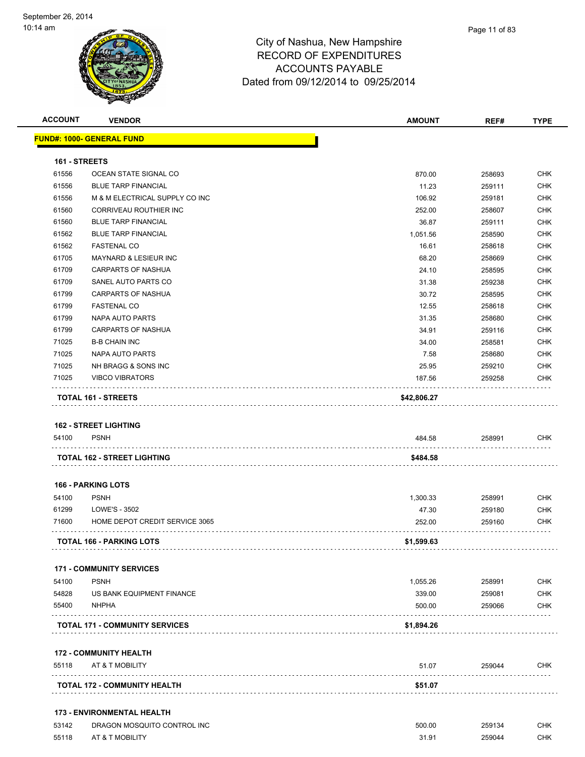City of Nashua, New Hampshire
RECORD OF EXPENDITURES
ACCOUNTS PAYABLE
Dated from 09/12/2014 to 09/25/2014

| ACCOUNT | VENDOR | AMOUNT | REF# | TYPE |
|---|---|---|---|---|
| **FUND#: 1000- GENERAL FUND** | | | | |
| **161 - STREETS** | | | | |
| 61556 | OCEAN STATE SIGNAL CO | 870.00 | 258693 | CHK |
| 61556 | BLUE TARP FINANCIAL | 11.23 | 259111 | CHK |
| 61556 | M & M ELECTRICAL SUPPLY CO INC | 106.92 | 259181 | CHK |
| 61560 | CORRIVEAU ROUTHIER INC | 252.00 | 258607 | CHK |
| 61560 | BLUE TARP FINANCIAL | 36.87 | 259111 | CHK |
| 61562 | BLUE TARP FINANCIAL | 1,051.56 | 258590 | CHK |
| 61562 | FASTENAL CO | 16.61 | 258618 | CHK |
| 61705 | MAYNARD & LESIEUR INC | 68.20 | 258669 | CHK |
| 61709 | CARPARTS OF NASHUA | 24.10 | 258595 | CHK |
| 61709 | SANEL AUTO PARTS CO | 31.38 | 259238 | CHK |
| 61799 | CARPARTS OF NASHUA | 30.72 | 258595 | CHK |
| 61799 | FASTENAL CO | 12.55 | 258618 | CHK |
| 61799 | NAPA AUTO PARTS | 31.35 | 258680 | CHK |
| 61799 | CARPARTS OF NASHUA | 34.91 | 259116 | CHK |
| 71025 | B-B CHAIN INC | 34.00 | 258581 | CHK |
| 71025 | NAPA AUTO PARTS | 7.58 | 258680 | CHK |
| 71025 | NH BRAGG & SONS INC | 25.95 | 259210 | CHK |
| 71025 | VIBCO VIBRATORS | 187.56 | 259258 | CHK |
| **TOTAL 161 - STREETS** | | **$42,806.27** | | |
| **162 - STREET LIGHTING** | | | | |
| 54100 | PSNH | 484.58 | 258991 | CHK |
| **TOTAL 162 - STREET LIGHTING** | | **$484.58** | | |
| **166 - PARKING LOTS** | | | | |
| 54100 | PSNH | 1,300.33 | 258991 | CHK |
| 61299 | LOWE'S - 3502 | 47.30 | 259180 | CHK |
| 71600 | HOME DEPOT CREDIT SERVICE 3065 | 252.00 | 259160 | CHK |
| **TOTAL 166 - PARKING LOTS** | | **$1,599.63** | | |
| **171 - COMMUNITY SERVICES** | | | | |
| 54100 | PSNH | 1,055.26 | 258991 | CHK |
| 54828 | US BANK EQUIPMENT FINANCE | 339.00 | 259081 | CHK |
| 55400 | NHPHA | 500.00 | 259066 | CHK |
| **TOTAL 171 - COMMUNITY SERVICES** | | **$1,894.26** | | |
| **172 - COMMUNITY HEALTH** | | | | |
| 55118 | AT & T MOBILITY | 51.07 | 259044 | CHK |
| **TOTAL 172 - COMMUNITY HEALTH** | | **$51.07** | | |
| **173 - ENVIRONMENTAL HEALTH** | | | | |
| 53142 | DRAGON MOSQUITO CONTROL INC | 500.00 | 259134 | CHK |
| 55118 | AT & T MOBILITY | 31.91 | 259044 | CHK |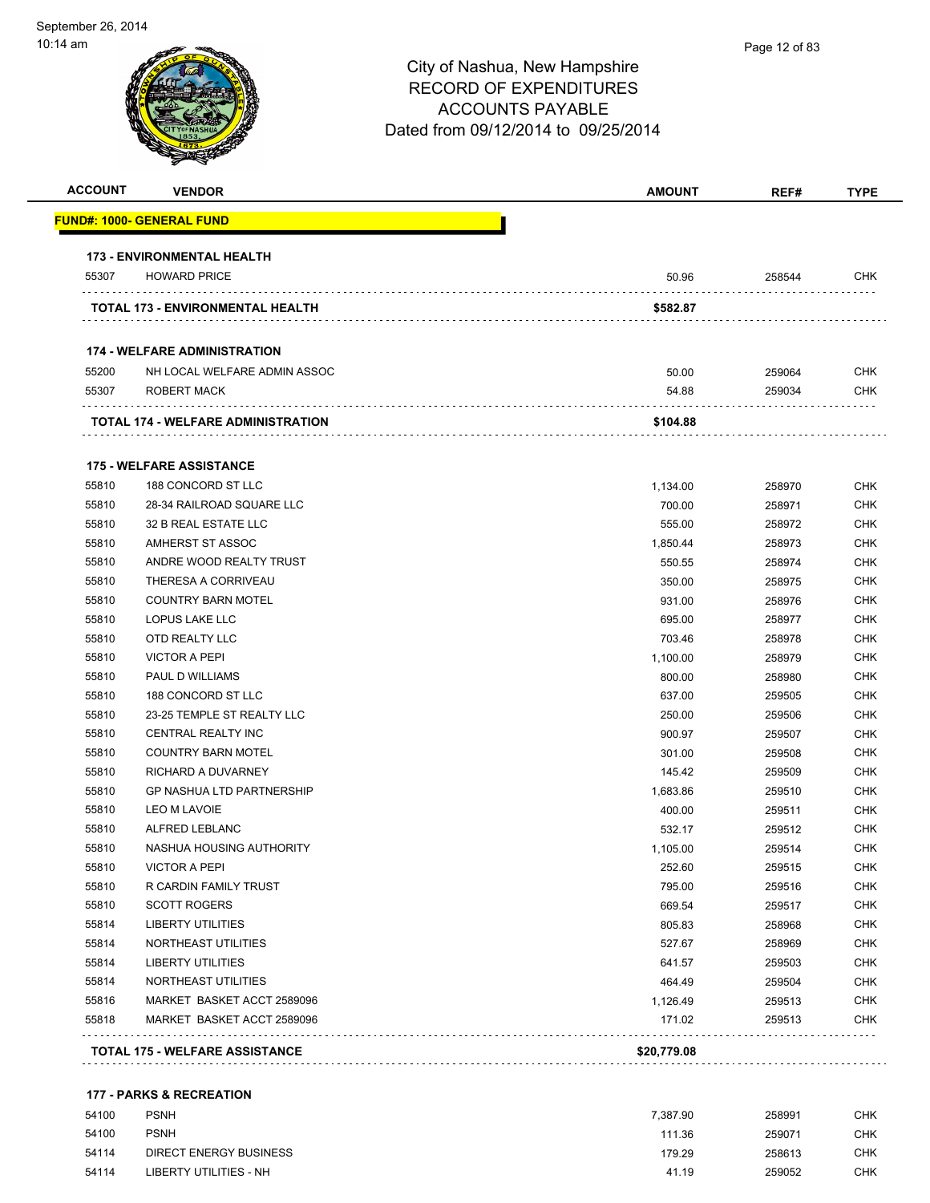City of Nashua, New Hampshire
RECORD OF EXPENDITURES
ACCOUNTS PAYABLE
Dated from 09/12/2014 to 09/25/2014

| ACCOUNT | VENDOR | AMOUNT | REF# | TYPE |
|---|---|---|---|---|
| **FUND#: 1000- GENERAL FUND** | | | | |
| **173 - ENVIRONMENTAL HEALTH** | | | | |
| 55307 | HOWARD PRICE | 50.96 | 258544 | CHK |
| **TOTAL 173 - ENVIRONMENTAL HEALTH** | | **$582.87** | | |
| **174 - WELFARE ADMINISTRATION** | | | | |
| 55200 | NH LOCAL WELFARE ADMIN ASSOC | 50.00 | 259064 | CHK |
| 55307 | ROBERT MACK | 54.88 | 259034 | CHK |
| **TOTAL 174 - WELFARE ADMINISTRATION** | | **$104.88** | | |
| **175 - WELFARE ASSISTANCE** | | | | |
| 55810 | 188 CONCORD ST LLC | 1,134.00 | 258970 | CHK |
| 55810 | 28-34 RAILROAD SQUARE LLC | 700.00 | 258971 | CHK |
| 55810 | 32 B REAL ESTATE LLC | 555.00 | 258972 | CHK |
| 55810 | AMHERST ST ASSOC | 1,850.44 | 258973 | CHK |
| 55810 | ANDRE WOOD REALTY TRUST | 550.55 | 258974 | CHK |
| 55810 | THERESA A CORRIVEAU | 350.00 | 258975 | CHK |
| 55810 | COUNTRY BARN MOTEL | 931.00 | 258976 | CHK |
| 55810 | LOPUS LAKE LLC | 695.00 | 258977 | CHK |
| 55810 | OTD REALTY LLC | 703.46 | 258978 | CHK |
| 55810 | VICTOR A PEPI | 1,100.00 | 258979 | CHK |
| 55810 | PAUL D WILLIAMS | 800.00 | 258980 | CHK |
| 55810 | 188 CONCORD ST LLC | 637.00 | 259505 | CHK |
| 55810 | 23-25 TEMPLE ST REALTY LLC | 250.00 | 259506 | CHK |
| 55810 | CENTRAL REALTY INC | 900.97 | 259507 | CHK |
| 55810 | COUNTRY BARN MOTEL | 301.00 | 259508 | CHK |
| 55810 | RICHARD A DUVARNEY | 145.42 | 259509 | CHK |
| 55810 | GP NASHUA LTD PARTNERSHIP | 1,683.86 | 259510 | CHK |
| 55810 | LEO M LAVOIE | 400.00 | 259511 | CHK |
| 55810 | ALFRED LEBLANC | 532.17 | 259512 | CHK |
| 55810 | NASHUA HOUSING AUTHORITY | 1,105.00 | 259514 | CHK |
| 55810 | VICTOR A PEPI | 252.60 | 259515 | CHK |
| 55810 | R CARDIN FAMILY TRUST | 795.00 | 259516 | CHK |
| 55810 | SCOTT ROGERS | 669.54 | 259517 | CHK |
| 55814 | LIBERTY UTILITIES | 805.83 | 258968 | CHK |
| 55814 | NORTHEAST UTILITIES | 527.67 | 258969 | CHK |
| 55814 | LIBERTY UTILITIES | 641.57 | 259503 | CHK |
| 55814 | NORTHEAST UTILITIES | 464.49 | 259504 | CHK |
| 55816 | MARKET BASKET ACCT 2589096 | 1,126.49 | 259513 | CHK |
| 55818 | MARKET BASKET ACCT 2589096 | 171.02 | 259513 | CHK |
| **TOTAL 175 - WELFARE ASSISTANCE** | | **$20,779.08** | | |
| **177 - PARKS & RECREATION** | | | | |
| 54100 | PSNH | 7,387.90 | 258991 | CHK |
| 54100 | PSNH | 111.36 | 259071 | CHK |
| 54114 | DIRECT ENERGY BUSINESS | 179.29 | 258613 | CHK |
| 54114 | LIBERTY UTILITIES - NH | 41.19 | 259052 | CHK |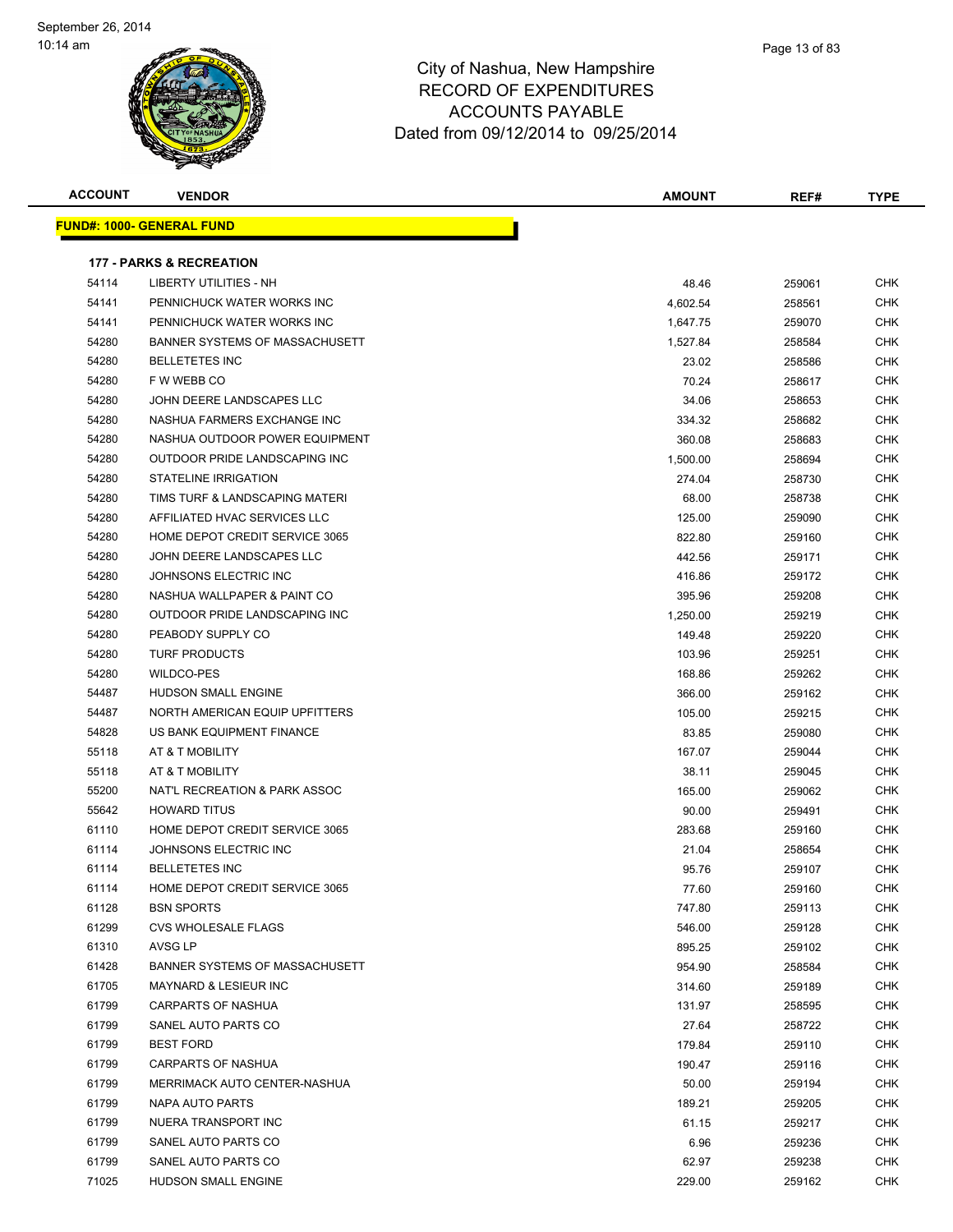# City of Nashua, New Hampshire
## RECORD OF EXPENDITURES
## ACCOUNTS PAYABLE
## Dated from 09/12/2014 to 09/25/2014

September 26, 2014
10:14 am

**FUND#: 1000- GENERAL FUND**

**177 - PARKS & RECREATION**

| ACCOUNT | VENDOR | AMOUNT | REF# | TYPE |
|---|---|---|---|---|
| 54114 | LIBERTY UTILITIES - NH | 48.46 | 259061 | CHK |
| 54141 | PENNICHUCK WATER WORKS INC | 4,602.54 | 258561 | CHK |
| 54141 | PENNICHUCK WATER WORKS INC | 1,647.75 | 259070 | CHK |
| 54280 | BANNER SYSTEMS OF MASSACHUSETT | 1,527.84 | 258584 | CHK |
| 54280 | BELLETETES INC | 23.02 | 258586 | CHK |
| 54280 | F W WEBB CO | 70.24 | 258617 | CHK |
| 54280 | JOHN DEERE LANDSCAPES LLC | 34.06 | 258653 | CHK |
| 54280 | NASHUA FARMERS EXCHANGE INC | 334.32 | 258682 | CHK |
| 54280 | NASHUA OUTDOOR POWER EQUIPMENT | 360.08 | 258683 | CHK |
| 54280 | OUTDOOR PRIDE LANDSCAPING INC | 1,500.00 | 258694 | CHK |
| 54280 | STATELINE IRRIGATION | 274.04 | 258730 | CHK |
| 54280 | TIMS TURF & LANDSCAPING MATERI | 68.00 | 258738 | CHK |
| 54280 | AFFILIATED HVAC SERVICES LLC | 125.00 | 259090 | CHK |
| 54280 | HOME DEPOT CREDIT SERVICE 3065 | 822.80 | 259160 | CHK |
| 54280 | JOHN DEERE LANDSCAPES LLC | 442.56 | 259171 | CHK |
| 54280 | JOHNSONS ELECTRIC INC | 416.86 | 259172 | CHK |
| 54280 | NASHUA WALLPAPER & PAINT CO | 395.96 | 259208 | CHK |
| 54280 | OUTDOOR PRIDE LANDSCAPING INC | 1,250.00 | 259219 | CHK |
| 54280 | PEABODY SUPPLY CO | 149.48 | 259220 | CHK |
| 54280 | TURF PRODUCTS | 103.96 | 259251 | CHK |
| 54280 | WILDCO-PES | 168.86 | 259262 | CHK |
| 54487 | HUDSON SMALL ENGINE | 366.00 | 259162 | CHK |
| 54487 | NORTH AMERICAN EQUIP UPFITTERS | 105.00 | 259215 | CHK |
| 54828 | US BANK EQUIPMENT FINANCE | 83.85 | 259080 | CHK |
| 55118 | AT & T MOBILITY | 167.07 | 259044 | CHK |
| 55118 | AT & T MOBILITY | 38.11 | 259045 | CHK |
| 55200 | NAT'L RECREATION & PARK ASSOC | 165.00 | 259062 | CHK |
| 55642 | HOWARD TITUS | 90.00 | 259491 | CHK |
| 61110 | HOME DEPOT CREDIT SERVICE 3065 | 283.68 | 259160 | CHK |
| 61114 | JOHNSONS ELECTRIC INC | 21.04 | 258654 | CHK |
| 61114 | BELLETETES INC | 95.76 | 259107 | CHK |
| 61114 | HOME DEPOT CREDIT SERVICE 3065 | 77.60 | 259160 | CHK |
| 61128 | BSN SPORTS | 747.80 | 259113 | CHK |
| 61299 | CVS WHOLESALE FLAGS | 546.00 | 259128 | CHK |
| 61310 | AVSG LP | 895.25 | 259102 | CHK |
| 61428 | BANNER SYSTEMS OF MASSACHUSETT | 954.90 | 258584 | CHK |
| 61705 | MAYNARD & LESIEUR INC | 314.60 | 259189 | CHK |
| 61799 | CARPARTS OF NASHUA | 131.97 | 258595 | CHK |
| 61799 | SANEL AUTO PARTS CO | 27.64 | 258722 | CHK |
| 61799 | BEST FORD | 179.84 | 259110 | CHK |
| 61799 | CARPARTS OF NASHUA | 190.47 | 259116 | CHK |
| 61799 | MERRIMACK AUTO CENTER-NASHUA | 50.00 | 259194 | CHK |
| 61799 | NAPA AUTO PARTS | 189.21 | 259205 | CHK |
| 61799 | NUERA TRANSPORT INC | 61.15 | 259217 | CHK |
| 61799 | SANEL AUTO PARTS CO | 6.96 | 259236 | CHK |
| 61799 | SANEL AUTO PARTS CO | 62.97 | 259238 | CHK |
| 71025 | HUDSON SMALL ENGINE | 229.00 | 259162 | CHK |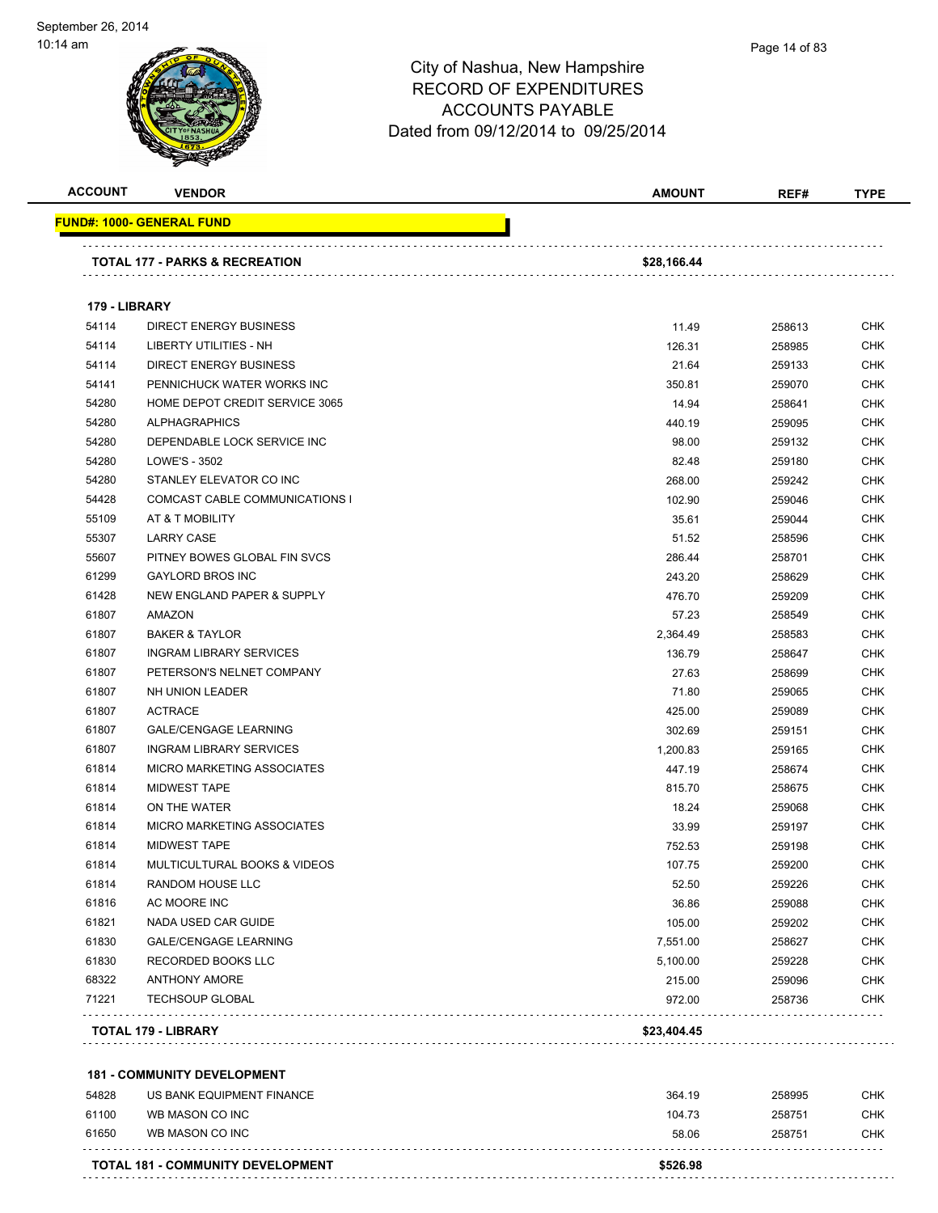# City of Nashua, New Hampshire
## RECORD OF EXPENDITURES
## ACCOUNTS PAYABLE
### Dated from 09/12/2014 to 09/25/2014

| ACCOUNT | VENDOR | AMOUNT | REF# | TYPE |
|---|---|---|---|---|
| **FUND#: 1000- GENERAL FUND** | | | | |
| **TOTAL 177 - PARKS & RECREATION** | | **$28,166.44** | | |
| **179 - LIBRARY** | | | | |
| 54114 | DIRECT ENERGY BUSINESS | 11.49 | 258613 | CHK |
| 54114 | LIBERTY UTILITIES - NH | 126.31 | 258985 | CHK |
| 54114 | DIRECT ENERGY BUSINESS | 21.64 | 259133 | CHK |
| 54141 | PENNICHUCK WATER WORKS INC | 350.81 | 259070 | CHK |
| 54280 | HOME DEPOT CREDIT SERVICE 3065 | 14.94 | 258641 | CHK |
| 54280 | ALPHAGRAPHICS | 440.19 | 259095 | CHK |
| 54280 | DEPENDABLE LOCK SERVICE INC | 98.00 | 259132 | CHK |
| 54280 | LOWE'S - 3502 | 82.48 | 259180 | CHK |
| 54280 | STANLEY ELEVATOR CO INC | 268.00 | 259242 | CHK |
| 54428 | COMCAST CABLE COMMUNICATIONS I | 102.90 | 259046 | CHK |
| 55109 | AT & T MOBILITY | 35.61 | 259044 | CHK |
| 55307 | LARRY CASE | 51.52 | 258596 | CHK |
| 55607 | PITNEY BOWES GLOBAL FIN SVCS | 286.44 | 258701 | CHK |
| 61299 | GAYLORD BROS INC | 243.20 | 258629 | CHK |
| 61428 | NEW ENGLAND PAPER & SUPPLY | 476.70 | 259209 | CHK |
| 61807 | AMAZON | 57.23 | 258549 | CHK |
| 61807 | BAKER & TAYLOR | 2,364.49 | 258583 | CHK |
| 61807 | INGRAM LIBRARY SERVICES | 136.79 | 258647 | CHK |
| 61807 | PETERSON'S NELNET COMPANY | 27.63 | 258699 | CHK |
| 61807 | NH UNION LEADER | 71.80 | 259065 | CHK |
| 61807 | ACTRACE | 425.00 | 259089 | CHK |
| 61807 | GALE/CENGAGE LEARNING | 302.69 | 259151 | CHK |
| 61807 | INGRAM LIBRARY SERVICES | 1,200.83 | 259165 | CHK |
| 61814 | MICRO MARKETING ASSOCIATES | 447.19 | 258674 | CHK |
| 61814 | MIDWEST TAPE | 815.70 | 258675 | CHK |
| 61814 | ON THE WATER | 18.24 | 259068 | CHK |
| 61814 | MICRO MARKETING ASSOCIATES | 33.99 | 259197 | CHK |
| 61814 | MIDWEST TAPE | 752.53 | 259198 | CHK |
| 61814 | MULTICULTURAL BOOKS & VIDEOS | 107.75 | 259200 | CHK |
| 61814 | RANDOM HOUSE LLC | 52.50 | 259226 | CHK |
| 61816 | AC MOORE INC | 36.86 | 259088 | CHK |
| 61821 | NADA USED CAR GUIDE | 105.00 | 259202 | CHK |
| 61830 | GALE/CENGAGE LEARNING | 7,551.00 | 258627 | CHK |
| 61830 | RECORDED BOOKS LLC | 5,100.00 | 259228 | CHK |
| 68322 | ANTHONY AMORE | 215.00 | 259096 | CHK |
| 71221 | TECHSOUP GLOBAL | 972.00 | 258736 | CHK |
| **TOTAL 179 - LIBRARY** | | **$23,404.45** | | |
| **181 - COMMUNITY DEVELOPMENT** | | | | |
| 54828 | US BANK EQUIPMENT FINANCE | 364.19 | 258995 | CHK |
| 61100 | WB MASON CO INC | 104.73 | 258751 | CHK |
| 61650 | WB MASON CO INC | 58.06 | 258751 | CHK |
| **TOTAL 181 - COMMUNITY DEVELOPMENT** | | **$526.98** | | |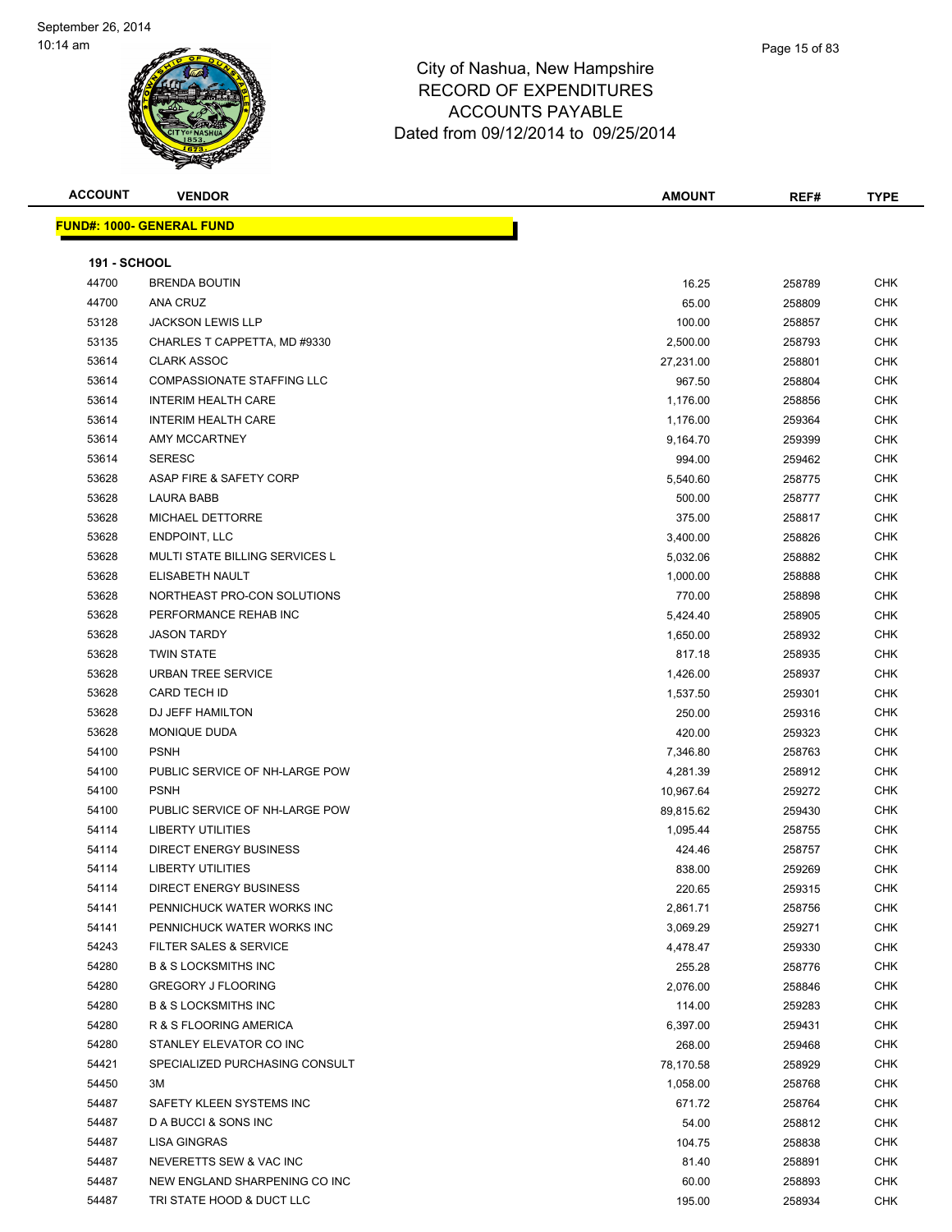# City of Nashua, New Hampshire
## RECORD OF EXPENDITURES
## ACCOUNTS PAYABLE
### Dated from 09/12/2014 to 09/25/2014

| ACCOUNT | VENDOR | AMOUNT | REF# | TYPE |
|---|---|---|---|---|

**FUND#: 1000- GENERAL FUND**

**191 - SCHOOL**

| ACCOUNT | VENDOR | AMOUNT | REF# | TYPE |
|---|---|---|---|---|
| 44700 | BRENDA BOUTIN | 16.25 | 258789 | CHK |
| 44700 | ANA CRUZ | 65.00 | 258809 | CHK |
| 53128 | JACKSON LEWIS LLP | 100.00 | 258857 | CHK |
| 53135 | CHARLES T CAPPETTA, MD #9330 | 2,500.00 | 258793 | CHK |
| 53614 | CLARK ASSOC | 27,231.00 | 258801 | CHK |
| 53614 | COMPASSIONATE STAFFING LLC | 967.50 | 258804 | CHK |
| 53614 | INTERIM HEALTH CARE | 1,176.00 | 258856 | CHK |
| 53614 | INTERIM HEALTH CARE | 1,176.00 | 259364 | CHK |
| 53614 | AMY MCCARTNEY | 9,164.70 | 259399 | CHK |
| 53614 | SERESC | 994.00 | 259462 | CHK |
| 53628 | ASAP FIRE & SAFETY CORP | 5,540.60 | 258775 | CHK |
| 53628 | LAURA BABB | 500.00 | 258777 | CHK |
| 53628 | MICHAEL DETTORRE | 375.00 | 258817 | CHK |
| 53628 | ENDPOINT, LLC | 3,400.00 | 258826 | CHK |
| 53628 | MULTI STATE BILLING SERVICES L | 5,032.06 | 258882 | CHK |
| 53628 | ELISABETH NAULT | 1,000.00 | 258888 | CHK |
| 53628 | NORTHEAST PRO-CON SOLUTIONS | 770.00 | 258898 | CHK |
| 53628 | PERFORMANCE REHAB INC | 5,424.40 | 258905 | CHK |
| 53628 | JASON TARDY | 1,650.00 | 258932 | CHK |
| 53628 | TWIN STATE | 817.18 | 258935 | CHK |
| 53628 | URBAN TREE SERVICE | 1,426.00 | 258937 | CHK |
| 53628 | CARD TECH ID | 1,537.50 | 259301 | CHK |
| 53628 | DJ JEFF HAMILTON | 250.00 | 259316 | CHK |
| 53628 | MONIQUE DUDA | 420.00 | 259323 | CHK |
| 54100 | PSNH | 7,346.80 | 258763 | CHK |
| 54100 | PUBLIC SERVICE OF NH-LARGE POW | 4,281.39 | 258912 | CHK |
| 54100 | PSNH | 10,967.64 | 259272 | CHK |
| 54100 | PUBLIC SERVICE OF NH-LARGE POW | 89,815.62 | 259430 | CHK |
| 54114 | LIBERTY UTILITIES | 1,095.44 | 258755 | CHK |
| 54114 | DIRECT ENERGY BUSINESS | 424.46 | 258757 | CHK |
| 54114 | LIBERTY UTILITIES | 838.00 | 259269 | CHK |
| 54114 | DIRECT ENERGY BUSINESS | 220.65 | 259315 | CHK |
| 54141 | PENNICHUCK WATER WORKS INC | 2,861.71 | 258756 | CHK |
| 54141 | PENNICHUCK WATER WORKS INC | 3,069.29 | 259271 | CHK |
| 54243 | FILTER SALES & SERVICE | 4,478.47 | 259330 | CHK |
| 54280 | B & S LOCKSMITHS INC | 255.28 | 258776 | CHK |
| 54280 | GREGORY J FLOORING | 2,076.00 | 258846 | CHK |
| 54280 | B & S LOCKSMITHS INC | 114.00 | 259283 | CHK |
| 54280 | R & S FLOORING AMERICA | 6,397.00 | 259431 | CHK |
| 54280 | STANLEY ELEVATOR CO INC | 268.00 | 259468 | CHK |
| 54421 | SPECIALIZED PURCHASING CONSULT | 78,170.58 | 258929 | CHK |
| 54450 | 3M | 1,058.00 | 258768 | CHK |
| 54487 | SAFETY KLEEN SYSTEMS INC | 671.72 | 258764 | CHK |
| 54487 | D A BUCCI & SONS INC | 54.00 | 258812 | CHK |
| 54487 | LISA GINGRAS | 104.75 | 258838 | CHK |
| 54487 | NEVERETTS SEW & VAC INC | 81.40 | 258891 | CHK |
| 54487 | NEW ENGLAND SHARPENING CO INC | 60.00 | 258893 | CHK |
| 54487 | TRI STATE HOOD & DUCT LLC | 195.00 | 258934 | CHK |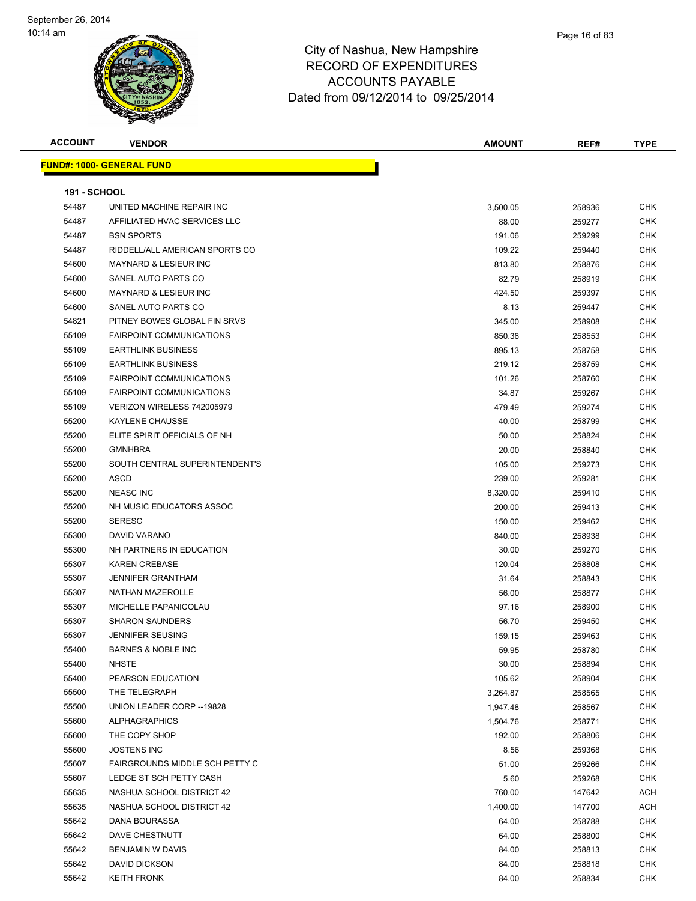City of Nashua, New Hampshire
RECORD OF EXPENDITURES
ACCOUNTS PAYABLE
Dated from 09/12/2014 to 09/25/2014

| ACCOUNT | VENDOR | AMOUNT | REF# | TYPE |
|---|---|---|---|---|

**FUND#: 1000- GENERAL FUND**

**191 - SCHOOL**

| ACCOUNT | VENDOR | AMOUNT | REF# | TYPE |
|---|---|---|---|---|
| 54487 | UNITED MACHINE REPAIR INC | 3,500.05 | 258936 | CHK |
| 54487 | AFFILIATED HVAC SERVICES LLC | 88.00 | 259277 | CHK |
| 54487 | BSN SPORTS | 191.06 | 259299 | CHK |
| 54487 | RIDDELL/ALL AMERICAN SPORTS CO | 109.22 | 259440 | CHK |
| 54600 | MAYNARD & LESIEUR INC | 813.80 | 258876 | CHK |
| 54600 | SANEL AUTO PARTS CO | 82.79 | 258919 | CHK |
| 54600 | MAYNARD & LESIEUR INC | 424.50 | 259397 | CHK |
| 54600 | SANEL AUTO PARTS CO | 8.13 | 259447 | CHK |
| 54821 | PITNEY BOWES GLOBAL FIN SRVS | 345.00 | 258908 | CHK |
| 55109 | FAIRPOINT COMMUNICATIONS | 850.36 | 258553 | CHK |
| 55109 | EARTHLINK BUSINESS | 895.13 | 258758 | CHK |
| 55109 | EARTHLINK BUSINESS | 219.12 | 258759 | CHK |
| 55109 | FAIRPOINT COMMUNICATIONS | 101.26 | 258760 | CHK |
| 55109 | FAIRPOINT COMMUNICATIONS | 34.87 | 259267 | CHK |
| 55109 | VERIZON WIRELESS 742005979 | 479.49 | 259274 | CHK |
| 55200 | KAYLENE CHAUSSE | 40.00 | 258799 | CHK |
| 55200 | ELITE SPIRIT OFFICIALS OF NH | 50.00 | 258824 | CHK |
| 55200 | GMNHBRA | 20.00 | 258840 | CHK |
| 55200 | SOUTH CENTRAL SUPERINTENDENT'S | 105.00 | 259273 | CHK |
| 55200 | ASCD | 239.00 | 259281 | CHK |
| 55200 | NEASC INC | 8,320.00 | 259410 | CHK |
| 55200 | NH MUSIC EDUCATORS ASSOC | 200.00 | 259413 | CHK |
| 55200 | SERESC | 150.00 | 259462 | CHK |
| 55300 | DAVID VARANO | 840.00 | 258938 | CHK |
| 55300 | NH PARTNERS IN EDUCATION | 30.00 | 259270 | CHK |
| 55307 | KAREN CREBASE | 120.04 | 258808 | CHK |
| 55307 | JENNIFER GRANTHAM | 31.64 | 258843 | CHK |
| 55307 | NATHAN MAZEROLLE | 56.00 | 258877 | CHK |
| 55307 | MICHELLE PAPANICOLAU | 97.16 | 258900 | CHK |
| 55307 | SHARON SAUNDERS | 56.70 | 259450 | CHK |
| 55307 | JENNIFER SEUSING | 159.15 | 259463 | CHK |
| 55400 | BARNES & NOBLE INC | 59.95 | 258780 | CHK |
| 55400 | NHSTE | 30.00 | 258894 | CHK |
| 55400 | PEARSON EDUCATION | 105.62 | 258904 | CHK |
| 55500 | THE TELEGRAPH | 3,264.87 | 258565 | CHK |
| 55500 | UNION LEADER CORP --19828 | 1,947.48 | 258567 | CHK |
| 55600 | ALPHAGRAPHICS | 1,504.76 | 258771 | CHK |
| 55600 | THE COPY SHOP | 192.00 | 258806 | CHK |
| 55600 | JOSTENS INC | 8.56 | 259368 | CHK |
| 55607 | FAIRGROUNDS MIDDLE SCH PETTY C | 51.00 | 259266 | CHK |
| 55607 | LEDGE ST SCH PETTY CASH | 5.60 | 259268 | CHK |
| 55635 | NASHUA SCHOOL DISTRICT 42 | 760.00 | 147642 | ACH |
| 55635 | NASHUA SCHOOL DISTRICT 42 | 1,400.00 | 147700 | ACH |
| 55642 | DANA BOURASSA | 64.00 | 258788 | CHK |
| 55642 | DAVE CHESTNUTT | 64.00 | 258800 | CHK |
| 55642 | BENJAMIN W DAVIS | 84.00 | 258813 | CHK |
| 55642 | DAVID DICKSON | 84.00 | 258818 | CHK |
| 55642 | KEITH FRONK | 84.00 | 258834 | CHK |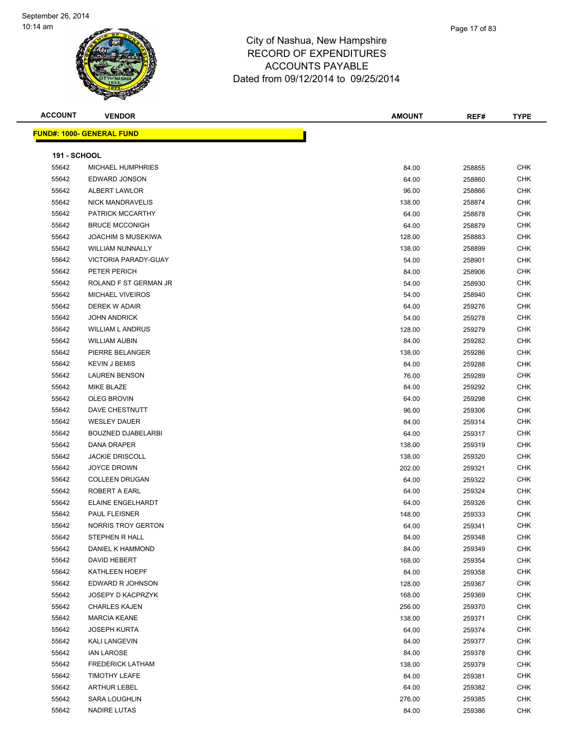City of Nashua, New Hampshire
RECORD OF EXPENDITURES
ACCOUNTS PAYABLE
Dated from 09/12/2014 to 09/25/2014

| ACCOUNT | VENDOR | AMOUNT | REF# | TYPE |
|---|---|---|---|---|

**FUND#: 1000- GENERAL FUND**

**191 - SCHOOL**

| ACCOUNT | VENDOR | AMOUNT | REF# | TYPE |
|---|---|---|---|---|
| 55642 | MICHAEL HUMPHRIES | 84.00 | 258855 | CHK |
| 55642 | EDWARD JONSON | 64.00 | 258860 | CHK |
| 55642 | ALBERT LAWLOR | 96.00 | 258866 | CHK |
| 55642 | NICK MANDRAVELIS | 138.00 | 258874 | CHK |
| 55642 | PATRICK MCCARTHY | 64.00 | 258878 | CHK |
| 55642 | BRUCE MCCONIGH | 64.00 | 258879 | CHK |
| 55642 | JOACHIM S MUSEKIWA | 128.00 | 258883 | CHK |
| 55642 | WILLIAM NUNNALLY | 138.00 | 258899 | CHK |
| 55642 | VICTORIA PARADY-GUAY | 54.00 | 258901 | CHK |
| 55642 | PETER PERICH | 84.00 | 258906 | CHK |
| 55642 | ROLAND F ST GERMAN JR | 54.00 | 258930 | CHK |
| 55642 | MICHAEL VIVEIROS | 54.00 | 258940 | CHK |
| 55642 | DEREK W ADAIR | 64.00 | 259276 | CHK |
| 55642 | JOHN ANDRICK | 54.00 | 259278 | CHK |
| 55642 | WILLIAM L ANDRUS | 128.00 | 259279 | CHK |
| 55642 | WILLIAM AUBIN | 84.00 | 259282 | CHK |
| 55642 | PIERRE BELANGER | 138.00 | 259286 | CHK |
| 55642 | KEVIN J BEMIS | 84.00 | 259288 | CHK |
| 55642 | LAUREN BENSON | 76.00 | 259289 | CHK |
| 55642 | MIKE BLAZE | 84.00 | 259292 | CHK |
| 55642 | OLEG BROVIN | 64.00 | 259298 | CHK |
| 55642 | DAVE CHESTNUTT | 96.00 | 259306 | CHK |
| 55642 | WESLEY DAUER | 84.00 | 259314 | CHK |
| 55642 | BOUZNED DJABELARBI | 64.00 | 259317 | CHK |
| 55642 | DANA DRAPER | 138.00 | 259319 | CHK |
| 55642 | JACKIE DRISCOLL | 138.00 | 259320 | CHK |
| 55642 | JOYCE DROWN | 202.00 | 259321 | CHK |
| 55642 | COLLEEN DRUGAN | 64.00 | 259322 | CHK |
| 55642 | ROBERT A EARL | 64.00 | 259324 | CHK |
| 55642 | ELAINE ENGELHARDT | 64.00 | 259326 | CHK |
| 55642 | PAUL FLEISNER | 148.00 | 259333 | CHK |
| 55642 | NORRIS TROY GERTON | 64.00 | 259341 | CHK |
| 55642 | STEPHEN R HALL | 84.00 | 259348 | CHK |
| 55642 | DANIEL K HAMMOND | 84.00 | 259349 | CHK |
| 55642 | DAVID HEBERT | 168.00 | 259354 | CHK |
| 55642 | KATHLEEN HOEPF | 84.00 | 259358 | CHK |
| 55642 | EDWARD R JOHNSON | 128.00 | 259367 | CHK |
| 55642 | JOSEPY D KACPRZYK | 168.00 | 259369 | CHK |
| 55642 | CHARLES KAJEN | 256.00 | 259370 | CHK |
| 55642 | MARCIA KEANE | 138.00 | 259371 | CHK |
| 55642 | JOSEPH KURTA | 64.00 | 259374 | CHK |
| 55642 | KALI LANGEVIN | 84.00 | 259377 | CHK |
| 55642 | IAN LAROSE | 84.00 | 259378 | CHK |
| 55642 | FREDERICK LATHAM | 138.00 | 259379 | CHK |
| 55642 | TIMOTHY LEAFE | 84.00 | 259381 | CHK |
| 55642 | ARTHUR LEBEL | 64.00 | 259382 | CHK |
| 55642 | SARA LOUGHLIN | 276.00 | 259385 | CHK |
| 55642 | NADIRE LUTAS | 84.00 | 259386 | CHK |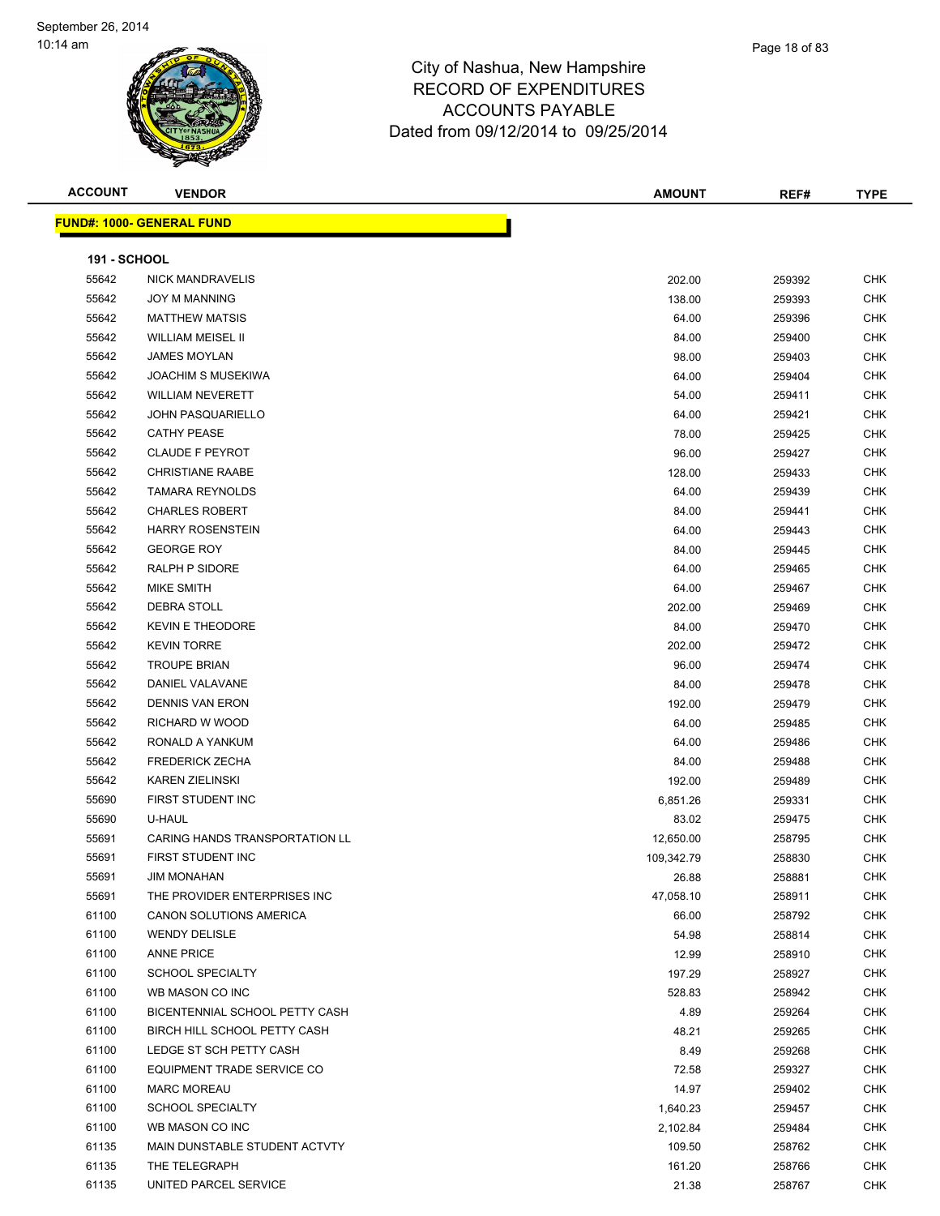September 26, 2014
10:14 am

# City of Nashua, New Hampshire
## RECORD OF EXPENDITURES
## ACCOUNTS PAYABLE
### Dated from 09/12/2014 to 09/25/2014

**FUND#: 1000- GENERAL FUND**

**191 - SCHOOL**

| ACCOUNT | VENDOR | AMOUNT | REF# | TYPE |
|---|---|---|---|---|
| 55642 | NICK MANDRAVELIS | 202.00 | 259392 | CHK |
| 55642 | JOY M MANNING | 138.00 | 259393 | CHK |
| 55642 | MATTHEW MATSIS | 64.00 | 259396 | CHK |
| 55642 | WILLIAM MEISEL II | 84.00 | 259400 | CHK |
| 55642 | JAMES MOYLAN | 98.00 | 259403 | CHK |
| 55642 | JOACHIM S MUSEKIWA | 64.00 | 259404 | CHK |
| 55642 | WILLIAM NEVERETT | 54.00 | 259411 | CHK |
| 55642 | JOHN PASQUARIELLO | 64.00 | 259421 | CHK |
| 55642 | CATHY PEASE | 78.00 | 259425 | CHK |
| 55642 | CLAUDE F PEYROT | 96.00 | 259427 | CHK |
| 55642 | CHRISTIANE RAABE | 128.00 | 259433 | CHK |
| 55642 | TAMARA REYNOLDS | 64.00 | 259439 | CHK |
| 55642 | CHARLES ROBERT | 84.00 | 259441 | CHK |
| 55642 | HARRY ROSENSTEIN | 64.00 | 259443 | CHK |
| 55642 | GEORGE ROY | 84.00 | 259445 | CHK |
| 55642 | RALPH P SIDORE | 64.00 | 259465 | CHK |
| 55642 | MIKE SMITH | 64.00 | 259467 | CHK |
| 55642 | DEBRA STOLL | 202.00 | 259469 | CHK |
| 55642 | KEVIN E THEODORE | 84.00 | 259470 | CHK |
| 55642 | KEVIN TORRE | 202.00 | 259472 | CHK |
| 55642 | TROUPE BRIAN | 96.00 | 259474 | CHK |
| 55642 | DANIEL VALAVANE | 84.00 | 259478 | CHK |
| 55642 | DENNIS VAN ERON | 192.00 | 259479 | CHK |
| 55642 | RICHARD W WOOD | 64.00 | 259485 | CHK |
| 55642 | RONALD A YANKUM | 64.00 | 259486 | CHK |
| 55642 | FREDERICK ZECHA | 84.00 | 259488 | CHK |
| 55642 | KAREN ZIELINSKI | 192.00 | 259489 | CHK |
| 55690 | FIRST STUDENT INC | 6,851.26 | 259331 | CHK |
| 55690 | U-HAUL | 83.02 | 259475 | CHK |
| 55691 | CARING HANDS TRANSPORTATION LL | 12,650.00 | 258795 | CHK |
| 55691 | FIRST STUDENT INC | 109,342.79 | 258830 | CHK |
| 55691 | JIM MONAHAN | 26.88 | 258881 | CHK |
| 55691 | THE PROVIDER ENTERPRISES INC | 47,058.10 | 258911 | CHK |
| 61100 | CANON SOLUTIONS AMERICA | 66.00 | 258792 | CHK |
| 61100 | WENDY DELISLE | 54.98 | 258814 | CHK |
| 61100 | ANNE PRICE | 12.99 | 258910 | CHK |
| 61100 | SCHOOL SPECIALTY | 197.29 | 258927 | CHK |
| 61100 | WB MASON CO INC | 528.83 | 258942 | CHK |
| 61100 | BICENTENNIAL SCHOOL PETTY CASH | 4.89 | 259264 | CHK |
| 61100 | BIRCH HILL SCHOOL PETTY CASH | 48.21 | 259265 | CHK |
| 61100 | LEDGE ST SCH PETTY CASH | 8.49 | 259268 | CHK |
| 61100 | EQUIPMENT TRADE SERVICE CO | 72.58 | 259327 | CHK |
| 61100 | MARC MOREAU | 14.97 | 259402 | CHK |
| 61100 | SCHOOL SPECIALTY | 1,640.23 | 259457 | CHK |
| 61100 | WB MASON CO INC | 2,102.84 | 259484 | CHK |
| 61135 | MAIN DUNSTABLE STUDENT ACTVTY | 109.50 | 258762 | CHK |
| 61135 | THE TELEGRAPH | 161.20 | 258766 | CHK |
| 61135 | UNITED PARCEL SERVICE | 21.38 | 258767 | CHK |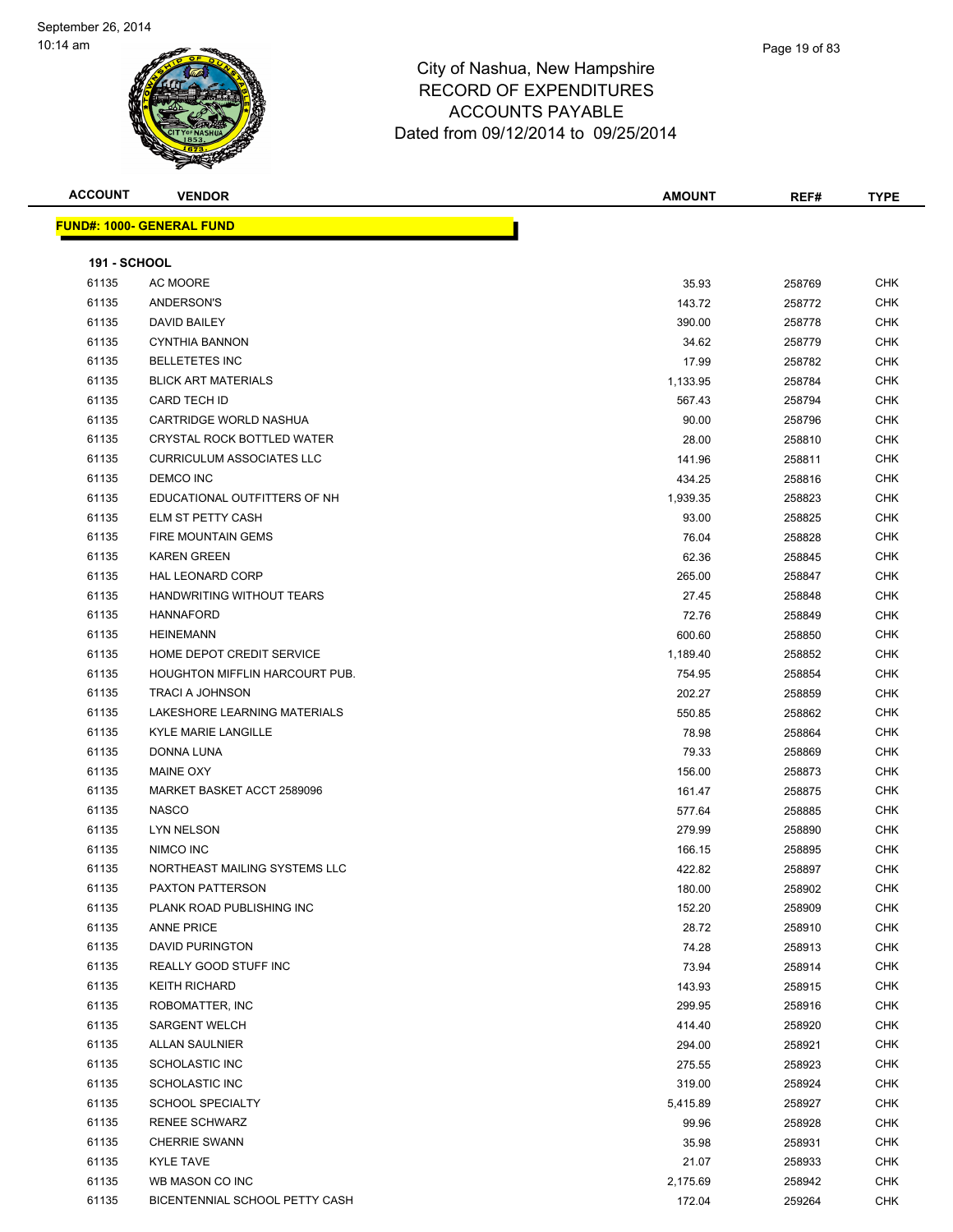# City of Nashua, New Hampshire
## RECORD OF EXPENDITURES
## ACCOUNTS PAYABLE
### Dated from 09/12/2014 to 09/25/2014

September 26, 2014
10:14 am

**FUND#: 1000- GENERAL FUND**

**191 - SCHOOL**

| ACCOUNT | VENDOR | AMOUNT | REF# | TYPE |
|---|---|---|---|---|
| 61135 | AC MOORE | 35.93 | 258769 | CHK |
| 61135 | ANDERSON'S | 143.72 | 258772 | CHK |
| 61135 | DAVID BAILEY | 390.00 | 258778 | CHK |
| 61135 | CYNTHIA BANNON | 34.62 | 258779 | CHK |
| 61135 | BELLETETES INC | 17.99 | 258782 | CHK |
| 61135 | BLICK ART MATERIALS | 1,133.95 | 258784 | CHK |
| 61135 | CARD TECH ID | 567.43 | 258794 | CHK |
| 61135 | CARTRIDGE WORLD NASHUA | 90.00 | 258796 | CHK |
| 61135 | CRYSTAL ROCK BOTTLED WATER | 28.00 | 258810 | CHK |
| 61135 | CURRICULUM ASSOCIATES LLC | 141.96 | 258811 | CHK |
| 61135 | DEMCO INC | 434.25 | 258816 | CHK |
| 61135 | EDUCATIONAL OUTFITTERS OF NH | 1,939.35 | 258823 | CHK |
| 61135 | ELM ST PETTY CASH | 93.00 | 258825 | CHK |
| 61135 | FIRE MOUNTAIN GEMS | 76.04 | 258828 | CHK |
| 61135 | KAREN GREEN | 62.36 | 258845 | CHK |
| 61135 | HAL LEONARD CORP | 265.00 | 258847 | CHK |
| 61135 | HANDWRITING WITHOUT TEARS | 27.45 | 258848 | CHK |
| 61135 | HANNAFORD | 72.76 | 258849 | CHK |
| 61135 | HEINEMANN | 600.60 | 258850 | CHK |
| 61135 | HOME DEPOT CREDIT SERVICE | 1,189.40 | 258852 | CHK |
| 61135 | HOUGHTON MIFFLIN HARCOURT PUB. | 754.95 | 258854 | CHK |
| 61135 | TRACI A JOHNSON | 202.27 | 258859 | CHK |
| 61135 | LAKESHORE LEARNING MATERIALS | 550.85 | 258862 | CHK |
| 61135 | KYLE MARIE LANGILLE | 78.98 | 258864 | CHK |
| 61135 | DONNA LUNA | 79.33 | 258869 | CHK |
| 61135 | MAINE OXY | 156.00 | 258873 | CHK |
| 61135 | MARKET BASKET ACCT 2589096 | 161.47 | 258875 | CHK |
| 61135 | NASCO | 577.64 | 258885 | CHK |
| 61135 | LYN NELSON | 279.99 | 258890 | CHK |
| 61135 | NIMCO INC | 166.15 | 258895 | CHK |
| 61135 | NORTHEAST MAILING SYSTEMS LLC | 422.82 | 258897 | CHK |
| 61135 | PAXTON PATTERSON | 180.00 | 258902 | CHK |
| 61135 | PLANK ROAD PUBLISHING INC | 152.20 | 258909 | CHK |
| 61135 | ANNE PRICE | 28.72 | 258910 | CHK |
| 61135 | DAVID PURINGTON | 74.28 | 258913 | CHK |
| 61135 | REALLY GOOD STUFF INC | 73.94 | 258914 | CHK |
| 61135 | KEITH RICHARD | 143.93 | 258915 | CHK |
| 61135 | ROBOMATTER, INC | 299.95 | 258916 | CHK |
| 61135 | SARGENT WELCH | 414.40 | 258920 | CHK |
| 61135 | ALLAN SAULNIER | 294.00 | 258921 | CHK |
| 61135 | SCHOLASTIC INC | 275.55 | 258923 | CHK |
| 61135 | SCHOLASTIC INC | 319.00 | 258924 | CHK |
| 61135 | SCHOOL SPECIALTY | 5,415.89 | 258927 | CHK |
| 61135 | RENEE SCHWARZ | 99.96 | 258928 | CHK |
| 61135 | CHERRIE SWANN | 35.98 | 258931 | CHK |
| 61135 | KYLE TAVE | 21.07 | 258933 | CHK |
| 61135 | WB MASON CO INC | 2,175.69 | 258942 | CHK |
| 61135 | BICENTENNIAL SCHOOL PETTY CASH | 172.04 | 259264 | CHK |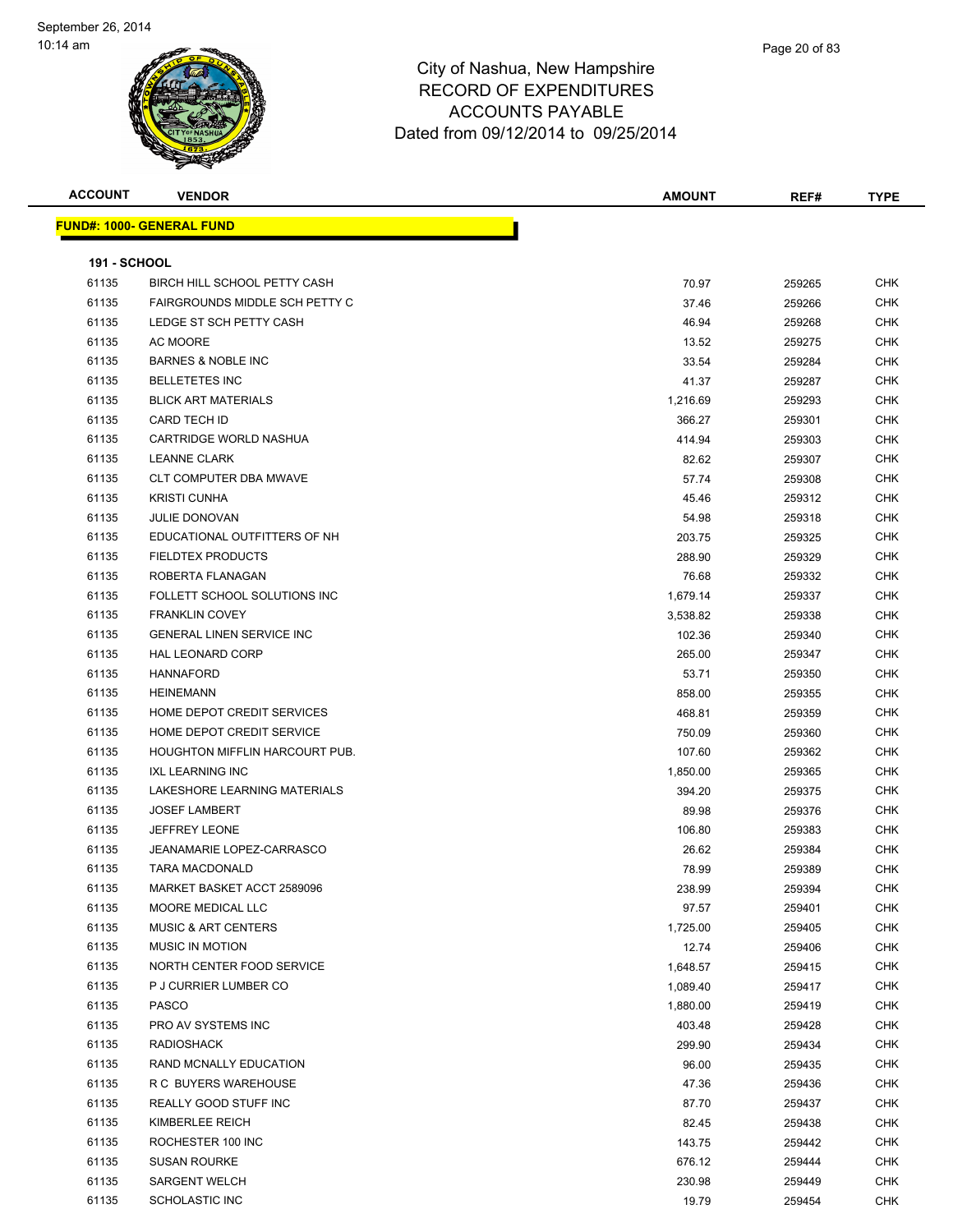# City of Nashua, New Hampshire
## RECORD OF EXPENDITURES
## ACCOUNTS PAYABLE
### Dated from 09/12/2014 to 09/25/2014

September 26, 2014
10:14 am

**FUND#: 1000- GENERAL FUND**

**191 - SCHOOL**

| ACCOUNT | VENDOR | AMOUNT | REF# | TYPE |
|---|---|---|---|---|
| 61135 | BIRCH HILL SCHOOL PETTY CASH | 70.97 | 259265 | CHK |
| 61135 | FAIRGROUNDS MIDDLE SCH PETTY C | 37.46 | 259266 | CHK |
| 61135 | LEDGE ST SCH PETTY CASH | 46.94 | 259268 | CHK |
| 61135 | AC MOORE | 13.52 | 259275 | CHK |
| 61135 | BARNES & NOBLE INC | 33.54 | 259284 | CHK |
| 61135 | BELLETETES INC | 41.37 | 259287 | CHK |
| 61135 | BLICK ART MATERIALS | 1,216.69 | 259293 | CHK |
| 61135 | CARD TECH ID | 366.27 | 259301 | CHK |
| 61135 | CARTRIDGE WORLD NASHUA | 414.94 | 259303 | CHK |
| 61135 | LEANNE CLARK | 82.62 | 259307 | CHK |
| 61135 | CLT COMPUTER DBA MWAVE | 57.74 | 259308 | CHK |
| 61135 | KRISTI CUNHA | 45.46 | 259312 | CHK |
| 61135 | JULIE DONOVAN | 54.98 | 259318 | CHK |
| 61135 | EDUCATIONAL OUTFITTERS OF NH | 203.75 | 259325 | CHK |
| 61135 | FIELDTEX PRODUCTS | 288.90 | 259329 | CHK |
| 61135 | ROBERTA FLANAGAN | 76.68 | 259332 | CHK |
| 61135 | FOLLETT SCHOOL SOLUTIONS INC | 1,679.14 | 259337 | CHK |
| 61135 | FRANKLIN COVEY | 3,538.82 | 259338 | CHK |
| 61135 | GENERAL LINEN SERVICE INC | 102.36 | 259340 | CHK |
| 61135 | HAL LEONARD CORP | 265.00 | 259347 | CHK |
| 61135 | HANNAFORD | 53.71 | 259350 | CHK |
| 61135 | HEINEMANN | 858.00 | 259355 | CHK |
| 61135 | HOME DEPOT CREDIT SERVICES | 468.81 | 259359 | CHK |
| 61135 | HOME DEPOT CREDIT SERVICE | 750.09 | 259360 | CHK |
| 61135 | HOUGHTON MIFFLIN HARCOURT PUB. | 107.60 | 259362 | CHK |
| 61135 | IXL LEARNING INC | 1,850.00 | 259365 | CHK |
| 61135 | LAKESHORE LEARNING MATERIALS | 394.20 | 259375 | CHK |
| 61135 | JOSEF LAMBERT | 89.98 | 259376 | CHK |
| 61135 | JEFFREY LEONE | 106.80 | 259383 | CHK |
| 61135 | JEANAMARIE LOPEZ-CARRASCO | 26.62 | 259384 | CHK |
| 61135 | TARA MACDONALD | 78.99 | 259389 | CHK |
| 61135 | MARKET BASKET ACCT 2589096 | 238.99 | 259394 | CHK |
| 61135 | MOORE MEDICAL LLC | 97.57 | 259401 | CHK |
| 61135 | MUSIC & ART CENTERS | 1,725.00 | 259405 | CHK |
| 61135 | MUSIC IN MOTION | 12.74 | 259406 | CHK |
| 61135 | NORTH CENTER FOOD SERVICE | 1,648.57 | 259415 | CHK |
| 61135 | P J CURRIER LUMBER CO | 1,089.40 | 259417 | CHK |
| 61135 | PASCO | 1,880.00 | 259419 | CHK |
| 61135 | PRO AV SYSTEMS INC | 403.48 | 259428 | CHK |
| 61135 | RADIOSHACK | 299.90 | 259434 | CHK |
| 61135 | RAND MCNALLY EDUCATION | 96.00 | 259435 | CHK |
| 61135 | R C BUYERS WAREHOUSE | 47.36 | 259436 | CHK |
| 61135 | REALLY GOOD STUFF INC | 87.70 | 259437 | CHK |
| 61135 | KIMBERLEE REICH | 82.45 | 259438 | CHK |
| 61135 | ROCHESTER 100 INC | 143.75 | 259442 | CHK |
| 61135 | SUSAN ROURKE | 676.12 | 259444 | CHK |
| 61135 | SARGENT WELCH | 230.98 | 259449 | CHK |
| 61135 | SCHOLASTIC INC | 19.79 | 259454 | CHK |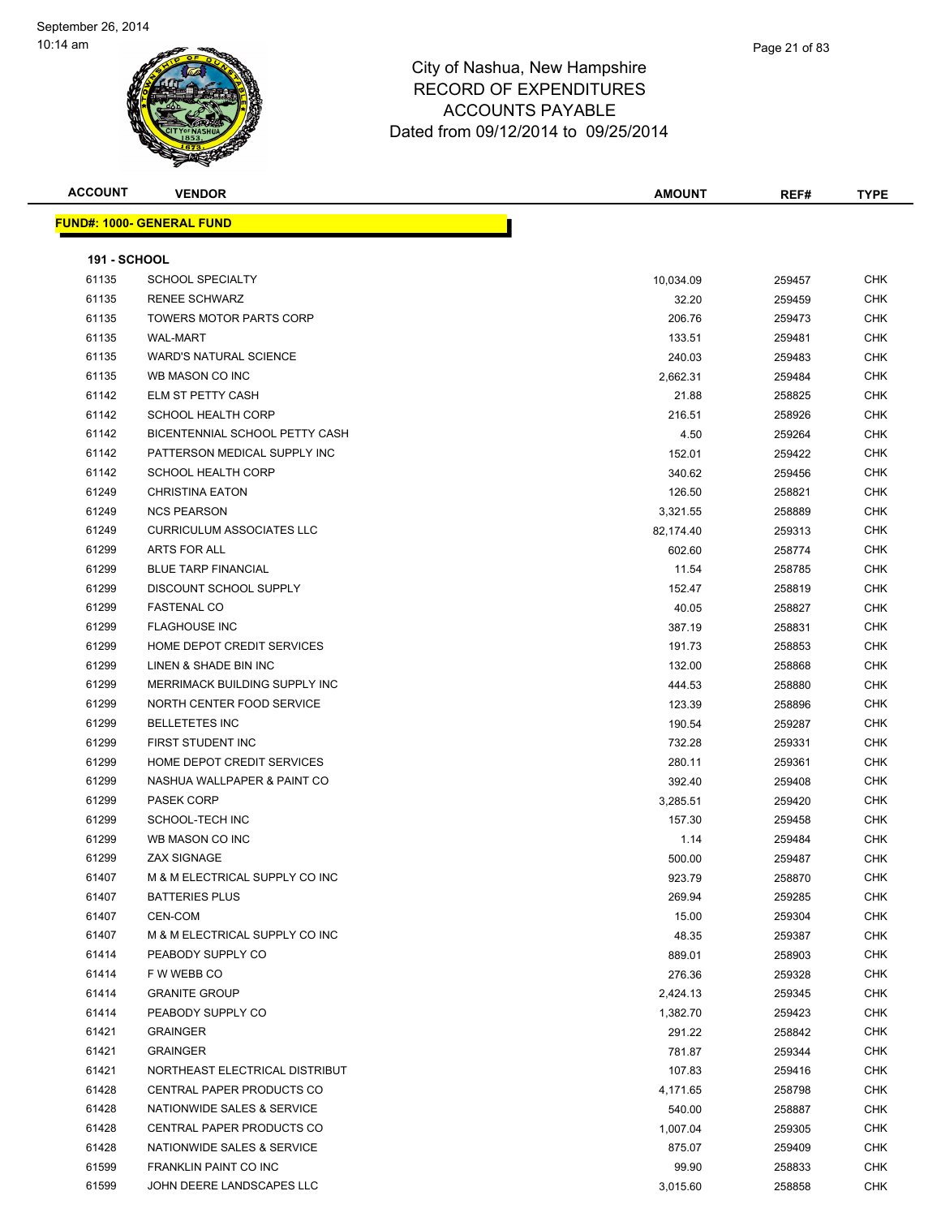# City of Nashua, New Hampshire
## RECORD OF EXPENDITURES
## ACCOUNTS PAYABLE
### Dated from 09/12/2014 to 09/25/2014

| ACCOUNT | VENDOR | AMOUNT | REF# | TYPE |
|---|---|---|---|---|
| **FUND#: 1000- GENERAL FUND** | | | | |
| **191 - SCHOOL** | | | | |
| 61135 | SCHOOL SPECIALTY | 10,034.09 | 259457 | CHK |
| 61135 | RENEE SCHWARZ | 32.20 | 259459 | CHK |
| 61135 | TOWERS MOTOR PARTS CORP | 206.76 | 259473 | CHK |
| 61135 | WAL-MART | 133.51 | 259481 | CHK |
| 61135 | WARD'S NATURAL SCIENCE | 240.03 | 259483 | CHK |
| 61135 | WB MASON CO INC | 2,662.31 | 259484 | CHK |
| 61142 | ELM ST PETTY CASH | 21.88 | 258825 | CHK |
| 61142 | SCHOOL HEALTH CORP | 216.51 | 258926 | CHK |
| 61142 | BICENTENNIAL SCHOOL PETTY CASH | 4.50 | 259264 | CHK |
| 61142 | PATTERSON MEDICAL SUPPLY INC | 152.01 | 259422 | CHK |
| 61142 | SCHOOL HEALTH CORP | 340.62 | 259456 | CHK |
| 61249 | CHRISTINA EATON | 126.50 | 258821 | CHK |
| 61249 | NCS PEARSON | 3,321.55 | 258889 | CHK |
| 61249 | CURRICULUM ASSOCIATES LLC | 82,174.40 | 259313 | CHK |
| 61299 | ARTS FOR ALL | 602.60 | 258774 | CHK |
| 61299 | BLUE TARP FINANCIAL | 11.54 | 258785 | CHK |
| 61299 | DISCOUNT SCHOOL SUPPLY | 152.47 | 258819 | CHK |
| 61299 | FASTENAL CO | 40.05 | 258827 | CHK |
| 61299 | FLAGHOUSE INC | 387.19 | 258831 | CHK |
| 61299 | HOME DEPOT CREDIT SERVICES | 191.73 | 258853 | CHK |
| 61299 | LINEN & SHADE BIN INC | 132.00 | 258868 | CHK |
| 61299 | MERRIMACK BUILDING SUPPLY INC | 444.53 | 258880 | CHK |
| 61299 | NORTH CENTER FOOD SERVICE | 123.39 | 258896 | CHK |
| 61299 | BELLETETES INC | 190.54 | 259287 | CHK |
| 61299 | FIRST STUDENT INC | 732.28 | 259331 | CHK |
| 61299 | HOME DEPOT CREDIT SERVICES | 280.11 | 259361 | CHK |
| 61299 | NASHUA WALLPAPER & PAINT CO | 392.40 | 259408 | CHK |
| 61299 | PASEK CORP | 3,285.51 | 259420 | CHK |
| 61299 | SCHOOL-TECH INC | 157.30 | 259458 | CHK |
| 61299 | WB MASON CO INC | 1.14 | 259484 | CHK |
| 61299 | ZAX SIGNAGE | 500.00 | 259487 | CHK |
| 61407 | M & M ELECTRICAL SUPPLY CO INC | 923.79 | 258870 | CHK |
| 61407 | BATTERIES PLUS | 269.94 | 259285 | CHK |
| 61407 | CEN-COM | 15.00 | 259304 | CHK |
| 61407 | M & M ELECTRICAL SUPPLY CO INC | 48.35 | 259387 | CHK |
| 61414 | PEABODY SUPPLY CO | 889.01 | 258903 | CHK |
| 61414 | F W WEBB CO | 276.36 | 259328 | CHK |
| 61414 | GRANITE GROUP | 2,424.13 | 259345 | CHK |
| 61414 | PEABODY SUPPLY CO | 1,382.70 | 259423 | CHK |
| 61421 | GRAINGER | 291.22 | 258842 | CHK |
| 61421 | GRAINGER | 781.87 | 259344 | CHK |
| 61421 | NORTHEAST ELECTRICAL DISTRIBUT | 107.83 | 259416 | CHK |
| 61428 | CENTRAL PAPER PRODUCTS CO | 4,171.65 | 258798 | CHK |
| 61428 | NATIONWIDE SALES & SERVICE | 540.00 | 258887 | CHK |
| 61428 | CENTRAL PAPER PRODUCTS CO | 1,007.04 | 259305 | CHK |
| 61428 | NATIONWIDE SALES & SERVICE | 875.07 | 259409 | CHK |
| 61599 | FRANKLIN PAINT CO INC | 99.90 | 258833 | CHK |
| 61599 | JOHN DEERE LANDSCAPES LLC | 3,015.60 | 258858 | CHK |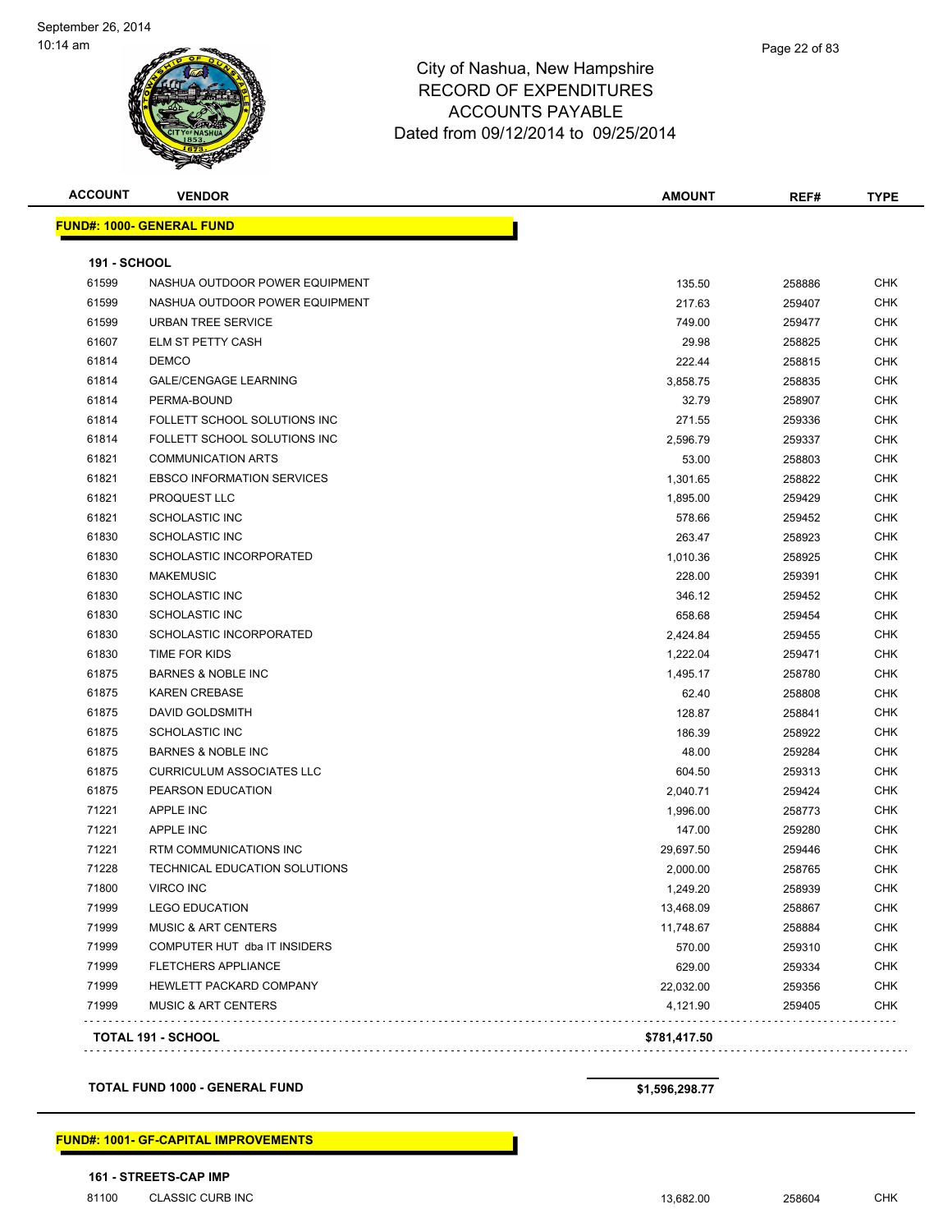# City of Nashua, New Hampshire
## RECORD OF EXPENDITURES
## ACCOUNTS PAYABLE
### Dated from 09/12/2014 to 09/25/2014

| ACCOUNT | VENDOR | AMOUNT | REF# | TYPE |
|---|---|---|---|---|
| **FUND#: 1000- GENERAL FUND** | | | | |
| **191 - SCHOOL** | | | | |
| 61599 | NASHUA OUTDOOR POWER EQUIPMENT | 135.50 | 258886 | CHK |
| 61599 | NASHUA OUTDOOR POWER EQUIPMENT | 217.63 | 259407 | CHK |
| 61599 | URBAN TREE SERVICE | 749.00 | 259477 | CHK |
| 61607 | ELM ST PETTY CASH | 29.98 | 258825 | CHK |
| 61814 | DEMCO | 222.44 | 258815 | CHK |
| 61814 | GALE/CENGAGE LEARNING | 3,858.75 | 258835 | CHK |
| 61814 | PERMA-BOUND | 32.79 | 258907 | CHK |
| 61814 | FOLLETT SCHOOL SOLUTIONS INC | 271.55 | 259336 | CHK |
| 61814 | FOLLETT SCHOOL SOLUTIONS INC | 2,596.79 | 259337 | CHK |
| 61821 | COMMUNICATION ARTS | 53.00 | 258803 | CHK |
| 61821 | EBSCO INFORMATION SERVICES | 1,301.65 | 258822 | CHK |
| 61821 | PROQUEST LLC | 1,895.00 | 259429 | CHK |
| 61821 | SCHOLASTIC INC | 578.66 | 259452 | CHK |
| 61830 | SCHOLASTIC INC | 263.47 | 258923 | CHK |
| 61830 | SCHOLASTIC INCORPORATED | 1,010.36 | 258925 | CHK |
| 61830 | MAKEMUSIC | 228.00 | 259391 | CHK |
| 61830 | SCHOLASTIC INC | 346.12 | 259452 | CHK |
| 61830 | SCHOLASTIC INC | 658.68 | 259454 | CHK |
| 61830 | SCHOLASTIC INCORPORATED | 2,424.84 | 259455 | CHK |
| 61830 | TIME FOR KIDS | 1,222.04 | 259471 | CHK |
| 61875 | BARNES & NOBLE INC | 1,495.17 | 258780 | CHK |
| 61875 | KAREN CREBASE | 62.40 | 258808 | CHK |
| 61875 | DAVID GOLDSMITH | 128.87 | 258841 | CHK |
| 61875 | SCHOLASTIC INC | 186.39 | 258922 | CHK |
| 61875 | BARNES & NOBLE INC | 48.00 | 259284 | CHK |
| 61875 | CURRICULUM ASSOCIATES LLC | 604.50 | 259313 | CHK |
| 61875 | PEARSON EDUCATION | 2,040.71 | 259424 | CHK |
| 71221 | APPLE INC | 1,996.00 | 258773 | CHK |
| 71221 | APPLE INC | 147.00 | 259280 | CHK |
| 71221 | RTM COMMUNICATIONS INC | 29,697.50 | 259446 | CHK |
| 71228 | TECHNICAL EDUCATION SOLUTIONS | 2,000.00 | 258765 | CHK |
| 71800 | VIRCO INC | 1,249.20 | 258939 | CHK |
| 71999 | LEGO EDUCATION | 13,468.09 | 258867 | CHK |
| 71999 | MUSIC & ART CENTERS | 11,748.67 | 258884 | CHK |
| 71999 | COMPUTER HUT dba IT INSIDERS | 570.00 | 259310 | CHK |
| 71999 | FLETCHERS APPLIANCE | 629.00 | 259334 | CHK |
| 71999 | HEWLETT PACKARD COMPANY | 22,032.00 | 259356 | CHK |
| 71999 | MUSIC & ART CENTERS | 4,121.90 | 259405 | CHK |
| **TOTAL 191 - SCHOOL** | | **$781,417.50** | | |
| **TOTAL FUND 1000 - GENERAL FUND** | | **$1,596,298.77** | | |

| ACCOUNT | VENDOR | AMOUNT | REF# | TYPE |
|---|---|---|---|---|
| **FUND#: 1001- GF-CAPITAL IMPROVEMENTS** | | | | |
| **161 - STREETS-CAP IMP** | | | | |
| 81100 | CLASSIC CURB INC | 13,682.00 | 258604 | CHK |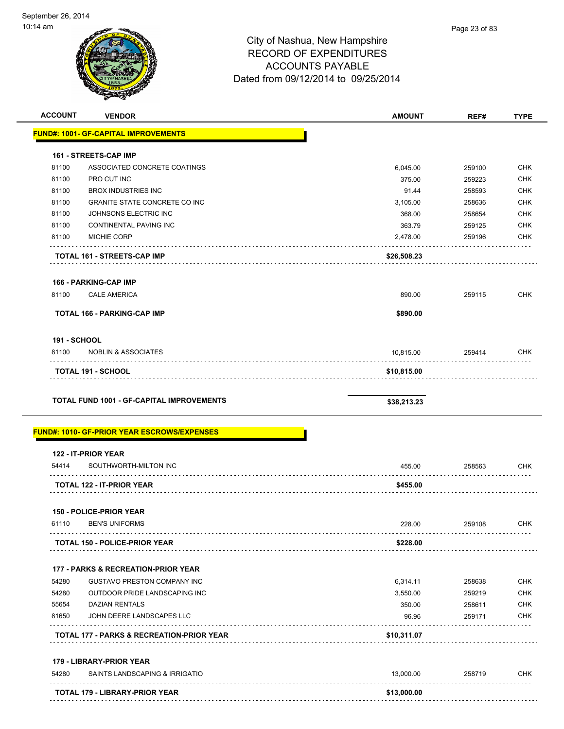# City of Nashua, New Hampshire
## RECORD OF EXPENDITURES
## ACCOUNTS PAYABLE
## Dated from 09/12/2014 to 09/25/2014

| ACCOUNT | VENDOR | AMOUNT | REF# | TYPE |
|---|---|---|---|---|
| **FUND#: 1001- GF-CAPITAL IMPROVEMENTS** | | | | |
| **161 - STREETS-CAP IMP** | | | | |
| 81100 | ASSOCIATED CONCRETE COATINGS | 6,045.00 | 259100 | CHK |
| 81100 | PRO CUT INC | 375.00 | 259223 | CHK |
| 81100 | BROX INDUSTRIES INC | 91.44 | 258593 | CHK |
| 81100 | GRANITE STATE CONCRETE CO INC | 3,105.00 | 258636 | CHK |
| 81100 | JOHNSONS ELECTRIC INC | 368.00 | 258654 | CHK |
| 81100 | CONTINENTAL PAVING INC | 363.79 | 259125 | CHK |
| 81100 | MICHIE CORP | 2,478.00 | 259196 | CHK |
| | **TOTAL 161 - STREETS-CAP IMP** | **$26,508.23** | | |
| **166 - PARKING-CAP IMP** | | | | |
| 81100 | CALE AMERICA | 890.00 | 259115 | CHK |
| | **TOTAL 166 - PARKING-CAP IMP** | **$890.00** | | |
| **191 - SCHOOL** | | | | |
| 81100 | NOBLIN & ASSOCIATES | 10,815.00 | 259414 | CHK |
| | **TOTAL 191 - SCHOOL** | **$10,815.00** | | |
| | **TOTAL FUND 1001 - GF-CAPITAL IMPROVEMENTS** | **$38,213.23** | | |
| **FUND#: 1010- GF-PRIOR YEAR ESCROWS/EXPENSES** | | | | |
| **122 - IT-PRIOR YEAR** | | | | |
| 54414 | SOUTHWORTH-MILTON INC | 455.00 | 258563 | CHK |
| | **TOTAL 122 - IT-PRIOR YEAR** | **$455.00** | | |
| **150 - POLICE-PRIOR YEAR** | | | | |
| 61110 | BEN'S UNIFORMS | 228.00 | 259108 | CHK |
| | **TOTAL 150 - POLICE-PRIOR YEAR** | **$228.00** | | |
| **177 - PARKS & RECREATION-PRIOR YEAR** | | | | |
| 54280 | GUSTAVO PRESTON COMPANY INC | 6,314.11 | 258638 | CHK |
| 54280 | OUTDOOR PRIDE LANDSCAPING INC | 3,550.00 | 259219 | CHK |
| 55654 | DAZIAN RENTALS | 350.00 | 258611 | CHK |
| 81650 | JOHN DEERE LANDSCAPES LLC | 96.96 | 259171 | CHK |
| | **TOTAL 177 - PARKS & RECREATION-PRIOR YEAR** | **$10,311.07** | | |
| **179 - LIBRARY-PRIOR YEAR** | | | | |
| 54280 | SAINTS LANDSCAPING & IRRIGATIO | 13,000.00 | 258719 | CHK |
| | **TOTAL 179 - LIBRARY-PRIOR YEAR** | **$13,000.00** | | |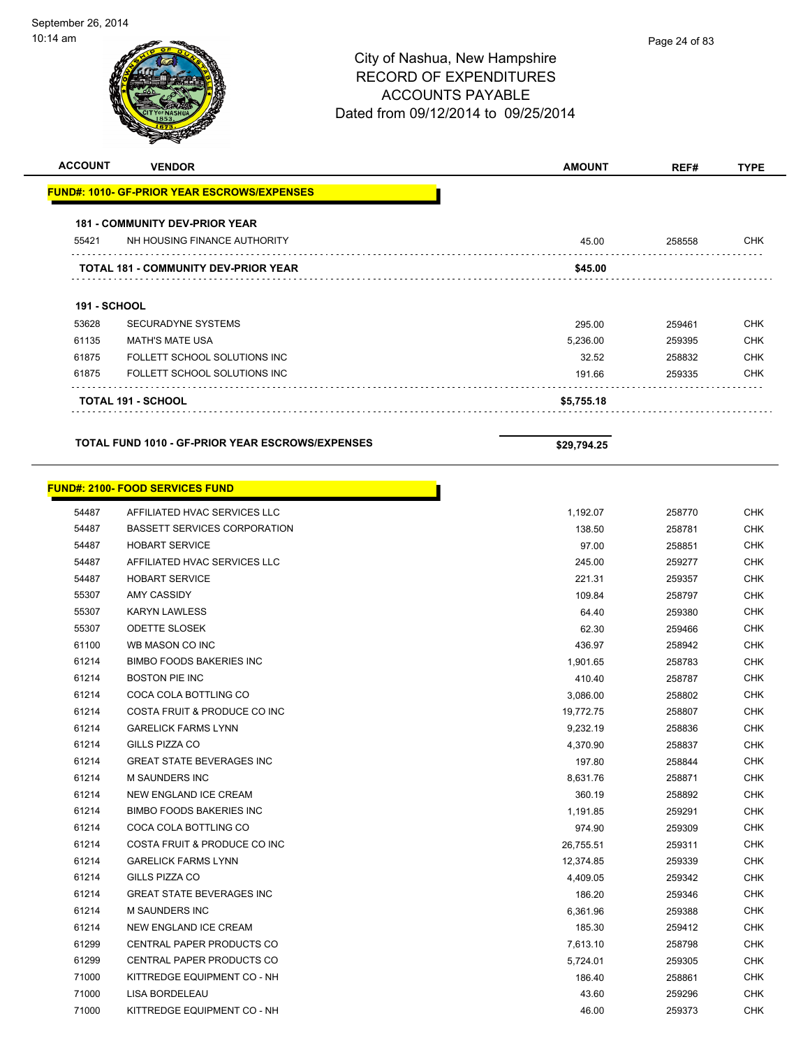City of Nashua, New Hampshire
RECORD OF EXPENDITURES
ACCOUNTS PAYABLE
Dated from 09/12/2014 to 09/25/2014

| ACCOUNT | VENDOR | AMOUNT | REF# | TYPE |
|---|---|---|---|---|
| **FUND#: 1010- GF-PRIOR YEAR ESCROWS/EXPENSES** | | | | |
| **181 - COMMUNITY DEV-PRIOR YEAR** | | | | |
| 55421 | NH HOUSING FINANCE AUTHORITY | 45.00 | 258558 | CHK |
| **TOTAL 181 - COMMUNITY DEV-PRIOR YEAR** | | **$45.00** | | |
| **191 - SCHOOL** | | | | |
| 53628 | SECURADYNE SYSTEMS | 295.00 | 259461 | CHK |
| 61135 | MATH'S MATE USA | 5,236.00 | 259395 | CHK |
| 61875 | FOLLETT SCHOOL SOLUTIONS INC | 32.52 | 258832 | CHK |
| 61875 | FOLLETT SCHOOL SOLUTIONS INC | 191.66 | 259335 | CHK |
| **TOTAL 191 - SCHOOL** | | **$5,755.18** | | |
| **TOTAL FUND 1010 - GF-PRIOR YEAR ESCROWS/EXPENSES** | | **$29,794.25** | | |
| **FUND#: 2100- FOOD SERVICES FUND** | | | | |
| 54487 | AFFILIATED HVAC SERVICES LLC | 1,192.07 | 258770 | CHK |
| 54487 | BASSETT SERVICES CORPORATION | 138.50 | 258781 | CHK |
| 54487 | HOBART SERVICE | 97.00 | 258851 | CHK |
| 54487 | AFFILIATED HVAC SERVICES LLC | 245.00 | 259277 | CHK |
| 54487 | HOBART SERVICE | 221.31 | 259357 | CHK |
| 55307 | AMY CASSIDY | 109.84 | 258797 | CHK |
| 55307 | KARYN LAWLESS | 64.40 | 259380 | CHK |
| 55307 | ODETTE SLOSEK | 62.30 | 259466 | CHK |
| 61100 | WB MASON CO INC | 436.97 | 258942 | CHK |
| 61214 | BIMBO FOODS BAKERIES INC | 1,901.65 | 258783 | CHK |
| 61214 | BOSTON PIE INC | 410.40 | 258787 | CHK |
| 61214 | COCA COLA BOTTLING CO | 3,086.00 | 258802 | CHK |
| 61214 | COSTA FRUIT & PRODUCE CO INC | 19,772.75 | 258807 | CHK |
| 61214 | GARELICK FARMS LYNN | 9,232.19 | 258836 | CHK |
| 61214 | GILLS PIZZA CO | 4,370.90 | 258837 | CHK |
| 61214 | GREAT STATE BEVERAGES INC | 197.80 | 258844 | CHK |
| 61214 | M SAUNDERS INC | 8,631.76 | 258871 | CHK |
| 61214 | NEW ENGLAND ICE CREAM | 360.19 | 258892 | CHK |
| 61214 | BIMBO FOODS BAKERIES INC | 1,191.85 | 259291 | CHK |
| 61214 | COCA COLA BOTTLING CO | 974.90 | 259309 | CHK |
| 61214 | COSTA FRUIT & PRODUCE CO INC | 26,755.51 | 259311 | CHK |
| 61214 | GARELICK FARMS LYNN | 12,374.85 | 259339 | CHK |
| 61214 | GILLS PIZZA CO | 4,409.05 | 259342 | CHK |
| 61214 | GREAT STATE BEVERAGES INC | 186.20 | 259346 | CHK |
| 61214 | M SAUNDERS INC | 6,361.96 | 259388 | CHK |
| 61214 | NEW ENGLAND ICE CREAM | 185.30 | 259412 | CHK |
| 61299 | CENTRAL PAPER PRODUCTS CO | 7,613.10 | 258798 | CHK |
| 61299 | CENTRAL PAPER PRODUCTS CO | 5,724.01 | 259305 | CHK |
| 71000 | KITTREDGE EQUIPMENT CO - NH | 186.40 | 258861 | CHK |
| 71000 | LISA BORDELEAU | 43.60 | 259296 | CHK |
| 71000 | KITTREDGE EQUIPMENT CO - NH | 46.00 | 259373 | CHK |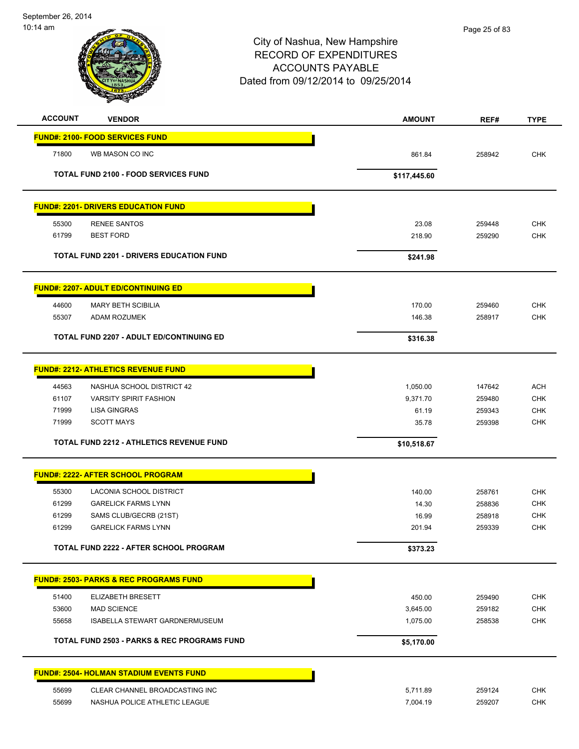City of Nashua, New Hampshire
RECORD OF EXPENDITURES
ACCOUNTS PAYABLE
Dated from 09/12/2014 to 09/25/2014

| ACCOUNT | VENDOR | AMOUNT | REF# | TYPE |
|---|---|---|---|---|
| **FUND#: 2100- FOOD SERVICES FUND** | | | | |
| 71800 | WB MASON CO INC | 861.84 | 258942 | CHK |
| | **TOTAL FUND 2100 - FOOD SERVICES FUND** | **$117,445.60** | | |
| **FUND#: 2201- DRIVERS EDUCATION FUND** | | | | |
| 55300 | RENEE SANTOS | 23.08 | 259448 | CHK |
| 61799 | BEST FORD | 218.90 | 259290 | CHK |
| | **TOTAL FUND 2201 - DRIVERS EDUCATION FUND** | **$241.98** | | |
| **FUND#: 2207- ADULT ED/CONTINUING ED** | | | | |
| 44600 | MARY BETH SCIBILIA | 170.00 | 259460 | CHK |
| 55307 | ADAM ROZUMEK | 146.38 | 258917 | CHK |
| | **TOTAL FUND 2207 - ADULT ED/CONTINUING ED** | **$316.38** | | |
| **FUND#: 2212- ATHLETICS REVENUE FUND** | | | | |
| 44563 | NASHUA SCHOOL DISTRICT 42 | 1,050.00 | 147642 | ACH |
| 61107 | VARSITY SPIRIT FASHION | 9,371.70 | 259480 | CHK |
| 71999 | LISA GINGRAS | 61.19 | 259343 | CHK |
| 71999 | SCOTT MAYS | 35.78 | 259398 | CHK |
| | **TOTAL FUND 2212 - ATHLETICS REVENUE FUND** | **$10,518.67** | | |
| **FUND#: 2222- AFTER SCHOOL PROGRAM** | | | | |
| 55300 | LACONIA SCHOOL DISTRICT | 140.00 | 258761 | CHK |
| 61299 | GARELICK FARMS LYNN | 14.30 | 258836 | CHK |
| 61299 | SAMS CLUB/GECRB (21ST) | 16.99 | 258918 | CHK |
| 61299 | GARELICK FARMS LYNN | 201.94 | 259339 | CHK |
| | **TOTAL FUND 2222 - AFTER SCHOOL PROGRAM** | **$373.23** | | |
| **FUND#: 2503- PARKS & REC PROGRAMS FUND** | | | | |
| 51400 | ELIZABETH BRESETT | 450.00 | 259490 | CHK |
| 53600 | MAD SCIENCE | 3,645.00 | 259182 | CHK |
| 55658 | ISABELLA STEWART GARDNERMUSEUM | 1,075.00 | 258538 | CHK |
| | **TOTAL FUND 2503 - PARKS & REC PROGRAMS FUND** | **$5,170.00** | | |
| **FUND#: 2504- HOLMAN STADIUM EVENTS FUND** | | | | |
| 55699 | CLEAR CHANNEL BROADCASTING INC | 5,711.89 | 259124 | CHK |
| 55699 | NASHUA POLICE ATHLETIC LEAGUE | 7,004.19 | 259207 | CHK |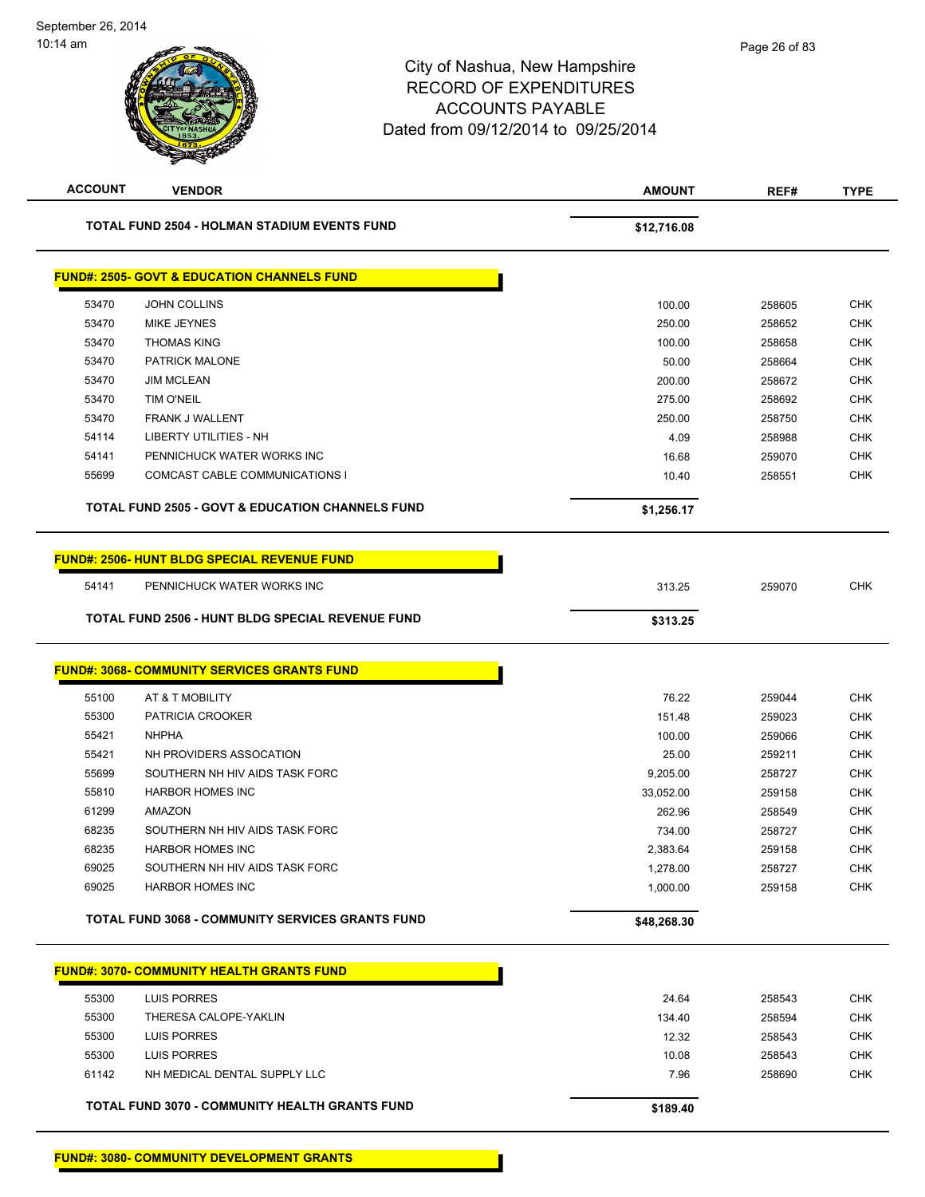# City of Nashua, New Hampshire
## RECORD OF EXPENDITURES
## ACCOUNTS PAYABLE
### Dated from 09/12/2014 to 09/25/2014

| ACCOUNT | VENDOR | AMOUNT | REF# | TYPE |
|---|---|---|---|---|
| | **TOTAL FUND 2504 - HOLMAN STADIUM EVENTS FUND** | **$12,716.08** | | |

**FUND#: 2505- GOVT & EDUCATION CHANNELS FUND**

| ACCOUNT | VENDOR | AMOUNT | REF# | TYPE |
|---|---|---|---|---|
| 53470 | JOHN COLLINS | 100.00 | 258605 | CHK |
| 53470 | MIKE JEYNES | 250.00 | 258652 | CHK |
| 53470 | THOMAS KING | 100.00 | 258658 | CHK |
| 53470 | PATRICK MALONE | 50.00 | 258664 | CHK |
| 53470 | JIM MCLEAN | 200.00 | 258672 | CHK |
| 53470 | TIM O'NEIL | 275.00 | 258692 | CHK |
| 53470 | FRANK J WALLENT | 250.00 | 258750 | CHK |
| 54114 | LIBERTY UTILITIES - NH | 4.09 | 258988 | CHK |
| 54141 | PENNICHUCK WATER WORKS INC | 16.68 | 259070 | CHK |
| 55699 | COMCAST CABLE COMMUNICATIONS I | 10.40 | 258551 | CHK |
| | **TOTAL FUND 2505 - GOVT & EDUCATION CHANNELS FUND** | **$1,256.17** | | |

**FUND#: 2506- HUNT BLDG SPECIAL REVENUE FUND**

| ACCOUNT | VENDOR | AMOUNT | REF# | TYPE |
|---|---|---|---|---|
| 54141 | PENNICHUCK WATER WORKS INC | 313.25 | 259070 | CHK |
| | **TOTAL FUND 2506 - HUNT BLDG SPECIAL REVENUE FUND** | **$313.25** | | |

**FUND#: 3068- COMMUNITY SERVICES GRANTS FUND**

| ACCOUNT | VENDOR | AMOUNT | REF# | TYPE |
|---|---|---|---|---|
| 55100 | AT & T MOBILITY | 76.22 | 259044 | CHK |
| 55300 | PATRICIA CROOKER | 151.48 | 259023 | CHK |
| 55421 | NHPHA | 100.00 | 259066 | CHK |
| 55421 | NH PROVIDERS ASSOCATION | 25.00 | 259211 | CHK |
| 55699 | SOUTHERN NH HIV AIDS TASK FORC | 9,205.00 | 258727 | CHK |
| 55810 | HARBOR HOMES INC | 33,052.00 | 259158 | CHK |
| 61299 | AMAZON | 262.96 | 258549 | CHK |
| 68235 | SOUTHERN NH HIV AIDS TASK FORC | 734.00 | 258727 | CHK |
| 68235 | HARBOR HOMES INC | 2,383.64 | 259158 | CHK |
| 69025 | SOUTHERN NH HIV AIDS TASK FORC | 1,278.00 | 258727 | CHK |
| 69025 | HARBOR HOMES INC | 1,000.00 | 259158 | CHK |
| | **TOTAL FUND 3068 - COMMUNITY SERVICES GRANTS FUND** | **$48,268.30** | | |

**FUND#: 3070- COMMUNITY HEALTH GRANTS FUND**

| ACCOUNT | VENDOR | AMOUNT | REF# | TYPE |
|---|---|---|---|---|
| 55300 | LUIS PORRES | 24.64 | 258543 | CHK |
| 55300 | THERESA CALOPE-YAKLIN | 134.40 | 258594 | CHK |
| 55300 | LUIS PORRES | 12.32 | 258543 | CHK |
| 55300 | LUIS PORRES | 10.08 | 258543 | CHK |
| 61142 | NH MEDICAL DENTAL SUPPLY LLC | 7.96 | 258690 | CHK |
| | **TOTAL FUND 3070 - COMMUNITY HEALTH GRANTS FUND** | **$189.40** | | |

**FUND#: 3080- COMMUNITY DEVELOPMENT GRANTS**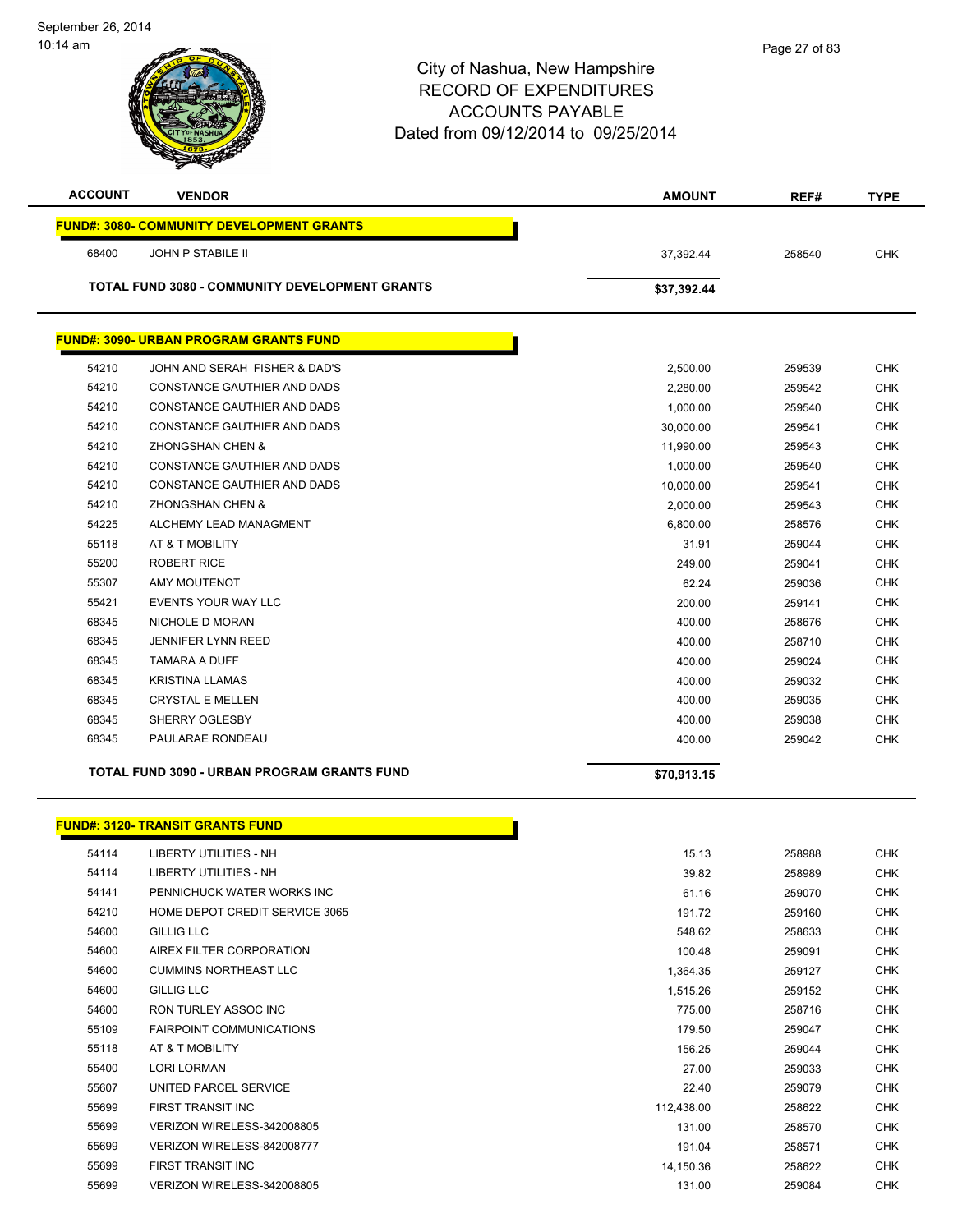# City of Nashua, New Hampshire
# RECORD OF EXPENDITURES
# ACCOUNTS PAYABLE
# Dated from 09/12/2014 to 09/25/2014

| ACCOUNT | VENDOR | AMOUNT | REF# | TYPE |
|---|---|---|---|---|
| **FUND#: 3080- COMMUNITY DEVELOPMENT GRANTS** | | | | |
| 68400 | JOHN P STABILE II | 37,392.44 | 258540 | CHK |
| **TOTAL FUND 3080 - COMMUNITY DEVELOPMENT GRANTS** | | **$37,392.44** | | |
| **FUND#: 3090- URBAN PROGRAM GRANTS FUND** | | | | |
| 54210 | JOHN AND SERAH FISHER & DAD'S | 2,500.00 | 259539 | CHK |
| 54210 | CONSTANCE GAUTHIER AND DADS | 2,280.00 | 259542 | CHK |
| 54210 | CONSTANCE GAUTHIER AND DADS | 1,000.00 | 259540 | CHK |
| 54210 | CONSTANCE GAUTHIER AND DADS | 30,000.00 | 259541 | CHK |
| 54210 | ZHONGSHAN CHEN & | 11,990.00 | 259543 | CHK |
| 54210 | CONSTANCE GAUTHIER AND DADS | 1,000.00 | 259540 | CHK |
| 54210 | CONSTANCE GAUTHIER AND DADS | 10,000.00 | 259541 | CHK |
| 54210 | ZHONGSHAN CHEN & | 2,000.00 | 259543 | CHK |
| 54225 | ALCHEMY LEAD MANAGMENT | 6,800.00 | 258576 | CHK |
| 55118 | AT & T MOBILITY | 31.91 | 259044 | CHK |
| 55200 | ROBERT RICE | 249.00 | 259041 | CHK |
| 55307 | AMY MOUTENOT | 62.24 | 259036 | CHK |
| 55421 | EVENTS YOUR WAY LLC | 200.00 | 259141 | CHK |
| 68345 | NICHOLE D MORAN | 400.00 | 258676 | CHK |
| 68345 | JENNIFER LYNN REED | 400.00 | 258710 | CHK |
| 68345 | TAMARA A DUFF | 400.00 | 259024 | CHK |
| 68345 | KRISTINA LLAMAS | 400.00 | 259032 | CHK |
| 68345 | CRYSTAL E MELLEN | 400.00 | 259035 | CHK |
| 68345 | SHERRY OGLESBY | 400.00 | 259038 | CHK |
| 68345 | PAULARAE RONDEAU | 400.00 | 259042 | CHK |
| **TOTAL FUND 3090 - URBAN PROGRAM GRANTS FUND** | | **$70,913.15** | | |
| **FUND#: 3120- TRANSIT GRANTS FUND** | | | | |
| 54114 | LIBERTY UTILITIES - NH | 15.13 | 258988 | CHK |
| 54114 | LIBERTY UTILITIES - NH | 39.82 | 258989 | CHK |
| 54141 | PENNICHUCK WATER WORKS INC | 61.16 | 259070 | CHK |
| 54210 | HOME DEPOT CREDIT SERVICE 3065 | 191.72 | 259160 | CHK |
| 54600 | GILLIG LLC | 548.62 | 258633 | CHK |
| 54600 | AIREX FILTER CORPORATION | 100.48 | 259091 | CHK |
| 54600 | CUMMINS NORTHEAST LLC | 1,364.35 | 259127 | CHK |
| 54600 | GILLIG LLC | 1,515.26 | 259152 | CHK |
| 54600 | RON TURLEY ASSOC INC | 775.00 | 258716 | CHK |
| 55109 | FAIRPOINT COMMUNICATIONS | 179.50 | 259047 | CHK |
| 55118 | AT & T MOBILITY | 156.25 | 259044 | CHK |
| 55400 | LORI LORMAN | 27.00 | 259033 | CHK |
| 55607 | UNITED PARCEL SERVICE | 22.40 | 259079 | CHK |
| 55699 | FIRST TRANSIT INC | 112,438.00 | 258622 | CHK |
| 55699 | VERIZON WIRELESS-342008805 | 131.00 | 258570 | CHK |
| 55699 | VERIZON WIRELESS-842008777 | 191.04 | 258571 | CHK |
| 55699 | FIRST TRANSIT INC | 14,150.36 | 258622 | CHK |
| 55699 | VERIZON WIRELESS-342008805 | 131.00 | 259084 | CHK |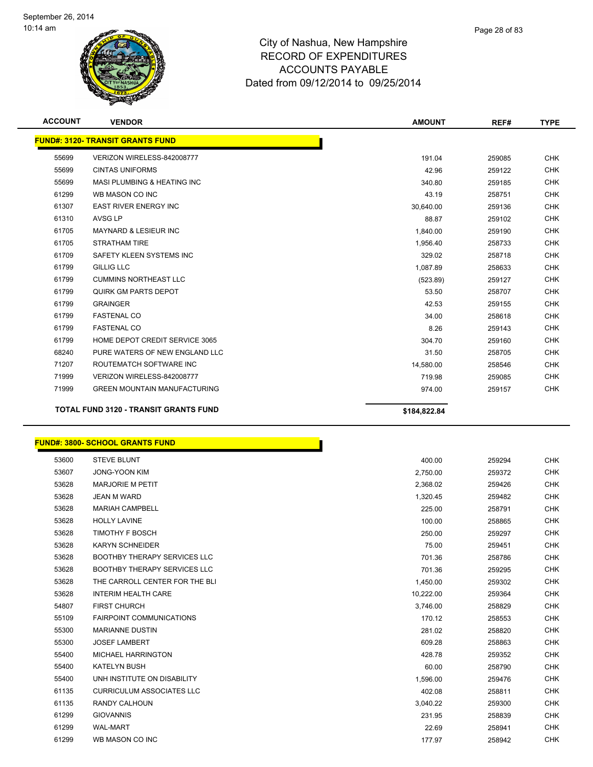# City of Nashua, New Hampshire
# RECORD OF EXPENDITURES
# ACCOUNTS PAYABLE
# Dated from 09/12/2014 to 09/25/2014

| ACCOUNT | VENDOR | AMOUNT | REF# | TYPE |
|---|---|---|---|---|
| **FUND#: 3120- TRANSIT GRANTS FUND** | | | | |
| 55699 | VERIZON WIRELESS-842008777 | 191.04 | 259085 | CHK |
| 55699 | CINTAS UNIFORMS | 42.96 | 259122 | CHK |
| 55699 | MASI PLUMBING & HEATING INC | 340.80 | 259185 | CHK |
| 61299 | WB MASON CO INC | 43.19 | 258751 | CHK |
| 61307 | EAST RIVER ENERGY INC | 30,640.00 | 259136 | CHK |
| 61310 | AVSG LP | 88.87 | 259102 | CHK |
| 61705 | MAYNARD & LESIEUR INC | 1,840.00 | 259190 | CHK |
| 61705 | STRATHAM TIRE | 1,956.40 | 258733 | CHK |
| 61709 | SAFETY KLEEN SYSTEMS INC | 329.02 | 258718 | CHK |
| 61799 | GILLIG LLC | 1,087.89 | 258633 | CHK |
| 61799 | CUMMINS NORTHEAST LLC | (523.89) | 259127 | CHK |
| 61799 | QUIRK GM PARTS DEPOT | 53.50 | 258707 | CHK |
| 61799 | GRAINGER | 42.53 | 259155 | CHK |
| 61799 | FASTENAL CO | 34.00 | 258618 | CHK |
| 61799 | FASTENAL CO | 8.26 | 259143 | CHK |
| 61799 | HOME DEPOT CREDIT SERVICE 3065 | 304.70 | 259160 | CHK |
| 68240 | PURE WATERS OF NEW ENGLAND LLC | 31.50 | 258705 | CHK |
| 71207 | ROUTEMATCH SOFTWARE INC | 14,580.00 | 258546 | CHK |
| 71999 | VERIZON WIRELESS-842008777 | 719.98 | 259085 | CHK |
| 71999 | GREEN MOUNTAIN MANUFACTURING | 974.00 | 259157 | CHK |
| **TOTAL FUND 3120 - TRANSIT GRANTS FUND** | | **$184,822.84** | | |

| ACCOUNT | VENDOR | AMOUNT | REF# | TYPE |
|---|---|---|---|---|
| **FUND#: 3800- SCHOOL GRANTS FUND** | | | | |
| 53600 | STEVE BLUNT | 400.00 | 259294 | CHK |
| 53607 | JONG-YOON KIM | 2,750.00 | 259372 | CHK |
| 53628 | MARJORIE M PETIT | 2,368.02 | 259426 | CHK |
| 53628 | JEAN M WARD | 1,320.45 | 259482 | CHK |
| 53628 | MARIAH CAMPBELL | 225.00 | 258791 | CHK |
| 53628 | HOLLY LAVINE | 100.00 | 258865 | CHK |
| 53628 | TIMOTHY F BOSCH | 250.00 | 259297 | CHK |
| 53628 | KARYN SCHNEIDER | 75.00 | 259451 | CHK |
| 53628 | BOOTHBY THERAPY SERVICES LLC | 701.36 | 258786 | CHK |
| 53628 | BOOTHBY THERAPY SERVICES LLC | 701.36 | 259295 | CHK |
| 53628 | THE CARROLL CENTER FOR THE BLI | 1,450.00 | 259302 | CHK |
| 53628 | INTERIM HEALTH CARE | 10,222.00 | 259364 | CHK |
| 54807 | FIRST CHURCH | 3,746.00 | 258829 | CHK |
| 55109 | FAIRPOINT COMMUNICATIONS | 170.12 | 258553 | CHK |
| 55300 | MARIANNE DUSTIN | 281.02 | 258820 | CHK |
| 55300 | JOSEF LAMBERT | 609.28 | 258863 | CHK |
| 55400 | MICHAEL HARRINGTON | 428.78 | 259352 | CHK |
| 55400 | KATELYN BUSH | 60.00 | 258790 | CHK |
| 55400 | UNH INSTITUTE ON DISABILITY | 1,596.00 | 259476 | CHK |
| 61135 | CURRICULUM ASSOCIATES LLC | 402.08 | 258811 | CHK |
| 61135 | RANDY CALHOUN | 3,040.22 | 259300 | CHK |
| 61299 | GIOVANNIS | 231.95 | 258839 | CHK |
| 61299 | WAL-MART | 22.69 | 258941 | CHK |
| 61299 | WB MASON CO INC | 177.97 | 258942 | CHK |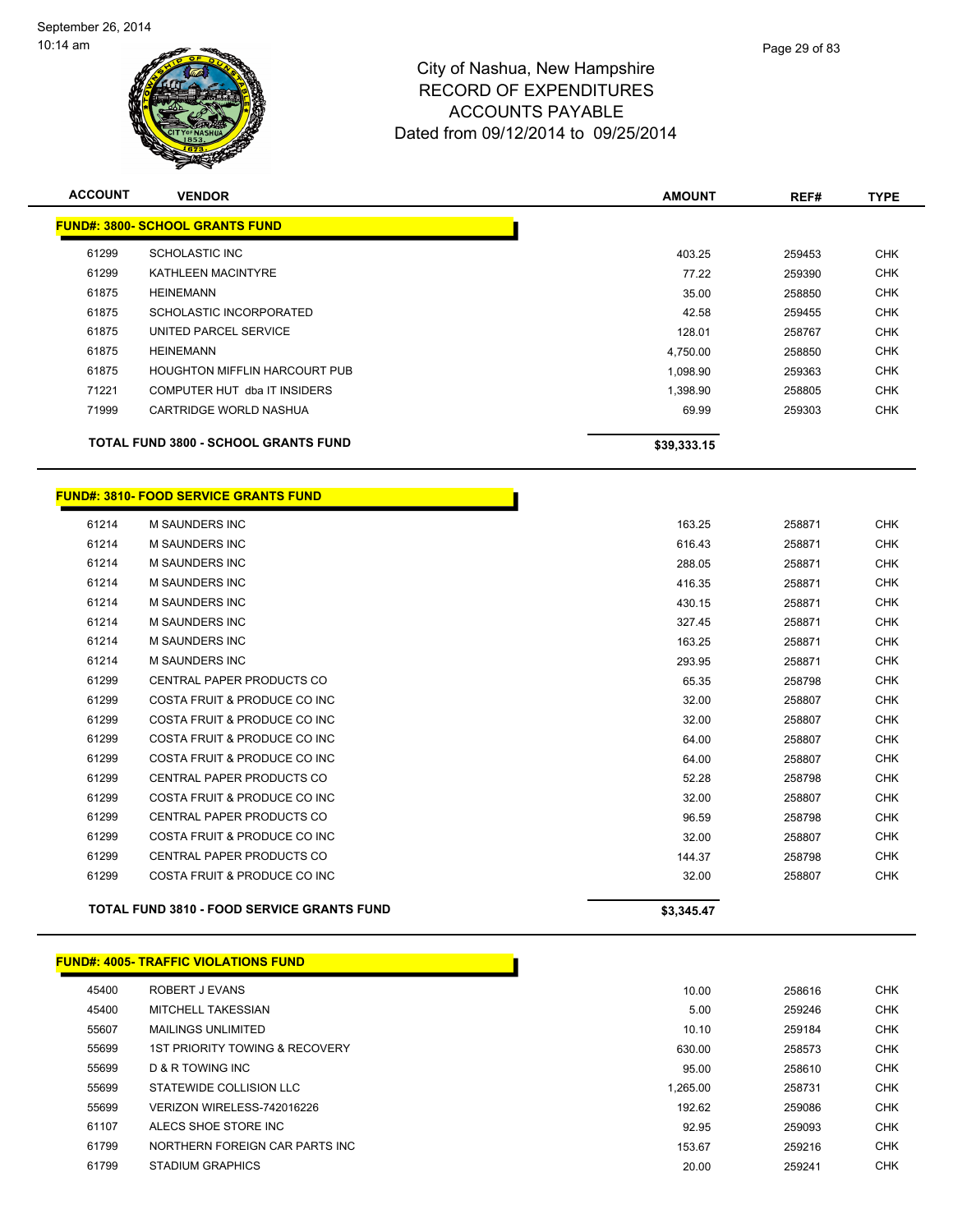# City of Nashua, New Hampshire
## RECORD OF EXPENDITURES
## ACCOUNTS PAYABLE
### Dated from 09/12/2014 to 09/25/2014

| ACCOUNT | VENDOR | AMOUNT | REF# | TYPE |
|---|---|---|---|---|
| **FUND#: 3800- SCHOOL GRANTS FUND** | | | | |
| 61299 | SCHOLASTIC INC | 403.25 | 259453 | CHK |
| 61299 | KATHLEEN MACINTYRE | 77.22 | 259390 | CHK |
| 61875 | HEINEMANN | 35.00 | 258850 | CHK |
| 61875 | SCHOLASTIC INCORPORATED | 42.58 | 259455 | CHK |
| 61875 | UNITED PARCEL SERVICE | 128.01 | 258767 | CHK |
| 61875 | HEINEMANN | 4,750.00 | 258850 | CHK |
| 61875 | HOUGHTON MIFFLIN HARCOURT PUB | 1,098.90 | 259363 | CHK |
| 71221 | COMPUTER HUT dba IT INSIDERS | 1,398.90 | 258805 | CHK |
| 71999 | CARTRIDGE WORLD NASHUA | 69.99 | 259303 | CHK |
| | **TOTAL FUND 3800 - SCHOOL GRANTS FUND** | **$39,333.15** | | |

| ACCOUNT | VENDOR | AMOUNT | REF# | TYPE |
|---|---|---|---|---|
| **FUND#: 3810- FOOD SERVICE GRANTS FUND** | | | | |
| 61214 | M SAUNDERS INC | 163.25 | 258871 | CHK |
| 61214 | M SAUNDERS INC | 616.43 | 258871 | CHK |
| 61214 | M SAUNDERS INC | 288.05 | 258871 | CHK |
| 61214 | M SAUNDERS INC | 416.35 | 258871 | CHK |
| 61214 | M SAUNDERS INC | 430.15 | 258871 | CHK |
| 61214 | M SAUNDERS INC | 327.45 | 258871 | CHK |
| 61214 | M SAUNDERS INC | 163.25 | 258871 | CHK |
| 61214 | M SAUNDERS INC | 293.95 | 258871 | CHK |
| 61299 | CENTRAL PAPER PRODUCTS CO | 65.35 | 258798 | CHK |
| 61299 | COSTA FRUIT & PRODUCE CO INC | 32.00 | 258807 | CHK |
| 61299 | COSTA FRUIT & PRODUCE CO INC | 32.00 | 258807 | CHK |
| 61299 | COSTA FRUIT & PRODUCE CO INC | 64.00 | 258807 | CHK |
| 61299 | COSTA FRUIT & PRODUCE CO INC | 64.00 | 258807 | CHK |
| 61299 | CENTRAL PAPER PRODUCTS CO | 52.28 | 258798 | CHK |
| 61299 | COSTA FRUIT & PRODUCE CO INC | 32.00 | 258807 | CHK |
| 61299 | CENTRAL PAPER PRODUCTS CO | 96.59 | 258798 | CHK |
| 61299 | COSTA FRUIT & PRODUCE CO INC | 32.00 | 258807 | CHK |
| 61299 | CENTRAL PAPER PRODUCTS CO | 144.37 | 258798 | CHK |
| 61299 | COSTA FRUIT & PRODUCE CO INC | 32.00 | 258807 | CHK |
| | **TOTAL FUND 3810 - FOOD SERVICE GRANTS FUND** | **$3,345.47** | | |

| ACCOUNT | VENDOR | AMOUNT | REF# | TYPE |
|---|---|---|---|---|
| **FUND#: 4005- TRAFFIC VIOLATIONS FUND** | | | | |
| 45400 | ROBERT J EVANS | 10.00 | 258616 | CHK |
| 45400 | MITCHELL TAKESSIAN | 5.00 | 259246 | CHK |
| 55607 | MAILINGS UNLIMITED | 10.10 | 259184 | CHK |
| 55699 | 1ST PRIORITY TOWING & RECOVERY | 630.00 | 258573 | CHK |
| 55699 | D & R TOWING INC | 95.00 | 258610 | CHK |
| 55699 | STATEWIDE COLLISION LLC | 1,265.00 | 258731 | CHK |
| 55699 | VERIZON WIRELESS-742016226 | 192.62 | 259086 | CHK |
| 61107 | ALECS SHOE STORE INC | 92.95 | 259093 | CHK |
| 61799 | NORTHERN FOREIGN CAR PARTS INC | 153.67 | 259216 | CHK |
| 61799 | STADIUM GRAPHICS | 20.00 | 259241 | CHK |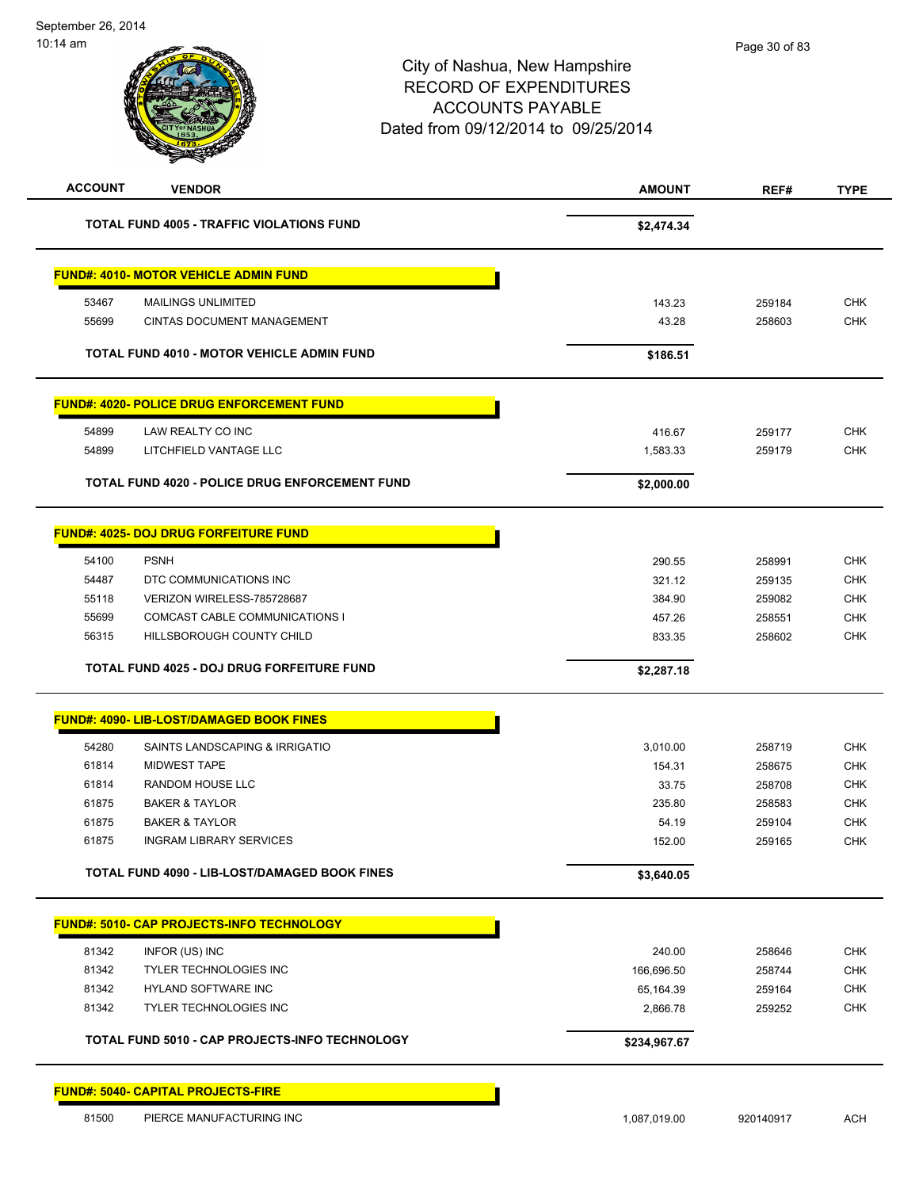City of Nashua, New Hampshire
RECORD OF EXPENDITURES
ACCOUNTS PAYABLE
Dated from 09/12/2014 to 09/25/2014

| ACCOUNT | VENDOR | AMOUNT | REF# | TYPE |
|---|---|---|---|---|
| | **TOTAL FUND 4005 - TRAFFIC VIOLATIONS FUND** | **$2,474.34** | | |
| | **FUND#: 4010- MOTOR VEHICLE ADMIN FUND** | | | |
| 53467 | MAILINGS UNLIMITED | 143.23 | 259184 | CHK |
| 55699 | CINTAS DOCUMENT MANAGEMENT | 43.28 | 258603 | CHK |
| | **TOTAL FUND 4010 - MOTOR VEHICLE ADMIN FUND** | **$186.51** | | |
| | **FUND#: 4020- POLICE DRUG ENFORCEMENT FUND** | | | |
| 54899 | LAW REALTY CO INC | 416.67 | 259177 | CHK |
| 54899 | LITCHFIELD VANTAGE LLC | 1,583.33 | 259179 | CHK |
| | **TOTAL FUND 4020 - POLICE DRUG ENFORCEMENT FUND** | **$2,000.00** | | |
| | **FUND#: 4025- DOJ DRUG FORFEITURE FUND** | | | |
| 54100 | PSNH | 290.55 | 258991 | CHK |
| 54487 | DTC COMMUNICATIONS INC | 321.12 | 259135 | CHK |
| 55118 | VERIZON WIRELESS-785728687 | 384.90 | 259082 | CHK |
| 55699 | COMCAST CABLE COMMUNICATIONS I | 457.26 | 258551 | CHK |
| 56315 | HILLSBOROUGH COUNTY CHILD | 833.35 | 258602 | CHK |
| | **TOTAL FUND 4025 - DOJ DRUG FORFEITURE FUND** | **$2,287.18** | | |
| | **FUND#: 4090- LIB-LOST/DAMAGED BOOK FINES** | | | |
| 54280 | SAINTS LANDSCAPING & IRRIGATIO | 3,010.00 | 258719 | CHK |
| 61814 | MIDWEST TAPE | 154.31 | 258675 | CHK |
| 61814 | RANDOM HOUSE LLC | 33.75 | 258708 | CHK |
| 61875 | BAKER & TAYLOR | 235.80 | 258583 | CHK |
| 61875 | BAKER & TAYLOR | 54.19 | 259104 | CHK |
| 61875 | INGRAM LIBRARY SERVICES | 152.00 | 259165 | CHK |
| | **TOTAL FUND 4090 - LIB-LOST/DAMAGED BOOK FINES** | **$3,640.05** | | |
| | **FUND#: 5010- CAP PROJECTS-INFO TECHNOLOGY** | | | |
| 81342 | INFOR (US) INC | 240.00 | 258646 | CHK |
| 81342 | TYLER TECHNOLOGIES INC | 166,696.50 | 258744 | CHK |
| 81342 | HYLAND SOFTWARE INC | 65,164.39 | 259164 | CHK |
| 81342 | TYLER TECHNOLOGIES INC | 2,866.78 | 259252 | CHK |
| | **TOTAL FUND 5010 - CAP PROJECTS-INFO TECHNOLOGY** | **$234,967.67** | | |
| | **FUND#: 5040- CAPITAL PROJECTS-FIRE** | | | |
| 81500 | PIERCE MANUFACTURING INC | 1,087,019.00 | 920140917 | ACH |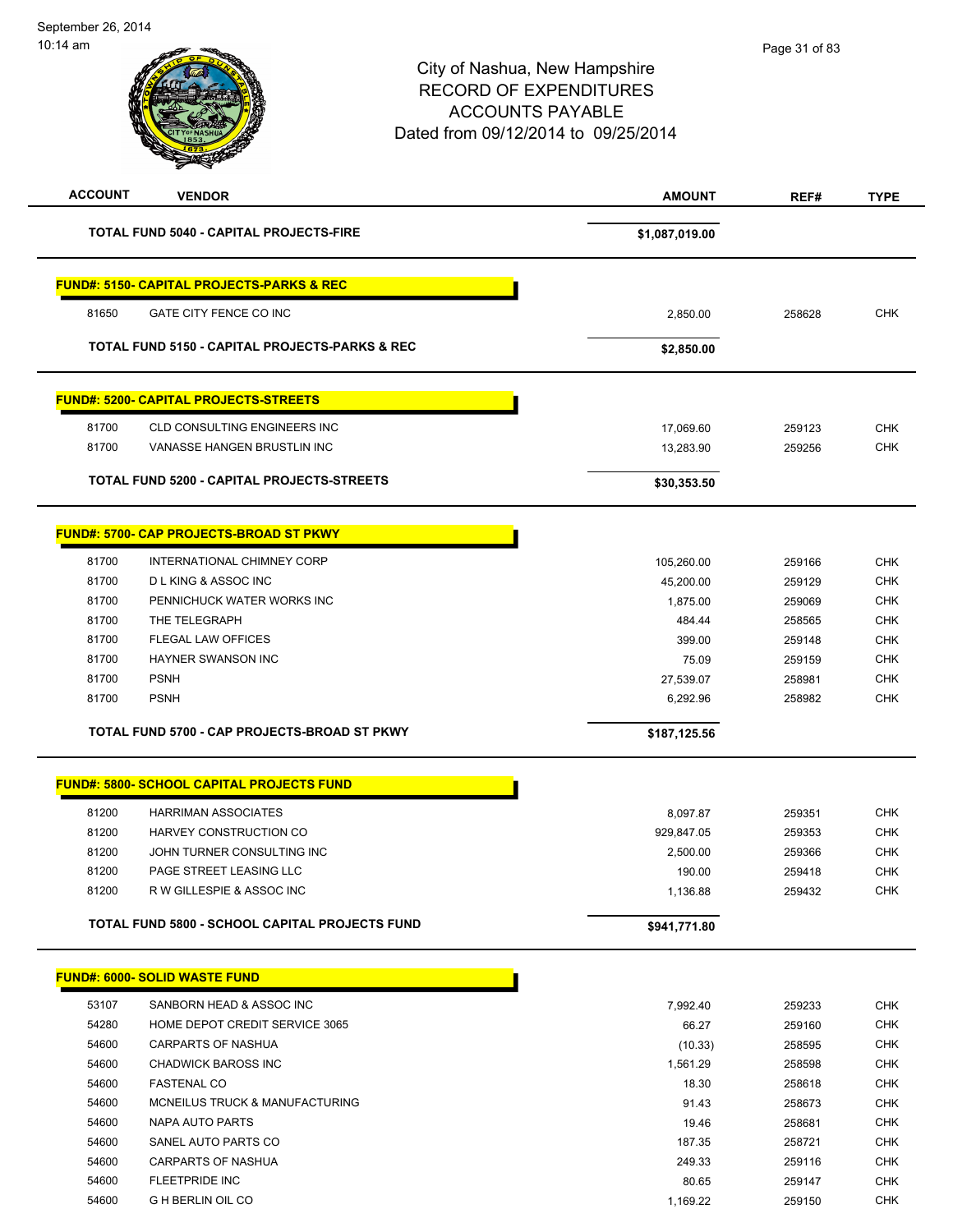September 26, 2014
10:14 am

# City of Nashua, New Hampshire
## RECORD OF EXPENDITURES
## ACCOUNTS PAYABLE
### Dated from 09/12/2014 to 09/25/2014

| ACCOUNT | VENDOR | AMOUNT | REF# | TYPE |
|---|---|---|---|---|
| | **TOTAL FUND 5040 - CAPITAL PROJECTS-FIRE** | **$1,087,019.00** | | |
| **FUND#: 5150- CAPITAL PROJECTS-PARKS & REC** | | | | |
| 81650 | GATE CITY FENCE CO INC | 2,850.00 | 258628 | CHK |
| | **TOTAL FUND 5150 - CAPITAL PROJECTS-PARKS & REC** | **$2,850.00** | | |
| **FUND#: 5200- CAPITAL PROJECTS-STREETS** | | | | |
| 81700 | CLD CONSULTING ENGINEERS INC | 17,069.60 | 259123 | CHK |
| 81700 | VANASSE HANGEN BRUSTLIN INC | 13,283.90 | 259256 | CHK |
| | **TOTAL FUND 5200 - CAPITAL PROJECTS-STREETS** | **$30,353.50** | | |
| **FUND#: 5700- CAP PROJECTS-BROAD ST PKWY** | | | | |
| 81700 | INTERNATIONAL CHIMNEY CORP | 105,260.00 | 259166 | CHK |
| 81700 | D L KING & ASSOC INC | 45,200.00 | 259129 | CHK |
| 81700 | PENNICHUCK WATER WORKS INC | 1,875.00 | 259069 | CHK |
| 81700 | THE TELEGRAPH | 484.44 | 258565 | CHK |
| 81700 | FLEGAL LAW OFFICES | 399.00 | 259148 | CHK |
| 81700 | HAYNER SWANSON INC | 75.09 | 259159 | CHK |
| 81700 | PSNH | 27,539.07 | 258981 | CHK |
| 81700 | PSNH | 6,292.96 | 258982 | CHK |
| | **TOTAL FUND 5700 - CAP PROJECTS-BROAD ST PKWY** | **$187,125.56** | | |
| **FUND#: 5800- SCHOOL CAPITAL PROJECTS FUND** | | | | |
| 81200 | HARRIMAN ASSOCIATES | 8,097.87 | 259351 | CHK |
| 81200 | HARVEY CONSTRUCTION CO | 929,847.05 | 259353 | CHK |
| 81200 | JOHN TURNER CONSULTING INC | 2,500.00 | 259366 | CHK |
| 81200 | PAGE STREET LEASING LLC | 190.00 | 259418 | CHK |
| 81200 | R W GILLESPIE & ASSOC INC | 1,136.88 | 259432 | CHK |
| | **TOTAL FUND 5800 - SCHOOL CAPITAL PROJECTS FUND** | **$941,771.80** | | |
| **FUND#: 6000- SOLID WASTE FUND** | | | | |
| 53107 | SANBORN HEAD & ASSOC INC | 7,992.40 | 259233 | CHK |
| 54280 | HOME DEPOT CREDIT SERVICE 3065 | 66.27 | 259160 | CHK |
| 54600 | CARPARTS OF NASHUA | (10.33) | 258595 | CHK |
| 54600 | CHADWICK BAROSS INC | 1,561.29 | 258598 | CHK |
| 54600 | FASTENAL CO | 18.30 | 258618 | CHK |
| 54600 | MCNEILUS TRUCK & MANUFACTURING | 91.43 | 258673 | CHK |
| 54600 | NAPA AUTO PARTS | 19.46 | 258681 | CHK |
| 54600 | SANEL AUTO PARTS CO | 187.35 | 258721 | CHK |
| 54600 | CARPARTS OF NASHUA | 249.33 | 259116 | CHK |
| 54600 | FLEETPRIDE INC | 80.65 | 259147 | CHK |
| 54600 | G H BERLIN OIL CO | 1,169.22 | 259150 | CHK |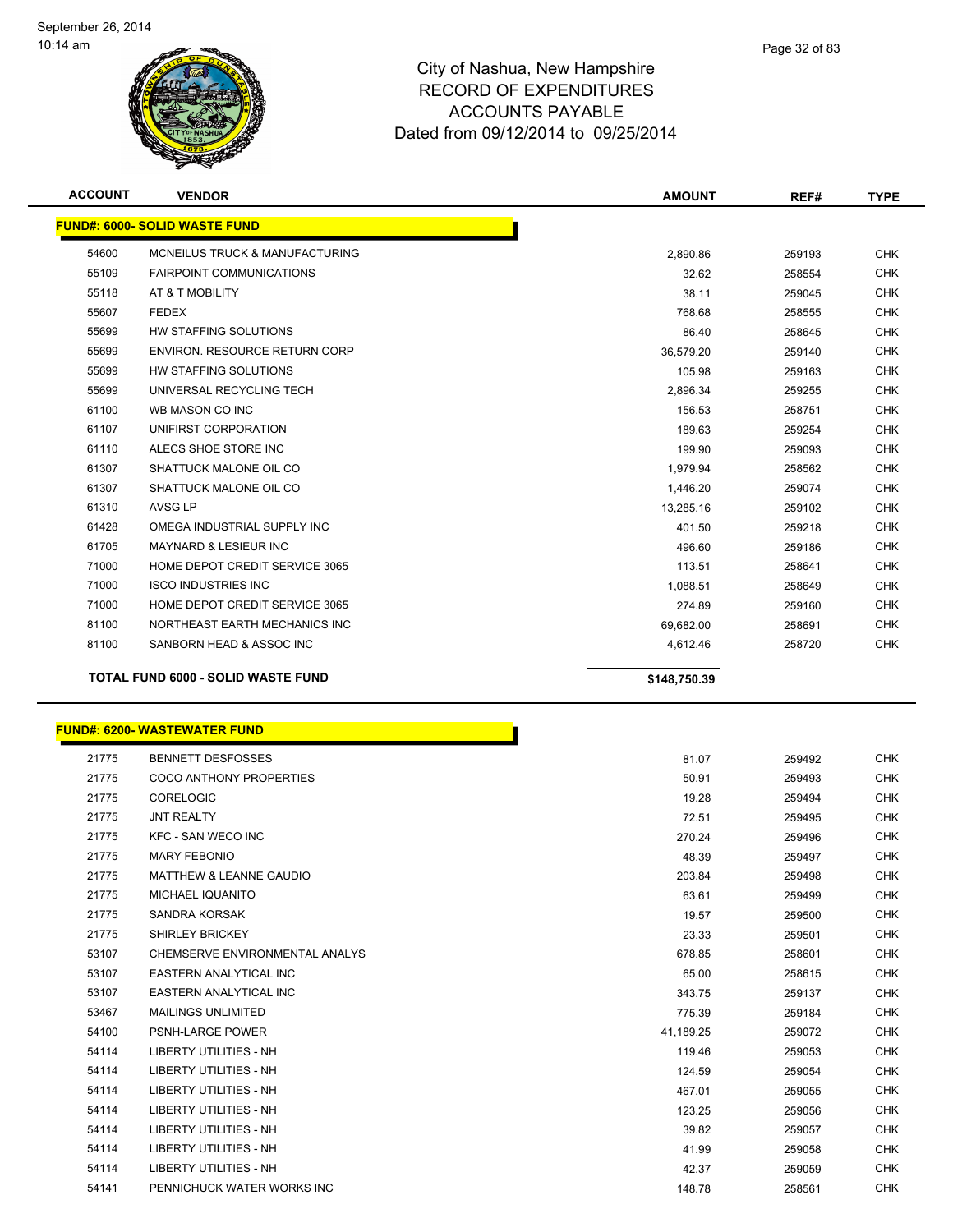City of Nashua, New Hampshire
RECORD OF EXPENDITURES
ACCOUNTS PAYABLE
Dated from 09/12/2014 to 09/25/2014

| ACCOUNT | VENDOR | AMOUNT | REF# | TYPE |
|---|---|---|---|---|
| **FUND#: 6000- SOLID WASTE FUND** | | | | |
| 54600 | MCNEILUS TRUCK & MANUFACTURING | 2,890.86 | 259193 | CHK |
| 55109 | FAIRPOINT COMMUNICATIONS | 32.62 | 258554 | CHK |
| 55118 | AT & T MOBILITY | 38.11 | 259045 | CHK |
| 55607 | FEDEX | 768.68 | 258555 | CHK |
| 55699 | HW STAFFING SOLUTIONS | 86.40 | 258645 | CHK |
| 55699 | ENVIRON. RESOURCE RETURN CORP | 36,579.20 | 259140 | CHK |
| 55699 | HW STAFFING SOLUTIONS | 105.98 | 259163 | CHK |
| 55699 | UNIVERSAL RECYCLING TECH | 2,896.34 | 259255 | CHK |
| 61100 | WB MASON CO INC | 156.53 | 258751 | CHK |
| 61107 | UNIFIRST CORPORATION | 189.63 | 259254 | CHK |
| 61110 | ALECS SHOE STORE INC | 199.90 | 259093 | CHK |
| 61307 | SHATTUCK MALONE OIL CO | 1,979.94 | 258562 | CHK |
| 61307 | SHATTUCK MALONE OIL CO | 1,446.20 | 259074 | CHK |
| 61310 | AVSG LP | 13,285.16 | 259102 | CHK |
| 61428 | OMEGA INDUSTRIAL SUPPLY INC | 401.50 | 259218 | CHK |
| 61705 | MAYNARD & LESIEUR INC | 496.60 | 259186 | CHK |
| 71000 | HOME DEPOT CREDIT SERVICE 3065 | 113.51 | 258641 | CHK |
| 71000 | ISCO INDUSTRIES INC | 1,088.51 | 258649 | CHK |
| 71000 | HOME DEPOT CREDIT SERVICE 3065 | 274.89 | 259160 | CHK |
| 81100 | NORTHEAST EARTH MECHANICS INC | 69,682.00 | 258691 | CHK |
| 81100 | SANBORN HEAD & ASSOC INC | 4,612.46 | 258720 | CHK |
| **TOTAL FUND 6000 - SOLID WASTE FUND** | | **$148,750.39** | | |

| ACCOUNT | VENDOR | AMOUNT | REF# | TYPE |
|---|---|---|---|---|
| **FUND#: 6200- WASTEWATER FUND** | | | | |
| 21775 | BENNETT DESFOSSES | 81.07 | 259492 | CHK |
| 21775 | COCO ANTHONY PROPERTIES | 50.91 | 259493 | CHK |
| 21775 | CORELOGIC | 19.28 | 259494 | CHK |
| 21775 | JNT REALTY | 72.51 | 259495 | CHK |
| 21775 | KFC - SAN WECO INC | 270.24 | 259496 | CHK |
| 21775 | MARY FEBONIO | 48.39 | 259497 | CHK |
| 21775 | MATTHEW & LEANNE GAUDIO | 203.84 | 259498 | CHK |
| 21775 | MICHAEL IQUANITO | 63.61 | 259499 | CHK |
| 21775 | SANDRA KORSAK | 19.57 | 259500 | CHK |
| 21775 | SHIRLEY BRICKEY | 23.33 | 259501 | CHK |
| 53107 | CHEMSERVE ENVIRONMENTAL ANALYS | 678.85 | 258601 | CHK |
| 53107 | EASTERN ANALYTICAL INC | 65.00 | 258615 | CHK |
| 53107 | EASTERN ANALYTICAL INC | 343.75 | 259137 | CHK |
| 53467 | MAILINGS UNLIMITED | 775.39 | 259184 | CHK |
| 54100 | PSNH-LARGE POWER | 41,189.25 | 259072 | CHK |
| 54114 | LIBERTY UTILITIES - NH | 119.46 | 259053 | CHK |
| 54114 | LIBERTY UTILITIES - NH | 124.59 | 259054 | CHK |
| 54114 | LIBERTY UTILITIES - NH | 467.01 | 259055 | CHK |
| 54114 | LIBERTY UTILITIES - NH | 123.25 | 259056 | CHK |
| 54114 | LIBERTY UTILITIES - NH | 39.82 | 259057 | CHK |
| 54114 | LIBERTY UTILITIES - NH | 41.99 | 259058 | CHK |
| 54114 | LIBERTY UTILITIES - NH | 42.37 | 259059 | CHK |
| 54141 | PENNICHUCK WATER WORKS INC | 148.78 | 258561 | CHK |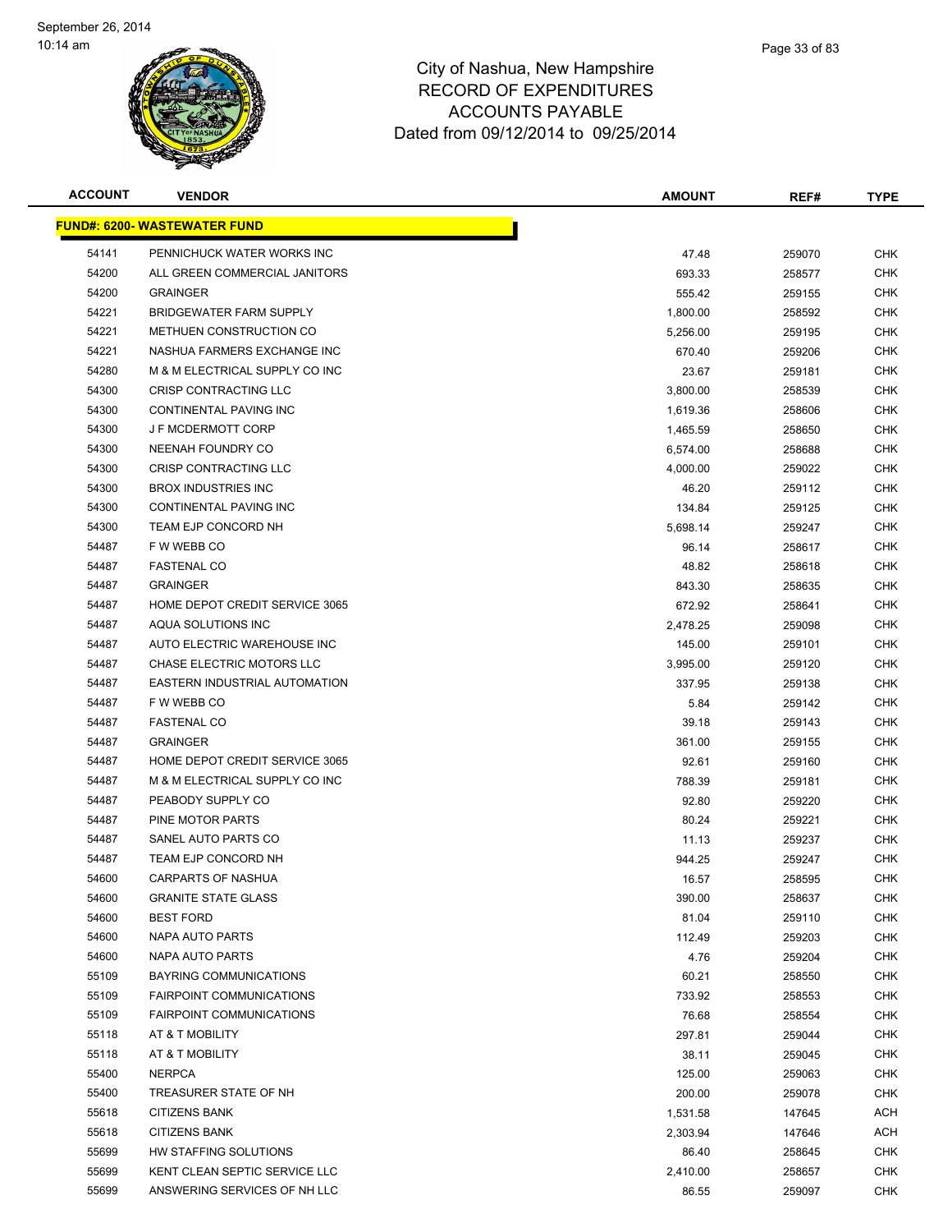# City of Nashua, New Hampshire
## RECORD OF EXPENDITURES
## ACCOUNTS PAYABLE
## Dated from 09/12/2014 to 09/25/2014

| ACCOUNT | VENDOR | AMOUNT | REF# | TYPE |
|---|---|---|---|---|
| **FUND#: 6200- WASTEWATER FUND** | | | | |
| 54141 | PENNICHUCK WATER WORKS INC | 47.48 | 259070 | CHK |
| 54200 | ALL GREEN COMMERCIAL JANITORS | 693.33 | 258577 | CHK |
| 54200 | GRAINGER | 555.42 | 259155 | CHK |
| 54221 | BRIDGEWATER FARM SUPPLY | 1,800.00 | 258592 | CHK |
| 54221 | METHUEN CONSTRUCTION CO | 5,256.00 | 259195 | CHK |
| 54221 | NASHUA FARMERS EXCHANGE INC | 670.40 | 259206 | CHK |
| 54280 | M & M ELECTRICAL SUPPLY CO INC | 23.67 | 259181 | CHK |
| 54300 | CRISP CONTRACTING LLC | 3,800.00 | 258539 | CHK |
| 54300 | CONTINENTAL PAVING INC | 1,619.36 | 258606 | CHK |
| 54300 | J F MCDERMOTT CORP | 1,465.59 | 258650 | CHK |
| 54300 | NEENAH FOUNDRY CO | 6,574.00 | 258688 | CHK |
| 54300 | CRISP CONTRACTING LLC | 4,000.00 | 259022 | CHK |
| 54300 | BROX INDUSTRIES INC | 46.20 | 259112 | CHK |
| 54300 | CONTINENTAL PAVING INC | 134.84 | 259125 | CHK |
| 54300 | TEAM EJP CONCORD NH | 5,698.14 | 259247 | CHK |
| 54487 | F W WEBB CO | 96.14 | 258617 | CHK |
| 54487 | FASTENAL CO | 48.82 | 258618 | CHK |
| 54487 | GRAINGER | 843.30 | 258635 | CHK |
| 54487 | HOME DEPOT CREDIT SERVICE 3065 | 672.92 | 258641 | CHK |
| 54487 | AQUA SOLUTIONS INC | 2,478.25 | 259098 | CHK |
| 54487 | AUTO ELECTRIC WAREHOUSE INC | 145.00 | 259101 | CHK |
| 54487 | CHASE ELECTRIC MOTORS LLC | 3,995.00 | 259120 | CHK |
| 54487 | EASTERN INDUSTRIAL AUTOMATION | 337.95 | 259138 | CHK |
| 54487 | F W WEBB CO | 5.84 | 259142 | CHK |
| 54487 | FASTENAL CO | 39.18 | 259143 | CHK |
| 54487 | GRAINGER | 361.00 | 259155 | CHK |
| 54487 | HOME DEPOT CREDIT SERVICE 3065 | 92.61 | 259160 | CHK |
| 54487 | M & M ELECTRICAL SUPPLY CO INC | 788.39 | 259181 | CHK |
| 54487 | PEABODY SUPPLY CO | 92.80 | 259220 | CHK |
| 54487 | PINE MOTOR PARTS | 80.24 | 259221 | CHK |
| 54487 | SANEL AUTO PARTS CO | 11.13 | 259237 | CHK |
| 54487 | TEAM EJP CONCORD NH | 944.25 | 259247 | CHK |
| 54600 | CARPARTS OF NASHUA | 16.57 | 258595 | CHK |
| 54600 | GRANITE STATE GLASS | 390.00 | 258637 | CHK |
| 54600 | BEST FORD | 81.04 | 259110 | CHK |
| 54600 | NAPA AUTO PARTS | 112.49 | 259203 | CHK |
| 54600 | NAPA AUTO PARTS | 4.76 | 259204 | CHK |
| 55109 | BAYRING COMMUNICATIONS | 60.21 | 258550 | CHK |
| 55109 | FAIRPOINT COMMUNICATIONS | 733.92 | 258553 | CHK |
| 55109 | FAIRPOINT COMMUNICATIONS | 76.68 | 258554 | CHK |
| 55118 | AT & T MOBILITY | 297.81 | 259044 | CHK |
| 55118 | AT & T MOBILITY | 38.11 | 259045 | CHK |
| 55400 | NERPCA | 125.00 | 259063 | CHK |
| 55400 | TREASURER STATE OF NH | 200.00 | 259078 | CHK |
| 55618 | CITIZENS BANK | 1,531.58 | 147645 | ACH |
| 55618 | CITIZENS BANK | 2,303.94 | 147646 | ACH |
| 55699 | HW STAFFING SOLUTIONS | 86.40 | 258645 | CHK |
| 55699 | KENT CLEAN SEPTIC SERVICE LLC | 2,410.00 | 258657 | CHK |
| 55699 | ANSWERING SERVICES OF NH LLC | 86.55 | 259097 | CHK |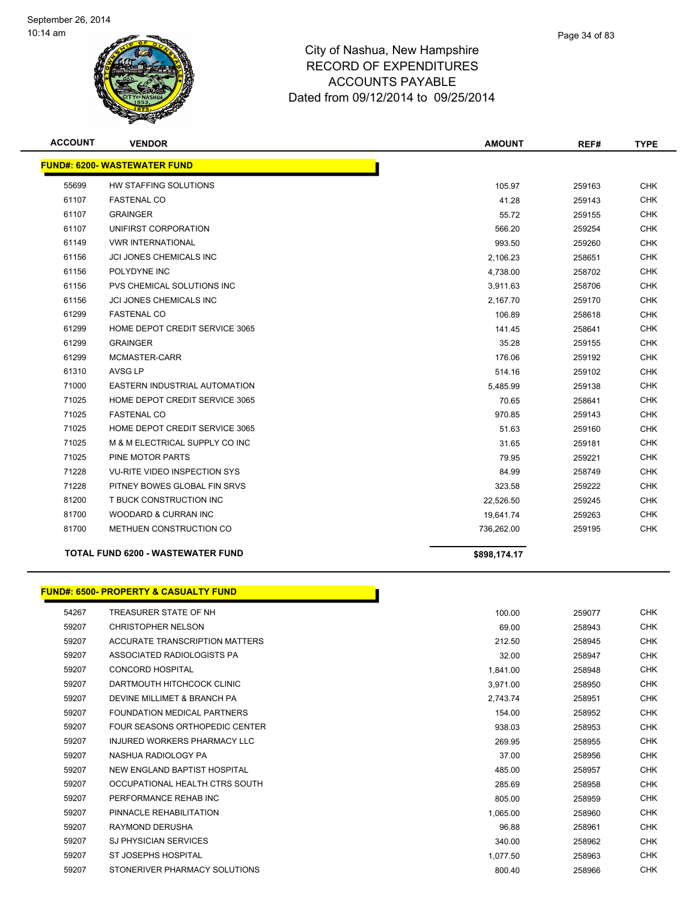# City of Nashua, New Hampshire
## RECORD OF EXPENDITURES
## ACCOUNTS PAYABLE
## Dated from 09/12/2014 to 09/25/2014

| ACCOUNT | VENDOR | AMOUNT | REF# | TYPE |
|---|---|---|---|---|
| **FUND#: 6200- WASTEWATER FUND** | | | | |
| 55699 | HW STAFFING SOLUTIONS | 105.97 | 259163 | CHK |
| 61107 | FASTENAL CO | 41.28 | 259143 | CHK |
| 61107 | GRAINGER | 55.72 | 259155 | CHK |
| 61107 | UNIFIRST CORPORATION | 566.20 | 259254 | CHK |
| 61149 | VWR INTERNATIONAL | 993.50 | 259260 | CHK |
| 61156 | JCI JONES CHEMICALS INC | 2,106.23 | 258651 | CHK |
| 61156 | POLYDYNE INC | 4,738.00 | 258702 | CHK |
| 61156 | PVS CHEMICAL SOLUTIONS INC | 3,911.63 | 258706 | CHK |
| 61156 | JCI JONES CHEMICALS INC | 2,167.70 | 259170 | CHK |
| 61299 | FASTENAL CO | 106.89 | 258618 | CHK |
| 61299 | HOME DEPOT CREDIT SERVICE 3065 | 141.45 | 258641 | CHK |
| 61299 | GRAINGER | 35.28 | 259155 | CHK |
| 61299 | MCMASTER-CARR | 176.06 | 259192 | CHK |
| 61310 | AVSG LP | 514.16 | 259102 | CHK |
| 71000 | EASTERN INDUSTRIAL AUTOMATION | 5,485.99 | 259138 | CHK |
| 71025 | HOME DEPOT CREDIT SERVICE 3065 | 70.65 | 258641 | CHK |
| 71025 | FASTENAL CO | 970.85 | 259143 | CHK |
| 71025 | HOME DEPOT CREDIT SERVICE 3065 | 51.63 | 259160 | CHK |
| 71025 | M & M ELECTRICAL SUPPLY CO INC | 31.65 | 259181 | CHK |
| 71025 | PINE MOTOR PARTS | 79.95 | 259221 | CHK |
| 71228 | VU-RITE VIDEO INSPECTION SYS | 84.99 | 258749 | CHK |
| 71228 | PITNEY BOWES GLOBAL FIN SRVS | 323.58 | 259222 | CHK |
| 81200 | T BUCK CONSTRUCTION INC | 22,526.50 | 259245 | CHK |
| 81700 | WOODARD & CURRAN INC | 19,641.74 | 259263 | CHK |
| 81700 | METHUEN CONSTRUCTION CO | 736,262.00 | 259195 | CHK |
| **TOTAL FUND 6200 - WASTEWATER FUND** | | **$898,174.17** | | |

| ACCOUNT | VENDOR | AMOUNT | REF# | TYPE |
|---|---|---|---|---|
| **FUND#: 6500- PROPERTY & CASUALTY FUND** | | | | |
| 54267 | TREASURER STATE OF NH | 100.00 | 259077 | CHK |
| 59207 | CHRISTOPHER NELSON | 69.00 | 258943 | CHK |
| 59207 | ACCURATE TRANSCRIPTION MATTERS | 212.50 | 258945 | CHK |
| 59207 | ASSOCIATED RADIOLOGISTS PA | 32.00 | 258947 | CHK |
| 59207 | CONCORD HOSPITAL | 1,841.00 | 258948 | CHK |
| 59207 | DARTMOUTH HITCHCOCK CLINIC | 3,971.00 | 258950 | CHK |
| 59207 | DEVINE MILLIMET & BRANCH PA | 2,743.74 | 258951 | CHK |
| 59207 | FOUNDATION MEDICAL PARTNERS | 154.00 | 258952 | CHK |
| 59207 | FOUR SEASONS ORTHOPEDIC CENTER | 938.03 | 258953 | CHK |
| 59207 | INJURED WORKERS PHARMACY LLC | 269.95 | 258955 | CHK |
| 59207 | NASHUA RADIOLOGY PA | 37.00 | 258956 | CHK |
| 59207 | NEW ENGLAND BAPTIST HOSPITAL | 485.00 | 258957 | CHK |
| 59207 | OCCUPATIONAL HEALTH CTRS SOUTH | 285.69 | 258958 | CHK |
| 59207 | PERFORMANCE REHAB INC | 805.00 | 258959 | CHK |
| 59207 | PINNACLE REHABILITATION | 1,065.00 | 258960 | CHK |
| 59207 | RAYMOND DERUSHA | 96.88 | 258961 | CHK |
| 59207 | SJ PHYSICIAN SERVICES | 340.00 | 258962 | CHK |
| 59207 | ST JOSEPHS HOSPITAL | 1,077.50 | 258963 | CHK |
| 59207 | STONERIVER PHARMACY SOLUTIONS | 800.40 | 258966 | CHK |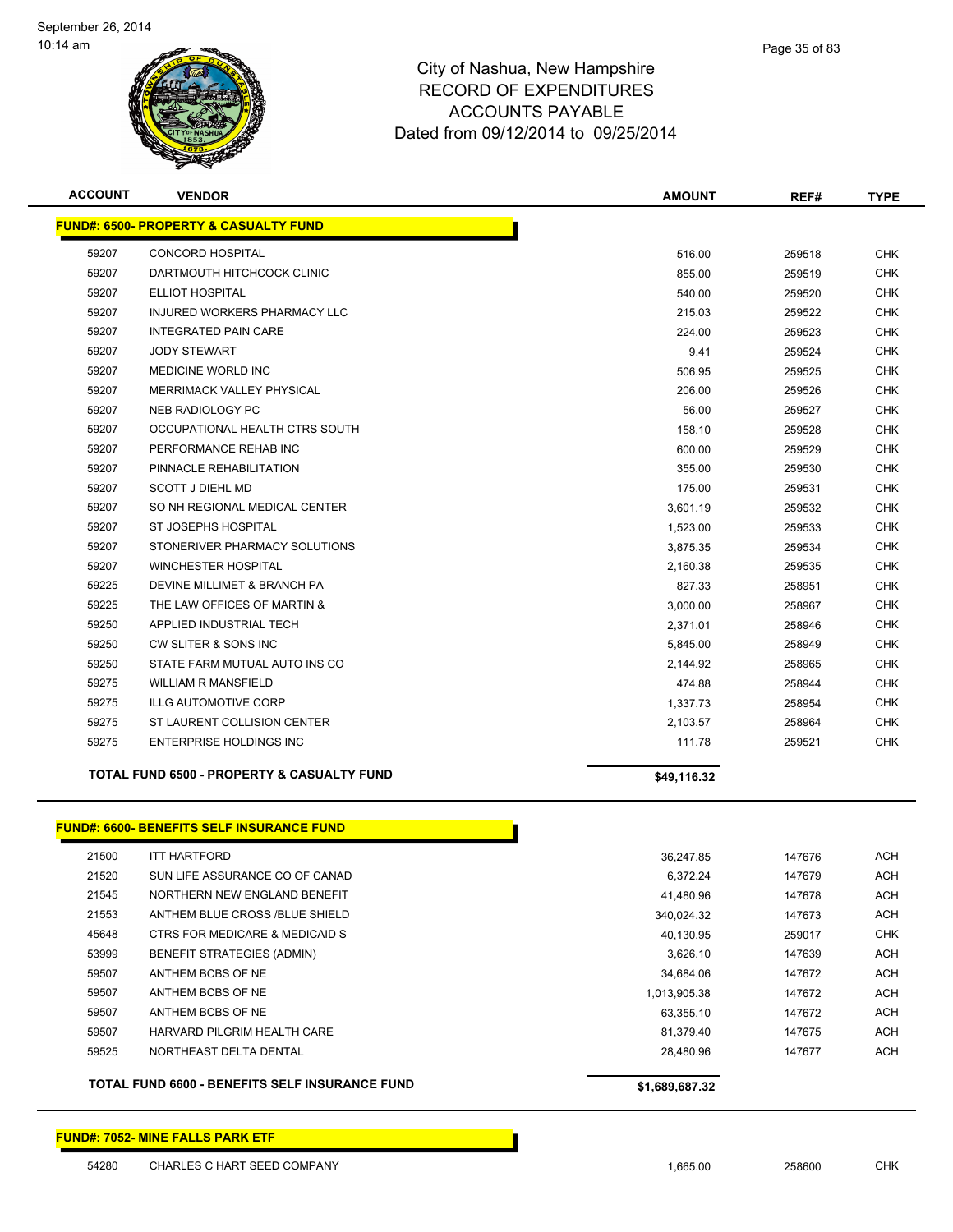City of Nashua, New Hampshire
RECORD OF EXPENDITURES
ACCOUNTS PAYABLE
Dated from 09/12/2014 to 09/25/2014

| ACCOUNT | VENDOR | AMOUNT | REF# | TYPE |
|---|---|---|---|---|
| **FUND#: 6500- PROPERTY & CASUALTY FUND** | | | | |
| 59207 | CONCORD HOSPITAL | 516.00 | 259518 | CHK |
| 59207 | DARTMOUTH HITCHCOCK CLINIC | 855.00 | 259519 | CHK |
| 59207 | ELLIOT HOSPITAL | 540.00 | 259520 | CHK |
| 59207 | INJURED WORKERS PHARMACY LLC | 215.03 | 259522 | CHK |
| 59207 | INTEGRATED PAIN CARE | 224.00 | 259523 | CHK |
| 59207 | JODY STEWART | 9.41 | 259524 | CHK |
| 59207 | MEDICINE WORLD INC | 506.95 | 259525 | CHK |
| 59207 | MERRIMACK VALLEY PHYSICAL | 206.00 | 259526 | CHK |
| 59207 | NEB RADIOLOGY PC | 56.00 | 259527 | CHK |
| 59207 | OCCUPATIONAL HEALTH CTRS SOUTH | 158.10 | 259528 | CHK |
| 59207 | PERFORMANCE REHAB INC | 600.00 | 259529 | CHK |
| 59207 | PINNACLE REHABILITATION | 355.00 | 259530 | CHK |
| 59207 | SCOTT J DIEHL MD | 175.00 | 259531 | CHK |
| 59207 | SO NH REGIONAL MEDICAL CENTER | 3,601.19 | 259532 | CHK |
| 59207 | ST JOSEPHS HOSPITAL | 1,523.00 | 259533 | CHK |
| 59207 | STONERIVER PHARMACY SOLUTIONS | 3,875.35 | 259534 | CHK |
| 59207 | WINCHESTER HOSPITAL | 2,160.38 | 259535 | CHK |
| 59225 | DEVINE MILLIMET & BRANCH PA | 827.33 | 258951 | CHK |
| 59225 | THE LAW OFFICES OF MARTIN & | 3,000.00 | 258967 | CHK |
| 59250 | APPLIED INDUSTRIAL TECH | 2,371.01 | 258946 | CHK |
| 59250 | CW SLITER & SONS INC | 5,845.00 | 258949 | CHK |
| 59250 | STATE FARM MUTUAL AUTO INS CO | 2,144.92 | 258965 | CHK |
| 59275 | WILLIAM R MANSFIELD | 474.88 | 258944 | CHK |
| 59275 | ILLG AUTOMOTIVE CORP | 1,337.73 | 258954 | CHK |
| 59275 | ST LAURENT COLLISION CENTER | 2,103.57 | 258964 | CHK |
| 59275 | ENTERPRISE HOLDINGS INC | 111.78 | 259521 | CHK |
| **TOTAL FUND 6500 - PROPERTY & CASUALTY FUND** | | **$49,116.32** | | |
| **FUND#: 6600- BENEFITS SELF INSURANCE FUND** | | | | |
| 21500 | ITT HARTFORD | 36,247.85 | 147676 | ACH |
| 21520 | SUN LIFE ASSURANCE CO OF CANAD | 6,372.24 | 147679 | ACH |
| 21545 | NORTHERN NEW ENGLAND BENEFIT | 41,480.96 | 147678 | ACH |
| 21553 | ANTHEM BLUE CROSS /BLUE SHIELD | 340,024.32 | 147673 | ACH |
| 45648 | CTRS FOR MEDICARE & MEDICAID S | 40,130.95 | 259017 | CHK |
| 53999 | BENEFIT STRATEGIES (ADMIN) | 3,626.10 | 147639 | ACH |
| 59507 | ANTHEM BCBS OF NE | 34,684.06 | 147672 | ACH |
| 59507 | ANTHEM BCBS OF NE | 1,013,905.38 | 147672 | ACH |
| 59507 | ANTHEM BCBS OF NE | 63,355.10 | 147672 | ACH |
| 59507 | HARVARD PILGRIM HEALTH CARE | 81,379.40 | 147675 | ACH |
| 59525 | NORTHEAST DELTA DENTAL | 28,480.96 | 147677 | ACH |
| **TOTAL FUND 6600 - BENEFITS SELF INSURANCE FUND** | | **$1,689,687.32** | | |
| **FUND#: 7052- MINE FALLS PARK ETF** | | | | |
| 54280 | CHARLES C HART SEED COMPANY | 1,665.00 | 258600 | CHK |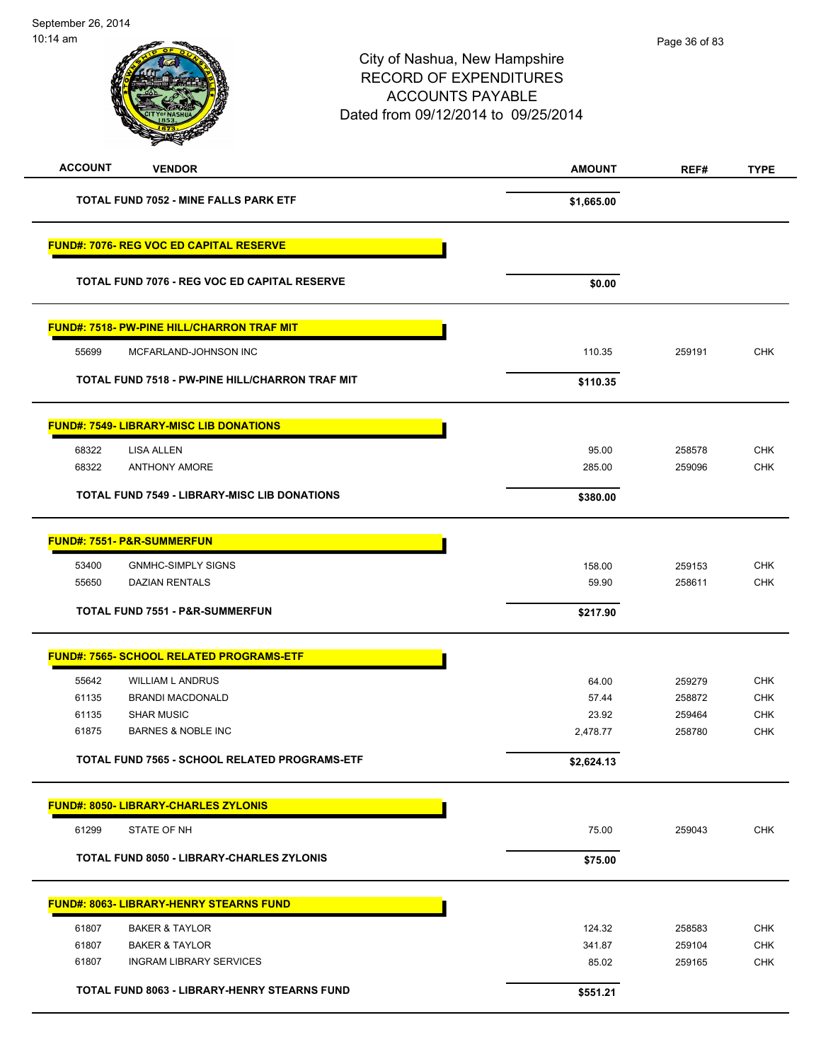# City of Nashua, New Hampshire
## RECORD OF EXPENDITURES
## ACCOUNTS PAYABLE
## Dated from 09/12/2014 to 09/25/2014

September 26, 2014
10:14 am

| ACCOUNT | VENDOR | AMOUNT | REF# | TYPE |
|---|---|---|---|---|
| | **TOTAL FUND 7052 - MINE FALLS PARK ETF** | **$1,665.00** | | |
| **FUND#: 7076- REG VOC ED CAPITAL RESERVE** | | | | |
| | **TOTAL FUND 7076 - REG VOC ED CAPITAL RESERVE** | **$0.00** | | |
| **FUND#: 7518- PW-PINE HILL/CHARRON TRAF MIT** | | | | |
| 55699 | MCFARLAND-JOHNSON INC | 110.35 | 259191 | CHK |
| | **TOTAL FUND 7518 - PW-PINE HILL/CHARRON TRAF MIT** | **$110.35** | | |
| **FUND#: 7549- LIBRARY-MISC LIB DONATIONS** | | | | |
| 68322 | LISA ALLEN | 95.00 | 258578 | CHK |
| 68322 | ANTHONY AMORE | 285.00 | 259096 | CHK |
| | **TOTAL FUND 7549 - LIBRARY-MISC LIB DONATIONS** | **$380.00** | | |
| **FUND#: 7551- P&R-SUMMERFUN** | | | | |
| 53400 | GNMHC-SIMPLY SIGNS | 158.00 | 259153 | CHK |
| 55650 | DAZIAN RENTALS | 59.90 | 258611 | CHK |
| | **TOTAL FUND 7551 - P&R-SUMMERFUN** | **$217.90** | | |
| **FUND#: 7565- SCHOOL RELATED PROGRAMS-ETF** | | | | |
| 55642 | WILLIAM L ANDRUS | 64.00 | 259279 | CHK |
| 61135 | BRANDI MACDONALD | 57.44 | 258872 | CHK |
| 61135 | SHAR MUSIC | 23.92 | 259464 | CHK |
| 61875 | BARNES & NOBLE INC | 2,478.77 | 258780 | CHK |
| | **TOTAL FUND 7565 - SCHOOL RELATED PROGRAMS-ETF** | **$2,624.13** | | |
| **FUND#: 8050- LIBRARY-CHARLES ZYLONIS** | | | | |
| 61299 | STATE OF NH | 75.00 | 259043 | CHK |
| | **TOTAL FUND 8050 - LIBRARY-CHARLES ZYLONIS** | **$75.00** | | |
| **FUND#: 8063- LIBRARY-HENRY STEARNS FUND** | | | | |
| 61807 | BAKER & TAYLOR | 124.32 | 258583 | CHK |
| 61807 | BAKER & TAYLOR | 341.87 | 259104 | CHK |
| 61807 | INGRAM LIBRARY SERVICES | 85.02 | 259165 | CHK |
| | **TOTAL FUND 8063 - LIBRARY-HENRY STEARNS FUND** | **$551.21** | | |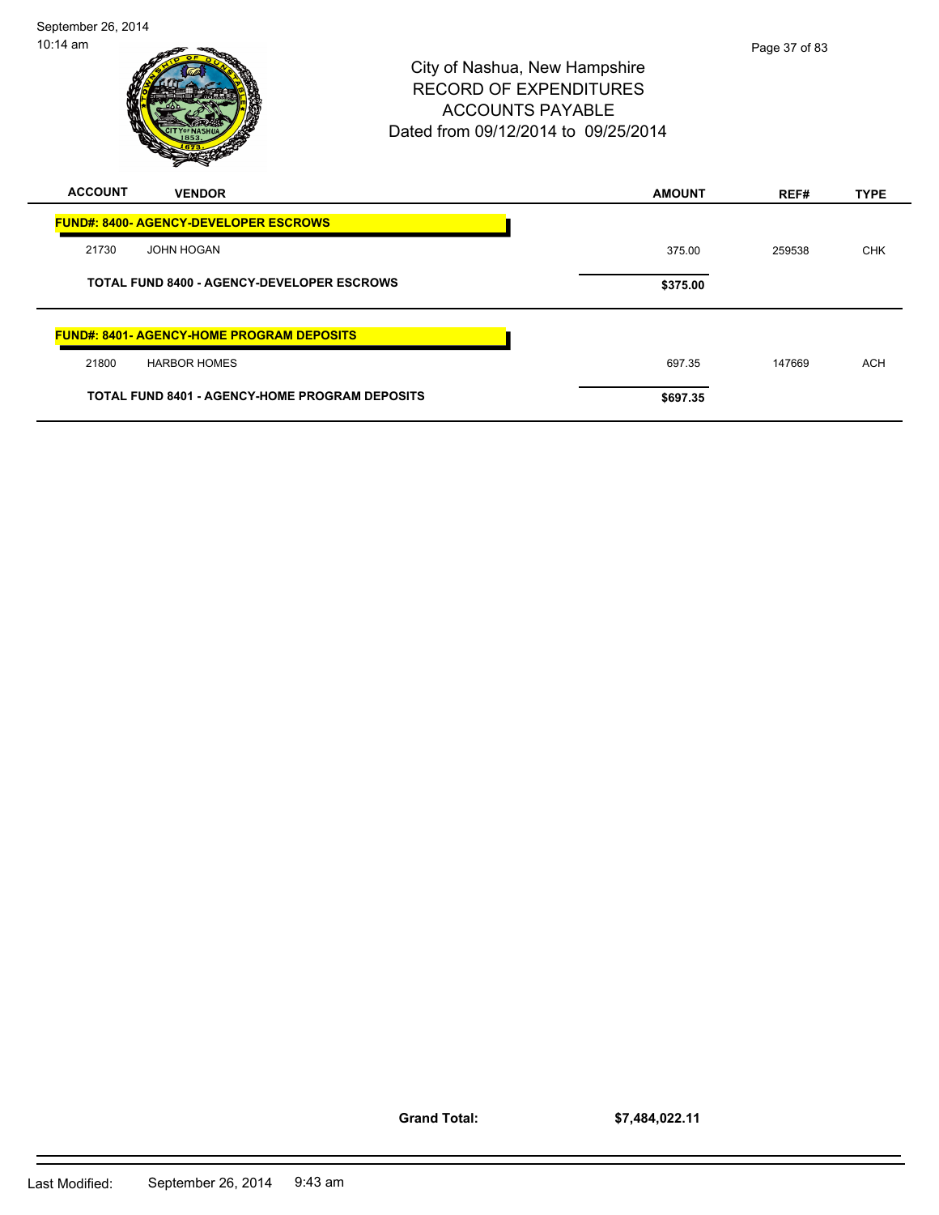# City of Nashua, New Hampshire
## RECORD OF EXPENDITURES
## ACCOUNTS PAYABLE
### Dated from 09/12/2014 to 09/25/2014

| ACCOUNT | VENDOR | AMOUNT | REF# | TYPE |
|---|---|---|---|---|
| **FUND#: 8400- AGENCY-DEVELOPER ESCROWS** | | | | |
| 21730 | JOHN HOGAN | 375.00 | 259538 | CHK |
| | **TOTAL FUND 8400 - AGENCY-DEVELOPER ESCROWS** | **$375.00** | | |
| **FUND#: 8401- AGENCY-HOME PROGRAM DEPOSITS** | | | | |
| 21800 | HARBOR HOMES | 697.35 | 147669 | ACH |
| | **TOTAL FUND 8401 - AGENCY-HOME PROGRAM DEPOSITS** | **$697.35** | | |

**Grand Total:** **$7,484,022.11**

Last Modified: September 26, 2014 9:43 am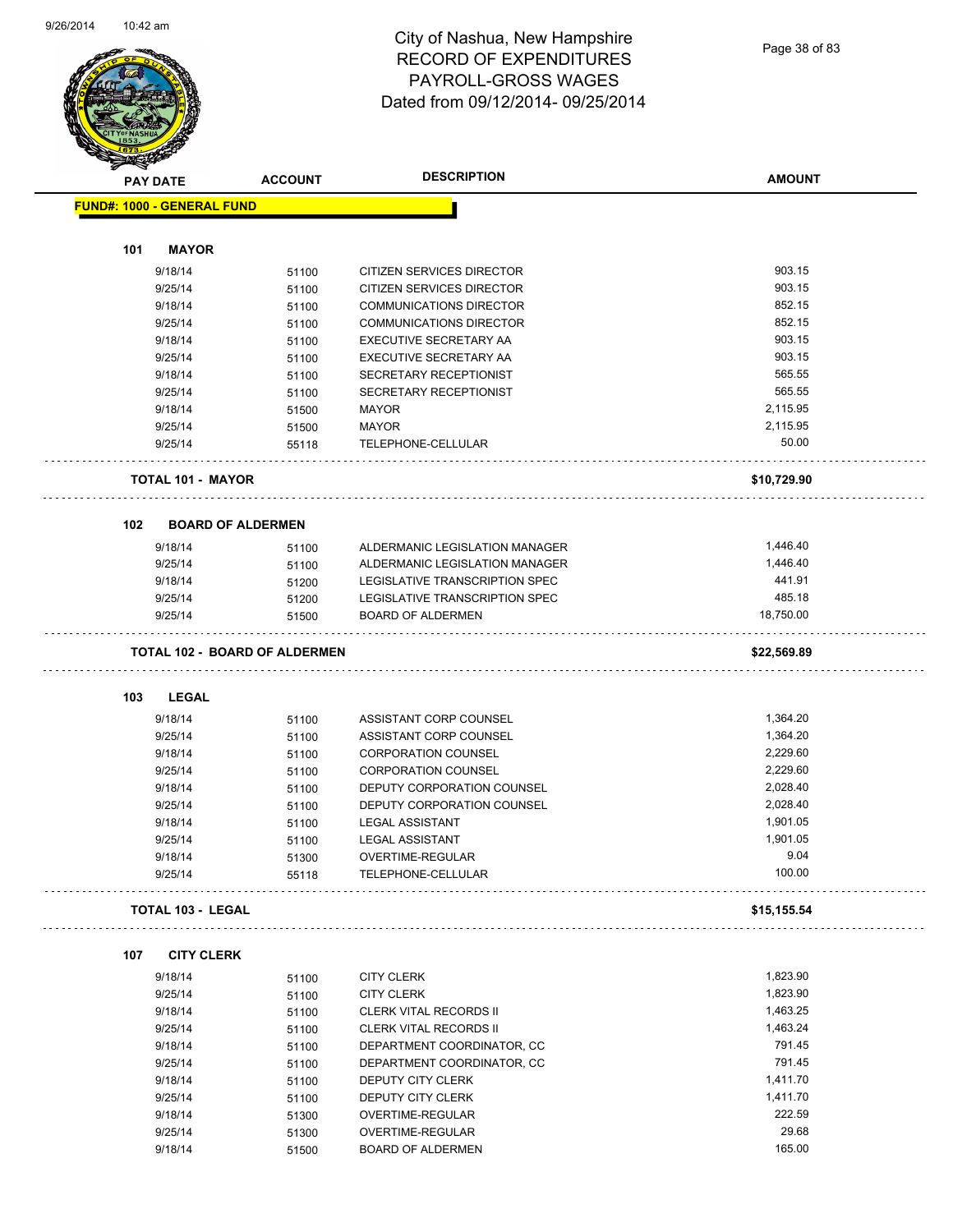# City of Nashua, New Hampshire
# RECORD OF EXPENDITURES
# PAYROLL-GROSS WAGES
# Dated from 09/12/2014- 09/25/2014

| PAY DATE | ACCOUNT | DESCRIPTION | AMOUNT |
|---|---|---|---|
| **FUND#: 1000 - GENERAL FUND** | | | |
| **101 MAYOR** | | | |
| 9/18/14 | 51100 | CITIZEN SERVICES DIRECTOR | 903.15 |
| 9/25/14 | 51100 | CITIZEN SERVICES DIRECTOR | 903.15 |
| 9/18/14 | 51100 | COMMUNICATIONS DIRECTOR | 852.15 |
| 9/25/14 | 51100 | COMMUNICATIONS DIRECTOR | 852.15 |
| 9/18/14 | 51100 | EXECUTIVE SECRETARY AA | 903.15 |
| 9/25/14 | 51100 | EXECUTIVE SECRETARY AA | 903.15 |
| 9/18/14 | 51100 | SECRETARY RECEPTIONIST | 565.55 |
| 9/25/14 | 51100 | SECRETARY RECEPTIONIST | 565.55 |
| 9/18/14 | 51500 | MAYOR | 2,115.95 |
| 9/25/14 | 51500 | MAYOR | 2,115.95 |
| 9/25/14 | 55118 | TELEPHONE-CELLULAR | 50.00 |
| **TOTAL 101 - MAYOR** | | | **$10,729.90** |
| **102 BOARD OF ALDERMEN** | | | |
| 9/18/14 | 51100 | ALDERMANIC LEGISLATION MANAGER | 1,446.40 |
| 9/25/14 | 51100 | ALDERMANIC LEGISLATION MANAGER | 1,446.40 |
| 9/18/14 | 51200 | LEGISLATIVE TRANSCRIPTION SPEC | 441.91 |
| 9/25/14 | 51200 | LEGISLATIVE TRANSCRIPTION SPEC | 485.18 |
| 9/25/14 | 51500 | BOARD OF ALDERMEN | 18,750.00 |
| **TOTAL 102 - BOARD OF ALDERMEN** | | | **$22,569.89** |
| **103 LEGAL** | | | |
| 9/18/14 | 51100 | ASSISTANT CORP COUNSEL | 1,364.20 |
| 9/25/14 | 51100 | ASSISTANT CORP COUNSEL | 1,364.20 |
| 9/18/14 | 51100 | CORPORATION COUNSEL | 2,229.60 |
| 9/25/14 | 51100 | CORPORATION COUNSEL | 2,229.60 |
| 9/18/14 | 51100 | DEPUTY CORPORATION COUNSEL | 2,028.40 |
| 9/25/14 | 51100 | DEPUTY CORPORATION COUNSEL | 2,028.40 |
| 9/18/14 | 51100 | LEGAL ASSISTANT | 1,901.05 |
| 9/25/14 | 51100 | LEGAL ASSISTANT | 1,901.05 |
| 9/18/14 | 51300 | OVERTIME-REGULAR | 9.04 |
| 9/25/14 | 55118 | TELEPHONE-CELLULAR | 100.00 |
| **TOTAL 103 - LEGAL** | | | **$15,155.54** |
| **107 CITY CLERK** | | | |
| 9/18/14 | 51100 | CITY CLERK | 1,823.90 |
| 9/25/14 | 51100 | CITY CLERK | 1,823.90 |
| 9/18/14 | 51100 | CLERK VITAL RECORDS II | 1,463.25 |
| 9/25/14 | 51100 | CLERK VITAL RECORDS II | 1,463.24 |
| 9/18/14 | 51100 | DEPARTMENT COORDINATOR, CC | 791.45 |
| 9/25/14 | 51100 | DEPARTMENT COORDINATOR, CC | 791.45 |
| 9/18/14 | 51100 | DEPUTY CITY CLERK | 1,411.70 |
| 9/25/14 | 51100 | DEPUTY CITY CLERK | 1,411.70 |
| 9/18/14 | 51300 | OVERTIME-REGULAR | 222.59 |
| 9/25/14 | 51300 | OVERTIME-REGULAR | 29.68 |
| 9/18/14 | 51500 | BOARD OF ALDERMEN | 165.00 |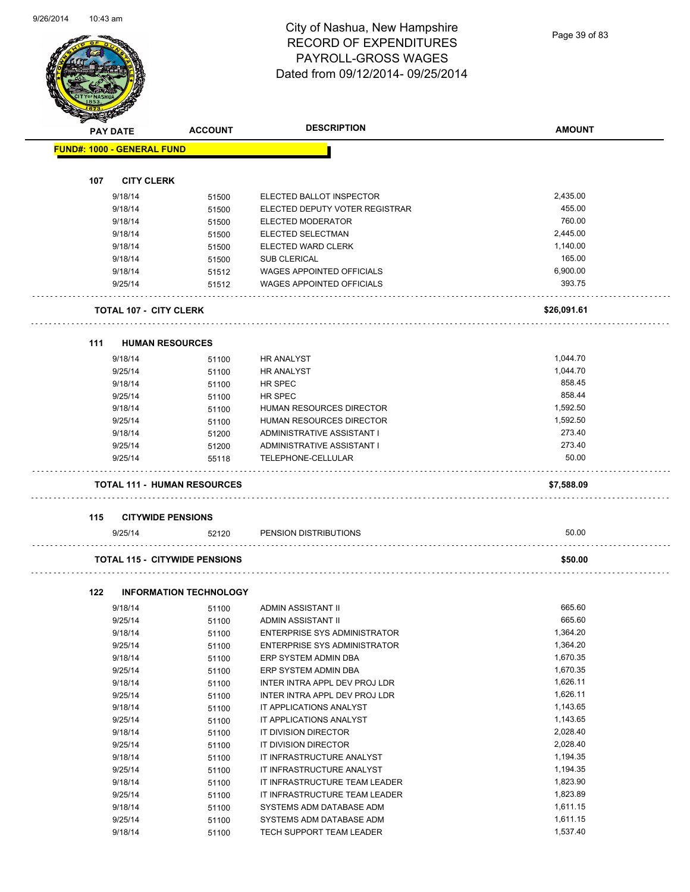# City of Nashua, New Hampshire
# RECORD OF EXPENDITURES
# PAYROLL-GROSS WAGES
## Dated from 09/12/2014- 09/25/2014

| PAY DATE | ACCOUNT | DESCRIPTION | AMOUNT |
|---|---|---|---|
| **FUND#: 1000 - GENERAL FUND** | | | |
| **107 CITY CLERK** | | | |
| 9/18/14 | 51500 | ELECTED BALLOT INSPECTOR | 2,435.00 |
| 9/18/14 | 51500 | ELECTED DEPUTY VOTER REGISTRAR | 455.00 |
| 9/18/14 | 51500 | ELECTED MODERATOR | 760.00 |
| 9/18/14 | 51500 | ELECTED SELECTMAN | 2,445.00 |
| 9/18/14 | 51500 | ELECTED WARD CLERK | 1,140.00 |
| 9/18/14 | 51500 | SUB CLERICAL | 165.00 |
| 9/18/14 | 51512 | WAGES APPOINTED OFFICIALS | 6,900.00 |
| 9/25/14 | 51512 | WAGES APPOINTED OFFICIALS | 393.75 |
| **TOTAL 107 - CITY CLERK** | | | **$26,091.61** |
| **111 HUMAN RESOURCES** | | | |
| 9/18/14 | 51100 | HR ANALYST | 1,044.70 |
| 9/25/14 | 51100 | HR ANALYST | 1,044.70 |
| 9/18/14 | 51100 | HR SPEC | 858.45 |
| 9/25/14 | 51100 | HR SPEC | 858.44 |
| 9/18/14 | 51100 | HUMAN RESOURCES DIRECTOR | 1,592.50 |
| 9/25/14 | 51100 | HUMAN RESOURCES DIRECTOR | 1,592.50 |
| 9/18/14 | 51200 | ADMINISTRATIVE ASSISTANT I | 273.40 |
| 9/25/14 | 51200 | ADMINISTRATIVE ASSISTANT I | 273.40 |
| 9/25/14 | 55118 | TELEPHONE-CELLULAR | 50.00 |
| **TOTAL 111 - HUMAN RESOURCES** | | | **$7,588.09** |
| **115 CITYWIDE PENSIONS** | | | |
| 9/25/14 | 52120 | PENSION DISTRIBUTIONS | 50.00 |
| **TOTAL 115 - CITYWIDE PENSIONS** | | | **$50.00** |
| **122 INFORMATION TECHNOLOGY** | | | |
| 9/18/14 | 51100 | ADMIN ASSISTANT II | 665.60 |
| 9/25/14 | 51100 | ADMIN ASSISTANT II | 665.60 |
| 9/18/14 | 51100 | ENTERPRISE SYS ADMINISTRATOR | 1,364.20 |
| 9/25/14 | 51100 | ENTERPRISE SYS ADMINISTRATOR | 1,364.20 |
| 9/18/14 | 51100 | ERP SYSTEM ADMIN DBA | 1,670.35 |
| 9/25/14 | 51100 | ERP SYSTEM ADMIN DBA | 1,670.35 |
| 9/18/14 | 51100 | INTER INTRA APPL DEV PROJ LDR | 1,626.11 |
| 9/25/14 | 51100 | INTER INTRA APPL DEV PROJ LDR | 1,626.11 |
| 9/18/14 | 51100 | IT APPLICATIONS ANALYST | 1,143.65 |
| 9/25/14 | 51100 | IT APPLICATIONS ANALYST | 1,143.65 |
| 9/18/14 | 51100 | IT DIVISION DIRECTOR | 2,028.40 |
| 9/25/14 | 51100 | IT DIVISION DIRECTOR | 2,028.40 |
| 9/18/14 | 51100 | IT INFRASTRUCTURE ANALYST | 1,194.35 |
| 9/25/14 | 51100 | IT INFRASTRUCTURE ANALYST | 1,194.35 |
| 9/18/14 | 51100 | IT INFRASTRUCTURE TEAM LEADER | 1,823.90 |
| 9/25/14 | 51100 | IT INFRASTRUCTURE TEAM LEADER | 1,823.89 |
| 9/18/14 | 51100 | SYSTEMS ADM DATABASE ADM | 1,611.15 |
| 9/25/14 | 51100 | SYSTEMS ADM DATABASE ADM | 1,611.15 |
| 9/18/14 | 51100 | TECH SUPPORT TEAM LEADER | 1,537.40 |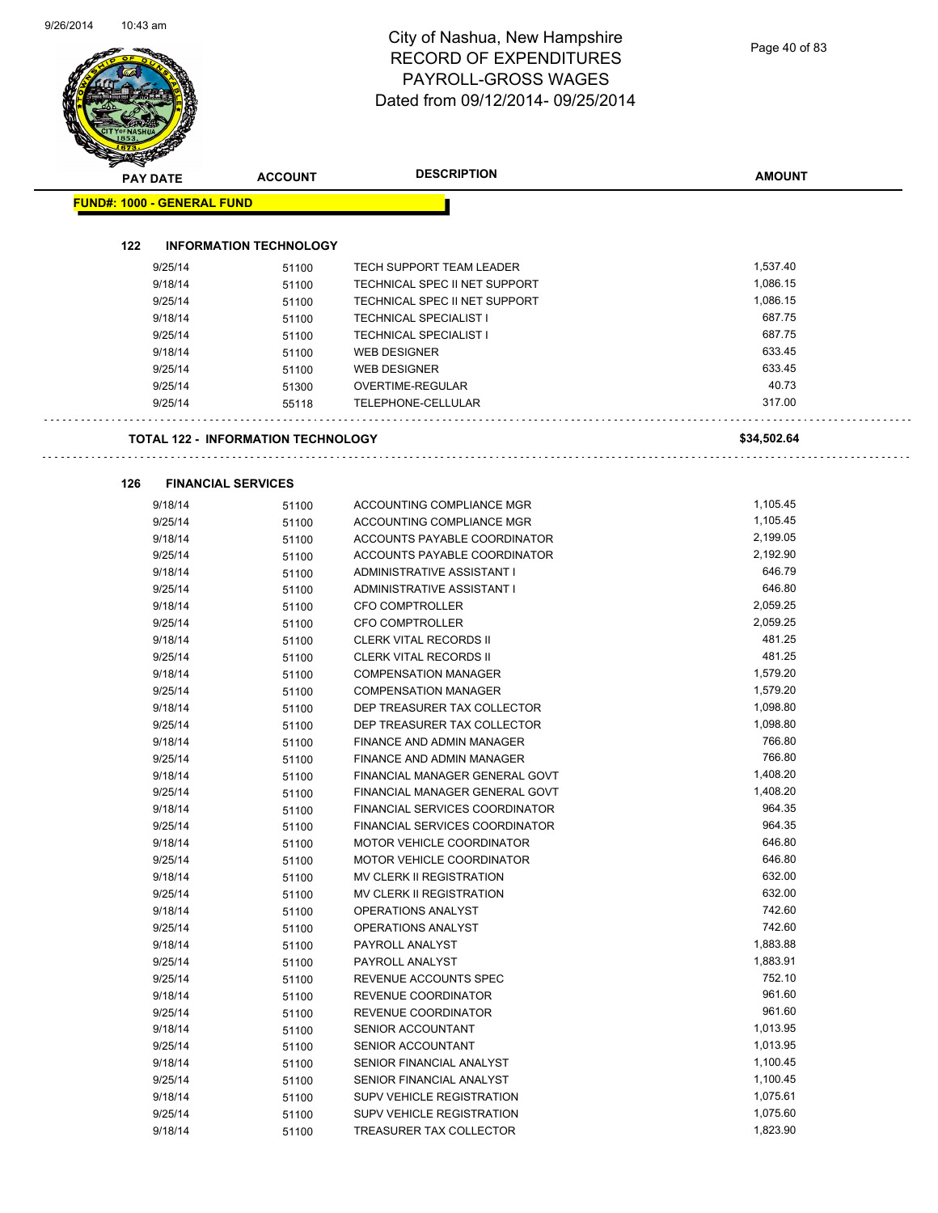# City of Nashua, New Hampshire
# RECORD OF EXPENDITURES
# PAYROLL-GROSS WAGES
# Dated from 09/12/2014- 09/25/2014

| PAY DATE | ACCOUNT | DESCRIPTION | AMOUNT |
|---|---|---|---|

**FUND#: 1000 - GENERAL FUND**

**122 INFORMATION TECHNOLOGY**

| PAY DATE | ACCOUNT | DESCRIPTION | AMOUNT |
|---|---|---|---|
| 9/25/14 | 51100 | TECH SUPPORT TEAM LEADER | 1,537.40 |
| 9/18/14 | 51100 | TECHNICAL SPEC II NET SUPPORT | 1,086.15 |
| 9/25/14 | 51100 | TECHNICAL SPEC II NET SUPPORT | 1,086.15 |
| 9/18/14 | 51100 | TECHNICAL SPECIALIST I | 687.75 |
| 9/25/14 | 51100 | TECHNICAL SPECIALIST I | 687.75 |
| 9/18/14 | 51100 | WEB DESIGNER | 633.45 |
| 9/25/14 | 51100 | WEB DESIGNER | 633.45 |
| 9/25/14 | 51300 | OVERTIME-REGULAR | 40.73 |
| 9/25/14 | 55118 | TELEPHONE-CELLULAR | 317.00 |

**TOTAL 122 - INFORMATION TECHNOLOGY** **$34,502.64**

**126 FINANCIAL SERVICES**

| PAY DATE | ACCOUNT | DESCRIPTION | AMOUNT |
|---|---|---|---|
| 9/18/14 | 51100 | ACCOUNTING COMPLIANCE MGR | 1,105.45 |
| 9/25/14 | 51100 | ACCOUNTING COMPLIANCE MGR | 1,105.45 |
| 9/18/14 | 51100 | ACCOUNTS PAYABLE COORDINATOR | 2,199.05 |
| 9/25/14 | 51100 | ACCOUNTS PAYABLE COORDINATOR | 2,192.90 |
| 9/18/14 | 51100 | ADMINISTRATIVE ASSISTANT I | 646.79 |
| 9/25/14 | 51100 | ADMINISTRATIVE ASSISTANT I | 646.80 |
| 9/18/14 | 51100 | CFO COMPTROLLER | 2,059.25 |
| 9/25/14 | 51100 | CFO COMPTROLLER | 2,059.25 |
| 9/18/14 | 51100 | CLERK VITAL RECORDS II | 481.25 |
| 9/25/14 | 51100 | CLERK VITAL RECORDS II | 481.25 |
| 9/18/14 | 51100 | COMPENSATION MANAGER | 1,579.20 |
| 9/25/14 | 51100 | COMPENSATION MANAGER | 1,579.20 |
| 9/18/14 | 51100 | DEP TREASURER TAX COLLECTOR | 1,098.80 |
| 9/25/14 | 51100 | DEP TREASURER TAX COLLECTOR | 1,098.80 |
| 9/18/14 | 51100 | FINANCE AND ADMIN MANAGER | 766.80 |
| 9/25/14 | 51100 | FINANCE AND ADMIN MANAGER | 766.80 |
| 9/18/14 | 51100 | FINANCIAL MANAGER GENERAL GOVT | 1,408.20 |
| 9/25/14 | 51100 | FINANCIAL MANAGER GENERAL GOVT | 1,408.20 |
| 9/18/14 | 51100 | FINANCIAL SERVICES COORDINATOR | 964.35 |
| 9/25/14 | 51100 | FINANCIAL SERVICES COORDINATOR | 964.35 |
| 9/18/14 | 51100 | MOTOR VEHICLE COORDINATOR | 646.80 |
| 9/25/14 | 51100 | MOTOR VEHICLE COORDINATOR | 646.80 |
| 9/18/14 | 51100 | MV CLERK II REGISTRATION | 632.00 |
| 9/25/14 | 51100 | MV CLERK II REGISTRATION | 632.00 |
| 9/18/14 | 51100 | OPERATIONS ANALYST | 742.60 |
| 9/25/14 | 51100 | OPERATIONS ANALYST | 742.60 |
| 9/18/14 | 51100 | PAYROLL ANALYST | 1,883.88 |
| 9/25/14 | 51100 | PAYROLL ANALYST | 1,883.91 |
| 9/25/14 | 51100 | REVENUE ACCOUNTS SPEC | 752.10 |
| 9/18/14 | 51100 | REVENUE COORDINATOR | 961.60 |
| 9/25/14 | 51100 | REVENUE COORDINATOR | 961.60 |
| 9/18/14 | 51100 | SENIOR ACCOUNTANT | 1,013.95 |
| 9/25/14 | 51100 | SENIOR ACCOUNTANT | 1,013.95 |
| 9/18/14 | 51100 | SENIOR FINANCIAL ANALYST | 1,100.45 |
| 9/25/14 | 51100 | SENIOR FINANCIAL ANALYST | 1,100.45 |
| 9/18/14 | 51100 | SUPV VEHICLE REGISTRATION | 1,075.61 |
| 9/25/14 | 51100 | SUPV VEHICLE REGISTRATION | 1,075.60 |
| 9/18/14 | 51100 | TREASURER TAX COLLECTOR | 1,823.90 |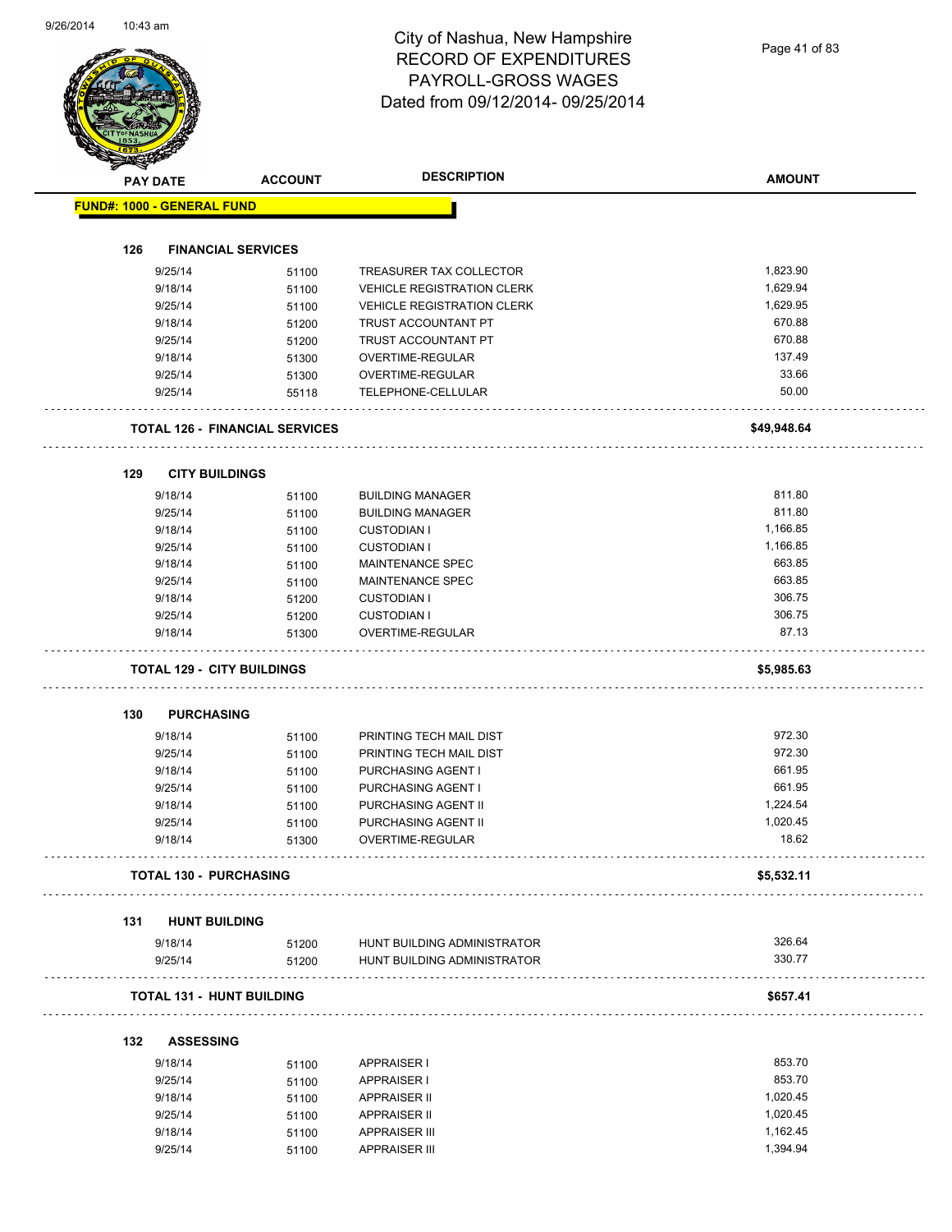# City of Nashua, New Hampshire
## RECORD OF EXPENDITURES
## PAYROLL-GROSS WAGES
## Dated from 09/12/2014- 09/25/2014

| PAY DATE | ACCOUNT | DESCRIPTION | AMOUNT |
|---|---|---|---|
| **FUND#: 1000 - GENERAL FUND** | | | |
| **126 FINANCIAL SERVICES** | | | |
| 9/25/14 | 51100 | TREASURER TAX COLLECTOR | 1,823.90 |
| 9/18/14 | 51100 | VEHICLE REGISTRATION CLERK | 1,629.94 |
| 9/25/14 | 51100 | VEHICLE REGISTRATION CLERK | 1,629.95 |
| 9/18/14 | 51200 | TRUST ACCOUNTANT PT | 670.88 |
| 9/25/14 | 51200 | TRUST ACCOUNTANT PT | 670.88 |
| 9/18/14 | 51300 | OVERTIME-REGULAR | 137.49 |
| 9/25/14 | 51300 | OVERTIME-REGULAR | 33.66 |
| 9/25/14 | 55118 | TELEPHONE-CELLULAR | 50.00 |
| **TOTAL 126 - FINANCIAL SERVICES** | | | **$49,948.64** |
| **129 CITY BUILDINGS** | | | |
| 9/18/14 | 51100 | BUILDING MANAGER | 811.80 |
| 9/25/14 | 51100 | BUILDING MANAGER | 811.80 |
| 9/18/14 | 51100 | CUSTODIAN I | 1,166.85 |
| 9/25/14 | 51100 | CUSTODIAN I | 1,166.85 |
| 9/18/14 | 51100 | MAINTENANCE SPEC | 663.85 |
| 9/25/14 | 51100 | MAINTENANCE SPEC | 663.85 |
| 9/18/14 | 51200 | CUSTODIAN I | 306.75 |
| 9/25/14 | 51200 | CUSTODIAN I | 306.75 |
| 9/18/14 | 51300 | OVERTIME-REGULAR | 87.13 |
| **TOTAL 129 - CITY BUILDINGS** | | | **$5,985.63** |
| **130 PURCHASING** | | | |
| 9/18/14 | 51100 | PRINTING TECH MAIL DIST | 972.30 |
| 9/25/14 | 51100 | PRINTING TECH MAIL DIST | 972.30 |
| 9/18/14 | 51100 | PURCHASING AGENT I | 661.95 |
| 9/25/14 | 51100 | PURCHASING AGENT I | 661.95 |
| 9/18/14 | 51100 | PURCHASING AGENT II | 1,224.54 |
| 9/25/14 | 51100 | PURCHASING AGENT II | 1,020.45 |
| 9/18/14 | 51300 | OVERTIME-REGULAR | 18.62 |
| **TOTAL 130 - PURCHASING** | | | **$5,532.11** |
| **131 HUNT BUILDING** | | | |
| 9/18/14 | 51200 | HUNT BUILDING ADMINISTRATOR | 326.64 |
| 9/25/14 | 51200 | HUNT BUILDING ADMINISTRATOR | 330.77 |
| **TOTAL 131 - HUNT BUILDING** | | | **$657.41** |
| **132 ASSESSING** | | | |
| 9/18/14 | 51100 | APPRAISER I | 853.70 |
| 9/25/14 | 51100 | APPRAISER I | 853.70 |
| 9/18/14 | 51100 | APPRAISER II | 1,020.45 |
| 9/25/14 | 51100 | APPRAISER II | 1,020.45 |
| 9/18/14 | 51100 | APPRAISER III | 1,162.45 |
| 9/25/14 | 51100 | APPRAISER III | 1,394.94 |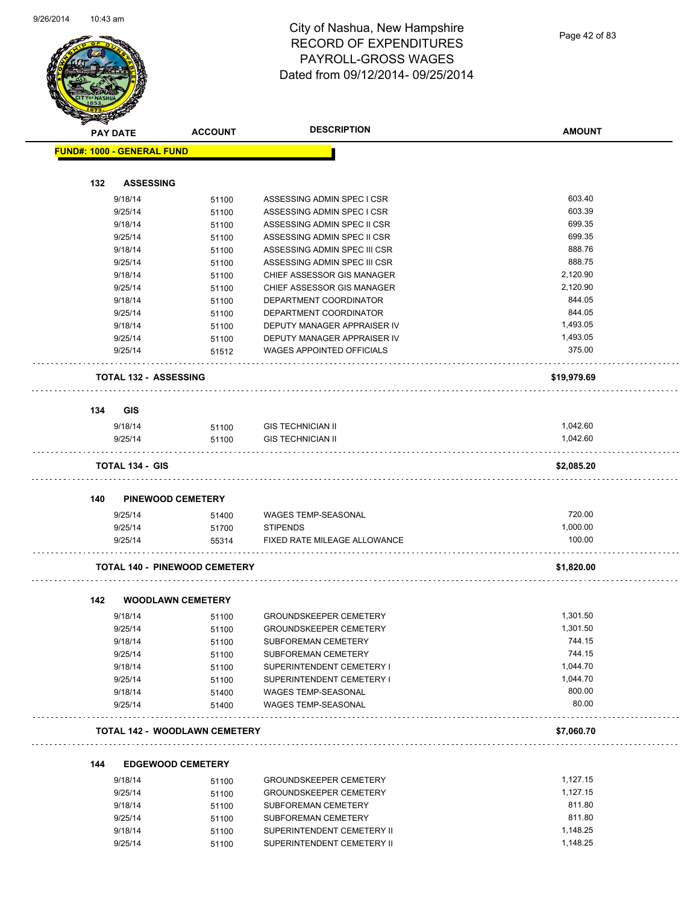# City of Nashua, New Hampshire
## RECORD OF EXPENDITURES
## PAYROLL-GROSS WAGES
## Dated from 09/12/2014- 09/25/2014

| PAY DATE | ACCOUNT | DESCRIPTION | AMOUNT |
|---|---|---|---|
| **FUND#: 1000 - GENERAL FUND** | | | |
| **132 ASSESSING** | | | |
| 9/18/14 | 51100 | ASSESSING ADMIN SPEC I CSR | 603.40 |
| 9/25/14 | 51100 | ASSESSING ADMIN SPEC I CSR | 603.39 |
| 9/18/14 | 51100 | ASSESSING ADMIN SPEC II CSR | 699.35 |
| 9/25/14 | 51100 | ASSESSING ADMIN SPEC II CSR | 699.35 |
| 9/18/14 | 51100 | ASSESSING ADMIN SPEC III CSR | 888.76 |
| 9/25/14 | 51100 | ASSESSING ADMIN SPEC III CSR | 888.75 |
| 9/18/14 | 51100 | CHIEF ASSESSOR GIS MANAGER | 2,120.90 |
| 9/25/14 | 51100 | CHIEF ASSESSOR GIS MANAGER | 2,120.90 |
| 9/18/14 | 51100 | DEPARTMENT COORDINATOR | 844.05 |
| 9/25/14 | 51100 | DEPARTMENT COORDINATOR | 844.05 |
| 9/18/14 | 51100 | DEPUTY MANAGER APPRAISER IV | 1,493.05 |
| 9/25/14 | 51100 | DEPUTY MANAGER APPRAISER IV | 1,493.05 |
| 9/25/14 | 51512 | WAGES APPOINTED OFFICIALS | 375.00 |
| **TOTAL 132 - ASSESSING** | | | **$19,979.69** |
| **134 GIS** | | | |
| 9/18/14 | 51100 | GIS TECHNICIAN II | 1,042.60 |
| 9/25/14 | 51100 | GIS TECHNICIAN II | 1,042.60 |
| **TOTAL 134 - GIS** | | | **$2,085.20** |
| **140 PINEWOOD CEMETERY** | | | |
| 9/25/14 | 51400 | WAGES TEMP-SEASONAL | 720.00 |
| 9/25/14 | 51700 | STIPENDS | 1,000.00 |
| 9/25/14 | 55314 | FIXED RATE MILEAGE ALLOWANCE | 100.00 |
| **TOTAL 140 - PINEWOOD CEMETERY** | | | **$1,820.00** |
| **142 WOODLAWN CEMETERY** | | | |
| 9/18/14 | 51100 | GROUNDSKEEPER CEMETERY | 1,301.50 |
| 9/25/14 | 51100 | GROUNDSKEEPER CEMETERY | 1,301.50 |
| 9/18/14 | 51100 | SUBFOREMAN CEMETERY | 744.15 |
| 9/25/14 | 51100 | SUBFOREMAN CEMETERY | 744.15 |
| 9/18/14 | 51100 | SUPERINTENDENT CEMETERY I | 1,044.70 |
| 9/25/14 | 51100 | SUPERINTENDENT CEMETERY I | 1,044.70 |
| 9/18/14 | 51400 | WAGES TEMP-SEASONAL | 800.00 |
| 9/25/14 | 51400 | WAGES TEMP-SEASONAL | 80.00 |
| **TOTAL 142 - WOODLAWN CEMETERY** | | | **$7,060.70** |
| **144 EDGEWOOD CEMETERY** | | | |
| 9/18/14 | 51100 | GROUNDSKEEPER CEMETERY | 1,127.15 |
| 9/25/14 | 51100 | GROUNDSKEEPER CEMETERY | 1,127.15 |
| 9/18/14 | 51100 | SUBFOREMAN CEMETERY | 811.80 |
| 9/25/14 | 51100 | SUBFOREMAN CEMETERY | 811.80 |
| 9/18/14 | 51100 | SUPERINTENDENT CEMETERY II | 1,148.25 |
| 9/25/14 | 51100 | SUPERINTENDENT CEMETERY II | 1,148.25 |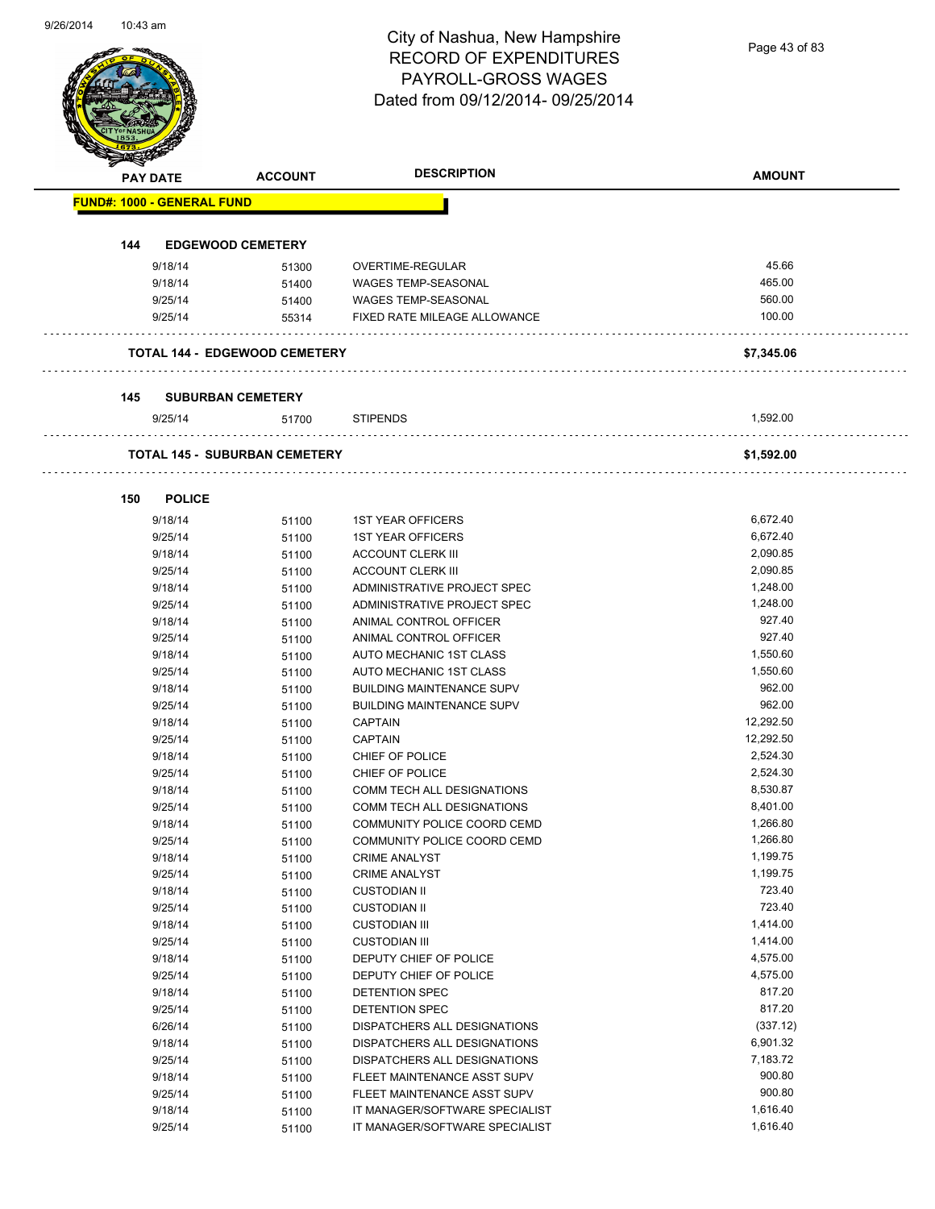# City of Nashua, New Hampshire
## RECORD OF EXPENDITURES
## PAYROLL-GROSS WAGES
## Dated from 09/12/2014- 09/25/2014

| PAY DATE | ACCOUNT | DESCRIPTION | AMOUNT |
|---|---|---|---|
| **FUND#: 1000 - GENERAL FUND** | | | |
| **144 EDGEWOOD CEMETERY** | | | |
| 9/18/14 | 51300 | OVERTIME-REGULAR | 45.66 |
| 9/18/14 | 51400 | WAGES TEMP-SEASONAL | 465.00 |
| 9/25/14 | 51400 | WAGES TEMP-SEASONAL | 560.00 |
| 9/25/14 | 55314 | FIXED RATE MILEAGE ALLOWANCE | 100.00 |
| **TOTAL 144 - EDGEWOOD CEMETERY** | | | **$7,345.06** |
| **145 SUBURBAN CEMETERY** | | | |
| 9/25/14 | 51700 | STIPENDS | 1,592.00 |
| **TOTAL 145 - SUBURBAN CEMETERY** | | | **$1,592.00** |
| **150 POLICE** | | | |
| 9/18/14 | 51100 | 1ST YEAR OFFICERS | 6,672.40 |
| 9/25/14 | 51100 | 1ST YEAR OFFICERS | 6,672.40 |
| 9/18/14 | 51100 | ACCOUNT CLERK III | 2,090.85 |
| 9/25/14 | 51100 | ACCOUNT CLERK III | 2,090.85 |
| 9/18/14 | 51100 | ADMINISTRATIVE PROJECT SPEC | 1,248.00 |
| 9/25/14 | 51100 | ADMINISTRATIVE PROJECT SPEC | 1,248.00 |
| 9/18/14 | 51100 | ANIMAL CONTROL OFFICER | 927.40 |
| 9/25/14 | 51100 | ANIMAL CONTROL OFFICER | 927.40 |
| 9/18/14 | 51100 | AUTO MECHANIC 1ST CLASS | 1,550.60 |
| 9/25/14 | 51100 | AUTO MECHANIC 1ST CLASS | 1,550.60 |
| 9/18/14 | 51100 | BUILDING MAINTENANCE SUPV | 962.00 |
| 9/25/14 | 51100 | BUILDING MAINTENANCE SUPV | 962.00 |
| 9/18/14 | 51100 | CAPTAIN | 12,292.50 |
| 9/25/14 | 51100 | CAPTAIN | 12,292.50 |
| 9/18/14 | 51100 | CHIEF OF POLICE | 2,524.30 |
| 9/25/14 | 51100 | CHIEF OF POLICE | 2,524.30 |
| 9/18/14 | 51100 | COMM TECH ALL DESIGNATIONS | 8,530.87 |
| 9/25/14 | 51100 | COMM TECH ALL DESIGNATIONS | 8,401.00 |
| 9/18/14 | 51100 | COMMUNITY POLICE COORD CEMD | 1,266.80 |
| 9/25/14 | 51100 | COMMUNITY POLICE COORD CEMD | 1,266.80 |
| 9/18/14 | 51100 | CRIME ANALYST | 1,199.75 |
| 9/25/14 | 51100 | CRIME ANALYST | 1,199.75 |
| 9/18/14 | 51100 | CUSTODIAN II | 723.40 |
| 9/25/14 | 51100 | CUSTODIAN II | 723.40 |
| 9/18/14 | 51100 | CUSTODIAN III | 1,414.00 |
| 9/25/14 | 51100 | CUSTODIAN III | 1,414.00 |
| 9/18/14 | 51100 | DEPUTY CHIEF OF POLICE | 4,575.00 |
| 9/25/14 | 51100 | DEPUTY CHIEF OF POLICE | 4,575.00 |
| 9/18/14 | 51100 | DETENTION SPEC | 817.20 |
| 9/25/14 | 51100 | DETENTION SPEC | 817.20 |
| 6/26/14 | 51100 | DISPATCHERS ALL DESIGNATIONS | (337.12) |
| 9/18/14 | 51100 | DISPATCHERS ALL DESIGNATIONS | 6,901.32 |
| 9/25/14 | 51100 | DISPATCHERS ALL DESIGNATIONS | 7,183.72 |
| 9/18/14 | 51100 | FLEET MAINTENANCE ASST SUPV | 900.80 |
| 9/25/14 | 51100 | FLEET MAINTENANCE ASST SUPV | 900.80 |
| 9/18/14 | 51100 | IT MANAGER/SOFTWARE SPECIALIST | 1,616.40 |
| 9/25/14 | 51100 | IT MANAGER/SOFTWARE SPECIALIST | 1,616.40 |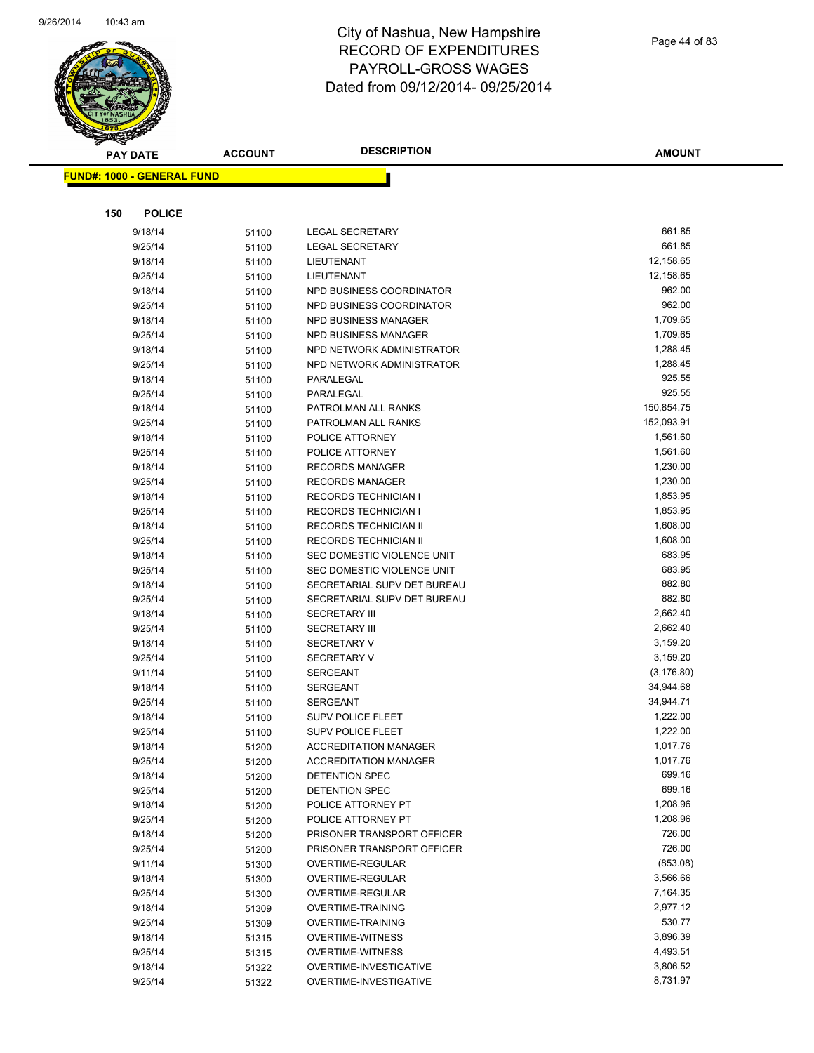# City of Nashua, New Hampshire
## RECORD OF EXPENDITURES
## PAYROLL-GROSS WAGES
## Dated from 09/12/2014- 09/25/2014

| PAY DATE | ACCOUNT | DESCRIPTION | AMOUNT |
|---|---|---|---|

**FUND#: 1000 - GENERAL FUND**

**150 POLICE**

| PAY DATE | ACCOUNT | DESCRIPTION | AMOUNT |
|---|---|---|---|
| 9/18/14 | 51100 | LEGAL SECRETARY | 661.85 |
| 9/25/14 | 51100 | LEGAL SECRETARY | 661.85 |
| 9/18/14 | 51100 | LIEUTENANT | 12,158.65 |
| 9/25/14 | 51100 | LIEUTENANT | 12,158.65 |
| 9/18/14 | 51100 | NPD BUSINESS COORDINATOR | 962.00 |
| 9/25/14 | 51100 | NPD BUSINESS COORDINATOR | 962.00 |
| 9/18/14 | 51100 | NPD BUSINESS MANAGER | 1,709.65 |
| 9/25/14 | 51100 | NPD BUSINESS MANAGER | 1,709.65 |
| 9/18/14 | 51100 | NPD NETWORK ADMINISTRATOR | 1,288.45 |
| 9/25/14 | 51100 | NPD NETWORK ADMINISTRATOR | 1,288.45 |
| 9/18/14 | 51100 | PARALEGAL | 925.55 |
| 9/25/14 | 51100 | PARALEGAL | 925.55 |
| 9/18/14 | 51100 | PATROLMAN ALL RANKS | 150,854.75 |
| 9/25/14 | 51100 | PATROLMAN ALL RANKS | 152,093.91 |
| 9/18/14 | 51100 | POLICE ATTORNEY | 1,561.60 |
| 9/25/14 | 51100 | POLICE ATTORNEY | 1,561.60 |
| 9/18/14 | 51100 | RECORDS MANAGER | 1,230.00 |
| 9/25/14 | 51100 | RECORDS MANAGER | 1,230.00 |
| 9/18/14 | 51100 | RECORDS TECHNICIAN I | 1,853.95 |
| 9/25/14 | 51100 | RECORDS TECHNICIAN I | 1,853.95 |
| 9/18/14 | 51100 | RECORDS TECHNICIAN II | 1,608.00 |
| 9/25/14 | 51100 | RECORDS TECHNICIAN II | 1,608.00 |
| 9/18/14 | 51100 | SEC DOMESTIC VIOLENCE UNIT | 683.95 |
| 9/25/14 | 51100 | SEC DOMESTIC VIOLENCE UNIT | 683.95 |
| 9/18/14 | 51100 | SECRETARIAL SUPV DET BUREAU | 882.80 |
| 9/25/14 | 51100 | SECRETARIAL SUPV DET BUREAU | 882.80 |
| 9/18/14 | 51100 | SECRETARY III | 2,662.40 |
| 9/25/14 | 51100 | SECRETARY III | 2,662.40 |
| 9/18/14 | 51100 | SECRETARY V | 3,159.20 |
| 9/25/14 | 51100 | SECRETARY V | 3,159.20 |
| 9/11/14 | 51100 | SERGEANT | (3,176.80) |
| 9/18/14 | 51100 | SERGEANT | 34,944.68 |
| 9/25/14 | 51100 | SERGEANT | 34,944.71 |
| 9/18/14 | 51100 | SUPV POLICE FLEET | 1,222.00 |
| 9/25/14 | 51100 | SUPV POLICE FLEET | 1,222.00 |
| 9/18/14 | 51200 | ACCREDITATION MANAGER | 1,017.76 |
| 9/25/14 | 51200 | ACCREDITATION MANAGER | 1,017.76 |
| 9/18/14 | 51200 | DETENTION SPEC | 699.16 |
| 9/25/14 | 51200 | DETENTION SPEC | 699.16 |
| 9/18/14 | 51200 | POLICE ATTORNEY PT | 1,208.96 |
| 9/25/14 | 51200 | POLICE ATTORNEY PT | 1,208.96 |
| 9/18/14 | 51200 | PRISONER TRANSPORT OFFICER | 726.00 |
| 9/25/14 | 51200 | PRISONER TRANSPORT OFFICER | 726.00 |
| 9/11/14 | 51300 | OVERTIME-REGULAR | (853.08) |
| 9/18/14 | 51300 | OVERTIME-REGULAR | 3,566.66 |
| 9/25/14 | 51300 | OVERTIME-REGULAR | 7,164.35 |
| 9/18/14 | 51309 | OVERTIME-TRAINING | 2,977.12 |
| 9/25/14 | 51309 | OVERTIME-TRAINING | 530.77 |
| 9/18/14 | 51315 | OVERTIME-WITNESS | 3,896.39 |
| 9/25/14 | 51315 | OVERTIME-WITNESS | 4,493.51 |
| 9/18/14 | 51322 | OVERTIME-INVESTIGATIVE | 3,806.52 |
| 9/25/14 | 51322 | OVERTIME-INVESTIGATIVE | 8,731.97 |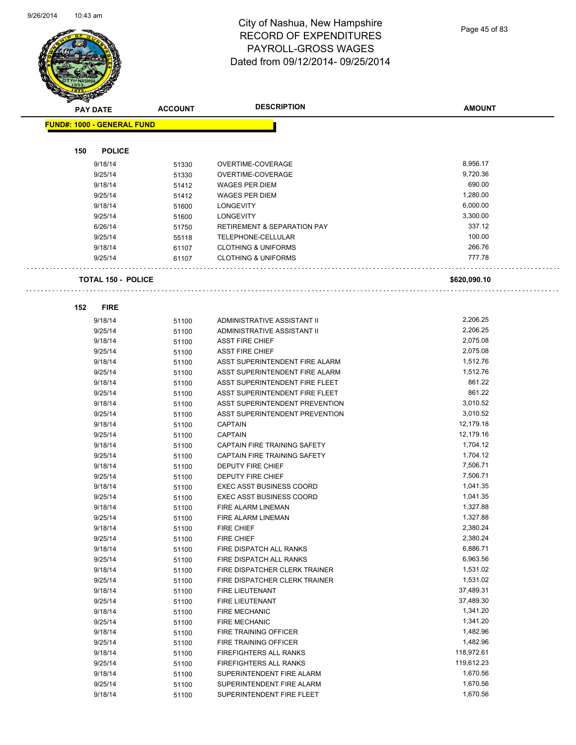# City of Nashua, New Hampshire
# RECORD OF EXPENDITURES
# PAYROLL-GROSS WAGES
# Dated from 09/12/2014- 09/25/2014

| PAY DATE | ACCOUNT | DESCRIPTION | AMOUNT |
|---|---|---|---|
| **FUND#: 1000 - GENERAL FUND** | | | |
| **150 POLICE** | | | |
| 9/18/14 | 51330 | OVERTIME-COVERAGE | 8,956.17 |
| 9/25/14 | 51330 | OVERTIME-COVERAGE | 9,720.36 |
| 9/18/14 | 51412 | WAGES PER DIEM | 690.00 |
| 9/25/14 | 51412 | WAGES PER DIEM | 1,280.00 |
| 9/18/14 | 51600 | LONGEVITY | 6,000.00 |
| 9/25/14 | 51600 | LONGEVITY | 3,300.00 |
| 6/26/14 | 51750 | RETIREMENT & SEPARATION PAY | 337.12 |
| 9/25/14 | 55118 | TELEPHONE-CELLULAR | 100.00 |
| 9/18/14 | 61107 | CLOTHING & UNIFORMS | 266.76 |
| 9/25/14 | 61107 | CLOTHING & UNIFORMS | 777.78 |
| **TOTAL 150 - POLICE** | | | **$620,090.10** |
| **152 FIRE** | | | |
| 9/18/14 | 51100 | ADMINISTRATIVE ASSISTANT II | 2,206.25 |
| 9/25/14 | 51100 | ADMINISTRATIVE ASSISTANT II | 2,206.25 |
| 9/18/14 | 51100 | ASST FIRE CHIEF | 2,075.08 |
| 9/25/14 | 51100 | ASST FIRE CHIEF | 2,075.08 |
| 9/18/14 | 51100 | ASST SUPERINTENDENT FIRE ALARM | 1,512.76 |
| 9/25/14 | 51100 | ASST SUPERINTENDENT FIRE ALARM | 1,512.76 |
| 9/18/14 | 51100 | ASST SUPERINTENDENT FIRE FLEET | 861.22 |
| 9/25/14 | 51100 | ASST SUPERINTENDENT FIRE FLEET | 861.22 |
| 9/18/14 | 51100 | ASST SUPERINTENDENT PREVENTION | 3,010.52 |
| 9/25/14 | 51100 | ASST SUPERINTENDENT PREVENTION | 3,010.52 |
| 9/18/14 | 51100 | CAPTAIN | 12,179.18 |
| 9/25/14 | 51100 | CAPTAIN | 12,179.16 |
| 9/18/14 | 51100 | CAPTAIN FIRE TRAINING SAFETY | 1,704.12 |
| 9/25/14 | 51100 | CAPTAIN FIRE TRAINING SAFETY | 1,704.12 |
| 9/18/14 | 51100 | DEPUTY FIRE CHIEF | 7,506.71 |
| 9/25/14 | 51100 | DEPUTY FIRE CHIEF | 7,506.71 |
| 9/18/14 | 51100 | EXEC ASST BUSINESS COORD | 1,041.35 |
| 9/25/14 | 51100 | EXEC ASST BUSINESS COORD | 1,041.35 |
| 9/18/14 | 51100 | FIRE ALARM LINEMAN | 1,327.88 |
| 9/25/14 | 51100 | FIRE ALARM LINEMAN | 1,327.88 |
| 9/18/14 | 51100 | FIRE CHIEF | 2,380.24 |
| 9/25/14 | 51100 | FIRE CHIEF | 2,380.24 |
| 9/18/14 | 51100 | FIRE DISPATCH ALL RANKS | 6,886.71 |
| 9/25/14 | 51100 | FIRE DISPATCH ALL RANKS | 6,963.56 |
| 9/18/14 | 51100 | FIRE DISPATCHER CLERK TRAINER | 1,531.02 |
| 9/25/14 | 51100 | FIRE DISPATCHER CLERK TRAINER | 1,531.02 |
| 9/18/14 | 51100 | FIRE LIEUTENANT | 37,489.31 |
| 9/25/14 | 51100 | FIRE LIEUTENANT | 37,489.30 |
| 9/18/14 | 51100 | FIRE MECHANIC | 1,341.20 |
| 9/25/14 | 51100 | FIRE MECHANIC | 1,341.20 |
| 9/18/14 | 51100 | FIRE TRAINING OFFICER | 1,482.96 |
| 9/25/14 | 51100 | FIRE TRAINING OFFICER | 1,482.96 |
| 9/18/14 | 51100 | FIREFIGHTERS ALL RANKS | 118,972.61 |
| 9/25/14 | 51100 | FIREFIGHTERS ALL RANKS | 119,612.23 |
| 9/18/14 | 51100 | SUPERINTENDENT FIRE ALARM | 1,670.56 |
| 9/25/14 | 51100 | SUPERINTENDENT FIRE ALARM | 1,670.56 |
| 9/18/14 | 51100 | SUPERINTENDENT FIRE FLEET | 1,670.56 |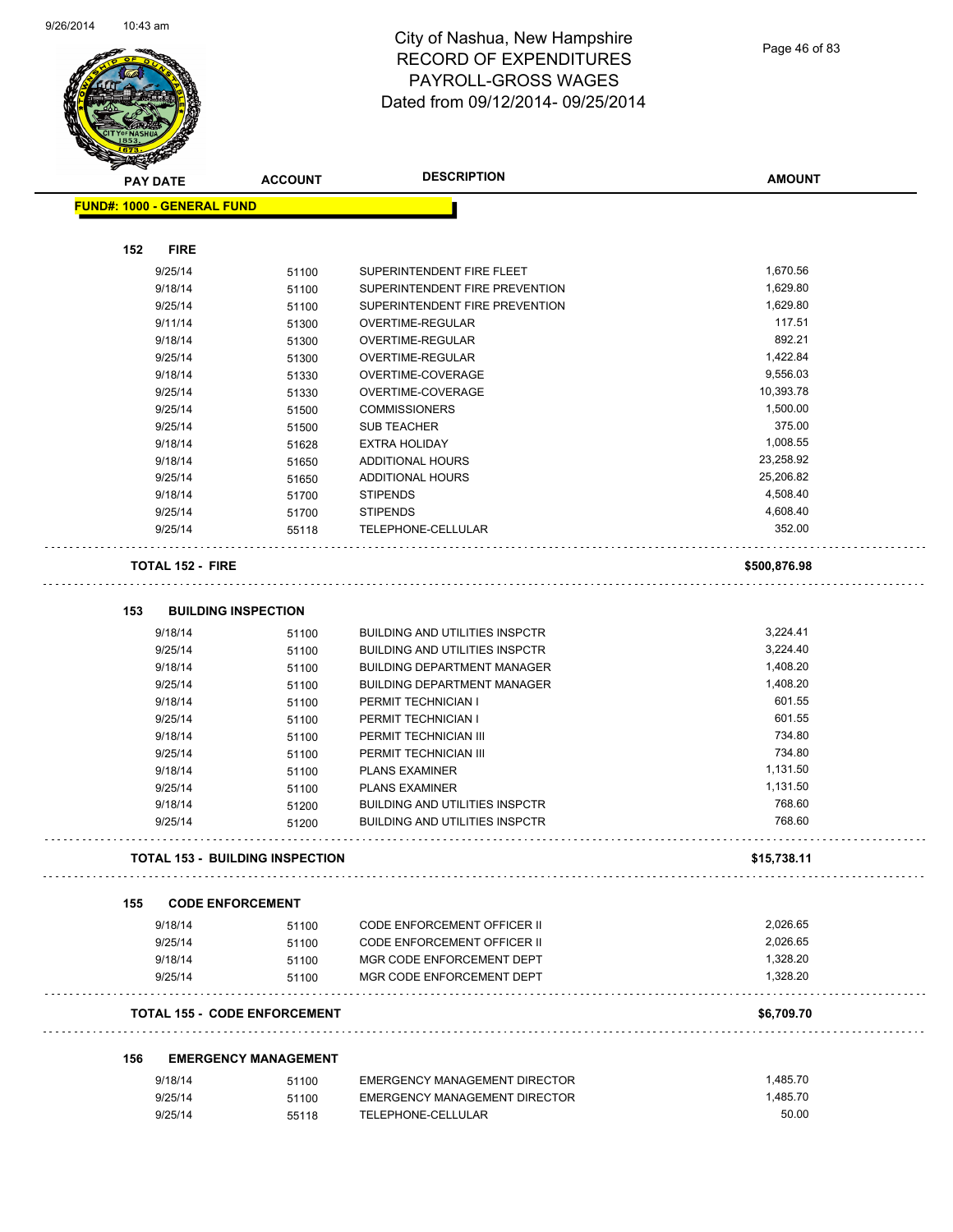# City of Nashua, New Hampshire
## RECORD OF EXPENDITURES
## PAYROLL-GROSS WAGES
## Dated from 09/12/2014- 09/25/2014

| PAY DATE | ACCOUNT | DESCRIPTION | AMOUNT |
|---|---|---|---|
| **FUND#: 1000 - GENERAL FUND** | | | |
| **152 FIRE** | | | |
| 9/25/14 | 51100 | SUPERINTENDENT FIRE FLEET | 1,670.56 |
| 9/18/14 | 51100 | SUPERINTENDENT FIRE PREVENTION | 1,629.80 |
| 9/25/14 | 51100 | SUPERINTENDENT FIRE PREVENTION | 1,629.80 |
| 9/11/14 | 51300 | OVERTIME-REGULAR | 117.51 |
| 9/18/14 | 51300 | OVERTIME-REGULAR | 892.21 |
| 9/25/14 | 51300 | OVERTIME-REGULAR | 1,422.84 |
| 9/18/14 | 51330 | OVERTIME-COVERAGE | 9,556.03 |
| 9/25/14 | 51330 | OVERTIME-COVERAGE | 10,393.78 |
| 9/25/14 | 51500 | COMMISSIONERS | 1,500.00 |
| 9/25/14 | 51500 | SUB TEACHER | 375.00 |
| 9/18/14 | 51628 | EXTRA HOLIDAY | 1,008.55 |
| 9/18/14 | 51650 | ADDITIONAL HOURS | 23,258.92 |
| 9/25/14 | 51650 | ADDITIONAL HOURS | 25,206.82 |
| 9/18/14 | 51700 | STIPENDS | 4,508.40 |
| 9/25/14 | 51700 | STIPENDS | 4,608.40 |
| 9/25/14 | 55118 | TELEPHONE-CELLULAR | 352.00 |
| **TOTAL 152 - FIRE** | | | **$500,876.98** |
| **153 BUILDING INSPECTION** | | | |
| 9/18/14 | 51100 | BUILDING AND UTILITIES INSPCTR | 3,224.41 |
| 9/25/14 | 51100 | BUILDING AND UTILITIES INSPCTR | 3,224.40 |
| 9/18/14 | 51100 | BUILDING DEPARTMENT MANAGER | 1,408.20 |
| 9/25/14 | 51100 | BUILDING DEPARTMENT MANAGER | 1,408.20 |
| 9/18/14 | 51100 | PERMIT TECHNICIAN I | 601.55 |
| 9/25/14 | 51100 | PERMIT TECHNICIAN I | 601.55 |
| 9/18/14 | 51100 | PERMIT TECHNICIAN III | 734.80 |
| 9/25/14 | 51100 | PERMIT TECHNICIAN III | 734.80 |
| 9/18/14 | 51100 | PLANS EXAMINER | 1,131.50 |
| 9/25/14 | 51100 | PLANS EXAMINER | 1,131.50 |
| 9/18/14 | 51200 | BUILDING AND UTILITIES INSPCTR | 768.60 |
| 9/25/14 | 51200 | BUILDING AND UTILITIES INSPCTR | 768.60 |
| **TOTAL 153 - BUILDING INSPECTION** | | | **$15,738.11** |
| **155 CODE ENFORCEMENT** | | | |
| 9/18/14 | 51100 | CODE ENFORCEMENT OFFICER II | 2,026.65 |
| 9/25/14 | 51100 | CODE ENFORCEMENT OFFICER II | 2,026.65 |
| 9/18/14 | 51100 | MGR CODE ENFORCEMENT DEPT | 1,328.20 |
| 9/25/14 | 51100 | MGR CODE ENFORCEMENT DEPT | 1,328.20 |
| **TOTAL 155 - CODE ENFORCEMENT** | | | **$6,709.70** |
| **156 EMERGENCY MANAGEMENT** | | | |
| 9/18/14 | 51100 | EMERGENCY MANAGEMENT DIRECTOR | 1,485.70 |
| 9/25/14 | 51100 | EMERGENCY MANAGEMENT DIRECTOR | 1,485.70 |
| 9/25/14 | 55118 | TELEPHONE-CELLULAR | 50.00 |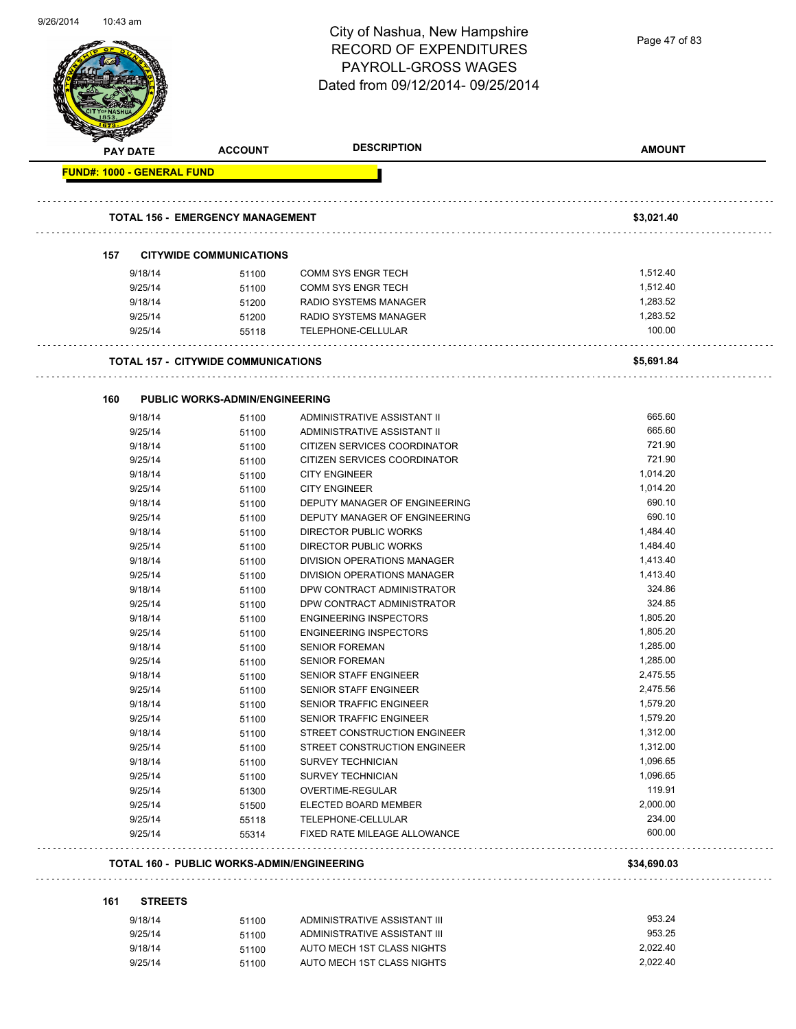# City of Nashua, New Hampshire
# RECORD OF EXPENDITURES
# PAYROLL-GROSS WAGES
## Dated from 09/12/2014- 09/25/2014

| PAY DATE | ACCOUNT | DESCRIPTION | AMOUNT |
|---|---|---|---|

**FUND#: 1000 - GENERAL FUND**

**TOTAL 156 - EMERGENCY MANAGEMENT** — **$3,021.40**

### 157 CITYWIDE COMMUNICATIONS

| PAY DATE | ACCOUNT | DESCRIPTION | AMOUNT |
|---|---|---|---|
| 9/18/14 | 51100 | COMM SYS ENGR TECH | 1,512.40 |
| 9/25/14 | 51100 | COMM SYS ENGR TECH | 1,512.40 |
| 9/18/14 | 51200 | RADIO SYSTEMS MANAGER | 1,283.52 |
| 9/25/14 | 51200 | RADIO SYSTEMS MANAGER | 1,283.52 |
| 9/25/14 | 55118 | TELEPHONE-CELLULAR | 100.00 |

**TOTAL 157 - CITYWIDE COMMUNICATIONS** — **$5,691.84**

### 160 PUBLIC WORKS-ADMIN/ENGINEERING

| PAY DATE | ACCOUNT | DESCRIPTION | AMOUNT |
|---|---|---|---|
| 9/18/14 | 51100 | ADMINISTRATIVE ASSISTANT II | 665.60 |
| 9/25/14 | 51100 | ADMINISTRATIVE ASSISTANT II | 665.60 |
| 9/18/14 | 51100 | CITIZEN SERVICES COORDINATOR | 721.90 |
| 9/25/14 | 51100 | CITIZEN SERVICES COORDINATOR | 721.90 |
| 9/18/14 | 51100 | CITY ENGINEER | 1,014.20 |
| 9/25/14 | 51100 | CITY ENGINEER | 1,014.20 |
| 9/18/14 | 51100 | DEPUTY MANAGER OF ENGINEERING | 690.10 |
| 9/25/14 | 51100 | DEPUTY MANAGER OF ENGINEERING | 690.10 |
| 9/18/14 | 51100 | DIRECTOR PUBLIC WORKS | 1,484.40 |
| 9/25/14 | 51100 | DIRECTOR PUBLIC WORKS | 1,484.40 |
| 9/18/14 | 51100 | DIVISION OPERATIONS MANAGER | 1,413.40 |
| 9/25/14 | 51100 | DIVISION OPERATIONS MANAGER | 1,413.40 |
| 9/18/14 | 51100 | DPW CONTRACT ADMINISTRATOR | 324.86 |
| 9/25/14 | 51100 | DPW CONTRACT ADMINISTRATOR | 324.85 |
| 9/18/14 | 51100 | ENGINEERING INSPECTORS | 1,805.20 |
| 9/25/14 | 51100 | ENGINEERING INSPECTORS | 1,805.20 |
| 9/18/14 | 51100 | SENIOR FOREMAN | 1,285.00 |
| 9/25/14 | 51100 | SENIOR FOREMAN | 1,285.00 |
| 9/18/14 | 51100 | SENIOR STAFF ENGINEER | 2,475.55 |
| 9/25/14 | 51100 | SENIOR STAFF ENGINEER | 2,475.56 |
| 9/18/14 | 51100 | SENIOR TRAFFIC ENGINEER | 1,579.20 |
| 9/25/14 | 51100 | SENIOR TRAFFIC ENGINEER | 1,579.20 |
| 9/18/14 | 51100 | STREET CONSTRUCTION ENGINEER | 1,312.00 |
| 9/25/14 | 51100 | STREET CONSTRUCTION ENGINEER | 1,312.00 |
| 9/18/14 | 51100 | SURVEY TECHNICIAN | 1,096.65 |
| 9/25/14 | 51100 | SURVEY TECHNICIAN | 1,096.65 |
| 9/25/14 | 51300 | OVERTIME-REGULAR | 119.91 |
| 9/25/14 | 51500 | ELECTED BOARD MEMBER | 2,000.00 |
| 9/25/14 | 55118 | TELEPHONE-CELLULAR | 234.00 |
| 9/25/14 | 55314 | FIXED RATE MILEAGE ALLOWANCE | 600.00 |

**TOTAL 160 - PUBLIC WORKS-ADMIN/ENGINEERING** — **$34,690.03**

### 161 STREETS

| PAY DATE | ACCOUNT | DESCRIPTION | AMOUNT |
|---|---|---|---|
| 9/18/14 | 51100 | ADMINISTRATIVE ASSISTANT III | 953.24 |
| 9/25/14 | 51100 | ADMINISTRATIVE ASSISTANT III | 953.25 |
| 9/18/14 | 51100 | AUTO MECH 1ST CLASS NIGHTS | 2,022.40 |
| 9/25/14 | 51100 | AUTO MECH 1ST CLASS NIGHTS | 2,022.40 |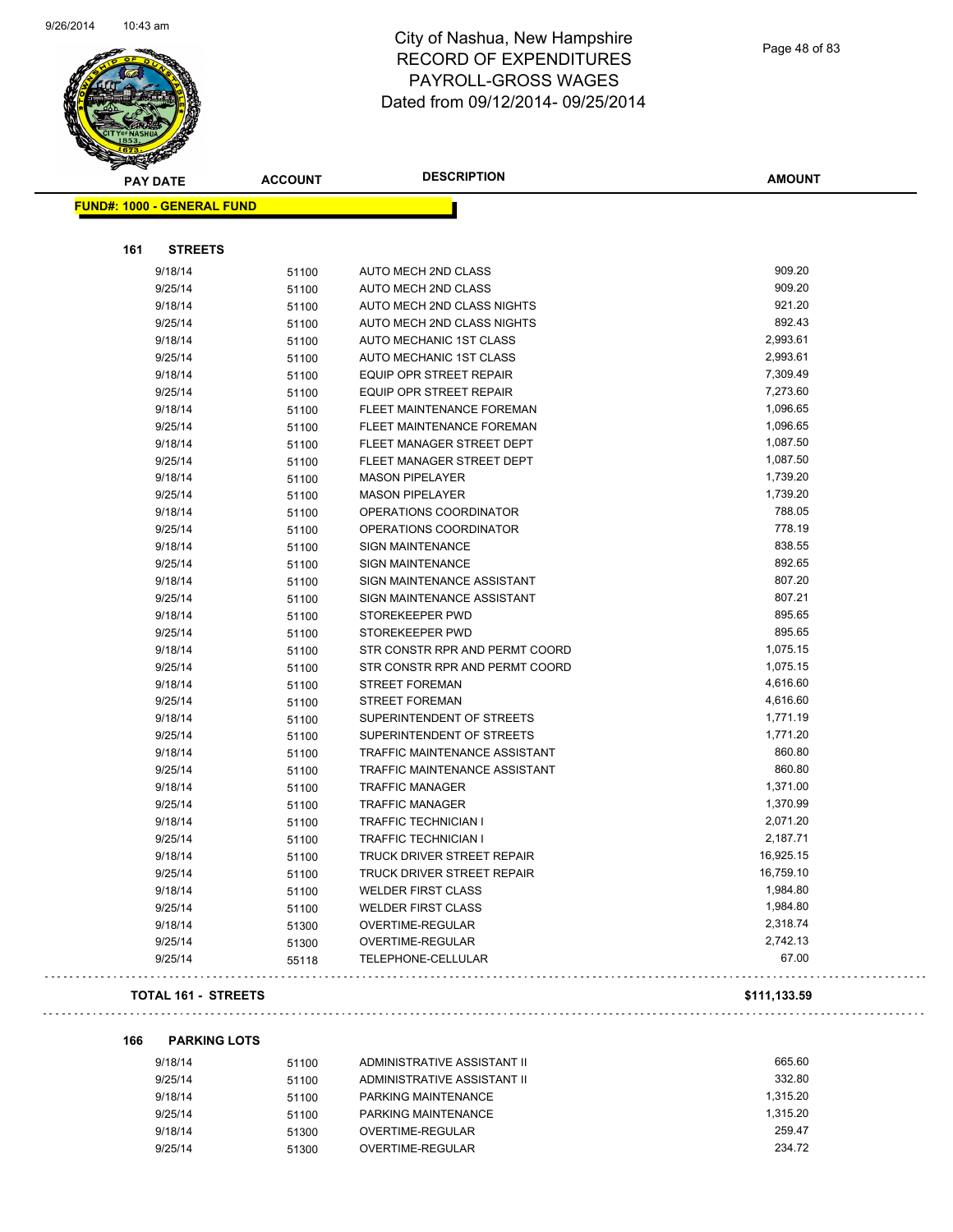# City of Nashua, New Hampshire
## RECORD OF EXPENDITURES
## PAYROLL-GROSS WAGES
## Dated from 09/12/2014- 09/25/2014

| PAY DATE | ACCOUNT | DESCRIPTION | AMOUNT |
|---|---|---|---|

**FUND#: 1000 - GENERAL FUND**

### 161 STREETS

| PAY DATE | ACCOUNT | DESCRIPTION | AMOUNT |
|---|---|---|---|
| 9/18/14 | 51100 | AUTO MECH 2ND CLASS | 909.20 |
| 9/25/14 | 51100 | AUTO MECH 2ND CLASS | 909.20 |
| 9/18/14 | 51100 | AUTO MECH 2ND CLASS NIGHTS | 921.20 |
| 9/25/14 | 51100 | AUTO MECH 2ND CLASS NIGHTS | 892.43 |
| 9/18/14 | 51100 | AUTO MECHANIC 1ST CLASS | 2,993.61 |
| 9/25/14 | 51100 | AUTO MECHANIC 1ST CLASS | 2,993.61 |
| 9/18/14 | 51100 | EQUIP OPR STREET REPAIR | 7,309.49 |
| 9/25/14 | 51100 | EQUIP OPR STREET REPAIR | 7,273.60 |
| 9/18/14 | 51100 | FLEET MAINTENANCE FOREMAN | 1,096.65 |
| 9/25/14 | 51100 | FLEET MAINTENANCE FOREMAN | 1,096.65 |
| 9/18/14 | 51100 | FLEET MANAGER STREET DEPT | 1,087.50 |
| 9/25/14 | 51100 | FLEET MANAGER STREET DEPT | 1,087.50 |
| 9/18/14 | 51100 | MASON PIPELAYER | 1,739.20 |
| 9/25/14 | 51100 | MASON PIPELAYER | 1,739.20 |
| 9/18/14 | 51100 | OPERATIONS COORDINATOR | 788.05 |
| 9/25/14 | 51100 | OPERATIONS COORDINATOR | 778.19 |
| 9/18/14 | 51100 | SIGN MAINTENANCE | 838.55 |
| 9/25/14 | 51100 | SIGN MAINTENANCE | 892.65 |
| 9/18/14 | 51100 | SIGN MAINTENANCE ASSISTANT | 807.20 |
| 9/25/14 | 51100 | SIGN MAINTENANCE ASSISTANT | 807.21 |
| 9/18/14 | 51100 | STOREKEEPER PWD | 895.65 |
| 9/25/14 | 51100 | STOREKEEPER PWD | 895.65 |
| 9/18/14 | 51100 | STR CONSTR RPR AND PERMT COORD | 1,075.15 |
| 9/25/14 | 51100 | STR CONSTR RPR AND PERMT COORD | 1,075.15 |
| 9/18/14 | 51100 | STREET FOREMAN | 4,616.60 |
| 9/25/14 | 51100 | STREET FOREMAN | 4,616.60 |
| 9/18/14 | 51100 | SUPERINTENDENT OF STREETS | 1,771.19 |
| 9/25/14 | 51100 | SUPERINTENDENT OF STREETS | 1,771.20 |
| 9/18/14 | 51100 | TRAFFIC MAINTENANCE ASSISTANT | 860.80 |
| 9/25/14 | 51100 | TRAFFIC MAINTENANCE ASSISTANT | 860.80 |
| 9/18/14 | 51100 | TRAFFIC MANAGER | 1,371.00 |
| 9/25/14 | 51100 | TRAFFIC MANAGER | 1,370.99 |
| 9/18/14 | 51100 | TRAFFIC TECHNICIAN I | 2,071.20 |
| 9/25/14 | 51100 | TRAFFIC TECHNICIAN I | 2,187.71 |
| 9/18/14 | 51100 | TRUCK DRIVER STREET REPAIR | 16,925.15 |
| 9/25/14 | 51100 | TRUCK DRIVER STREET REPAIR | 16,759.10 |
| 9/18/14 | 51100 | WELDER FIRST CLASS | 1,984.80 |
| 9/25/14 | 51100 | WELDER FIRST CLASS | 1,984.80 |
| 9/18/14 | 51300 | OVERTIME-REGULAR | 2,318.74 |
| 9/25/14 | 51300 | OVERTIME-REGULAR | 2,742.13 |
| 9/25/14 | 55118 | TELEPHONE-CELLULAR | 67.00 |

**TOTAL 161 - STREETS** **$111,133.59**

### 166 PARKING LOTS

| PAY DATE | ACCOUNT | DESCRIPTION | AMOUNT |
|---|---|---|---|
| 9/18/14 | 51100 | ADMINISTRATIVE ASSISTANT II | 665.60 |
| 9/25/14 | 51100 | ADMINISTRATIVE ASSISTANT II | 332.80 |
| 9/18/14 | 51100 | PARKING MAINTENANCE | 1,315.20 |
| 9/25/14 | 51100 | PARKING MAINTENANCE | 1,315.20 |
| 9/18/14 | 51300 | OVERTIME-REGULAR | 259.47 |
| 9/25/14 | 51300 | OVERTIME-REGULAR | 234.72 |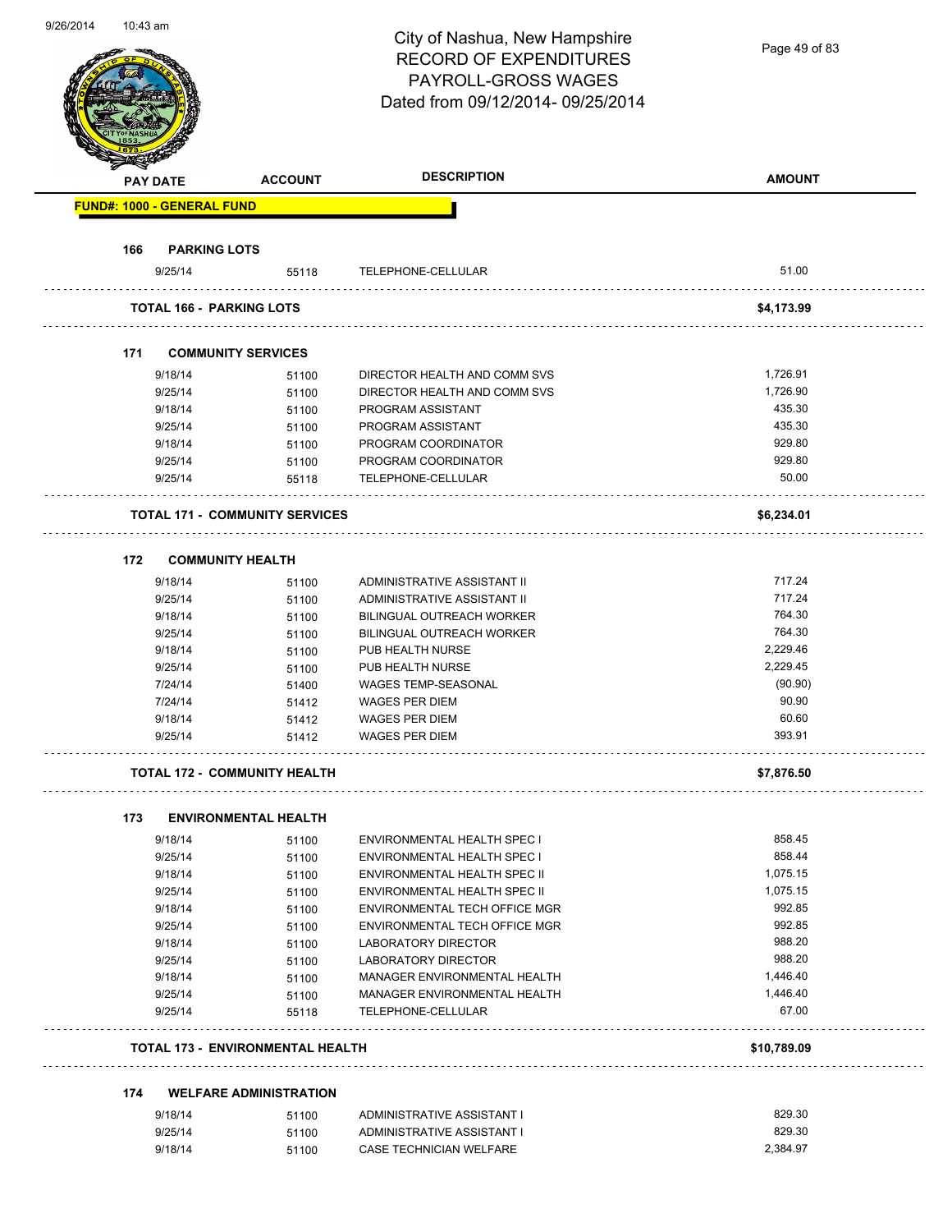# City of Nashua, New Hampshire
## RECORD OF EXPENDITURES
## PAYROLL-GROSS WAGES
## Dated from 09/12/2014- 09/25/2014

| PAY DATE | ACCOUNT | DESCRIPTION | AMOUNT |
|---|---|---|---|
| **FUND#: 1000 - GENERAL FUND** | | | |
| **166 PARKING LOTS** | | | |
| 9/25/14 | 55118 | TELEPHONE-CELLULAR | 51.00 |
| **TOTAL 166 - PARKING LOTS** | | | **$4,173.99** |
| **171 COMMUNITY SERVICES** | | | |
| 9/18/14 | 51100 | DIRECTOR HEALTH AND COMM SVS | 1,726.91 |
| 9/25/14 | 51100 | DIRECTOR HEALTH AND COMM SVS | 1,726.90 |
| 9/18/14 | 51100 | PROGRAM ASSISTANT | 435.30 |
| 9/25/14 | 51100 | PROGRAM ASSISTANT | 435.30 |
| 9/18/14 | 51100 | PROGRAM COORDINATOR | 929.80 |
| 9/25/14 | 51100 | PROGRAM COORDINATOR | 929.80 |
| 9/25/14 | 55118 | TELEPHONE-CELLULAR | 50.00 |
| **TOTAL 171 - COMMUNITY SERVICES** | | | **$6,234.01** |
| **172 COMMUNITY HEALTH** | | | |
| 9/18/14 | 51100 | ADMINISTRATIVE ASSISTANT II | 717.24 |
| 9/25/14 | 51100 | ADMINISTRATIVE ASSISTANT II | 717.24 |
| 9/18/14 | 51100 | BILINGUAL OUTREACH WORKER | 764.30 |
| 9/25/14 | 51100 | BILINGUAL OUTREACH WORKER | 764.30 |
| 9/18/14 | 51100 | PUB HEALTH NURSE | 2,229.46 |
| 9/25/14 | 51100 | PUB HEALTH NURSE | 2,229.45 |
| 7/24/14 | 51400 | WAGES TEMP-SEASONAL | (90.90) |
| 7/24/14 | 51412 | WAGES PER DIEM | 90.90 |
| 9/18/14 | 51412 | WAGES PER DIEM | 60.60 |
| 9/25/14 | 51412 | WAGES PER DIEM | 393.91 |
| **TOTAL 172 - COMMUNITY HEALTH** | | | **$7,876.50** |
| **173 ENVIRONMENTAL HEALTH** | | | |
| 9/18/14 | 51100 | ENVIRONMENTAL HEALTH SPEC I | 858.45 |
| 9/25/14 | 51100 | ENVIRONMENTAL HEALTH SPEC I | 858.44 |
| 9/18/14 | 51100 | ENVIRONMENTAL HEALTH SPEC II | 1,075.15 |
| 9/25/14 | 51100 | ENVIRONMENTAL HEALTH SPEC II | 1,075.15 |
| 9/18/14 | 51100 | ENVIRONMENTAL TECH OFFICE MGR | 992.85 |
| 9/25/14 | 51100 | ENVIRONMENTAL TECH OFFICE MGR | 992.85 |
| 9/18/14 | 51100 | LABORATORY DIRECTOR | 988.20 |
| 9/25/14 | 51100 | LABORATORY DIRECTOR | 988.20 |
| 9/18/14 | 51100 | MANAGER ENVIRONMENTAL HEALTH | 1,446.40 |
| 9/25/14 | 51100 | MANAGER ENVIRONMENTAL HEALTH | 1,446.40 |
| 9/25/14 | 55118 | TELEPHONE-CELLULAR | 67.00 |
| **TOTAL 173 - ENVIRONMENTAL HEALTH** | | | **$10,789.09** |
| **174 WELFARE ADMINISTRATION** | | | |
| 9/18/14 | 51100 | ADMINISTRATIVE ASSISTANT I | 829.30 |
| 9/25/14 | 51100 | ADMINISTRATIVE ASSISTANT I | 829.30 |
| 9/18/14 | 51100 | CASE TECHNICIAN WELFARE | 2,384.97 |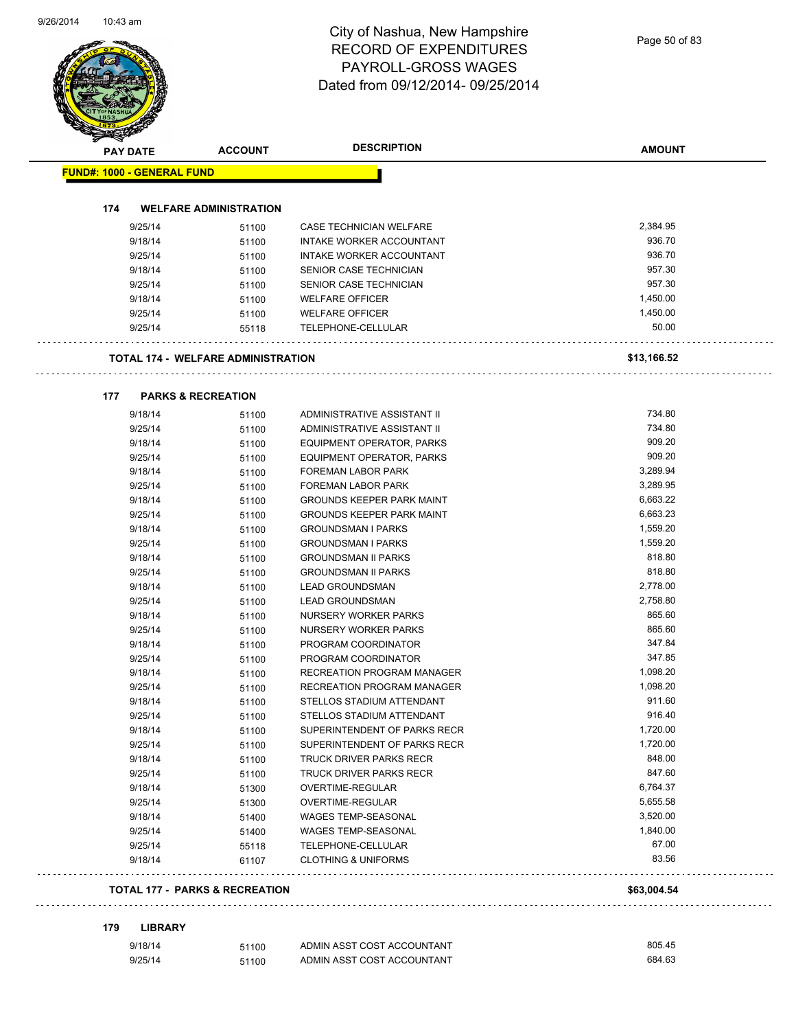# City of Nashua, New Hampshire
## RECORD OF EXPENDITURES
## PAYROLL-GROSS WAGES
## Dated from 09/12/2014- 09/25/2014

| PAY DATE | ACCOUNT | DESCRIPTION | AMOUNT |
|---|---|---|---|
| **FUND#: 1000 - GENERAL FUND** | | | |
| **174 WELFARE ADMINISTRATION** | | | |
| 9/25/14 | 51100 | CASE TECHNICIAN WELFARE | 2,384.95 |
| 9/18/14 | 51100 | INTAKE WORKER ACCOUNTANT | 936.70 |
| 9/25/14 | 51100 | INTAKE WORKER ACCOUNTANT | 936.70 |
| 9/18/14 | 51100 | SENIOR CASE TECHNICIAN | 957.30 |
| 9/25/14 | 51100 | SENIOR CASE TECHNICIAN | 957.30 |
| 9/18/14 | 51100 | WELFARE OFFICER | 1,450.00 |
| 9/25/14 | 51100 | WELFARE OFFICER | 1,450.00 |
| 9/25/14 | 55118 | TELEPHONE-CELLULAR | 50.00 |
| **TOTAL 174 - WELFARE ADMINISTRATION** | | | **$13,166.52** |
| **177 PARKS & RECREATION** | | | |
| 9/18/14 | 51100 | ADMINISTRATIVE ASSISTANT II | 734.80 |
| 9/25/14 | 51100 | ADMINISTRATIVE ASSISTANT II | 734.80 |
| 9/18/14 | 51100 | EQUIPMENT OPERATOR, PARKS | 909.20 |
| 9/25/14 | 51100 | EQUIPMENT OPERATOR, PARKS | 909.20 |
| 9/18/14 | 51100 | FOREMAN LABOR PARK | 3,289.94 |
| 9/25/14 | 51100 | FOREMAN LABOR PARK | 3,289.95 |
| 9/18/14 | 51100 | GROUNDS KEEPER PARK MAINT | 6,663.22 |
| 9/25/14 | 51100 | GROUNDS KEEPER PARK MAINT | 6,663.23 |
| 9/18/14 | 51100 | GROUNDSMAN I PARKS | 1,559.20 |
| 9/25/14 | 51100 | GROUNDSMAN I PARKS | 1,559.20 |
| 9/18/14 | 51100 | GROUNDSMAN II PARKS | 818.80 |
| 9/25/14 | 51100 | GROUNDSMAN II PARKS | 818.80 |
| 9/18/14 | 51100 | LEAD GROUNDSMAN | 2,778.00 |
| 9/25/14 | 51100 | LEAD GROUNDSMAN | 2,758.80 |
| 9/18/14 | 51100 | NURSERY WORKER PARKS | 865.60 |
| 9/25/14 | 51100 | NURSERY WORKER PARKS | 865.60 |
| 9/18/14 | 51100 | PROGRAM COORDINATOR | 347.84 |
| 9/25/14 | 51100 | PROGRAM COORDINATOR | 347.85 |
| 9/18/14 | 51100 | RECREATION PROGRAM MANAGER | 1,098.20 |
| 9/25/14 | 51100 | RECREATION PROGRAM MANAGER | 1,098.20 |
| 9/18/14 | 51100 | STELLOS STADIUM ATTENDANT | 911.60 |
| 9/25/14 | 51100 | STELLOS STADIUM ATTENDANT | 916.40 |
| 9/18/14 | 51100 | SUPERINTENDENT OF PARKS RECR | 1,720.00 |
| 9/25/14 | 51100 | SUPERINTENDENT OF PARKS RECR | 1,720.00 |
| 9/18/14 | 51100 | TRUCK DRIVER PARKS RECR | 848.00 |
| 9/25/14 | 51100 | TRUCK DRIVER PARKS RECR | 847.60 |
| 9/18/14 | 51300 | OVERTIME-REGULAR | 6,764.37 |
| 9/25/14 | 51300 | OVERTIME-REGULAR | 5,655.58 |
| 9/18/14 | 51400 | WAGES TEMP-SEASONAL | 3,520.00 |
| 9/25/14 | 51400 | WAGES TEMP-SEASONAL | 1,840.00 |
| 9/25/14 | 55118 | TELEPHONE-CELLULAR | 67.00 |
| 9/18/14 | 61107 | CLOTHING & UNIFORMS | 83.56 |
| **TOTAL 177 - PARKS & RECREATION** | | | **$63,004.54** |
| **179 LIBRARY** | | | |
| 9/18/14 | 51100 | ADMIN ASST COST ACCOUNTANT | 805.45 |
| 9/25/14 | 51100 | ADMIN ASST COST ACCOUNTANT | 684.63 |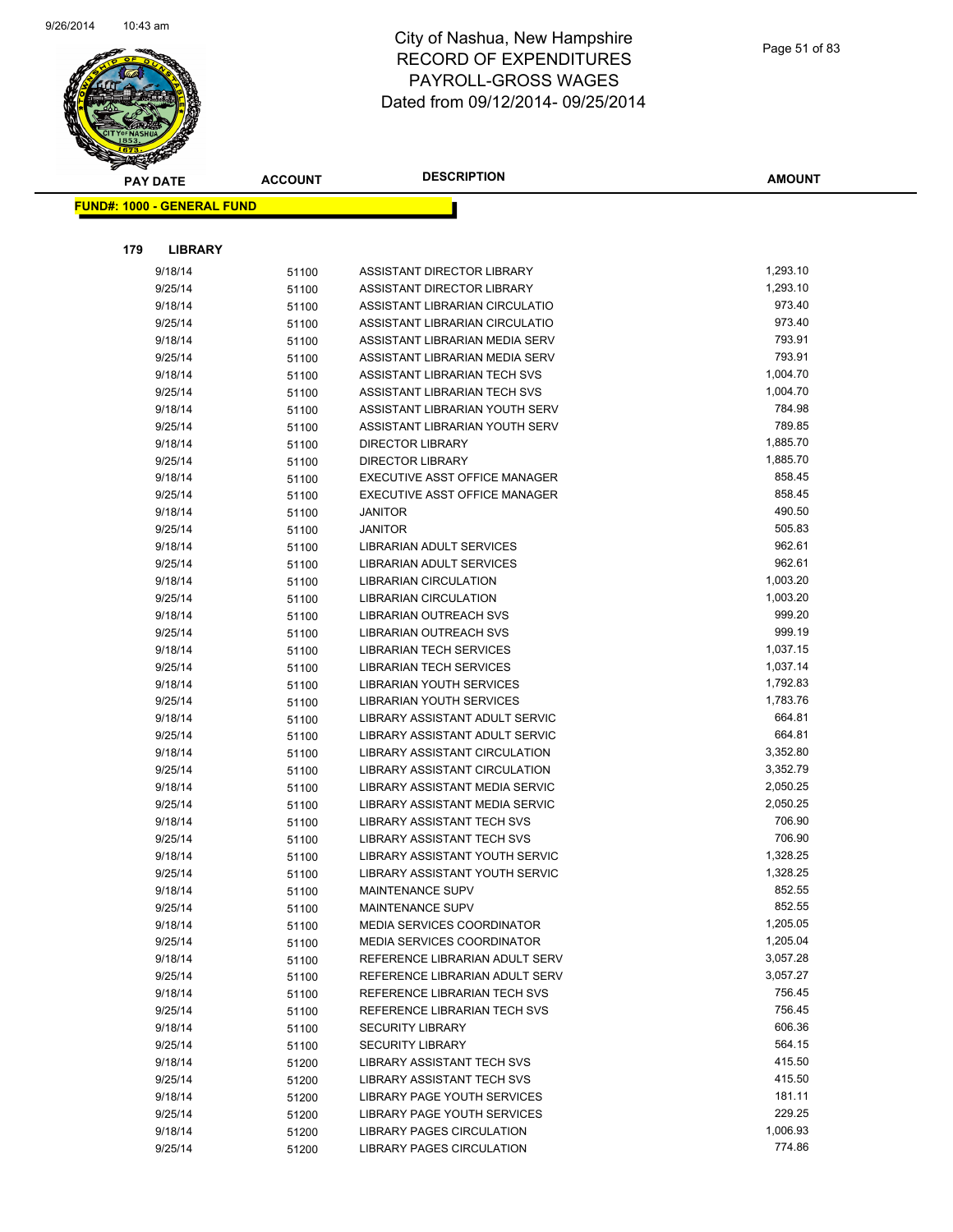# City of Nashua, New Hampshire
# RECORD OF EXPENDITURES
# PAYROLL-GROSS WAGES
# Dated from 09/12/2014- 09/25/2014

| PAY DATE | ACCOUNT | DESCRIPTION | AMOUNT |
|---|---|---|---|

**FUND#: 1000 - GENERAL FUND**

**179 LIBRARY**

| PAY DATE | ACCOUNT | DESCRIPTION | AMOUNT |
|---|---|---|---|
| 9/18/14 | 51100 | ASSISTANT DIRECTOR LIBRARY | 1,293.10 |
| 9/25/14 | 51100 | ASSISTANT DIRECTOR LIBRARY | 1,293.10 |
| 9/18/14 | 51100 | ASSISTANT LIBRARIAN CIRCULATIO | 973.40 |
| 9/25/14 | 51100 | ASSISTANT LIBRARIAN CIRCULATIO | 973.40 |
| 9/18/14 | 51100 | ASSISTANT LIBRARIAN MEDIA SERV | 793.91 |
| 9/25/14 | 51100 | ASSISTANT LIBRARIAN MEDIA SERV | 793.91 |
| 9/18/14 | 51100 | ASSISTANT LIBRARIAN TECH SVS | 1,004.70 |
| 9/25/14 | 51100 | ASSISTANT LIBRARIAN TECH SVS | 1,004.70 |
| 9/18/14 | 51100 | ASSISTANT LIBRARIAN YOUTH SERV | 784.98 |
| 9/25/14 | 51100 | ASSISTANT LIBRARIAN YOUTH SERV | 789.85 |
| 9/18/14 | 51100 | DIRECTOR LIBRARY | 1,885.70 |
| 9/25/14 | 51100 | DIRECTOR LIBRARY | 1,885.70 |
| 9/18/14 | 51100 | EXECUTIVE ASST OFFICE MANAGER | 858.45 |
| 9/25/14 | 51100 | EXECUTIVE ASST OFFICE MANAGER | 858.45 |
| 9/18/14 | 51100 | JANITOR | 490.50 |
| 9/25/14 | 51100 | JANITOR | 505.83 |
| 9/18/14 | 51100 | LIBRARIAN ADULT SERVICES | 962.61 |
| 9/25/14 | 51100 | LIBRARIAN ADULT SERVICES | 962.61 |
| 9/18/14 | 51100 | LIBRARIAN CIRCULATION | 1,003.20 |
| 9/25/14 | 51100 | LIBRARIAN CIRCULATION | 1,003.20 |
| 9/18/14 | 51100 | LIBRARIAN OUTREACH SVS | 999.20 |
| 9/25/14 | 51100 | LIBRARIAN OUTREACH SVS | 999.19 |
| 9/18/14 | 51100 | LIBRARIAN TECH SERVICES | 1,037.15 |
| 9/25/14 | 51100 | LIBRARIAN TECH SERVICES | 1,037.14 |
| 9/18/14 | 51100 | LIBRARIAN YOUTH SERVICES | 1,792.83 |
| 9/25/14 | 51100 | LIBRARIAN YOUTH SERVICES | 1,783.76 |
| 9/18/14 | 51100 | LIBRARY ASSISTANT ADULT SERVIC | 664.81 |
| 9/25/14 | 51100 | LIBRARY ASSISTANT ADULT SERVIC | 664.81 |
| 9/18/14 | 51100 | LIBRARY ASSISTANT CIRCULATION | 3,352.80 |
| 9/25/14 | 51100 | LIBRARY ASSISTANT CIRCULATION | 3,352.79 |
| 9/18/14 | 51100 | LIBRARY ASSISTANT MEDIA SERVIC | 2,050.25 |
| 9/25/14 | 51100 | LIBRARY ASSISTANT MEDIA SERVIC | 2,050.25 |
| 9/18/14 | 51100 | LIBRARY ASSISTANT TECH SVS | 706.90 |
| 9/25/14 | 51100 | LIBRARY ASSISTANT TECH SVS | 706.90 |
| 9/18/14 | 51100 | LIBRARY ASSISTANT YOUTH SERVIC | 1,328.25 |
| 9/25/14 | 51100 | LIBRARY ASSISTANT YOUTH SERVIC | 1,328.25 |
| 9/18/14 | 51100 | MAINTENANCE SUPV | 852.55 |
| 9/25/14 | 51100 | MAINTENANCE SUPV | 852.55 |
| 9/18/14 | 51100 | MEDIA SERVICES COORDINATOR | 1,205.05 |
| 9/25/14 | 51100 | MEDIA SERVICES COORDINATOR | 1,205.04 |
| 9/18/14 | 51100 | REFERENCE LIBRARIAN ADULT SERV | 3,057.28 |
| 9/25/14 | 51100 | REFERENCE LIBRARIAN ADULT SERV | 3,057.27 |
| 9/18/14 | 51100 | REFERENCE LIBRARIAN TECH SVS | 756.45 |
| 9/25/14 | 51100 | REFERENCE LIBRARIAN TECH SVS | 756.45 |
| 9/18/14 | 51100 | SECURITY LIBRARY | 606.36 |
| 9/25/14 | 51100 | SECURITY LIBRARY | 564.15 |
| 9/18/14 | 51200 | LIBRARY ASSISTANT TECH SVS | 415.50 |
| 9/25/14 | 51200 | LIBRARY ASSISTANT TECH SVS | 415.50 |
| 9/18/14 | 51200 | LIBRARY PAGE YOUTH SERVICES | 181.11 |
| 9/25/14 | 51200 | LIBRARY PAGE YOUTH SERVICES | 229.25 |
| 9/18/14 | 51200 | LIBRARY PAGES CIRCULATION | 1,006.93 |
| 9/25/14 | 51200 | LIBRARY PAGES CIRCULATION | 774.86 |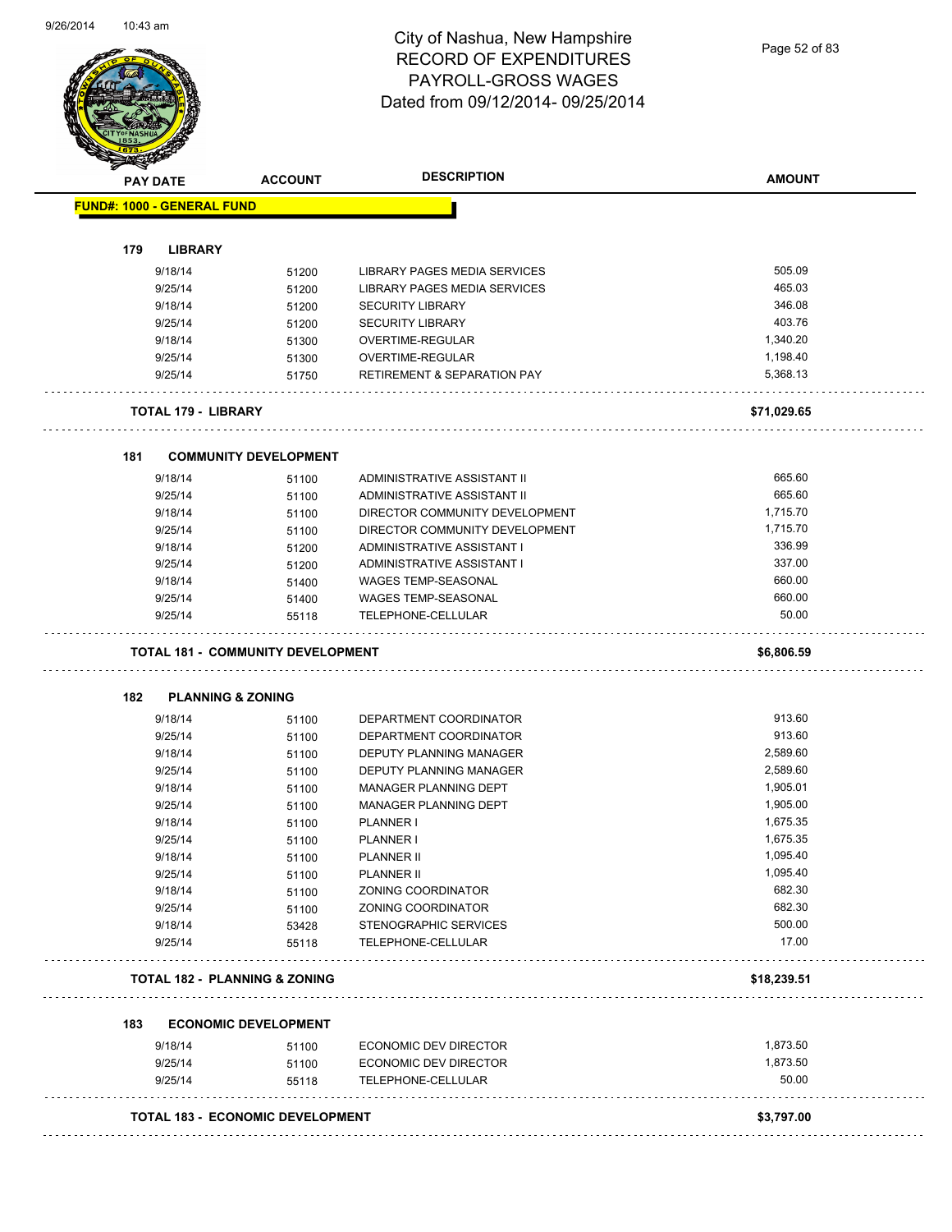# City of Nashua, New Hampshire
## RECORD OF EXPENDITURES
## PAYROLL-GROSS WAGES
## Dated from 09/12/2014- 09/25/2014

| PAY DATE | ACCOUNT | DESCRIPTION | AMOUNT |
|---|---|---|---|
| **FUND#: 1000 - GENERAL FUND** | | | |
| **179 LIBRARY** | | | |
| 9/18/14 | 51200 | LIBRARY PAGES MEDIA SERVICES | 505.09 |
| 9/25/14 | 51200 | LIBRARY PAGES MEDIA SERVICES | 465.03 |
| 9/18/14 | 51200 | SECURITY LIBRARY | 346.08 |
| 9/25/14 | 51200 | SECURITY LIBRARY | 403.76 |
| 9/18/14 | 51300 | OVERTIME-REGULAR | 1,340.20 |
| 9/25/14 | 51300 | OVERTIME-REGULAR | 1,198.40 |
| 9/25/14 | 51750 | RETIREMENT & SEPARATION PAY | 5,368.13 |
| **TOTAL 179 - LIBRARY** | | | **$71,029.65** |
| **181 COMMUNITY DEVELOPMENT** | | | |
| 9/18/14 | 51100 | ADMINISTRATIVE ASSISTANT II | 665.60 |
| 9/25/14 | 51100 | ADMINISTRATIVE ASSISTANT II | 665.60 |
| 9/18/14 | 51100 | DIRECTOR COMMUNITY DEVELOPMENT | 1,715.70 |
| 9/25/14 | 51100 | DIRECTOR COMMUNITY DEVELOPMENT | 1,715.70 |
| 9/18/14 | 51200 | ADMINISTRATIVE ASSISTANT I | 336.99 |
| 9/25/14 | 51200 | ADMINISTRATIVE ASSISTANT I | 337.00 |
| 9/18/14 | 51400 | WAGES TEMP-SEASONAL | 660.00 |
| 9/25/14 | 51400 | WAGES TEMP-SEASONAL | 660.00 |
| 9/25/14 | 55118 | TELEPHONE-CELLULAR | 50.00 |
| **TOTAL 181 - COMMUNITY DEVELOPMENT** | | | **$6,806.59** |
| **182 PLANNING & ZONING** | | | |
| 9/18/14 | 51100 | DEPARTMENT COORDINATOR | 913.60 |
| 9/25/14 | 51100 | DEPARTMENT COORDINATOR | 913.60 |
| 9/18/14 | 51100 | DEPUTY PLANNING MANAGER | 2,589.60 |
| 9/25/14 | 51100 | DEPUTY PLANNING MANAGER | 2,589.60 |
| 9/18/14 | 51100 | MANAGER PLANNING DEPT | 1,905.01 |
| 9/25/14 | 51100 | MANAGER PLANNING DEPT | 1,905.00 |
| 9/18/14 | 51100 | PLANNER I | 1,675.35 |
| 9/25/14 | 51100 | PLANNER I | 1,675.35 |
| 9/18/14 | 51100 | PLANNER II | 1,095.40 |
| 9/25/14 | 51100 | PLANNER II | 1,095.40 |
| 9/18/14 | 51100 | ZONING COORDINATOR | 682.30 |
| 9/25/14 | 51100 | ZONING COORDINATOR | 682.30 |
| 9/18/14 | 53428 | STENOGRAPHIC SERVICES | 500.00 |
| 9/25/14 | 55118 | TELEPHONE-CELLULAR | 17.00 |
| **TOTAL 182 - PLANNING & ZONING** | | | **$18,239.51** |
| **183 ECONOMIC DEVELOPMENT** | | | |
| 9/18/14 | 51100 | ECONOMIC DEV DIRECTOR | 1,873.50 |
| 9/25/14 | 51100 | ECONOMIC DEV DIRECTOR | 1,873.50 |
| 9/25/14 | 55118 | TELEPHONE-CELLULAR | 50.00 |
| **TOTAL 183 - ECONOMIC DEVELOPMENT** | | | **$3,797.00** |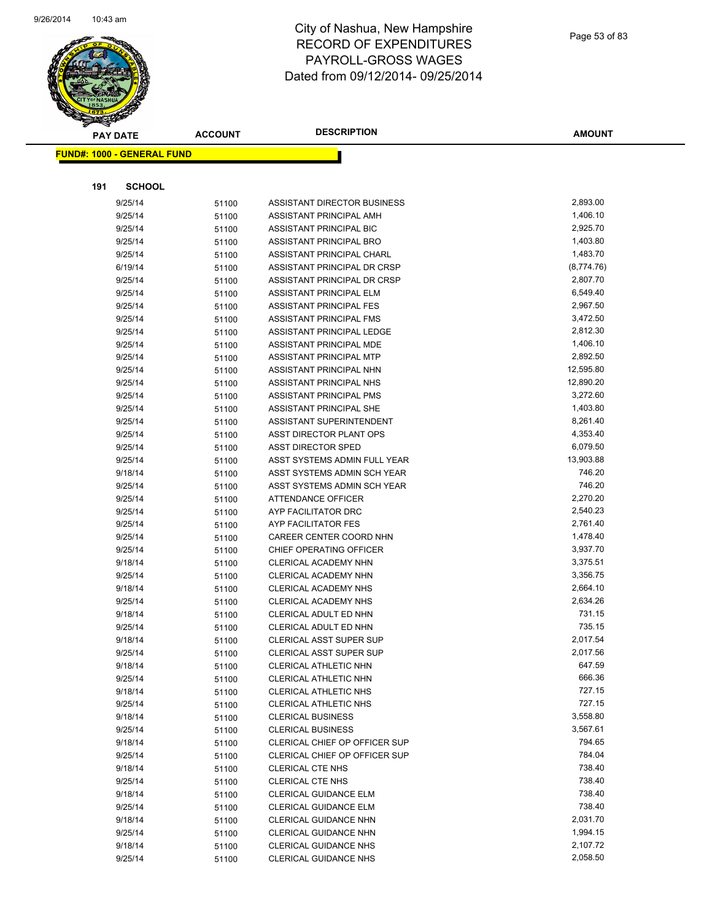# City of Nashua, New Hampshire
# RECORD OF EXPENDITURES
# PAYROLL-GROSS WAGES
# Dated from 09/12/2014- 09/25/2014

**FUND#: 1000 - GENERAL FUND**

**191 SCHOOL**

| PAY DATE | ACCOUNT | DESCRIPTION | AMOUNT |
|---|---|---|---|
| 9/25/14 | 51100 | ASSISTANT DIRECTOR BUSINESS | 2,893.00 |
| 9/25/14 | 51100 | ASSISTANT PRINCIPAL AMH | 1,406.10 |
| 9/25/14 | 51100 | ASSISTANT PRINCIPAL BIC | 2,925.70 |
| 9/25/14 | 51100 | ASSISTANT PRINCIPAL BRO | 1,403.80 |
| 9/25/14 | 51100 | ASSISTANT PRINCIPAL CHARL | 1,483.70 |
| 6/19/14 | 51100 | ASSISTANT PRINCIPAL DR CRSP | (8,774.76) |
| 9/25/14 | 51100 | ASSISTANT PRINCIPAL DR CRSP | 2,807.70 |
| 9/25/14 | 51100 | ASSISTANT PRINCIPAL ELM | 6,549.40 |
| 9/25/14 | 51100 | ASSISTANT PRINCIPAL FES | 2,967.50 |
| 9/25/14 | 51100 | ASSISTANT PRINCIPAL FMS | 3,472.50 |
| 9/25/14 | 51100 | ASSISTANT PRINCIPAL LEDGE | 2,812.30 |
| 9/25/14 | 51100 | ASSISTANT PRINCIPAL MDE | 1,406.10 |
| 9/25/14 | 51100 | ASSISTANT PRINCIPAL MTP | 2,892.50 |
| 9/25/14 | 51100 | ASSISTANT PRINCIPAL NHN | 12,595.80 |
| 9/25/14 | 51100 | ASSISTANT PRINCIPAL NHS | 12,890.20 |
| 9/25/14 | 51100 | ASSISTANT PRINCIPAL PMS | 3,272.60 |
| 9/25/14 | 51100 | ASSISTANT PRINCIPAL SHE | 1,403.80 |
| 9/25/14 | 51100 | ASSISTANT SUPERINTENDENT | 8,261.40 |
| 9/25/14 | 51100 | ASST DIRECTOR PLANT OPS | 4,353.40 |
| 9/25/14 | 51100 | ASST DIRECTOR SPED | 6,079.50 |
| 9/25/14 | 51100 | ASST SYSTEMS ADMIN FULL YEAR | 13,903.88 |
| 9/18/14 | 51100 | ASST SYSTEMS ADMIN SCH YEAR | 746.20 |
| 9/25/14 | 51100 | ASST SYSTEMS ADMIN SCH YEAR | 746.20 |
| 9/25/14 | 51100 | ATTENDANCE OFFICER | 2,270.20 |
| 9/25/14 | 51100 | AYP FACILITATOR DRC | 2,540.23 |
| 9/25/14 | 51100 | AYP FACILITATOR FES | 2,761.40 |
| 9/25/14 | 51100 | CAREER CENTER COORD NHN | 1,478.40 |
| 9/25/14 | 51100 | CHIEF OPERATING OFFICER | 3,937.70 |
| 9/18/14 | 51100 | CLERICAL ACADEMY NHN | 3,375.51 |
| 9/25/14 | 51100 | CLERICAL ACADEMY NHN | 3,356.75 |
| 9/18/14 | 51100 | CLERICAL ACADEMY NHS | 2,664.10 |
| 9/25/14 | 51100 | CLERICAL ACADEMY NHS | 2,634.26 |
| 9/18/14 | 51100 | CLERICAL ADULT ED NHN | 731.15 |
| 9/25/14 | 51100 | CLERICAL ADULT ED NHN | 735.15 |
| 9/18/14 | 51100 | CLERICAL ASST SUPER SUP | 2,017.54 |
| 9/25/14 | 51100 | CLERICAL ASST SUPER SUP | 2,017.56 |
| 9/18/14 | 51100 | CLERICAL ATHLETIC NHN | 647.59 |
| 9/25/14 | 51100 | CLERICAL ATHLETIC NHN | 666.36 |
| 9/18/14 | 51100 | CLERICAL ATHLETIC NHS | 727.15 |
| 9/25/14 | 51100 | CLERICAL ATHLETIC NHS | 727.15 |
| 9/18/14 | 51100 | CLERICAL BUSINESS | 3,558.80 |
| 9/25/14 | 51100 | CLERICAL BUSINESS | 3,567.61 |
| 9/18/14 | 51100 | CLERICAL CHIEF OP OFFICER SUP | 794.65 |
| 9/25/14 | 51100 | CLERICAL CHIEF OP OFFICER SUP | 784.04 |
| 9/18/14 | 51100 | CLERICAL CTE NHS | 738.40 |
| 9/25/14 | 51100 | CLERICAL CTE NHS | 738.40 |
| 9/18/14 | 51100 | CLERICAL GUIDANCE ELM | 738.40 |
| 9/25/14 | 51100 | CLERICAL GUIDANCE ELM | 738.40 |
| 9/18/14 | 51100 | CLERICAL GUIDANCE NHN | 2,031.70 |
| 9/25/14 | 51100 | CLERICAL GUIDANCE NHN | 1,994.15 |
| 9/18/14 | 51100 | CLERICAL GUIDANCE NHS | 2,107.72 |
| 9/25/14 | 51100 | CLERICAL GUIDANCE NHS | 2,058.50 |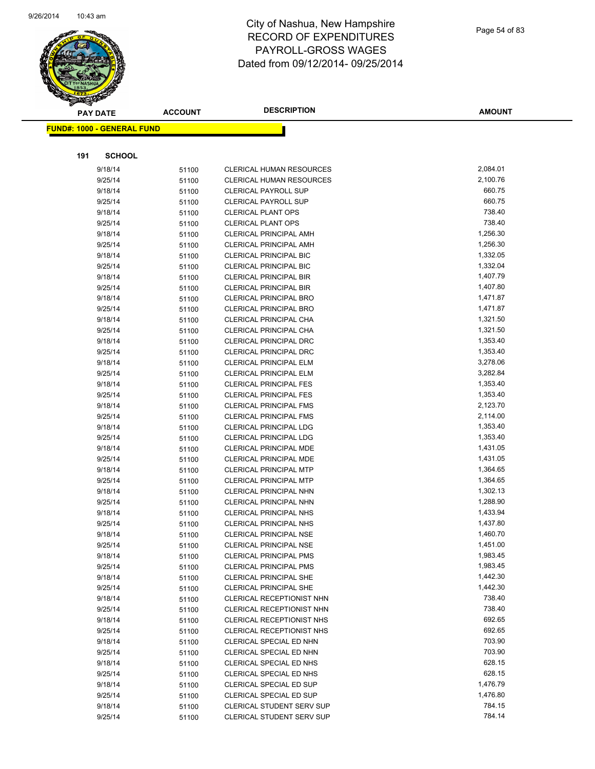# City of Nashua, New Hampshire
## RECORD OF EXPENDITURES
## PAYROLL-GROSS WAGES
## Dated from 09/12/2014- 09/25/2014

**FUND#: 1000 - GENERAL FUND**

**191 SCHOOL**

| PAY DATE | ACCOUNT | DESCRIPTION | AMOUNT |
|---|---|---|---|
| 9/18/14 | 51100 | CLERICAL HUMAN RESOURCES | 2,084.01 |
| 9/25/14 | 51100 | CLERICAL HUMAN RESOURCES | 2,100.76 |
| 9/18/14 | 51100 | CLERICAL PAYROLL SUP | 660.75 |
| 9/25/14 | 51100 | CLERICAL PAYROLL SUP | 660.75 |
| 9/18/14 | 51100 | CLERICAL PLANT OPS | 738.40 |
| 9/25/14 | 51100 | CLERICAL PLANT OPS | 738.40 |
| 9/18/14 | 51100 | CLERICAL PRINCIPAL AMH | 1,256.30 |
| 9/25/14 | 51100 | CLERICAL PRINCIPAL AMH | 1,256.30 |
| 9/18/14 | 51100 | CLERICAL PRINCIPAL BIC | 1,332.05 |
| 9/25/14 | 51100 | CLERICAL PRINCIPAL BIC | 1,332.04 |
| 9/18/14 | 51100 | CLERICAL PRINCIPAL BIR | 1,407.79 |
| 9/25/14 | 51100 | CLERICAL PRINCIPAL BIR | 1,407.80 |
| 9/18/14 | 51100 | CLERICAL PRINCIPAL BRO | 1,471.87 |
| 9/25/14 | 51100 | CLERICAL PRINCIPAL BRO | 1,471.87 |
| 9/18/14 | 51100 | CLERICAL PRINCIPAL CHA | 1,321.50 |
| 9/25/14 | 51100 | CLERICAL PRINCIPAL CHA | 1,321.50 |
| 9/18/14 | 51100 | CLERICAL PRINCIPAL DRC | 1,353.40 |
| 9/25/14 | 51100 | CLERICAL PRINCIPAL DRC | 1,353.40 |
| 9/18/14 | 51100 | CLERICAL PRINCIPAL ELM | 3,278.06 |
| 9/25/14 | 51100 | CLERICAL PRINCIPAL ELM | 3,282.84 |
| 9/18/14 | 51100 | CLERICAL PRINCIPAL FES | 1,353.40 |
| 9/25/14 | 51100 | CLERICAL PRINCIPAL FES | 1,353.40 |
| 9/18/14 | 51100 | CLERICAL PRINCIPAL FMS | 2,123.70 |
| 9/25/14 | 51100 | CLERICAL PRINCIPAL FMS | 2,114.00 |
| 9/18/14 | 51100 | CLERICAL PRINCIPAL LDG | 1,353.40 |
| 9/25/14 | 51100 | CLERICAL PRINCIPAL LDG | 1,353.40 |
| 9/18/14 | 51100 | CLERICAL PRINCIPAL MDE | 1,431.05 |
| 9/25/14 | 51100 | CLERICAL PRINCIPAL MDE | 1,431.05 |
| 9/18/14 | 51100 | CLERICAL PRINCIPAL MTP | 1,364.65 |
| 9/25/14 | 51100 | CLERICAL PRINCIPAL MTP | 1,364.65 |
| 9/18/14 | 51100 | CLERICAL PRINCIPAL NHN | 1,302.13 |
| 9/25/14 | 51100 | CLERICAL PRINCIPAL NHN | 1,288.90 |
| 9/18/14 | 51100 | CLERICAL PRINCIPAL NHS | 1,433.94 |
| 9/25/14 | 51100 | CLERICAL PRINCIPAL NHS | 1,437.80 |
| 9/18/14 | 51100 | CLERICAL PRINCIPAL NSE | 1,460.70 |
| 9/25/14 | 51100 | CLERICAL PRINCIPAL NSE | 1,451.00 |
| 9/18/14 | 51100 | CLERICAL PRINCIPAL PMS | 1,983.45 |
| 9/25/14 | 51100 | CLERICAL PRINCIPAL PMS | 1,983.45 |
| 9/18/14 | 51100 | CLERICAL PRINCIPAL SHE | 1,442.30 |
| 9/25/14 | 51100 | CLERICAL PRINCIPAL SHE | 1,442.30 |
| 9/18/14 | 51100 | CLERICAL RECEPTIONIST NHN | 738.40 |
| 9/25/14 | 51100 | CLERICAL RECEPTIONIST NHN | 738.40 |
| 9/18/14 | 51100 | CLERICAL RECEPTIONIST NHS | 692.65 |
| 9/25/14 | 51100 | CLERICAL RECEPTIONIST NHS | 692.65 |
| 9/18/14 | 51100 | CLERICAL SPECIAL ED NHN | 703.90 |
| 9/25/14 | 51100 | CLERICAL SPECIAL ED NHN | 703.90 |
| 9/18/14 | 51100 | CLERICAL SPECIAL ED NHS | 628.15 |
| 9/25/14 | 51100 | CLERICAL SPECIAL ED NHS | 628.15 |
| 9/18/14 | 51100 | CLERICAL SPECIAL ED SUP | 1,476.79 |
| 9/25/14 | 51100 | CLERICAL SPECIAL ED SUP | 1,476.80 |
| 9/18/14 | 51100 | CLERICAL STUDENT SERV SUP | 784.15 |
| 9/25/14 | 51100 | CLERICAL STUDENT SERV SUP | 784.14 |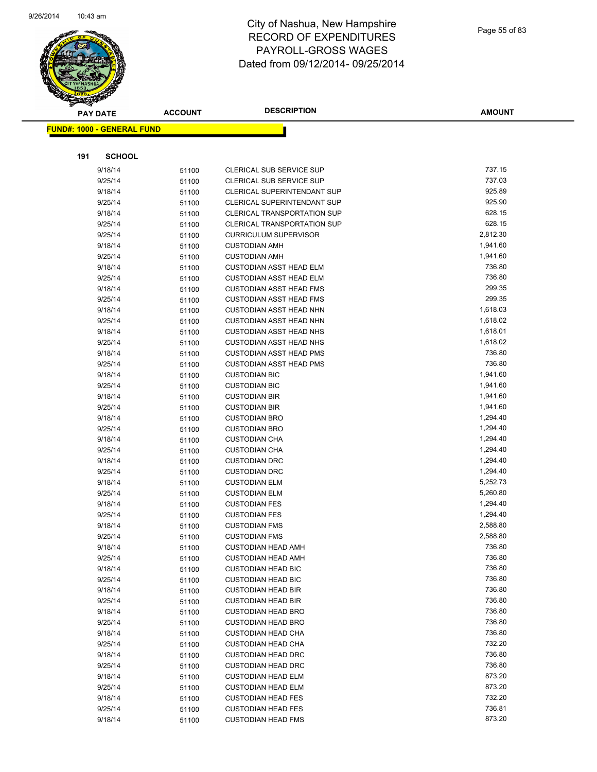# City of Nashua, New Hampshire
## RECORD OF EXPENDITURES
## PAYROLL-GROSS WAGES
## Dated from 09/12/2014- 09/25/2014

**FUND#: 1000 - GENERAL FUND**

**191 SCHOOL**

| PAY DATE | ACCOUNT | DESCRIPTION | AMOUNT |
|---|---|---|---|
| 9/18/14 | 51100 | CLERICAL SUB SERVICE SUP | 737.15 |
| 9/25/14 | 51100 | CLERICAL SUB SERVICE SUP | 737.03 |
| 9/18/14 | 51100 | CLERICAL SUPERINTENDANT SUP | 925.89 |
| 9/25/14 | 51100 | CLERICAL SUPERINTENDANT SUP | 925.90 |
| 9/18/14 | 51100 | CLERICAL TRANSPORTATION SUP | 628.15 |
| 9/25/14 | 51100 | CLERICAL TRANSPORTATION SUP | 628.15 |
| 9/25/14 | 51100 | CURRICULUM SUPERVISOR | 2,812.30 |
| 9/18/14 | 51100 | CUSTODIAN AMH | 1,941.60 |
| 9/25/14 | 51100 | CUSTODIAN AMH | 1,941.60 |
| 9/18/14 | 51100 | CUSTODIAN ASST HEAD ELM | 736.80 |
| 9/25/14 | 51100 | CUSTODIAN ASST HEAD ELM | 736.80 |
| 9/18/14 | 51100 | CUSTODIAN ASST HEAD FMS | 299.35 |
| 9/25/14 | 51100 | CUSTODIAN ASST HEAD FMS | 299.35 |
| 9/18/14 | 51100 | CUSTODIAN ASST HEAD NHN | 1,618.03 |
| 9/25/14 | 51100 | CUSTODIAN ASST HEAD NHN | 1,618.02 |
| 9/18/14 | 51100 | CUSTODIAN ASST HEAD NHS | 1,618.01 |
| 9/25/14 | 51100 | CUSTODIAN ASST HEAD NHS | 1,618.02 |
| 9/18/14 | 51100 | CUSTODIAN ASST HEAD PMS | 736.80 |
| 9/25/14 | 51100 | CUSTODIAN ASST HEAD PMS | 736.80 |
| 9/18/14 | 51100 | CUSTODIAN BIC | 1,941.60 |
| 9/25/14 | 51100 | CUSTODIAN BIC | 1,941.60 |
| 9/18/14 | 51100 | CUSTODIAN BIR | 1,941.60 |
| 9/25/14 | 51100 | CUSTODIAN BIR | 1,941.60 |
| 9/18/14 | 51100 | CUSTODIAN BRO | 1,294.40 |
| 9/25/14 | 51100 | CUSTODIAN BRO | 1,294.40 |
| 9/18/14 | 51100 | CUSTODIAN CHA | 1,294.40 |
| 9/25/14 | 51100 | CUSTODIAN CHA | 1,294.40 |
| 9/18/14 | 51100 | CUSTODIAN DRC | 1,294.40 |
| 9/25/14 | 51100 | CUSTODIAN DRC | 1,294.40 |
| 9/18/14 | 51100 | CUSTODIAN ELM | 5,252.73 |
| 9/25/14 | 51100 | CUSTODIAN ELM | 5,260.80 |
| 9/18/14 | 51100 | CUSTODIAN FES | 1,294.40 |
| 9/25/14 | 51100 | CUSTODIAN FES | 1,294.40 |
| 9/18/14 | 51100 | CUSTODIAN FMS | 2,588.80 |
| 9/25/14 | 51100 | CUSTODIAN FMS | 2,588.80 |
| 9/18/14 | 51100 | CUSTODIAN HEAD AMH | 736.80 |
| 9/25/14 | 51100 | CUSTODIAN HEAD AMH | 736.80 |
| 9/18/14 | 51100 | CUSTODIAN HEAD BIC | 736.80 |
| 9/25/14 | 51100 | CUSTODIAN HEAD BIC | 736.80 |
| 9/18/14 | 51100 | CUSTODIAN HEAD BIR | 736.80 |
| 9/25/14 | 51100 | CUSTODIAN HEAD BIR | 736.80 |
| 9/18/14 | 51100 | CUSTODIAN HEAD BRO | 736.80 |
| 9/25/14 | 51100 | CUSTODIAN HEAD BRO | 736.80 |
| 9/18/14 | 51100 | CUSTODIAN HEAD CHA | 736.80 |
| 9/25/14 | 51100 | CUSTODIAN HEAD CHA | 732.20 |
| 9/18/14 | 51100 | CUSTODIAN HEAD DRC | 736.80 |
| 9/25/14 | 51100 | CUSTODIAN HEAD DRC | 736.80 |
| 9/18/14 | 51100 | CUSTODIAN HEAD ELM | 873.20 |
| 9/25/14 | 51100 | CUSTODIAN HEAD ELM | 873.20 |
| 9/18/14 | 51100 | CUSTODIAN HEAD FES | 732.20 |
| 9/25/14 | 51100 | CUSTODIAN HEAD FES | 736.81 |
| 9/18/14 | 51100 | CUSTODIAN HEAD FMS | 873.20 |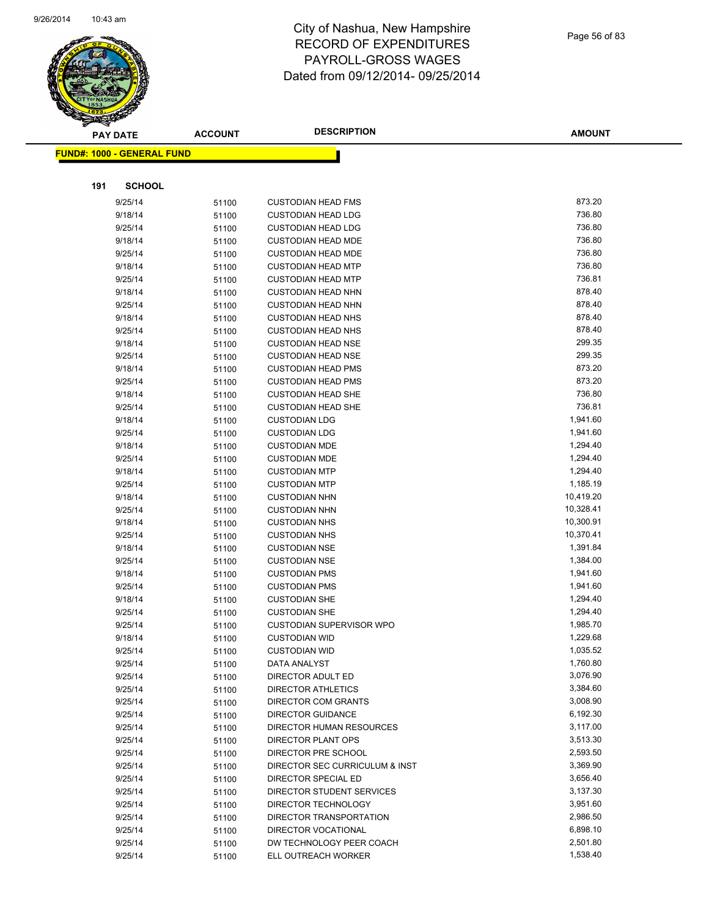# City of Nashua, New Hampshire
## RECORD OF EXPENDITURES
## PAYROLL-GROSS WAGES
## Dated from 09/12/2014- 09/25/2014

**FUND#: 1000 - GENERAL FUND**

**191 SCHOOL**

| PAY DATE | ACCOUNT | DESCRIPTION | AMOUNT |
|---|---|---|---|
| 9/25/14 | 51100 | CUSTODIAN HEAD FMS | 873.20 |
| 9/18/14 | 51100 | CUSTODIAN HEAD LDG | 736.80 |
| 9/25/14 | 51100 | CUSTODIAN HEAD LDG | 736.80 |
| 9/18/14 | 51100 | CUSTODIAN HEAD MDE | 736.80 |
| 9/25/14 | 51100 | CUSTODIAN HEAD MDE | 736.80 |
| 9/18/14 | 51100 | CUSTODIAN HEAD MTP | 736.80 |
| 9/25/14 | 51100 | CUSTODIAN HEAD MTP | 736.81 |
| 9/18/14 | 51100 | CUSTODIAN HEAD NHN | 878.40 |
| 9/25/14 | 51100 | CUSTODIAN HEAD NHN | 878.40 |
| 9/18/14 | 51100 | CUSTODIAN HEAD NHS | 878.40 |
| 9/25/14 | 51100 | CUSTODIAN HEAD NHS | 878.40 |
| 9/18/14 | 51100 | CUSTODIAN HEAD NSE | 299.35 |
| 9/25/14 | 51100 | CUSTODIAN HEAD NSE | 299.35 |
| 9/18/14 | 51100 | CUSTODIAN HEAD PMS | 873.20 |
| 9/25/14 | 51100 | CUSTODIAN HEAD PMS | 873.20 |
| 9/18/14 | 51100 | CUSTODIAN HEAD SHE | 736.80 |
| 9/25/14 | 51100 | CUSTODIAN HEAD SHE | 736.81 |
| 9/18/14 | 51100 | CUSTODIAN LDG | 1,941.60 |
| 9/25/14 | 51100 | CUSTODIAN LDG | 1,941.60 |
| 9/18/14 | 51100 | CUSTODIAN MDE | 1,294.40 |
| 9/25/14 | 51100 | CUSTODIAN MDE | 1,294.40 |
| 9/18/14 | 51100 | CUSTODIAN MTP | 1,294.40 |
| 9/25/14 | 51100 | CUSTODIAN MTP | 1,185.19 |
| 9/18/14 | 51100 | CUSTODIAN NHN | 10,419.20 |
| 9/25/14 | 51100 | CUSTODIAN NHN | 10,328.41 |
| 9/18/14 | 51100 | CUSTODIAN NHS | 10,300.91 |
| 9/25/14 | 51100 | CUSTODIAN NHS | 10,370.41 |
| 9/18/14 | 51100 | CUSTODIAN NSE | 1,391.84 |
| 9/25/14 | 51100 | CUSTODIAN NSE | 1,384.00 |
| 9/18/14 | 51100 | CUSTODIAN PMS | 1,941.60 |
| 9/25/14 | 51100 | CUSTODIAN PMS | 1,941.60 |
| 9/18/14 | 51100 | CUSTODIAN SHE | 1,294.40 |
| 9/25/14 | 51100 | CUSTODIAN SHE | 1,294.40 |
| 9/25/14 | 51100 | CUSTODIAN SUPERVISOR WPO | 1,985.70 |
| 9/18/14 | 51100 | CUSTODIAN WID | 1,229.68 |
| 9/25/14 | 51100 | CUSTODIAN WID | 1,035.52 |
| 9/25/14 | 51100 | DATA ANALYST | 1,760.80 |
| 9/25/14 | 51100 | DIRECTOR ADULT ED | 3,076.90 |
| 9/25/14 | 51100 | DIRECTOR ATHLETICS | 3,384.60 |
| 9/25/14 | 51100 | DIRECTOR COM GRANTS | 3,008.90 |
| 9/25/14 | 51100 | DIRECTOR GUIDANCE | 6,192.30 |
| 9/25/14 | 51100 | DIRECTOR HUMAN RESOURCES | 3,117.00 |
| 9/25/14 | 51100 | DIRECTOR PLANT OPS | 3,513.30 |
| 9/25/14 | 51100 | DIRECTOR PRE SCHOOL | 2,593.50 |
| 9/25/14 | 51100 | DIRECTOR SEC CURRICULUM & INST | 3,369.90 |
| 9/25/14 | 51100 | DIRECTOR SPECIAL ED | 3,656.40 |
| 9/25/14 | 51100 | DIRECTOR STUDENT SERVICES | 3,137.30 |
| 9/25/14 | 51100 | DIRECTOR TECHNOLOGY | 3,951.60 |
| 9/25/14 | 51100 | DIRECTOR TRANSPORTATION | 2,986.50 |
| 9/25/14 | 51100 | DIRECTOR VOCATIONAL | 6,898.10 |
| 9/25/14 | 51100 | DW TECHNOLOGY PEER COACH | 2,501.80 |
| 9/25/14 | 51100 | ELL OUTREACH WORKER | 1,538.40 |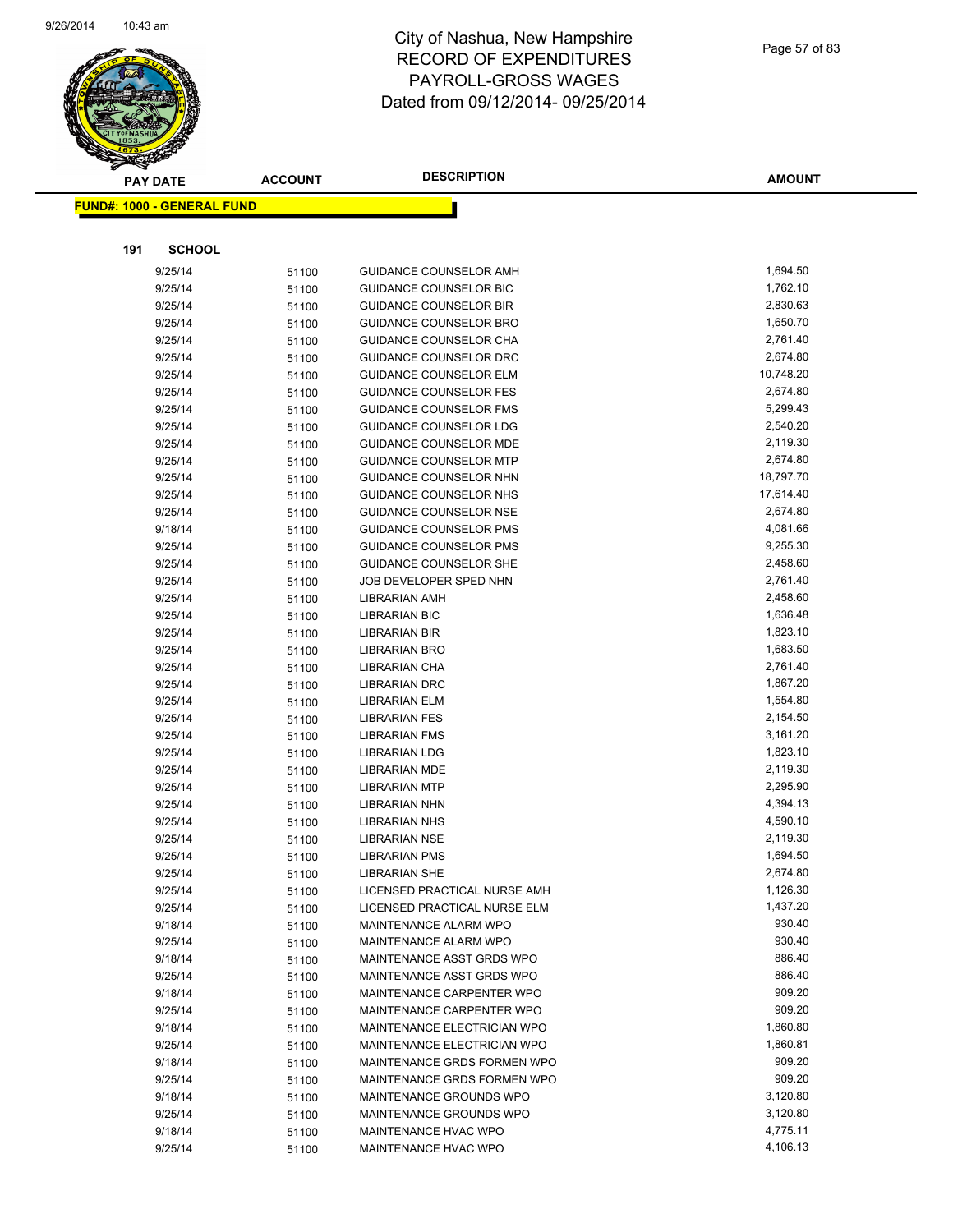# City of Nashua, New Hampshire
# RECORD OF EXPENDITURES
# PAYROLL-GROSS WAGES
# Dated from 09/12/2014- 09/25/2014

**FUND#: 1000 - GENERAL FUND**

**191 SCHOOL**

| PAY DATE | ACCOUNT | DESCRIPTION | AMOUNT |
|---|---|---|---|
| 9/25/14 | 51100 | GUIDANCE COUNSELOR AMH | 1,694.50 |
| 9/25/14 | 51100 | GUIDANCE COUNSELOR BIC | 1,762.10 |
| 9/25/14 | 51100 | GUIDANCE COUNSELOR BIR | 2,830.63 |
| 9/25/14 | 51100 | GUIDANCE COUNSELOR BRO | 1,650.70 |
| 9/25/14 | 51100 | GUIDANCE COUNSELOR CHA | 2,761.40 |
| 9/25/14 | 51100 | GUIDANCE COUNSELOR DRC | 2,674.80 |
| 9/25/14 | 51100 | GUIDANCE COUNSELOR ELM | 10,748.20 |
| 9/25/14 | 51100 | GUIDANCE COUNSELOR FES | 2,674.80 |
| 9/25/14 | 51100 | GUIDANCE COUNSELOR FMS | 5,299.43 |
| 9/25/14 | 51100 | GUIDANCE COUNSELOR LDG | 2,540.20 |
| 9/25/14 | 51100 | GUIDANCE COUNSELOR MDE | 2,119.30 |
| 9/25/14 | 51100 | GUIDANCE COUNSELOR MTP | 2,674.80 |
| 9/25/14 | 51100 | GUIDANCE COUNSELOR NHN | 18,797.70 |
| 9/25/14 | 51100 | GUIDANCE COUNSELOR NHS | 17,614.40 |
| 9/25/14 | 51100 | GUIDANCE COUNSELOR NSE | 2,674.80 |
| 9/18/14 | 51100 | GUIDANCE COUNSELOR PMS | 4,081.66 |
| 9/25/14 | 51100 | GUIDANCE COUNSELOR PMS | 9,255.30 |
| 9/25/14 | 51100 | GUIDANCE COUNSELOR SHE | 2,458.60 |
| 9/25/14 | 51100 | JOB DEVELOPER SPED NHN | 2,761.40 |
| 9/25/14 | 51100 | LIBRARIAN AMH | 2,458.60 |
| 9/25/14 | 51100 | LIBRARIAN BIC | 1,636.48 |
| 9/25/14 | 51100 | LIBRARIAN BIR | 1,823.10 |
| 9/25/14 | 51100 | LIBRARIAN BRO | 1,683.50 |
| 9/25/14 | 51100 | LIBRARIAN CHA | 2,761.40 |
| 9/25/14 | 51100 | LIBRARIAN DRC | 1,867.20 |
| 9/25/14 | 51100 | LIBRARIAN ELM | 1,554.80 |
| 9/25/14 | 51100 | LIBRARIAN FES | 2,154.50 |
| 9/25/14 | 51100 | LIBRARIAN FMS | 3,161.20 |
| 9/25/14 | 51100 | LIBRARIAN LDG | 1,823.10 |
| 9/25/14 | 51100 | LIBRARIAN MDE | 2,119.30 |
| 9/25/14 | 51100 | LIBRARIAN MTP | 2,295.90 |
| 9/25/14 | 51100 | LIBRARIAN NHN | 4,394.13 |
| 9/25/14 | 51100 | LIBRARIAN NHS | 4,590.10 |
| 9/25/14 | 51100 | LIBRARIAN NSE | 2,119.30 |
| 9/25/14 | 51100 | LIBRARIAN PMS | 1,694.50 |
| 9/25/14 | 51100 | LIBRARIAN SHE | 2,674.80 |
| 9/25/14 | 51100 | LICENSED PRACTICAL NURSE AMH | 1,126.30 |
| 9/25/14 | 51100 | LICENSED PRACTICAL NURSE ELM | 1,437.20 |
| 9/18/14 | 51100 | MAINTENANCE ALARM WPO | 930.40 |
| 9/25/14 | 51100 | MAINTENANCE ALARM WPO | 930.40 |
| 9/18/14 | 51100 | MAINTENANCE ASST GRDS WPO | 886.40 |
| 9/25/14 | 51100 | MAINTENANCE ASST GRDS WPO | 886.40 |
| 9/18/14 | 51100 | MAINTENANCE CARPENTER WPO | 909.20 |
| 9/25/14 | 51100 | MAINTENANCE CARPENTER WPO | 909.20 |
| 9/18/14 | 51100 | MAINTENANCE ELECTRICIAN WPO | 1,860.80 |
| 9/25/14 | 51100 | MAINTENANCE ELECTRICIAN WPO | 1,860.81 |
| 9/18/14 | 51100 | MAINTENANCE GRDS FORMEN WPO | 909.20 |
| 9/25/14 | 51100 | MAINTENANCE GRDS FORMEN WPO | 909.20 |
| 9/18/14 | 51100 | MAINTENANCE GROUNDS WPO | 3,120.80 |
| 9/25/14 | 51100 | MAINTENANCE GROUNDS WPO | 3,120.80 |
| 9/18/14 | 51100 | MAINTENANCE HVAC WPO | 4,775.11 |
| 9/25/14 | 51100 | MAINTENANCE HVAC WPO | 4,106.13 |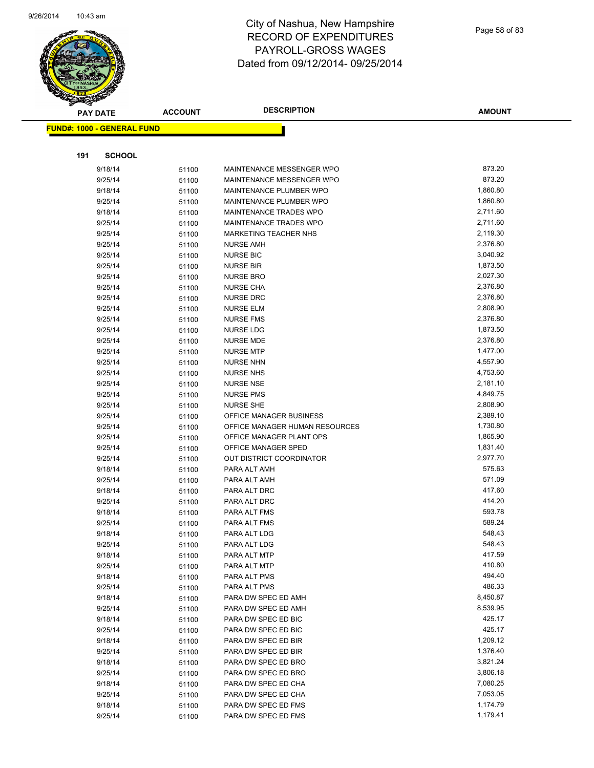# City of Nashua, New Hampshire
## RECORD OF EXPENDITURES
## PAYROLL-GROSS WAGES
## Dated from 09/12/2014- 09/25/2014

**FUND#: 1000 - GENERAL FUND**

**191 SCHOOL**

| PAY DATE | ACCOUNT | DESCRIPTION | AMOUNT |
|---|---|---|---|
| 9/18/14 | 51100 | MAINTENANCE MESSENGER WPO | 873.20 |
| 9/25/14 | 51100 | MAINTENANCE MESSENGER WPO | 873.20 |
| 9/18/14 | 51100 | MAINTENANCE PLUMBER WPO | 1,860.80 |
| 9/25/14 | 51100 | MAINTENANCE PLUMBER WPO | 1,860.80 |
| 9/18/14 | 51100 | MAINTENANCE TRADES WPO | 2,711.60 |
| 9/25/14 | 51100 | MAINTENANCE TRADES WPO | 2,711.60 |
| 9/25/14 | 51100 | MARKETING TEACHER NHS | 2,119.30 |
| 9/25/14 | 51100 | NURSE AMH | 2,376.80 |
| 9/25/14 | 51100 | NURSE BIC | 3,040.92 |
| 9/25/14 | 51100 | NURSE BIR | 1,873.50 |
| 9/25/14 | 51100 | NURSE BRO | 2,027.30 |
| 9/25/14 | 51100 | NURSE CHA | 2,376.80 |
| 9/25/14 | 51100 | NURSE DRC | 2,376.80 |
| 9/25/14 | 51100 | NURSE ELM | 2,808.90 |
| 9/25/14 | 51100 | NURSE FMS | 2,376.80 |
| 9/25/14 | 51100 | NURSE LDG | 1,873.50 |
| 9/25/14 | 51100 | NURSE MDE | 2,376.80 |
| 9/25/14 | 51100 | NURSE MTP | 1,477.00 |
| 9/25/14 | 51100 | NURSE NHN | 4,557.90 |
| 9/25/14 | 51100 | NURSE NHS | 4,753.60 |
| 9/25/14 | 51100 | NURSE NSE | 2,181.10 |
| 9/25/14 | 51100 | NURSE PMS | 4,849.75 |
| 9/25/14 | 51100 | NURSE SHE | 2,808.90 |
| 9/25/14 | 51100 | OFFICE MANAGER BUSINESS | 2,389.10 |
| 9/25/14 | 51100 | OFFICE MANAGER HUMAN RESOURCES | 1,730.80 |
| 9/25/14 | 51100 | OFFICE MANAGER PLANT OPS | 1,865.90 |
| 9/25/14 | 51100 | OFFICE MANAGER SPED | 1,831.40 |
| 9/25/14 | 51100 | OUT DISTRICT COORDINATOR | 2,977.70 |
| 9/18/14 | 51100 | PARA ALT AMH | 575.63 |
| 9/25/14 | 51100 | PARA ALT AMH | 571.09 |
| 9/18/14 | 51100 | PARA ALT DRC | 417.60 |
| 9/25/14 | 51100 | PARA ALT DRC | 414.20 |
| 9/18/14 | 51100 | PARA ALT FMS | 593.78 |
| 9/25/14 | 51100 | PARA ALT FMS | 589.24 |
| 9/18/14 | 51100 | PARA ALT LDG | 548.43 |
| 9/25/14 | 51100 | PARA ALT LDG | 548.43 |
| 9/18/14 | 51100 | PARA ALT MTP | 417.59 |
| 9/25/14 | 51100 | PARA ALT MTP | 410.80 |
| 9/18/14 | 51100 | PARA ALT PMS | 494.40 |
| 9/25/14 | 51100 | PARA ALT PMS | 486.33 |
| 9/18/14 | 51100 | PARA DW SPEC ED AMH | 8,450.87 |
| 9/25/14 | 51100 | PARA DW SPEC ED AMH | 8,539.95 |
| 9/18/14 | 51100 | PARA DW SPEC ED BIC | 425.17 |
| 9/25/14 | 51100 | PARA DW SPEC ED BIC | 425.17 |
| 9/18/14 | 51100 | PARA DW SPEC ED BIR | 1,209.12 |
| 9/25/14 | 51100 | PARA DW SPEC ED BIR | 1,376.40 |
| 9/18/14 | 51100 | PARA DW SPEC ED BRO | 3,821.24 |
| 9/25/14 | 51100 | PARA DW SPEC ED BRO | 3,806.18 |
| 9/18/14 | 51100 | PARA DW SPEC ED CHA | 7,080.25 |
| 9/25/14 | 51100 | PARA DW SPEC ED CHA | 7,053.05 |
| 9/18/14 | 51100 | PARA DW SPEC ED FMS | 1,174.79 |
| 9/25/14 | 51100 | PARA DW SPEC ED FMS | 1,179.41 |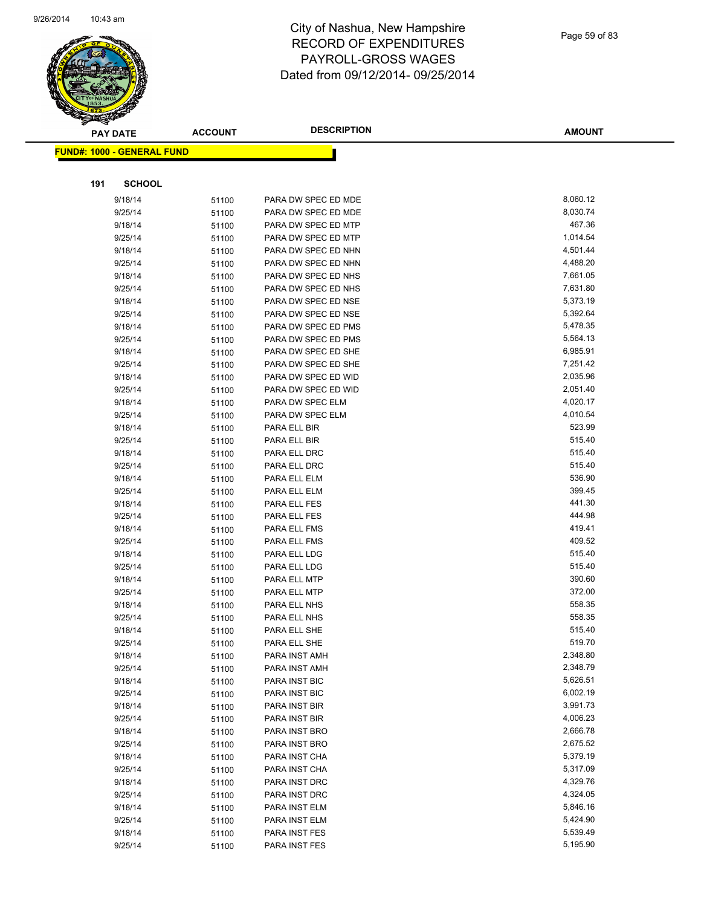# City of Nashua, New Hampshire
# RECORD OF EXPENDITURES
# PAYROLL-GROSS WAGES
# Dated from 09/12/2014- 09/25/2014

| PAY DATE | ACCOUNT | DESCRIPTION | AMOUNT |
|---|---|---|---|

**FUND#: 1000 - GENERAL FUND**

**191 SCHOOL**

| PAY DATE | ACCOUNT | DESCRIPTION | AMOUNT |
|---|---|---|---|
| 9/18/14 | 51100 | PARA DW SPEC ED MDE | 8,060.12 |
| 9/25/14 | 51100 | PARA DW SPEC ED MDE | 8,030.74 |
| 9/18/14 | 51100 | PARA DW SPEC ED MTP | 467.36 |
| 9/25/14 | 51100 | PARA DW SPEC ED MTP | 1,014.54 |
| 9/18/14 | 51100 | PARA DW SPEC ED NHN | 4,501.44 |
| 9/25/14 | 51100 | PARA DW SPEC ED NHN | 4,488.20 |
| 9/18/14 | 51100 | PARA DW SPEC ED NHS | 7,661.05 |
| 9/25/14 | 51100 | PARA DW SPEC ED NHS | 7,631.80 |
| 9/18/14 | 51100 | PARA DW SPEC ED NSE | 5,373.19 |
| 9/25/14 | 51100 | PARA DW SPEC ED NSE | 5,392.64 |
| 9/18/14 | 51100 | PARA DW SPEC ED PMS | 5,478.35 |
| 9/25/14 | 51100 | PARA DW SPEC ED PMS | 5,564.13 |
| 9/18/14 | 51100 | PARA DW SPEC ED SHE | 6,985.91 |
| 9/25/14 | 51100 | PARA DW SPEC ED SHE | 7,251.42 |
| 9/18/14 | 51100 | PARA DW SPEC ED WID | 2,035.96 |
| 9/25/14 | 51100 | PARA DW SPEC ED WID | 2,051.40 |
| 9/18/14 | 51100 | PARA DW SPEC ELM | 4,020.17 |
| 9/25/14 | 51100 | PARA DW SPEC ELM | 4,010.54 |
| 9/18/14 | 51100 | PARA ELL BIR | 523.99 |
| 9/25/14 | 51100 | PARA ELL BIR | 515.40 |
| 9/18/14 | 51100 | PARA ELL DRC | 515.40 |
| 9/25/14 | 51100 | PARA ELL DRC | 515.40 |
| 9/18/14 | 51100 | PARA ELL ELM | 536.90 |
| 9/25/14 | 51100 | PARA ELL ELM | 399.45 |
| 9/18/14 | 51100 | PARA ELL FES | 441.30 |
| 9/25/14 | 51100 | PARA ELL FES | 444.98 |
| 9/18/14 | 51100 | PARA ELL FMS | 419.41 |
| 9/25/14 | 51100 | PARA ELL FMS | 409.52 |
| 9/18/14 | 51100 | PARA ELL LDG | 515.40 |
| 9/25/14 | 51100 | PARA ELL LDG | 515.40 |
| 9/18/14 | 51100 | PARA ELL MTP | 390.60 |
| 9/25/14 | 51100 | PARA ELL MTP | 372.00 |
| 9/18/14 | 51100 | PARA ELL NHS | 558.35 |
| 9/25/14 | 51100 | PARA ELL NHS | 558.35 |
| 9/18/14 | 51100 | PARA ELL SHE | 515.40 |
| 9/25/14 | 51100 | PARA ELL SHE | 519.70 |
| 9/18/14 | 51100 | PARA INST AMH | 2,348.80 |
| 9/25/14 | 51100 | PARA INST AMH | 2,348.79 |
| 9/18/14 | 51100 | PARA INST BIC | 5,626.51 |
| 9/25/14 | 51100 | PARA INST BIC | 6,002.19 |
| 9/18/14 | 51100 | PARA INST BIR | 3,991.73 |
| 9/25/14 | 51100 | PARA INST BIR | 4,006.23 |
| 9/18/14 | 51100 | PARA INST BRO | 2,666.78 |
| 9/25/14 | 51100 | PARA INST BRO | 2,675.52 |
| 9/18/14 | 51100 | PARA INST CHA | 5,379.19 |
| 9/25/14 | 51100 | PARA INST CHA | 5,317.09 |
| 9/18/14 | 51100 | PARA INST DRC | 4,329.76 |
| 9/25/14 | 51100 | PARA INST DRC | 4,324.05 |
| 9/18/14 | 51100 | PARA INST ELM | 5,846.16 |
| 9/25/14 | 51100 | PARA INST ELM | 5,424.90 |
| 9/18/14 | 51100 | PARA INST FES | 5,539.49 |
| 9/25/14 | 51100 | PARA INST FES | 5,195.90 |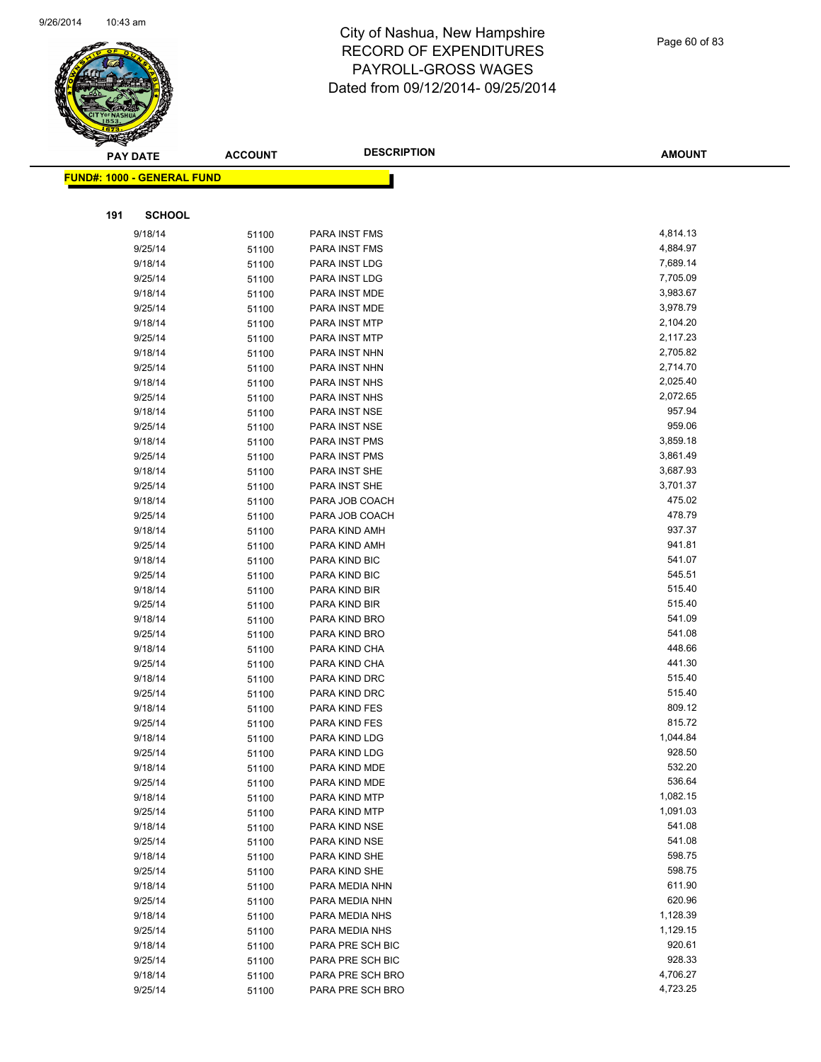# City of Nashua, New Hampshire
# RECORD OF EXPENDITURES
# PAYROLL-GROSS WAGES
# Dated from 09/12/2014- 09/25/2014

**FUND#: 1000 - GENERAL FUND**

**191 SCHOOL**

| PAY DATE | ACCOUNT | DESCRIPTION | AMOUNT |
|---|---|---|---|
| 9/18/14 | 51100 | PARA INST FMS | 4,814.13 |
| 9/25/14 | 51100 | PARA INST FMS | 4,884.97 |
| 9/18/14 | 51100 | PARA INST LDG | 7,689.14 |
| 9/25/14 | 51100 | PARA INST LDG | 7,705.09 |
| 9/18/14 | 51100 | PARA INST MDE | 3,983.67 |
| 9/25/14 | 51100 | PARA INST MDE | 3,978.79 |
| 9/18/14 | 51100 | PARA INST MTP | 2,104.20 |
| 9/25/14 | 51100 | PARA INST MTP | 2,117.23 |
| 9/18/14 | 51100 | PARA INST NHN | 2,705.82 |
| 9/25/14 | 51100 | PARA INST NHN | 2,714.70 |
| 9/18/14 | 51100 | PARA INST NHS | 2,025.40 |
| 9/25/14 | 51100 | PARA INST NHS | 2,072.65 |
| 9/18/14 | 51100 | PARA INST NSE | 957.94 |
| 9/25/14 | 51100 | PARA INST NSE | 959.06 |
| 9/18/14 | 51100 | PARA INST PMS | 3,859.18 |
| 9/25/14 | 51100 | PARA INST PMS | 3,861.49 |
| 9/18/14 | 51100 | PARA INST SHE | 3,687.93 |
| 9/25/14 | 51100 | PARA INST SHE | 3,701.37 |
| 9/18/14 | 51100 | PARA JOB COACH | 475.02 |
| 9/25/14 | 51100 | PARA JOB COACH | 478.79 |
| 9/18/14 | 51100 | PARA KIND AMH | 937.37 |
| 9/25/14 | 51100 | PARA KIND AMH | 941.81 |
| 9/18/14 | 51100 | PARA KIND BIC | 541.07 |
| 9/25/14 | 51100 | PARA KIND BIC | 545.51 |
| 9/18/14 | 51100 | PARA KIND BIR | 515.40 |
| 9/25/14 | 51100 | PARA KIND BIR | 515.40 |
| 9/18/14 | 51100 | PARA KIND BRO | 541.09 |
| 9/25/14 | 51100 | PARA KIND BRO | 541.08 |
| 9/18/14 | 51100 | PARA KIND CHA | 448.66 |
| 9/25/14 | 51100 | PARA KIND CHA | 441.30 |
| 9/18/14 | 51100 | PARA KIND DRC | 515.40 |
| 9/25/14 | 51100 | PARA KIND DRC | 515.40 |
| 9/18/14 | 51100 | PARA KIND FES | 809.12 |
| 9/25/14 | 51100 | PARA KIND FES | 815.72 |
| 9/18/14 | 51100 | PARA KIND LDG | 1,044.84 |
| 9/25/14 | 51100 | PARA KIND LDG | 928.50 |
| 9/18/14 | 51100 | PARA KIND MDE | 532.20 |
| 9/25/14 | 51100 | PARA KIND MDE | 536.64 |
| 9/18/14 | 51100 | PARA KIND MTP | 1,082.15 |
| 9/25/14 | 51100 | PARA KIND MTP | 1,091.03 |
| 9/18/14 | 51100 | PARA KIND NSE | 541.08 |
| 9/25/14 | 51100 | PARA KIND NSE | 541.08 |
| 9/18/14 | 51100 | PARA KIND SHE | 598.75 |
| 9/25/14 | 51100 | PARA KIND SHE | 598.75 |
| 9/18/14 | 51100 | PARA MEDIA NHN | 611.90 |
| 9/25/14 | 51100 | PARA MEDIA NHN | 620.96 |
| 9/18/14 | 51100 | PARA MEDIA NHS | 1,128.39 |
| 9/25/14 | 51100 | PARA MEDIA NHS | 1,129.15 |
| 9/18/14 | 51100 | PARA PRE SCH BIC | 920.61 |
| 9/25/14 | 51100 | PARA PRE SCH BIC | 928.33 |
| 9/18/14 | 51100 | PARA PRE SCH BRO | 4,706.27 |
| 9/25/14 | 51100 | PARA PRE SCH BRO | 4,723.25 |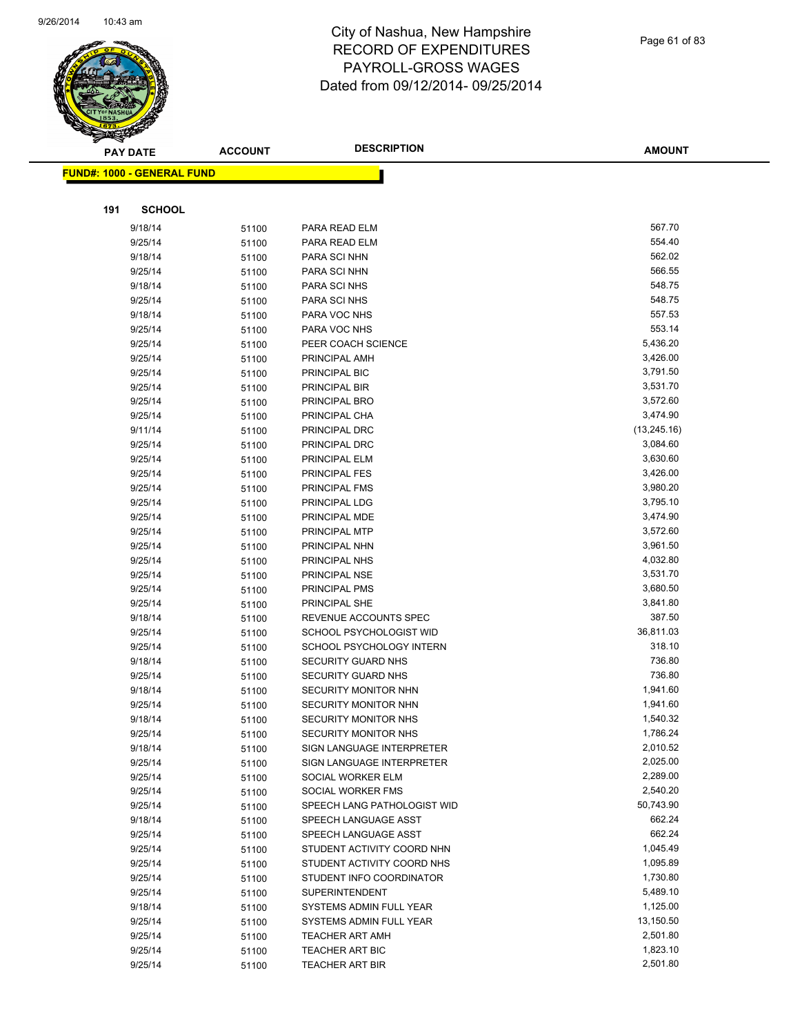# City of Nashua, New Hampshire
## RECORD OF EXPENDITURES
## PAYROLL-GROSS WAGES
## Dated from 09/12/2014- 09/25/2014

**FUND#: 1000 - GENERAL FUND**

**191 SCHOOL**

| PAY DATE | ACCOUNT | DESCRIPTION | AMOUNT |
|---|---|---|---|
| 9/18/14 | 51100 | PARA READ ELM | 567.70 |
| 9/25/14 | 51100 | PARA READ ELM | 554.40 |
| 9/18/14 | 51100 | PARA SCI NHN | 562.02 |
| 9/25/14 | 51100 | PARA SCI NHN | 566.55 |
| 9/18/14 | 51100 | PARA SCI NHS | 548.75 |
| 9/25/14 | 51100 | PARA SCI NHS | 548.75 |
| 9/18/14 | 51100 | PARA VOC NHS | 557.53 |
| 9/25/14 | 51100 | PARA VOC NHS | 553.14 |
| 9/25/14 | 51100 | PEER COACH SCIENCE | 5,436.20 |
| 9/25/14 | 51100 | PRINCIPAL AMH | 3,426.00 |
| 9/25/14 | 51100 | PRINCIPAL BIC | 3,791.50 |
| 9/25/14 | 51100 | PRINCIPAL BIR | 3,531.70 |
| 9/25/14 | 51100 | PRINCIPAL BRO | 3,572.60 |
| 9/25/14 | 51100 | PRINCIPAL CHA | 3,474.90 |
| 9/11/14 | 51100 | PRINCIPAL DRC | (13,245.16) |
| 9/25/14 | 51100 | PRINCIPAL DRC | 3,084.60 |
| 9/25/14 | 51100 | PRINCIPAL ELM | 3,630.60 |
| 9/25/14 | 51100 | PRINCIPAL FES | 3,426.00 |
| 9/25/14 | 51100 | PRINCIPAL FMS | 3,980.20 |
| 9/25/14 | 51100 | PRINCIPAL LDG | 3,795.10 |
| 9/25/14 | 51100 | PRINCIPAL MDE | 3,474.90 |
| 9/25/14 | 51100 | PRINCIPAL MTP | 3,572.60 |
| 9/25/14 | 51100 | PRINCIPAL NHN | 3,961.50 |
| 9/25/14 | 51100 | PRINCIPAL NHS | 4,032.80 |
| 9/25/14 | 51100 | PRINCIPAL NSE | 3,531.70 |
| 9/25/14 | 51100 | PRINCIPAL PMS | 3,680.50 |
| 9/25/14 | 51100 | PRINCIPAL SHE | 3,841.80 |
| 9/18/14 | 51100 | REVENUE ACCOUNTS SPEC | 387.50 |
| 9/25/14 | 51100 | SCHOOL PSYCHOLOGIST WID | 36,811.03 |
| 9/25/14 | 51100 | SCHOOL PSYCHOLOGY INTERN | 318.10 |
| 9/18/14 | 51100 | SECURITY GUARD NHS | 736.80 |
| 9/25/14 | 51100 | SECURITY GUARD NHS | 736.80 |
| 9/18/14 | 51100 | SECURITY MONITOR NHN | 1,941.60 |
| 9/25/14 | 51100 | SECURITY MONITOR NHN | 1,941.60 |
| 9/18/14 | 51100 | SECURITY MONITOR NHS | 1,540.32 |
| 9/25/14 | 51100 | SECURITY MONITOR NHS | 1,786.24 |
| 9/18/14 | 51100 | SIGN LANGUAGE INTERPRETER | 2,010.52 |
| 9/25/14 | 51100 | SIGN LANGUAGE INTERPRETER | 2,025.00 |
| 9/25/14 | 51100 | SOCIAL WORKER ELM | 2,289.00 |
| 9/25/14 | 51100 | SOCIAL WORKER FMS | 2,540.20 |
| 9/25/14 | 51100 | SPEECH LANG PATHOLOGIST WID | 50,743.90 |
| 9/18/14 | 51100 | SPEECH LANGUAGE ASST | 662.24 |
| 9/25/14 | 51100 | SPEECH LANGUAGE ASST | 662.24 |
| 9/25/14 | 51100 | STUDENT ACTIVITY COORD NHN | 1,045.49 |
| 9/25/14 | 51100 | STUDENT ACTIVITY COORD NHS | 1,095.89 |
| 9/25/14 | 51100 | STUDENT INFO COORDINATOR | 1,730.80 |
| 9/25/14 | 51100 | SUPERINTENDENT | 5,489.10 |
| 9/18/14 | 51100 | SYSTEMS ADMIN FULL YEAR | 1,125.00 |
| 9/25/14 | 51100 | SYSTEMS ADMIN FULL YEAR | 13,150.50 |
| 9/25/14 | 51100 | TEACHER ART AMH | 2,501.80 |
| 9/25/14 | 51100 | TEACHER ART BIC | 1,823.10 |
| 9/25/14 | 51100 | TEACHER ART BIR | 2,501.80 |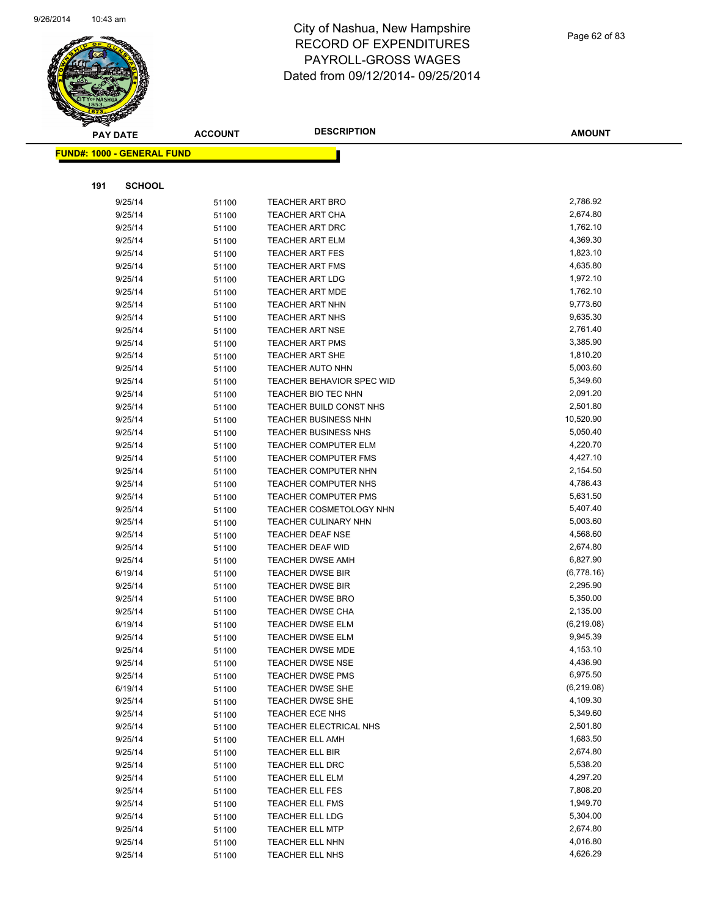# City of Nashua, New Hampshire
# RECORD OF EXPENDITURES
# PAYROLL-GROSS WAGES
# Dated from 09/12/2014- 09/25/2014

**FUND#: 1000 - GENERAL FUND**

**191 SCHOOL**

| PAY DATE | ACCOUNT | DESCRIPTION | AMOUNT |
|---|---|---|---|
| 9/25/14 | 51100 | TEACHER ART BRO | 2,786.92 |
| 9/25/14 | 51100 | TEACHER ART CHA | 2,674.80 |
| 9/25/14 | 51100 | TEACHER ART DRC | 1,762.10 |
| 9/25/14 | 51100 | TEACHER ART ELM | 4,369.30 |
| 9/25/14 | 51100 | TEACHER ART FES | 1,823.10 |
| 9/25/14 | 51100 | TEACHER ART FMS | 4,635.80 |
| 9/25/14 | 51100 | TEACHER ART LDG | 1,972.10 |
| 9/25/14 | 51100 | TEACHER ART MDE | 1,762.10 |
| 9/25/14 | 51100 | TEACHER ART NHN | 9,773.60 |
| 9/25/14 | 51100 | TEACHER ART NHS | 9,635.30 |
| 9/25/14 | 51100 | TEACHER ART NSE | 2,761.40 |
| 9/25/14 | 51100 | TEACHER ART PMS | 3,385.90 |
| 9/25/14 | 51100 | TEACHER ART SHE | 1,810.20 |
| 9/25/14 | 51100 | TEACHER AUTO NHN | 5,003.60 |
| 9/25/14 | 51100 | TEACHER BEHAVIOR SPEC WID | 5,349.60 |
| 9/25/14 | 51100 | TEACHER BIO TEC NHN | 2,091.20 |
| 9/25/14 | 51100 | TEACHER BUILD CONST NHS | 2,501.80 |
| 9/25/14 | 51100 | TEACHER BUSINESS NHN | 10,520.90 |
| 9/25/14 | 51100 | TEACHER BUSINESS NHS | 5,050.40 |
| 9/25/14 | 51100 | TEACHER COMPUTER ELM | 4,220.70 |
| 9/25/14 | 51100 | TEACHER COMPUTER FMS | 4,427.10 |
| 9/25/14 | 51100 | TEACHER COMPUTER NHN | 2,154.50 |
| 9/25/14 | 51100 | TEACHER COMPUTER NHS | 4,786.43 |
| 9/25/14 | 51100 | TEACHER COMPUTER PMS | 5,631.50 |
| 9/25/14 | 51100 | TEACHER COSMETOLOGY NHN | 5,407.40 |
| 9/25/14 | 51100 | TEACHER CULINARY NHN | 5,003.60 |
| 9/25/14 | 51100 | TEACHER DEAF NSE | 4,568.60 |
| 9/25/14 | 51100 | TEACHER DEAF WID | 2,674.80 |
| 9/25/14 | 51100 | TEACHER DWSE AMH | 6,827.90 |
| 6/19/14 | 51100 | TEACHER DWSE BIR | (6,778.16) |
| 9/25/14 | 51100 | TEACHER DWSE BIR | 2,295.90 |
| 9/25/14 | 51100 | TEACHER DWSE BRO | 5,350.00 |
| 9/25/14 | 51100 | TEACHER DWSE CHA | 2,135.00 |
| 6/19/14 | 51100 | TEACHER DWSE ELM | (6,219.08) |
| 9/25/14 | 51100 | TEACHER DWSE ELM | 9,945.39 |
| 9/25/14 | 51100 | TEACHER DWSE MDE | 4,153.10 |
| 9/25/14 | 51100 | TEACHER DWSE NSE | 4,436.90 |
| 9/25/14 | 51100 | TEACHER DWSE PMS | 6,975.50 |
| 6/19/14 | 51100 | TEACHER DWSE SHE | (6,219.08) |
| 9/25/14 | 51100 | TEACHER DWSE SHE | 4,109.30 |
| 9/25/14 | 51100 | TEACHER ECE NHS | 5,349.60 |
| 9/25/14 | 51100 | TEACHER ELECTRICAL NHS | 2,501.80 |
| 9/25/14 | 51100 | TEACHER ELL AMH | 1,683.50 |
| 9/25/14 | 51100 | TEACHER ELL BIR | 2,674.80 |
| 9/25/14 | 51100 | TEACHER ELL DRC | 5,538.20 |
| 9/25/14 | 51100 | TEACHER ELL ELM | 4,297.20 |
| 9/25/14 | 51100 | TEACHER ELL FES | 7,808.20 |
| 9/25/14 | 51100 | TEACHER ELL FMS | 1,949.70 |
| 9/25/14 | 51100 | TEACHER ELL LDG | 5,304.00 |
| 9/25/14 | 51100 | TEACHER ELL MTP | 2,674.80 |
| 9/25/14 | 51100 | TEACHER ELL NHN | 4,016.80 |
| 9/25/14 | 51100 | TEACHER ELL NHS | 4,626.29 |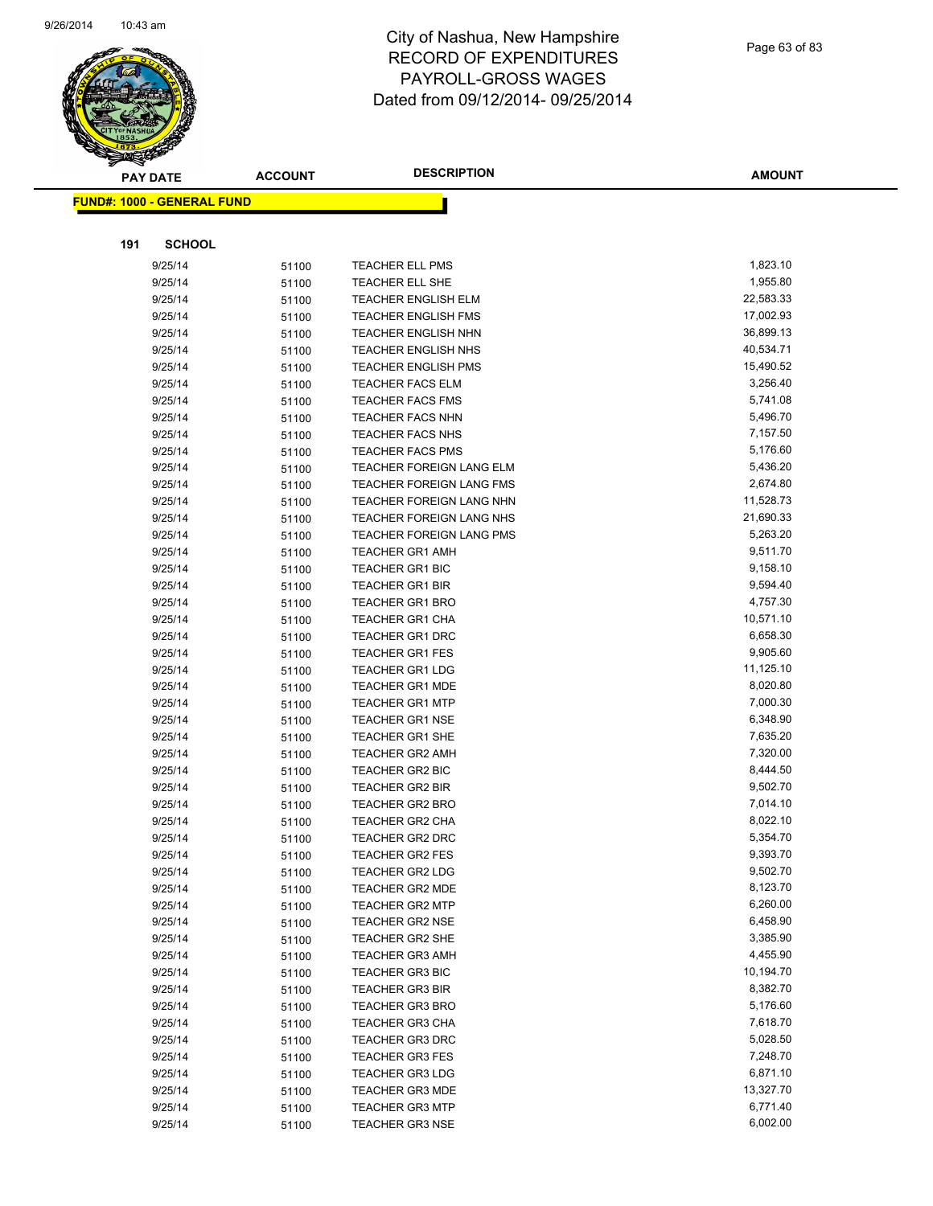# City of Nashua, New Hampshire
## RECORD OF EXPENDITURES
## PAYROLL-GROSS WAGES
## Dated from 09/12/2014- 09/25/2014

| PAY DATE | ACCOUNT | DESCRIPTION | AMOUNT |
|---|---|---|---|

**FUND#: 1000 - GENERAL FUND**

**191 SCHOOL**

| PAY DATE | ACCOUNT | DESCRIPTION | AMOUNT |
|---|---|---|---|
| 9/25/14 | 51100 | TEACHER ELL PMS | 1,823.10 |
| 9/25/14 | 51100 | TEACHER ELL SHE | 1,955.80 |
| 9/25/14 | 51100 | TEACHER ENGLISH ELM | 22,583.33 |
| 9/25/14 | 51100 | TEACHER ENGLISH FMS | 17,002.93 |
| 9/25/14 | 51100 | TEACHER ENGLISH NHN | 36,899.13 |
| 9/25/14 | 51100 | TEACHER ENGLISH NHS | 40,534.71 |
| 9/25/14 | 51100 | TEACHER ENGLISH PMS | 15,490.52 |
| 9/25/14 | 51100 | TEACHER FACS ELM | 3,256.40 |
| 9/25/14 | 51100 | TEACHER FACS FMS | 5,741.08 |
| 9/25/14 | 51100 | TEACHER FACS NHN | 5,496.70 |
| 9/25/14 | 51100 | TEACHER FACS NHS | 7,157.50 |
| 9/25/14 | 51100 | TEACHER FACS PMS | 5,176.60 |
| 9/25/14 | 51100 | TEACHER FOREIGN LANG ELM | 5,436.20 |
| 9/25/14 | 51100 | TEACHER FOREIGN LANG FMS | 2,674.80 |
| 9/25/14 | 51100 | TEACHER FOREIGN LANG NHN | 11,528.73 |
| 9/25/14 | 51100 | TEACHER FOREIGN LANG NHS | 21,690.33 |
| 9/25/14 | 51100 | TEACHER FOREIGN LANG PMS | 5,263.20 |
| 9/25/14 | 51100 | TEACHER GR1 AMH | 9,511.70 |
| 9/25/14 | 51100 | TEACHER GR1 BIC | 9,158.10 |
| 9/25/14 | 51100 | TEACHER GR1 BIR | 9,594.40 |
| 9/25/14 | 51100 | TEACHER GR1 BRO | 4,757.30 |
| 9/25/14 | 51100 | TEACHER GR1 CHA | 10,571.10 |
| 9/25/14 | 51100 | TEACHER GR1 DRC | 6,658.30 |
| 9/25/14 | 51100 | TEACHER GR1 FES | 9,905.60 |
| 9/25/14 | 51100 | TEACHER GR1 LDG | 11,125.10 |
| 9/25/14 | 51100 | TEACHER GR1 MDE | 8,020.80 |
| 9/25/14 | 51100 | TEACHER GR1 MTP | 7,000.30 |
| 9/25/14 | 51100 | TEACHER GR1 NSE | 6,348.90 |
| 9/25/14 | 51100 | TEACHER GR1 SHE | 7,635.20 |
| 9/25/14 | 51100 | TEACHER GR2 AMH | 7,320.00 |
| 9/25/14 | 51100 | TEACHER GR2 BIC | 8,444.50 |
| 9/25/14 | 51100 | TEACHER GR2 BIR | 9,502.70 |
| 9/25/14 | 51100 | TEACHER GR2 BRO | 7,014.10 |
| 9/25/14 | 51100 | TEACHER GR2 CHA | 8,022.10 |
| 9/25/14 | 51100 | TEACHER GR2 DRC | 5,354.70 |
| 9/25/14 | 51100 | TEACHER GR2 FES | 9,393.70 |
| 9/25/14 | 51100 | TEACHER GR2 LDG | 9,502.70 |
| 9/25/14 | 51100 | TEACHER GR2 MDE | 8,123.70 |
| 9/25/14 | 51100 | TEACHER GR2 MTP | 6,260.00 |
| 9/25/14 | 51100 | TEACHER GR2 NSE | 6,458.90 |
| 9/25/14 | 51100 | TEACHER GR2 SHE | 3,385.90 |
| 9/25/14 | 51100 | TEACHER GR3 AMH | 4,455.90 |
| 9/25/14 | 51100 | TEACHER GR3 BIC | 10,194.70 |
| 9/25/14 | 51100 | TEACHER GR3 BIR | 8,382.70 |
| 9/25/14 | 51100 | TEACHER GR3 BRO | 5,176.60 |
| 9/25/14 | 51100 | TEACHER GR3 CHA | 7,618.70 |
| 9/25/14 | 51100 | TEACHER GR3 DRC | 5,028.50 |
| 9/25/14 | 51100 | TEACHER GR3 FES | 7,248.70 |
| 9/25/14 | 51100 | TEACHER GR3 LDG | 6,871.10 |
| 9/25/14 | 51100 | TEACHER GR3 MDE | 13,327.70 |
| 9/25/14 | 51100 | TEACHER GR3 MTP | 6,771.40 |
| 9/25/14 | 51100 | TEACHER GR3 NSE | 6,002.00 |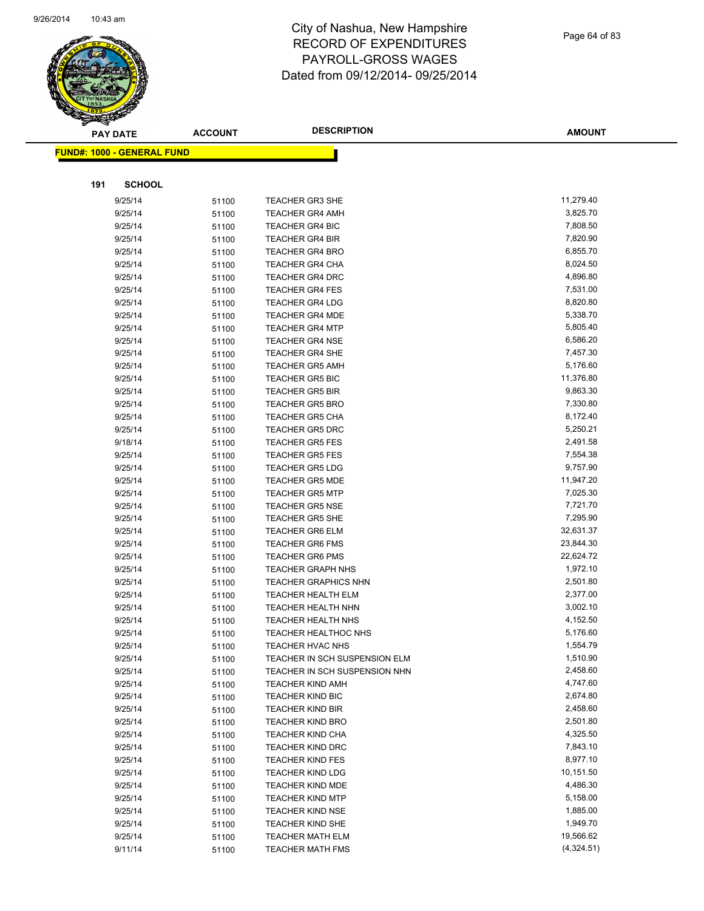City of Nashua, New Hampshire
RECORD OF EXPENDITURES
PAYROLL-GROSS WAGES
Dated from 09/12/2014- 09/25/2014

**FUND#: 1000 - GENERAL FUND**

**191 SCHOOL**

| PAY DATE | ACCOUNT | DESCRIPTION | AMOUNT |
|---|---|---|---|
| 9/25/14 | 51100 | TEACHER GR3 SHE | 11,279.40 |
| 9/25/14 | 51100 | TEACHER GR4 AMH | 3,825.70 |
| 9/25/14 | 51100 | TEACHER GR4 BIC | 7,808.50 |
| 9/25/14 | 51100 | TEACHER GR4 BIR | 7,820.90 |
| 9/25/14 | 51100 | TEACHER GR4 BRO | 6,855.70 |
| 9/25/14 | 51100 | TEACHER GR4 CHA | 8,024.50 |
| 9/25/14 | 51100 | TEACHER GR4 DRC | 4,896.80 |
| 9/25/14 | 51100 | TEACHER GR4 FES | 7,531.00 |
| 9/25/14 | 51100 | TEACHER GR4 LDG | 8,820.80 |
| 9/25/14 | 51100 | TEACHER GR4 MDE | 5,338.70 |
| 9/25/14 | 51100 | TEACHER GR4 MTP | 5,805.40 |
| 9/25/14 | 51100 | TEACHER GR4 NSE | 6,586.20 |
| 9/25/14 | 51100 | TEACHER GR4 SHE | 7,457.30 |
| 9/25/14 | 51100 | TEACHER GR5 AMH | 5,176.60 |
| 9/25/14 | 51100 | TEACHER GR5 BIC | 11,376.80 |
| 9/25/14 | 51100 | TEACHER GR5 BIR | 9,863.30 |
| 9/25/14 | 51100 | TEACHER GR5 BRO | 7,330.80 |
| 9/25/14 | 51100 | TEACHER GR5 CHA | 8,172.40 |
| 9/25/14 | 51100 | TEACHER GR5 DRC | 5,250.21 |
| 9/18/14 | 51100 | TEACHER GR5 FES | 2,491.58 |
| 9/25/14 | 51100 | TEACHER GR5 FES | 7,554.38 |
| 9/25/14 | 51100 | TEACHER GR5 LDG | 9,757.90 |
| 9/25/14 | 51100 | TEACHER GR5 MDE | 11,947.20 |
| 9/25/14 | 51100 | TEACHER GR5 MTP | 7,025.30 |
| 9/25/14 | 51100 | TEACHER GR5 NSE | 7,721.70 |
| 9/25/14 | 51100 | TEACHER GR5 SHE | 7,295.90 |
| 9/25/14 | 51100 | TEACHER GR6 ELM | 32,631.37 |
| 9/25/14 | 51100 | TEACHER GR6 FMS | 23,844.30 |
| 9/25/14 | 51100 | TEACHER GR6 PMS | 22,624.72 |
| 9/25/14 | 51100 | TEACHER GRAPH NHS | 1,972.10 |
| 9/25/14 | 51100 | TEACHER GRAPHICS NHN | 2,501.80 |
| 9/25/14 | 51100 | TEACHER HEALTH ELM | 2,377.00 |
| 9/25/14 | 51100 | TEACHER HEALTH NHN | 3,002.10 |
| 9/25/14 | 51100 | TEACHER HEALTH NHS | 4,152.50 |
| 9/25/14 | 51100 | TEACHER HEALTHOC NHS | 5,176.60 |
| 9/25/14 | 51100 | TEACHER HVAC NHS | 1,554.79 |
| 9/25/14 | 51100 | TEACHER IN SCH SUSPENSION ELM | 1,510.90 |
| 9/25/14 | 51100 | TEACHER IN SCH SUSPENSION NHN | 2,458.60 |
| 9/25/14 | 51100 | TEACHER KIND AMH | 4,747.60 |
| 9/25/14 | 51100 | TEACHER KIND BIC | 2,674.80 |
| 9/25/14 | 51100 | TEACHER KIND BIR | 2,458.60 |
| 9/25/14 | 51100 | TEACHER KIND BRO | 2,501.80 |
| 9/25/14 | 51100 | TEACHER KIND CHA | 4,325.50 |
| 9/25/14 | 51100 | TEACHER KIND DRC | 7,843.10 |
| 9/25/14 | 51100 | TEACHER KIND FES | 8,977.10 |
| 9/25/14 | 51100 | TEACHER KIND LDG | 10,151.50 |
| 9/25/14 | 51100 | TEACHER KIND MDE | 4,486.30 |
| 9/25/14 | 51100 | TEACHER KIND MTP | 5,158.00 |
| 9/25/14 | 51100 | TEACHER KIND NSE | 1,885.00 |
| 9/25/14 | 51100 | TEACHER KIND SHE | 1,949.70 |
| 9/25/14 | 51100 | TEACHER MATH ELM | 19,566.62 |
| 9/11/14 | 51100 | TEACHER MATH FMS | (4,324.51) |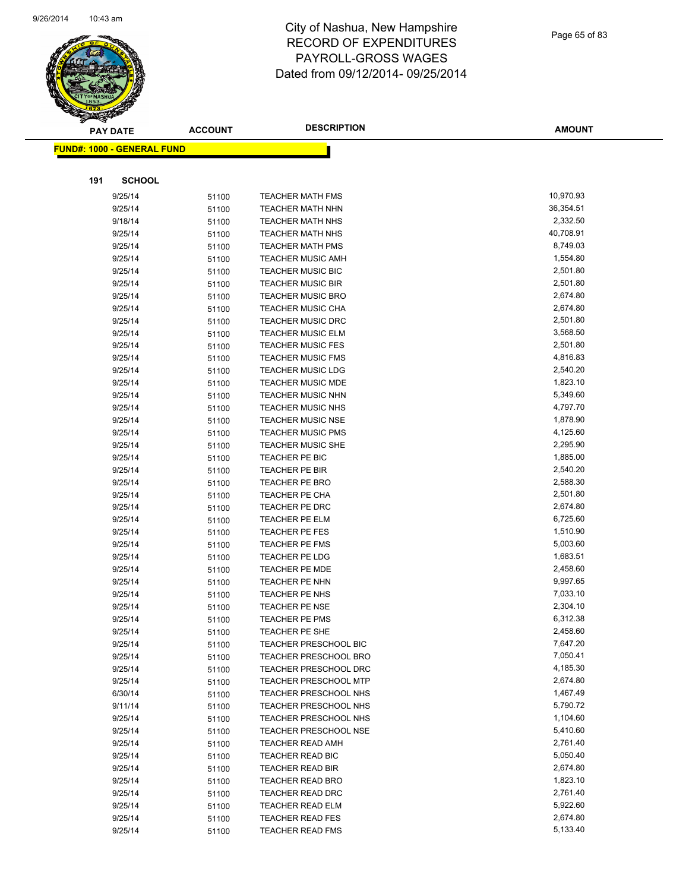# City of Nashua, New Hampshire
# RECORD OF EXPENDITURES
# PAYROLL-GROSS WAGES
# Dated from 09/12/2014- 09/25/2014

**FUND#: 1000 - GENERAL FUND**

**191 SCHOOL**

| PAY DATE | ACCOUNT | DESCRIPTION | AMOUNT |
|---|---|---|---|
| 9/25/14 | 51100 | TEACHER MATH FMS | 10,970.93 |
| 9/25/14 | 51100 | TEACHER MATH NHN | 36,354.51 |
| 9/18/14 | 51100 | TEACHER MATH NHS | 2,332.50 |
| 9/25/14 | 51100 | TEACHER MATH NHS | 40,708.91 |
| 9/25/14 | 51100 | TEACHER MATH PMS | 8,749.03 |
| 9/25/14 | 51100 | TEACHER MUSIC AMH | 1,554.80 |
| 9/25/14 | 51100 | TEACHER MUSIC BIC | 2,501.80 |
| 9/25/14 | 51100 | TEACHER MUSIC BIR | 2,501.80 |
| 9/25/14 | 51100 | TEACHER MUSIC BRO | 2,674.80 |
| 9/25/14 | 51100 | TEACHER MUSIC CHA | 2,674.80 |
| 9/25/14 | 51100 | TEACHER MUSIC DRC | 2,501.80 |
| 9/25/14 | 51100 | TEACHER MUSIC ELM | 3,568.50 |
| 9/25/14 | 51100 | TEACHER MUSIC FES | 2,501.80 |
| 9/25/14 | 51100 | TEACHER MUSIC FMS | 4,816.83 |
| 9/25/14 | 51100 | TEACHER MUSIC LDG | 2,540.20 |
| 9/25/14 | 51100 | TEACHER MUSIC MDE | 1,823.10 |
| 9/25/14 | 51100 | TEACHER MUSIC NHN | 5,349.60 |
| 9/25/14 | 51100 | TEACHER MUSIC NHS | 4,797.70 |
| 9/25/14 | 51100 | TEACHER MUSIC NSE | 1,878.90 |
| 9/25/14 | 51100 | TEACHER MUSIC PMS | 4,125.60 |
| 9/25/14 | 51100 | TEACHER MUSIC SHE | 2,295.90 |
| 9/25/14 | 51100 | TEACHER PE BIC | 1,885.00 |
| 9/25/14 | 51100 | TEACHER PE BIR | 2,540.20 |
| 9/25/14 | 51100 | TEACHER PE BRO | 2,588.30 |
| 9/25/14 | 51100 | TEACHER PE CHA | 2,501.80 |
| 9/25/14 | 51100 | TEACHER PE DRC | 2,674.80 |
| 9/25/14 | 51100 | TEACHER PE ELM | 6,725.60 |
| 9/25/14 | 51100 | TEACHER PE FES | 1,510.90 |
| 9/25/14 | 51100 | TEACHER PE FMS | 5,003.60 |
| 9/25/14 | 51100 | TEACHER PE LDG | 1,683.51 |
| 9/25/14 | 51100 | TEACHER PE MDE | 2,458.60 |
| 9/25/14 | 51100 | TEACHER PE NHN | 9,997.65 |
| 9/25/14 | 51100 | TEACHER PE NHS | 7,033.10 |
| 9/25/14 | 51100 | TEACHER PE NSE | 2,304.10 |
| 9/25/14 | 51100 | TEACHER PE PMS | 6,312.38 |
| 9/25/14 | 51100 | TEACHER PE SHE | 2,458.60 |
| 9/25/14 | 51100 | TEACHER PRESCHOOL BIC | 7,647.20 |
| 9/25/14 | 51100 | TEACHER PRESCHOOL BRO | 7,050.41 |
| 9/25/14 | 51100 | TEACHER PRESCHOOL DRC | 4,185.30 |
| 9/25/14 | 51100 | TEACHER PRESCHOOL MTP | 2,674.80 |
| 6/30/14 | 51100 | TEACHER PRESCHOOL NHS | 1,467.49 |
| 9/11/14 | 51100 | TEACHER PRESCHOOL NHS | 5,790.72 |
| 9/25/14 | 51100 | TEACHER PRESCHOOL NHS | 1,104.60 |
| 9/25/14 | 51100 | TEACHER PRESCHOOL NSE | 5,410.60 |
| 9/25/14 | 51100 | TEACHER READ AMH | 2,761.40 |
| 9/25/14 | 51100 | TEACHER READ BIC | 5,050.40 |
| 9/25/14 | 51100 | TEACHER READ BIR | 2,674.80 |
| 9/25/14 | 51100 | TEACHER READ BRO | 1,823.10 |
| 9/25/14 | 51100 | TEACHER READ DRC | 2,761.40 |
| 9/25/14 | 51100 | TEACHER READ ELM | 5,922.60 |
| 9/25/14 | 51100 | TEACHER READ FES | 2,674.80 |
| 9/25/14 | 51100 | TEACHER READ FMS | 5,133.40 |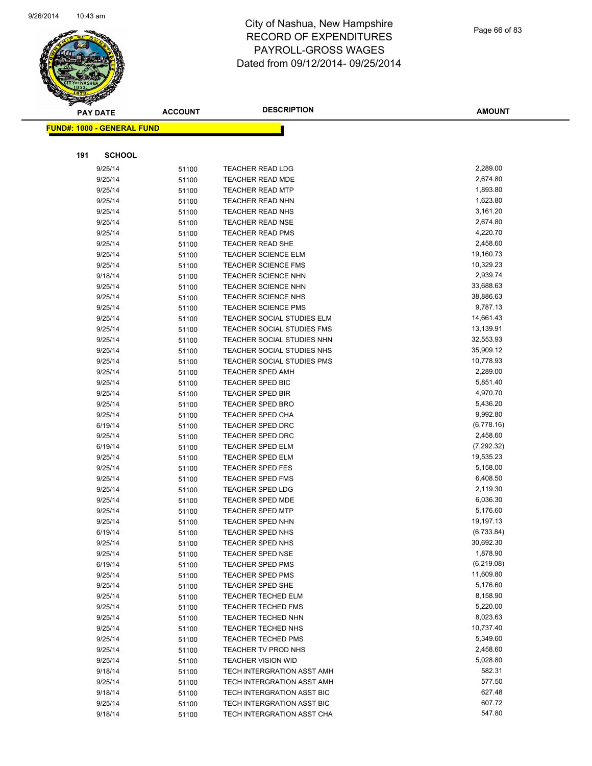# City of Nashua, New Hampshire
## RECORD OF EXPENDITURES
## PAYROLL-GROSS WAGES
## Dated from 09/12/2014- 09/25/2014

**FUND#: 1000 - GENERAL FUND**

**191 SCHOOL**

| PAY DATE | ACCOUNT | DESCRIPTION | AMOUNT |
|---|---|---|---|
| 9/25/14 | 51100 | TEACHER READ LDG | 2,289.00 |
| 9/25/14 | 51100 | TEACHER READ MDE | 2,674.80 |
| 9/25/14 | 51100 | TEACHER READ MTP | 1,893.80 |
| 9/25/14 | 51100 | TEACHER READ NHN | 1,623.80 |
| 9/25/14 | 51100 | TEACHER READ NHS | 3,161.20 |
| 9/25/14 | 51100 | TEACHER READ NSE | 2,674.80 |
| 9/25/14 | 51100 | TEACHER READ PMS | 4,220.70 |
| 9/25/14 | 51100 | TEACHER READ SHE | 2,458.60 |
| 9/25/14 | 51100 | TEACHER SCIENCE ELM | 19,160.73 |
| 9/25/14 | 51100 | TEACHER SCIENCE FMS | 10,329.23 |
| 9/18/14 | 51100 | TEACHER SCIENCE NHN | 2,939.74 |
| 9/25/14 | 51100 | TEACHER SCIENCE NHN | 33,688.63 |
| 9/25/14 | 51100 | TEACHER SCIENCE NHS | 38,886.63 |
| 9/25/14 | 51100 | TEACHER SCIENCE PMS | 9,787.13 |
| 9/25/14 | 51100 | TEACHER SOCIAL STUDIES ELM | 14,661.43 |
| 9/25/14 | 51100 | TEACHER SOCIAL STUDIES FMS | 13,139.91 |
| 9/25/14 | 51100 | TEACHER SOCIAL STUDIES NHN | 32,553.93 |
| 9/25/14 | 51100 | TEACHER SOCIAL STUDIES NHS | 35,909.12 |
| 9/25/14 | 51100 | TEACHER SOCIAL STUDIES PMS | 10,778.93 |
| 9/25/14 | 51100 | TEACHER SPED AMH | 2,289.00 |
| 9/25/14 | 51100 | TEACHER SPED BIC | 5,851.40 |
| 9/25/14 | 51100 | TEACHER SPED BIR | 4,970.70 |
| 9/25/14 | 51100 | TEACHER SPED BRO | 5,436.20 |
| 9/25/14 | 51100 | TEACHER SPED CHA | 9,992.80 |
| 6/19/14 | 51100 | TEACHER SPED DRC | (6,778.16) |
| 9/25/14 | 51100 | TEACHER SPED DRC | 2,458.60 |
| 6/19/14 | 51100 | TEACHER SPED ELM | (7,292.32) |
| 9/25/14 | 51100 | TEACHER SPED ELM | 19,535.23 |
| 9/25/14 | 51100 | TEACHER SPED FES | 5,158.00 |
| 9/25/14 | 51100 | TEACHER SPED FMS | 6,408.50 |
| 9/25/14 | 51100 | TEACHER SPED LDG | 2,119.30 |
| 9/25/14 | 51100 | TEACHER SPED MDE | 6,036.30 |
| 9/25/14 | 51100 | TEACHER SPED MTP | 5,176.60 |
| 9/25/14 | 51100 | TEACHER SPED NHN | 19,197.13 |
| 6/19/14 | 51100 | TEACHER SPED NHS | (6,733.84) |
| 9/25/14 | 51100 | TEACHER SPED NHS | 30,692.30 |
| 9/25/14 | 51100 | TEACHER SPED NSE | 1,878.90 |
| 6/19/14 | 51100 | TEACHER SPED PMS | (6,219.08) |
| 9/25/14 | 51100 | TEACHER SPED PMS | 11,609.80 |
| 9/25/14 | 51100 | TEACHER SPED SHE | 5,176.60 |
| 9/25/14 | 51100 | TEACHER TECHED ELM | 8,158.90 |
| 9/25/14 | 51100 | TEACHER TECHED FMS | 5,220.00 |
| 9/25/14 | 51100 | TEACHER TECHED NHN | 8,023.63 |
| 9/25/14 | 51100 | TEACHER TECHED NHS | 10,737.40 |
| 9/25/14 | 51100 | TEACHER TECHED PMS | 5,349.60 |
| 9/25/14 | 51100 | TEACHER TV PROD NHS | 2,458.60 |
| 9/25/14 | 51100 | TEACHER VISION WID | 5,028.80 |
| 9/18/14 | 51100 | TECH INTERGRATION ASST AMH | 582.31 |
| 9/25/14 | 51100 | TECH INTERGRATION ASST AMH | 577.50 |
| 9/18/14 | 51100 | TECH INTERGRATION ASST BIC | 627.48 |
| 9/25/14 | 51100 | TECH INTERGRATION ASST BIC | 607.72 |
| 9/18/14 | 51100 | TECH INTERGRATION ASST CHA | 547.80 |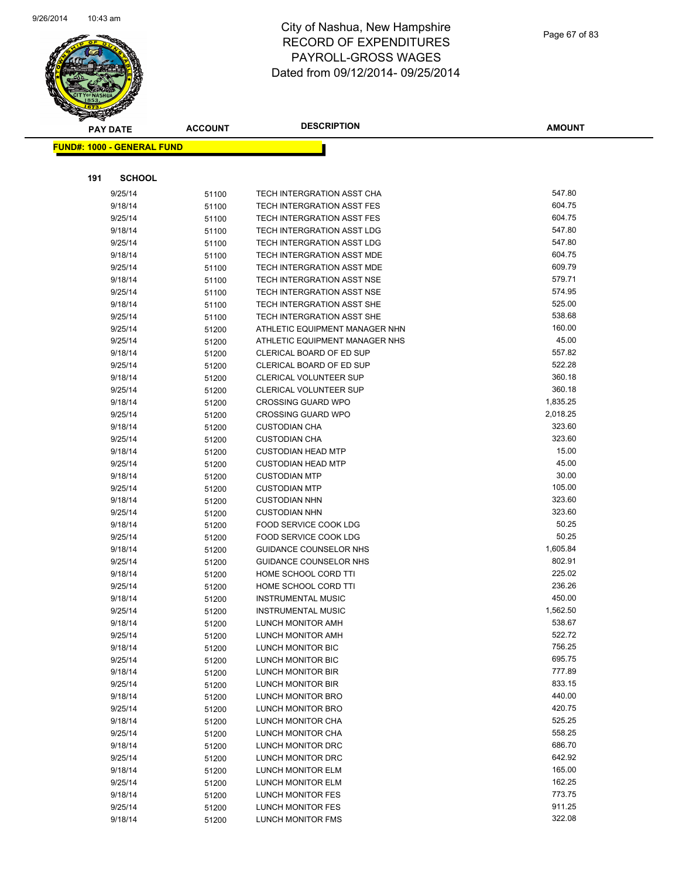# City of Nashua, New Hampshire
## RECORD OF EXPENDITURES
## PAYROLL-GROSS WAGES
## Dated from 09/12/2014- 09/25/2014

**FUND#: 1000 - GENERAL FUND**

**191 SCHOOL**

| PAY DATE | ACCOUNT | DESCRIPTION | AMOUNT |
|---|---|---|---|
| 9/25/14 | 51100 | TECH INTERGRATION ASST CHA | 547.80 |
| 9/18/14 | 51100 | TECH INTERGRATION ASST FES | 604.75 |
| 9/25/14 | 51100 | TECH INTERGRATION ASST FES | 604.75 |
| 9/18/14 | 51100 | TECH INTERGRATION ASST LDG | 547.80 |
| 9/25/14 | 51100 | TECH INTERGRATION ASST LDG | 547.80 |
| 9/18/14 | 51100 | TECH INTERGRATION ASST MDE | 604.75 |
| 9/25/14 | 51100 | TECH INTERGRATION ASST MDE | 609.79 |
| 9/18/14 | 51100 | TECH INTERGRATION ASST NSE | 579.71 |
| 9/25/14 | 51100 | TECH INTERGRATION ASST NSE | 574.95 |
| 9/18/14 | 51100 | TECH INTERGRATION ASST SHE | 525.00 |
| 9/25/14 | 51100 | TECH INTERGRATION ASST SHE | 538.68 |
| 9/25/14 | 51200 | ATHLETIC EQUIPMENT MANAGER NHN | 160.00 |
| 9/25/14 | 51200 | ATHLETIC EQUIPMENT MANAGER NHS | 45.00 |
| 9/18/14 | 51200 | CLERICAL BOARD OF ED SUP | 557.82 |
| 9/25/14 | 51200 | CLERICAL BOARD OF ED SUP | 522.28 |
| 9/18/14 | 51200 | CLERICAL VOLUNTEER SUP | 360.18 |
| 9/25/14 | 51200 | CLERICAL VOLUNTEER SUP | 360.18 |
| 9/18/14 | 51200 | CROSSING GUARD WPO | 1,835.25 |
| 9/25/14 | 51200 | CROSSING GUARD WPO | 2,018.25 |
| 9/18/14 | 51200 | CUSTODIAN CHA | 323.60 |
| 9/25/14 | 51200 | CUSTODIAN CHA | 323.60 |
| 9/18/14 | 51200 | CUSTODIAN HEAD MTP | 15.00 |
| 9/25/14 | 51200 | CUSTODIAN HEAD MTP | 45.00 |
| 9/18/14 | 51200 | CUSTODIAN MTP | 30.00 |
| 9/25/14 | 51200 | CUSTODIAN MTP | 105.00 |
| 9/18/14 | 51200 | CUSTODIAN NHN | 323.60 |
| 9/25/14 | 51200 | CUSTODIAN NHN | 323.60 |
| 9/18/14 | 51200 | FOOD SERVICE COOK LDG | 50.25 |
| 9/25/14 | 51200 | FOOD SERVICE COOK LDG | 50.25 |
| 9/18/14 | 51200 | GUIDANCE COUNSELOR NHS | 1,605.84 |
| 9/25/14 | 51200 | GUIDANCE COUNSELOR NHS | 802.91 |
| 9/18/14 | 51200 | HOME SCHOOL CORD TTI | 225.02 |
| 9/25/14 | 51200 | HOME SCHOOL CORD TTI | 236.26 |
| 9/18/14 | 51200 | INSTRUMENTAL MUSIC | 450.00 |
| 9/25/14 | 51200 | INSTRUMENTAL MUSIC | 1,562.50 |
| 9/18/14 | 51200 | LUNCH MONITOR AMH | 538.67 |
| 9/25/14 | 51200 | LUNCH MONITOR AMH | 522.72 |
| 9/18/14 | 51200 | LUNCH MONITOR BIC | 756.25 |
| 9/25/14 | 51200 | LUNCH MONITOR BIC | 695.75 |
| 9/18/14 | 51200 | LUNCH MONITOR BIR | 777.89 |
| 9/25/14 | 51200 | LUNCH MONITOR BIR | 833.15 |
| 9/18/14 | 51200 | LUNCH MONITOR BRO | 440.00 |
| 9/25/14 | 51200 | LUNCH MONITOR BRO | 420.75 |
| 9/18/14 | 51200 | LUNCH MONITOR CHA | 525.25 |
| 9/25/14 | 51200 | LUNCH MONITOR CHA | 558.25 |
| 9/18/14 | 51200 | LUNCH MONITOR DRC | 686.70 |
| 9/25/14 | 51200 | LUNCH MONITOR DRC | 642.92 |
| 9/18/14 | 51200 | LUNCH MONITOR ELM | 165.00 |
| 9/25/14 | 51200 | LUNCH MONITOR ELM | 162.25 |
| 9/18/14 | 51200 | LUNCH MONITOR FES | 773.75 |
| 9/25/14 | 51200 | LUNCH MONITOR FES | 911.25 |
| 9/18/14 | 51200 | LUNCH MONITOR FMS | 322.08 |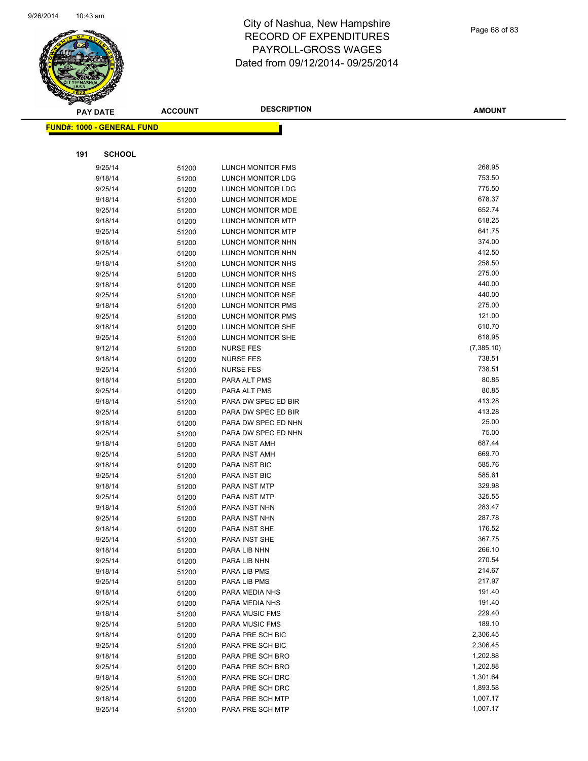# City of Nashua, New Hampshire
# RECORD OF EXPENDITURES
# PAYROLL-GROSS WAGES
# Dated from 09/12/2014- 09/25/2014

**FUND#: 1000 - GENERAL FUND**

**191 SCHOOL**

| PAY DATE | ACCOUNT | DESCRIPTION | AMOUNT |
|---|---|---|---|
| 9/25/14 | 51200 | LUNCH MONITOR FMS | 268.95 |
| 9/18/14 | 51200 | LUNCH MONITOR LDG | 753.50 |
| 9/25/14 | 51200 | LUNCH MONITOR LDG | 775.50 |
| 9/18/14 | 51200 | LUNCH MONITOR MDE | 678.37 |
| 9/25/14 | 51200 | LUNCH MONITOR MDE | 652.74 |
| 9/18/14 | 51200 | LUNCH MONITOR MTP | 618.25 |
| 9/25/14 | 51200 | LUNCH MONITOR MTP | 641.75 |
| 9/18/14 | 51200 | LUNCH MONITOR NHN | 374.00 |
| 9/25/14 | 51200 | LUNCH MONITOR NHN | 412.50 |
| 9/18/14 | 51200 | LUNCH MONITOR NHS | 258.50 |
| 9/25/14 | 51200 | LUNCH MONITOR NHS | 275.00 |
| 9/18/14 | 51200 | LUNCH MONITOR NSE | 440.00 |
| 9/25/14 | 51200 | LUNCH MONITOR NSE | 440.00 |
| 9/18/14 | 51200 | LUNCH MONITOR PMS | 275.00 |
| 9/25/14 | 51200 | LUNCH MONITOR PMS | 121.00 |
| 9/18/14 | 51200 | LUNCH MONITOR SHE | 610.70 |
| 9/25/14 | 51200 | LUNCH MONITOR SHE | 618.95 |
| 9/12/14 | 51200 | NURSE FES | (7,385.10) |
| 9/18/14 | 51200 | NURSE FES | 738.51 |
| 9/25/14 | 51200 | NURSE FES | 738.51 |
| 9/18/14 | 51200 | PARA ALT PMS | 80.85 |
| 9/25/14 | 51200 | PARA ALT PMS | 80.85 |
| 9/18/14 | 51200 | PARA DW SPEC ED BIR | 413.28 |
| 9/25/14 | 51200 | PARA DW SPEC ED BIR | 413.28 |
| 9/18/14 | 51200 | PARA DW SPEC ED NHN | 25.00 |
| 9/25/14 | 51200 | PARA DW SPEC ED NHN | 75.00 |
| 9/18/14 | 51200 | PARA INST AMH | 687.44 |
| 9/25/14 | 51200 | PARA INST AMH | 669.70 |
| 9/18/14 | 51200 | PARA INST BIC | 585.76 |
| 9/25/14 | 51200 | PARA INST BIC | 585.61 |
| 9/18/14 | 51200 | PARA INST MTP | 329.98 |
| 9/25/14 | 51200 | PARA INST MTP | 325.55 |
| 9/18/14 | 51200 | PARA INST NHN | 283.47 |
| 9/25/14 | 51200 | PARA INST NHN | 287.78 |
| 9/18/14 | 51200 | PARA INST SHE | 176.52 |
| 9/25/14 | 51200 | PARA INST SHE | 367.75 |
| 9/18/14 | 51200 | PARA LIB NHN | 266.10 |
| 9/25/14 | 51200 | PARA LIB NHN | 270.54 |
| 9/18/14 | 51200 | PARA LIB PMS | 214.67 |
| 9/25/14 | 51200 | PARA LIB PMS | 217.97 |
| 9/18/14 | 51200 | PARA MEDIA NHS | 191.40 |
| 9/25/14 | 51200 | PARA MEDIA NHS | 191.40 |
| 9/18/14 | 51200 | PARA MUSIC FMS | 229.40 |
| 9/25/14 | 51200 | PARA MUSIC FMS | 189.10 |
| 9/18/14 | 51200 | PARA PRE SCH BIC | 2,306.45 |
| 9/25/14 | 51200 | PARA PRE SCH BIC | 2,306.45 |
| 9/18/14 | 51200 | PARA PRE SCH BRO | 1,202.88 |
| 9/25/14 | 51200 | PARA PRE SCH BRO | 1,202.88 |
| 9/18/14 | 51200 | PARA PRE SCH DRC | 1,301.64 |
| 9/25/14 | 51200 | PARA PRE SCH DRC | 1,893.58 |
| 9/18/14 | 51200 | PARA PRE SCH MTP | 1,007.17 |
| 9/25/14 | 51200 | PARA PRE SCH MTP | 1,007.17 |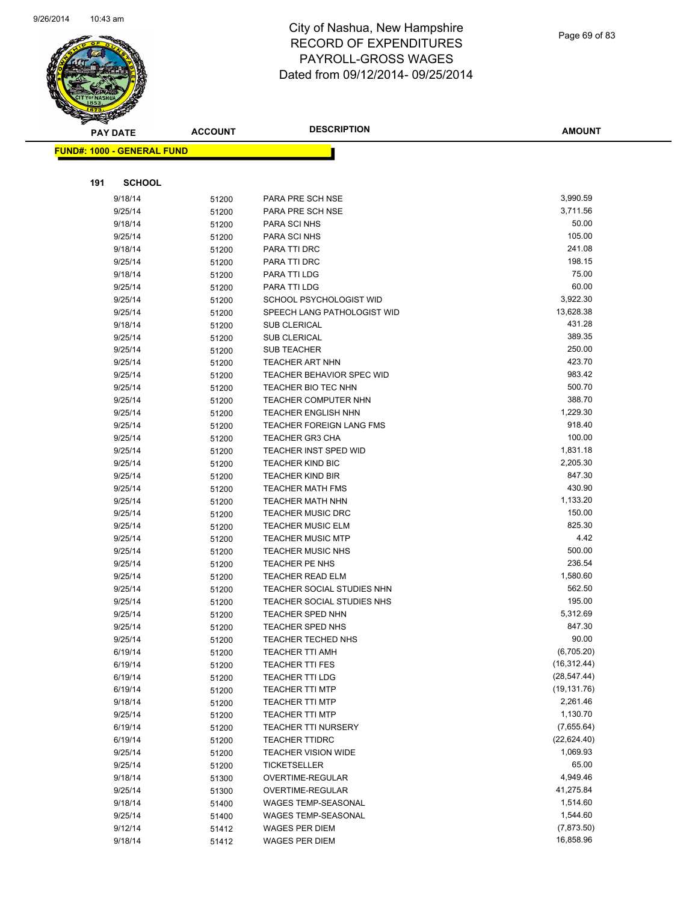# City of Nashua, New Hampshire
# RECORD OF EXPENDITURES
# PAYROLL-GROSS WAGES
# Dated from 09/12/2014- 09/25/2014

**FUND#: 1000 - GENERAL FUND**

**191 SCHOOL**

| PAY DATE | ACCOUNT | DESCRIPTION | AMOUNT |
|---|---|---|---|
| 9/18/14 | 51200 | PARA PRE SCH NSE | 3,990.59 |
| 9/25/14 | 51200 | PARA PRE SCH NSE | 3,711.56 |
| 9/18/14 | 51200 | PARA SCI NHS | 50.00 |
| 9/25/14 | 51200 | PARA SCI NHS | 105.00 |
| 9/18/14 | 51200 | PARA TTI DRC | 241.08 |
| 9/25/14 | 51200 | PARA TTI DRC | 198.15 |
| 9/18/14 | 51200 | PARA TTI LDG | 75.00 |
| 9/25/14 | 51200 | PARA TTI LDG | 60.00 |
| 9/25/14 | 51200 | SCHOOL PSYCHOLOGIST WID | 3,922.30 |
| 9/25/14 | 51200 | SPEECH LANG PATHOLOGIST WID | 13,628.38 |
| 9/18/14 | 51200 | SUB CLERICAL | 431.28 |
| 9/25/14 | 51200 | SUB CLERICAL | 389.35 |
| 9/25/14 | 51200 | SUB TEACHER | 250.00 |
| 9/25/14 | 51200 | TEACHER ART NHN | 423.70 |
| 9/25/14 | 51200 | TEACHER BEHAVIOR SPEC WID | 983.42 |
| 9/25/14 | 51200 | TEACHER BIO TEC NHN | 500.70 |
| 9/25/14 | 51200 | TEACHER COMPUTER NHN | 388.70 |
| 9/25/14 | 51200 | TEACHER ENGLISH NHN | 1,229.30 |
| 9/25/14 | 51200 | TEACHER FOREIGN LANG FMS | 918.40 |
| 9/25/14 | 51200 | TEACHER GR3 CHA | 100.00 |
| 9/25/14 | 51200 | TEACHER INST SPED WID | 1,831.18 |
| 9/25/14 | 51200 | TEACHER KIND BIC | 2,205.30 |
| 9/25/14 | 51200 | TEACHER KIND BIR | 847.30 |
| 9/25/14 | 51200 | TEACHER MATH FMS | 430.90 |
| 9/25/14 | 51200 | TEACHER MATH NHN | 1,133.20 |
| 9/25/14 | 51200 | TEACHER MUSIC DRC | 150.00 |
| 9/25/14 | 51200 | TEACHER MUSIC ELM | 825.30 |
| 9/25/14 | 51200 | TEACHER MUSIC MTP | 4.42 |
| 9/25/14 | 51200 | TEACHER MUSIC NHS | 500.00 |
| 9/25/14 | 51200 | TEACHER PE NHS | 236.54 |
| 9/25/14 | 51200 | TEACHER READ ELM | 1,580.60 |
| 9/25/14 | 51200 | TEACHER SOCIAL STUDIES NHN | 562.50 |
| 9/25/14 | 51200 | TEACHER SOCIAL STUDIES NHS | 195.00 |
| 9/25/14 | 51200 | TEACHER SPED NHN | 5,312.69 |
| 9/25/14 | 51200 | TEACHER SPED NHS | 847.30 |
| 9/25/14 | 51200 | TEACHER TECHED NHS | 90.00 |
| 6/19/14 | 51200 | TEACHER TTI AMH | (6,705.20) |
| 6/19/14 | 51200 | TEACHER TTI FES | (16,312.44) |
| 6/19/14 | 51200 | TEACHER TTI LDG | (28,547.44) |
| 6/19/14 | 51200 | TEACHER TTI MTP | (19,131.76) |
| 9/18/14 | 51200 | TEACHER TTI MTP | 2,261.46 |
| 9/25/14 | 51200 | TEACHER TTI MTP | 1,130.70 |
| 6/19/14 | 51200 | TEACHER TTI NURSERY | (7,655.64) |
| 6/19/14 | 51200 | TEACHER TTIDRC | (22,624.40) |
| 9/25/14 | 51200 | TEACHER VISION WIDE | 1,069.93 |
| 9/25/14 | 51200 | TICKETSELLER | 65.00 |
| 9/18/14 | 51300 | OVERTIME-REGULAR | 4,949.46 |
| 9/25/14 | 51300 | OVERTIME-REGULAR | 41,275.84 |
| 9/18/14 | 51400 | WAGES TEMP-SEASONAL | 1,514.60 |
| 9/25/14 | 51400 | WAGES TEMP-SEASONAL | 1,544.60 |
| 9/12/14 | 51412 | WAGES PER DIEM | (7,873.50) |
| 9/18/14 | 51412 | WAGES PER DIEM | 16,858.96 |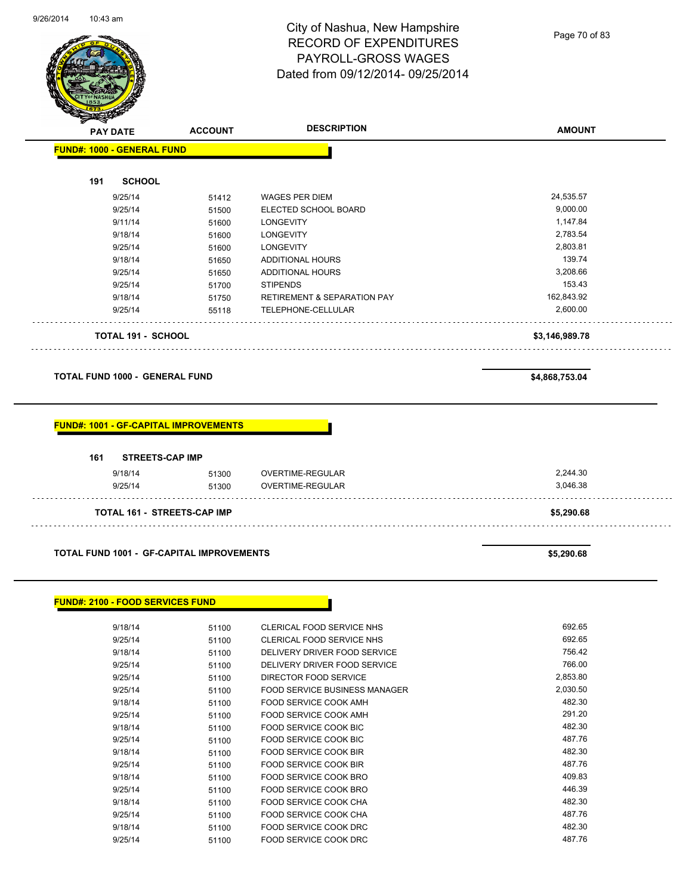# City of Nashua, New Hampshire
## RECORD OF EXPENDITURES
## PAYROLL-GROSS WAGES
## Dated from 09/12/2014- 09/25/2014

| PAY DATE | ACCOUNT | DESCRIPTION | AMOUNT |
|---|---|---|---|

**FUND#: 1000 - GENERAL FUND**

**191 SCHOOL**

| PAY DATE | ACCOUNT | DESCRIPTION | AMOUNT |
|---|---|---|---|
| 9/25/14 | 51412 | WAGES PER DIEM | 24,535.57 |
| 9/25/14 | 51500 | ELECTED SCHOOL BOARD | 9,000.00 |
| 9/11/14 | 51600 | LONGEVITY | 1,147.84 |
| 9/18/14 | 51600 | LONGEVITY | 2,783.54 |
| 9/25/14 | 51600 | LONGEVITY | 2,803.81 |
| 9/18/14 | 51650 | ADDITIONAL HOURS | 139.74 |
| 9/25/14 | 51650 | ADDITIONAL HOURS | 3,208.66 |
| 9/25/14 | 51700 | STIPENDS | 153.43 |
| 9/18/14 | 51750 | RETIREMENT & SEPARATION PAY | 162,843.92 |
| 9/25/14 | 55118 | TELEPHONE-CELLULAR | 2,600.00 |

**TOTAL 191 - SCHOOL** **$3,146,989.78**

**TOTAL FUND 1000 - GENERAL FUND** **$4,868,753.04**

**FUND#: 1001 - GF-CAPITAL IMPROVEMENTS**

**161 STREETS-CAP IMP**

| PAY DATE | ACCOUNT | DESCRIPTION | AMOUNT |
|---|---|---|---|
| 9/18/14 | 51300 | OVERTIME-REGULAR | 2,244.30 |
| 9/25/14 | 51300 | OVERTIME-REGULAR | 3,046.38 |

**TOTAL 161 - STREETS-CAP IMP** **$5,290.68**

**TOTAL FUND 1001 - GF-CAPITAL IMPROVEMENTS** **$5,290.68**

**FUND#: 2100 - FOOD SERVICES FUND**

| PAY DATE | ACCOUNT | DESCRIPTION | AMOUNT |
|---|---|---|---|
| 9/18/14 | 51100 | CLERICAL FOOD SERVICE NHS | 692.65 |
| 9/25/14 | 51100 | CLERICAL FOOD SERVICE NHS | 692.65 |
| 9/18/14 | 51100 | DELIVERY DRIVER FOOD SERVICE | 756.42 |
| 9/25/14 | 51100 | DELIVERY DRIVER FOOD SERVICE | 766.00 |
| 9/25/14 | 51100 | DIRECTOR FOOD SERVICE | 2,853.80 |
| 9/25/14 | 51100 | FOOD SERVICE BUSINESS MANAGER | 2,030.50 |
| 9/18/14 | 51100 | FOOD SERVICE COOK AMH | 482.30 |
| 9/25/14 | 51100 | FOOD SERVICE COOK AMH | 291.20 |
| 9/18/14 | 51100 | FOOD SERVICE COOK BIC | 482.30 |
| 9/25/14 | 51100 | FOOD SERVICE COOK BIC | 487.76 |
| 9/18/14 | 51100 | FOOD SERVICE COOK BIR | 482.30 |
| 9/25/14 | 51100 | FOOD SERVICE COOK BIR | 487.76 |
| 9/18/14 | 51100 | FOOD SERVICE COOK BRO | 409.83 |
| 9/25/14 | 51100 | FOOD SERVICE COOK BRO | 446.39 |
| 9/18/14 | 51100 | FOOD SERVICE COOK CHA | 482.30 |
| 9/25/14 | 51100 | FOOD SERVICE COOK CHA | 487.76 |
| 9/18/14 | 51100 | FOOD SERVICE COOK DRC | 482.30 |
| 9/25/14 | 51100 | FOOD SERVICE COOK DRC | 487.76 |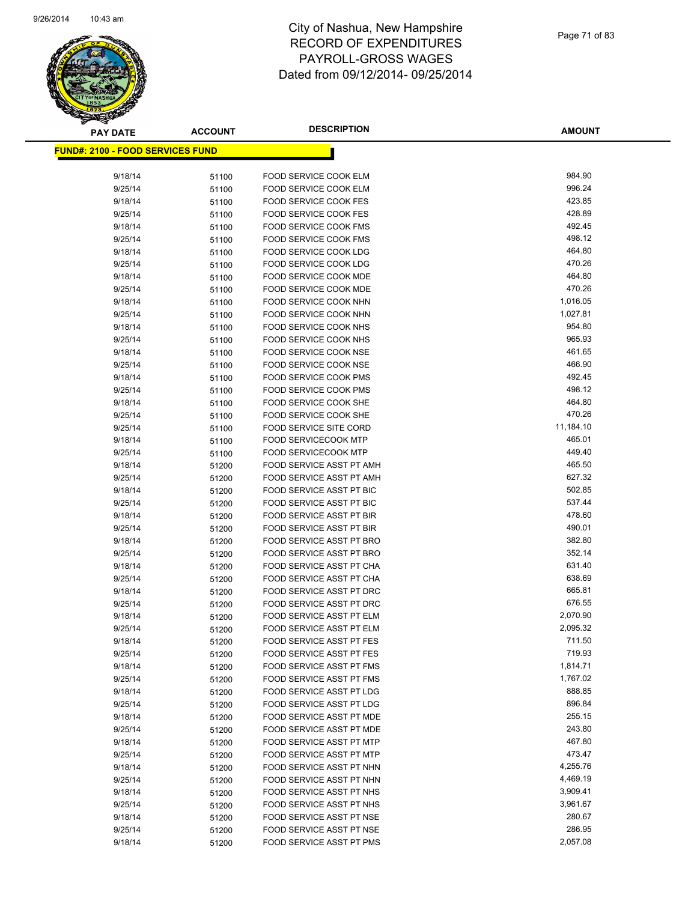# City of Nashua, New Hampshire
# RECORD OF EXPENDITURES
# PAYROLL-GROSS WAGES
# Dated from 09/12/2014- 09/25/2014

**FUND#: 2100 - FOOD SERVICES FUND**

| PAY DATE | ACCOUNT | DESCRIPTION | AMOUNT |
|---|---|---|---|
| 9/18/14 | 51100 | FOOD SERVICE COOK ELM | 984.90 |
| 9/25/14 | 51100 | FOOD SERVICE COOK ELM | 996.24 |
| 9/18/14 | 51100 | FOOD SERVICE COOK FES | 423.85 |
| 9/25/14 | 51100 | FOOD SERVICE COOK FES | 428.89 |
| 9/18/14 | 51100 | FOOD SERVICE COOK FMS | 492.45 |
| 9/25/14 | 51100 | FOOD SERVICE COOK FMS | 498.12 |
| 9/18/14 | 51100 | FOOD SERVICE COOK LDG | 464.80 |
| 9/25/14 | 51100 | FOOD SERVICE COOK LDG | 470.26 |
| 9/18/14 | 51100 | FOOD SERVICE COOK MDE | 464.80 |
| 9/25/14 | 51100 | FOOD SERVICE COOK MDE | 470.26 |
| 9/18/14 | 51100 | FOOD SERVICE COOK NHN | 1,016.05 |
| 9/25/14 | 51100 | FOOD SERVICE COOK NHN | 1,027.81 |
| 9/18/14 | 51100 | FOOD SERVICE COOK NHS | 954.80 |
| 9/25/14 | 51100 | FOOD SERVICE COOK NHS | 965.93 |
| 9/18/14 | 51100 | FOOD SERVICE COOK NSE | 461.65 |
| 9/25/14 | 51100 | FOOD SERVICE COOK NSE | 466.90 |
| 9/18/14 | 51100 | FOOD SERVICE COOK PMS | 492.45 |
| 9/25/14 | 51100 | FOOD SERVICE COOK PMS | 498.12 |
| 9/18/14 | 51100 | FOOD SERVICE COOK SHE | 464.80 |
| 9/25/14 | 51100 | FOOD SERVICE COOK SHE | 470.26 |
| 9/25/14 | 51100 | FOOD SERVICE SITE CORD | 11,184.10 |
| 9/18/14 | 51100 | FOOD SERVICECOOK MTP | 465.01 |
| 9/25/14 | 51100 | FOOD SERVICECOOK MTP | 449.40 |
| 9/18/14 | 51200 | FOOD SERVICE ASST PT AMH | 465.50 |
| 9/25/14 | 51200 | FOOD SERVICE ASST PT AMH | 627.32 |
| 9/18/14 | 51200 | FOOD SERVICE ASST PT BIC | 502.85 |
| 9/25/14 | 51200 | FOOD SERVICE ASST PT BIC | 537.44 |
| 9/18/14 | 51200 | FOOD SERVICE ASST PT BIR | 478.60 |
| 9/25/14 | 51200 | FOOD SERVICE ASST PT BIR | 490.01 |
| 9/18/14 | 51200 | FOOD SERVICE ASST PT BRO | 382.80 |
| 9/25/14 | 51200 | FOOD SERVICE ASST PT BRO | 352.14 |
| 9/18/14 | 51200 | FOOD SERVICE ASST PT CHA | 631.40 |
| 9/25/14 | 51200 | FOOD SERVICE ASST PT CHA | 638.69 |
| 9/18/14 | 51200 | FOOD SERVICE ASST PT DRC | 665.81 |
| 9/25/14 | 51200 | FOOD SERVICE ASST PT DRC | 676.55 |
| 9/18/14 | 51200 | FOOD SERVICE ASST PT ELM | 2,070.90 |
| 9/25/14 | 51200 | FOOD SERVICE ASST PT ELM | 2,095.32 |
| 9/18/14 | 51200 | FOOD SERVICE ASST PT FES | 711.50 |
| 9/25/14 | 51200 | FOOD SERVICE ASST PT FES | 719.93 |
| 9/18/14 | 51200 | FOOD SERVICE ASST PT FMS | 1,814.71 |
| 9/25/14 | 51200 | FOOD SERVICE ASST PT FMS | 1,767.02 |
| 9/18/14 | 51200 | FOOD SERVICE ASST PT LDG | 888.85 |
| 9/25/14 | 51200 | FOOD SERVICE ASST PT LDG | 896.84 |
| 9/18/14 | 51200 | FOOD SERVICE ASST PT MDE | 255.15 |
| 9/25/14 | 51200 | FOOD SERVICE ASST PT MDE | 243.80 |
| 9/18/14 | 51200 | FOOD SERVICE ASST PT MTP | 467.80 |
| 9/25/14 | 51200 | FOOD SERVICE ASST PT MTP | 473.47 |
| 9/18/14 | 51200 | FOOD SERVICE ASST PT NHN | 4,255.76 |
| 9/25/14 | 51200 | FOOD SERVICE ASST PT NHN | 4,469.19 |
| 9/18/14 | 51200 | FOOD SERVICE ASST PT NHS | 3,909.41 |
| 9/25/14 | 51200 | FOOD SERVICE ASST PT NHS | 3,961.67 |
| 9/18/14 | 51200 | FOOD SERVICE ASST PT NSE | 280.67 |
| 9/25/14 | 51200 | FOOD SERVICE ASST PT NSE | 286.95 |
| 9/18/14 | 51200 | FOOD SERVICE ASST PT PMS | 2,057.08 |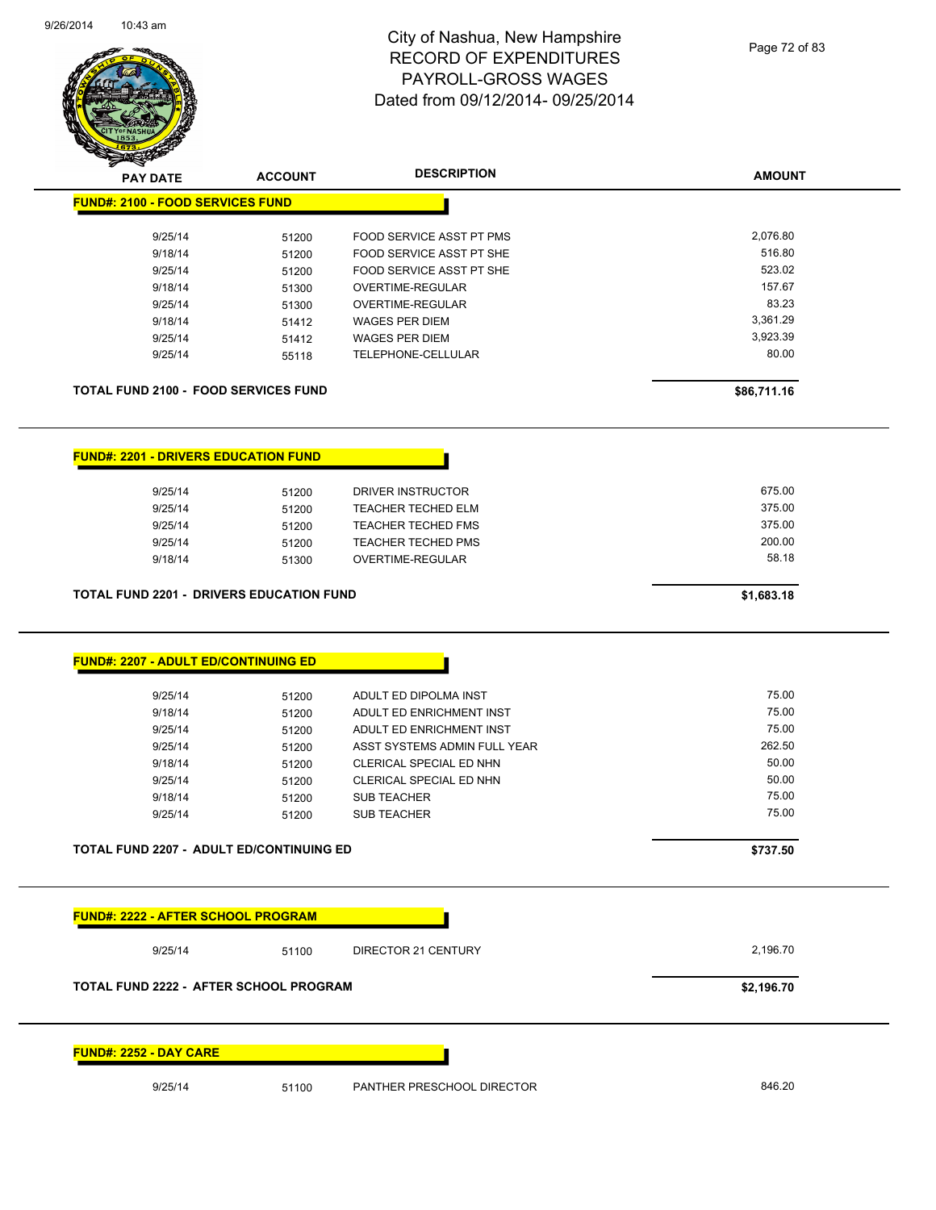# City of Nashua, New Hampshire
## RECORD OF EXPENDITURES
## PAYROLL-GROSS WAGES
## Dated from 09/12/2014- 09/25/2014

| PAY DATE | ACCOUNT | DESCRIPTION | AMOUNT |
|---|---|---|---|

**FUND#: 2100 - FOOD SERVICES FUND**

| PAY DATE | ACCOUNT | DESCRIPTION | AMOUNT |
|---|---|---|---|
| 9/25/14 | 51200 | FOOD SERVICE ASST PT PMS | 2,076.80 |
| 9/18/14 | 51200 | FOOD SERVICE ASST PT SHE | 516.80 |
| 9/25/14 | 51200 | FOOD SERVICE ASST PT SHE | 523.02 |
| 9/18/14 | 51300 | OVERTIME-REGULAR | 157.67 |
| 9/25/14 | 51300 | OVERTIME-REGULAR | 83.23 |
| 9/18/14 | 51412 | WAGES PER DIEM | 3,361.29 |
| 9/25/14 | 51412 | WAGES PER DIEM | 3,923.39 |
| 9/25/14 | 55118 | TELEPHONE-CELLULAR | 80.00 |

**TOTAL FUND 2100 - FOOD SERVICES FUND** **$86,711.16**

**FUND#: 2201 - DRIVERS EDUCATION FUND**

| PAY DATE | ACCOUNT | DESCRIPTION | AMOUNT |
|---|---|---|---|
| 9/25/14 | 51200 | DRIVER INSTRUCTOR | 675.00 |
| 9/25/14 | 51200 | TEACHER TECHED ELM | 375.00 |
| 9/25/14 | 51200 | TEACHER TECHED FMS | 375.00 |
| 9/25/14 | 51200 | TEACHER TECHED PMS | 200.00 |
| 9/18/14 | 51300 | OVERTIME-REGULAR | 58.18 |

**TOTAL FUND 2201 - DRIVERS EDUCATION FUND** **$1,683.18**

**FUND#: 2207 - ADULT ED/CONTINUING ED**

| PAY DATE | ACCOUNT | DESCRIPTION | AMOUNT |
|---|---|---|---|
| 9/25/14 | 51200 | ADULT ED DIPOLMA INST | 75.00 |
| 9/18/14 | 51200 | ADULT ED ENRICHMENT INST | 75.00 |
| 9/25/14 | 51200 | ADULT ED ENRICHMENT INST | 75.00 |
| 9/25/14 | 51200 | ASST SYSTEMS ADMIN FULL YEAR | 262.50 |
| 9/18/14 | 51200 | CLERICAL SPECIAL ED NHN | 50.00 |
| 9/25/14 | 51200 | CLERICAL SPECIAL ED NHN | 50.00 |
| 9/18/14 | 51200 | SUB TEACHER | 75.00 |
| 9/25/14 | 51200 | SUB TEACHER | 75.00 |

**TOTAL FUND 2207 - ADULT ED/CONTINUING ED** **$737.50**

**FUND#: 2222 - AFTER SCHOOL PROGRAM**

| PAY DATE | ACCOUNT | DESCRIPTION | AMOUNT |
|---|---|---|---|
| 9/25/14 | 51100 | DIRECTOR 21 CENTURY | 2,196.70 |

**TOTAL FUND 2222 - AFTER SCHOOL PROGRAM** **$2,196.70**

**FUND#: 2252 - DAY CARE**

| PAY DATE | ACCOUNT | DESCRIPTION | AMOUNT |
|---|---|---|---|
| 9/25/14 | 51100 | PANTHER PRESCHOOL DIRECTOR | 846.20 |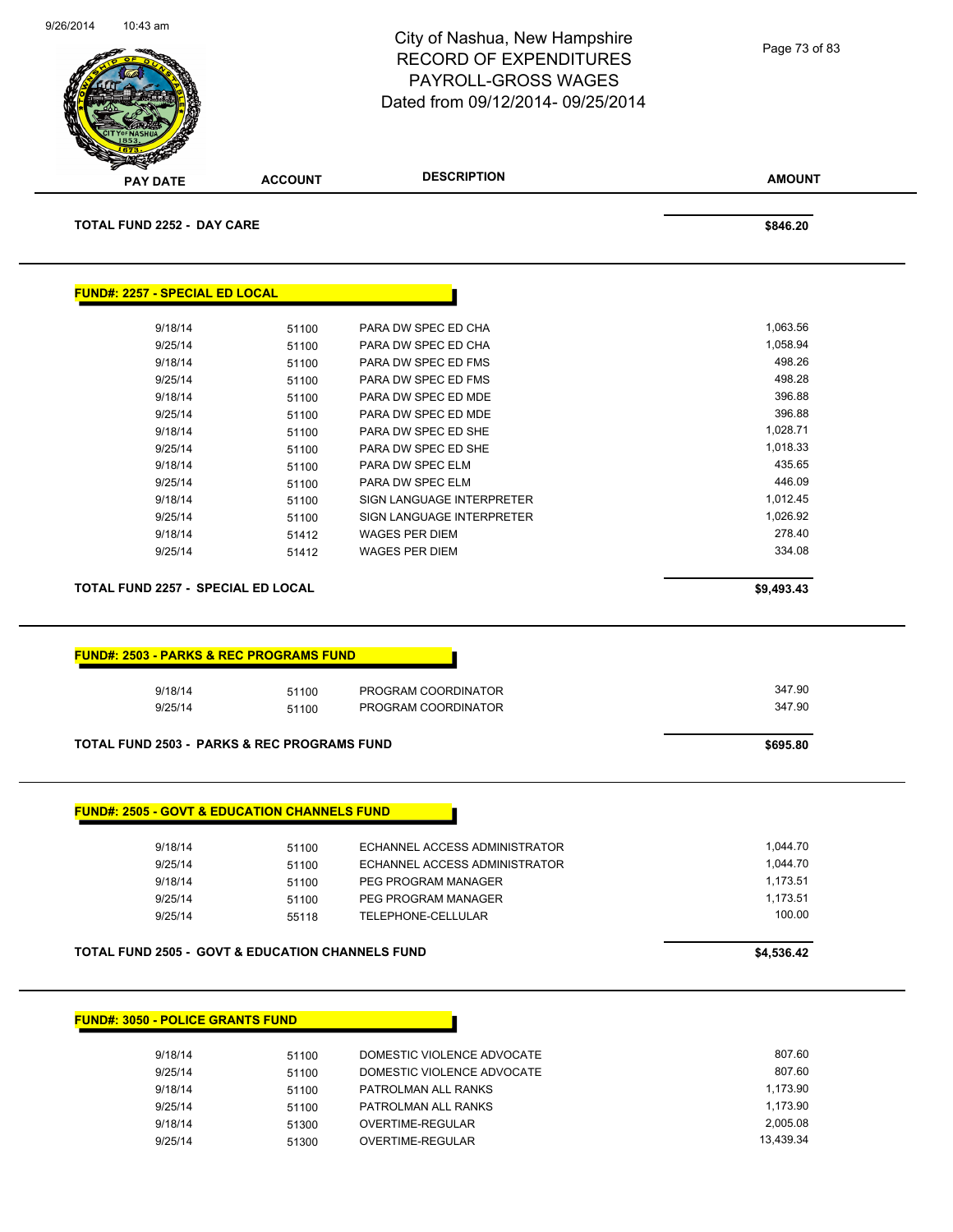City of Nashua, New Hampshire
RECORD OF EXPENDITURES
PAYROLL-GROSS WAGES
Dated from 09/12/2014- 09/25/2014

| PAY DATE | ACCOUNT | DESCRIPTION | AMOUNT |
|---|---|---|---|
| **TOTAL FUND 2252 - DAY CARE** | | | **$846.20** |

**FUND#: 2257 - SPECIAL ED LOCAL**

| PAY DATE | ACCOUNT | DESCRIPTION | AMOUNT |
|---|---|---|---|
| 9/18/14 | 51100 | PARA DW SPEC ED CHA | 1,063.56 |
| 9/25/14 | 51100 | PARA DW SPEC ED CHA | 1,058.94 |
| 9/18/14 | 51100 | PARA DW SPEC ED FMS | 498.26 |
| 9/25/14 | 51100 | PARA DW SPEC ED FMS | 498.28 |
| 9/18/14 | 51100 | PARA DW SPEC ED MDE | 396.88 |
| 9/25/14 | 51100 | PARA DW SPEC ED MDE | 396.88 |
| 9/18/14 | 51100 | PARA DW SPEC ED SHE | 1,028.71 |
| 9/25/14 | 51100 | PARA DW SPEC ED SHE | 1,018.33 |
| 9/18/14 | 51100 | PARA DW SPEC ELM | 435.65 |
| 9/25/14 | 51100 | PARA DW SPEC ELM | 446.09 |
| 9/18/14 | 51100 | SIGN LANGUAGE INTERPRETER | 1,012.45 |
| 9/25/14 | 51100 | SIGN LANGUAGE INTERPRETER | 1,026.92 |
| 9/18/14 | 51412 | WAGES PER DIEM | 278.40 |
| 9/25/14 | 51412 | WAGES PER DIEM | 334.08 |
| **TOTAL FUND 2257 - SPECIAL ED LOCAL** | | | **$9,493.43** |

**FUND#: 2503 - PARKS & REC PROGRAMS FUND**

| PAY DATE | ACCOUNT | DESCRIPTION | AMOUNT |
|---|---|---|---|
| 9/18/14 | 51100 | PROGRAM COORDINATOR | 347.90 |
| 9/25/14 | 51100 | PROGRAM COORDINATOR | 347.90 |
| **TOTAL FUND 2503 - PARKS & REC PROGRAMS FUND** | | | **$695.80** |

**FUND#: 2505 - GOVT & EDUCATION CHANNELS FUND**

| PAY DATE | ACCOUNT | DESCRIPTION | AMOUNT |
|---|---|---|---|
| 9/18/14 | 51100 | ECHANNEL ACCESS ADMINISTRATOR | 1,044.70 |
| 9/25/14 | 51100 | ECHANNEL ACCESS ADMINISTRATOR | 1,044.70 |
| 9/18/14 | 51100 | PEG PROGRAM MANAGER | 1,173.51 |
| 9/25/14 | 51100 | PEG PROGRAM MANAGER | 1,173.51 |
| 9/25/14 | 55118 | TELEPHONE-CELLULAR | 100.00 |
| **TOTAL FUND 2505 - GOVT & EDUCATION CHANNELS FUND** | | | **$4,536.42** |

**FUND#: 3050 - POLICE GRANTS FUND**

| PAY DATE | ACCOUNT | DESCRIPTION | AMOUNT |
|---|---|---|---|
| 9/18/14 | 51100 | DOMESTIC VIOLENCE ADVOCATE | 807.60 |
| 9/25/14 | 51100 | DOMESTIC VIOLENCE ADVOCATE | 807.60 |
| 9/18/14 | 51100 | PATROLMAN ALL RANKS | 1,173.90 |
| 9/25/14 | 51100 | PATROLMAN ALL RANKS | 1,173.90 |
| 9/18/14 | 51300 | OVERTIME-REGULAR | 2,005.08 |
| 9/25/14 | 51300 | OVERTIME-REGULAR | 13,439.34 |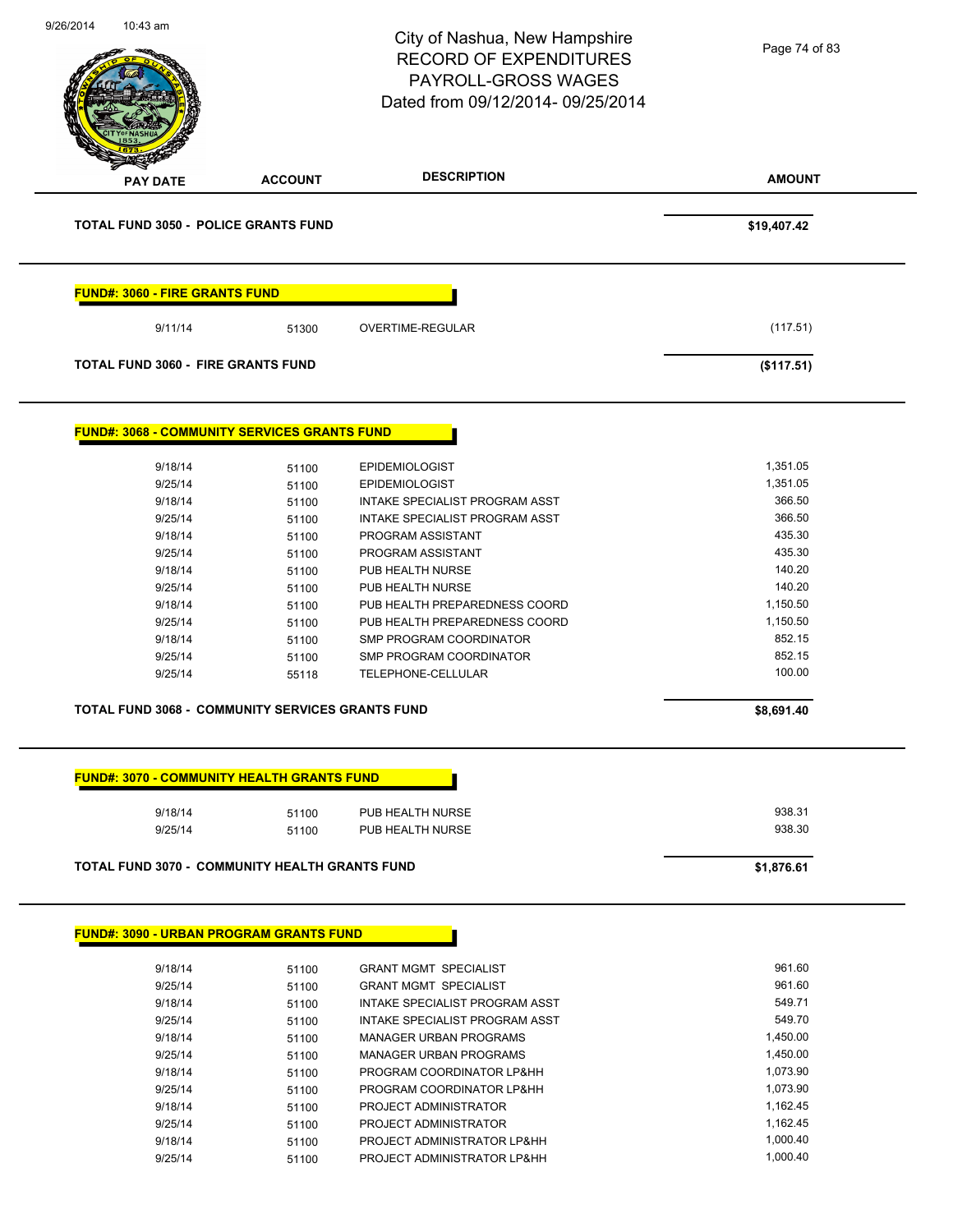City of Nashua, New Hampshire
RECORD OF EXPENDITURES
PAYROLL-GROSS WAGES
Dated from 09/12/2014- 09/25/2014

| PAY DATE | ACCOUNT | DESCRIPTION | AMOUNT |
|---|---|---|---|
| **TOTAL FUND 3050 - POLICE GRANTS FUND** | | | **$19,407.42** |

**FUND#: 3060 - FIRE GRANTS FUND**

| PAY DATE | ACCOUNT | DESCRIPTION | AMOUNT |
|---|---|---|---|
| 9/11/14 | 51300 | OVERTIME-REGULAR | (117.51) |
| **TOTAL FUND 3060 - FIRE GRANTS FUND** | | | **($117.51)** |

**FUND#: 3068 - COMMUNITY SERVICES GRANTS FUND**

| PAY DATE | ACCOUNT | DESCRIPTION | AMOUNT |
|---|---|---|---|
| 9/18/14 | 51100 | EPIDEMIOLOGIST | 1,351.05 |
| 9/25/14 | 51100 | EPIDEMIOLOGIST | 1,351.05 |
| 9/18/14 | 51100 | INTAKE SPECIALIST PROGRAM ASST | 366.50 |
| 9/25/14 | 51100 | INTAKE SPECIALIST PROGRAM ASST | 366.50 |
| 9/18/14 | 51100 | PROGRAM ASSISTANT | 435.30 |
| 9/25/14 | 51100 | PROGRAM ASSISTANT | 435.30 |
| 9/18/14 | 51100 | PUB HEALTH NURSE | 140.20 |
| 9/25/14 | 51100 | PUB HEALTH NURSE | 140.20 |
| 9/18/14 | 51100 | PUB HEALTH PREPAREDNESS COORD | 1,150.50 |
| 9/25/14 | 51100 | PUB HEALTH PREPAREDNESS COORD | 1,150.50 |
| 9/18/14 | 51100 | SMP PROGRAM COORDINATOR | 852.15 |
| 9/25/14 | 51100 | SMP PROGRAM COORDINATOR | 852.15 |
| 9/25/14 | 55118 | TELEPHONE-CELLULAR | 100.00 |
| **TOTAL FUND 3068 - COMMUNITY SERVICES GRANTS FUND** | | | **$8,691.40** |

**FUND#: 3070 - COMMUNITY HEALTH GRANTS FUND**

| PAY DATE | ACCOUNT | DESCRIPTION | AMOUNT |
|---|---|---|---|
| 9/18/14 | 51100 | PUB HEALTH NURSE | 938.31 |
| 9/25/14 | 51100 | PUB HEALTH NURSE | 938.30 |
| **TOTAL FUND 3070 - COMMUNITY HEALTH GRANTS FUND** | | | **$1,876.61** |

**FUND#: 3090 - URBAN PROGRAM GRANTS FUND**

| PAY DATE | ACCOUNT | DESCRIPTION | AMOUNT |
|---|---|---|---|
| 9/18/14 | 51100 | GRANT MGMT SPECIALIST | 961.60 |
| 9/25/14 | 51100 | GRANT MGMT SPECIALIST | 961.60 |
| 9/18/14 | 51100 | INTAKE SPECIALIST PROGRAM ASST | 549.71 |
| 9/25/14 | 51100 | INTAKE SPECIALIST PROGRAM ASST | 549.70 |
| 9/18/14 | 51100 | MANAGER URBAN PROGRAMS | 1,450.00 |
| 9/25/14 | 51100 | MANAGER URBAN PROGRAMS | 1,450.00 |
| 9/18/14 | 51100 | PROGRAM COORDINATOR LP&HH | 1,073.90 |
| 9/25/14 | 51100 | PROGRAM COORDINATOR LP&HH | 1,073.90 |
| 9/18/14 | 51100 | PROJECT ADMINISTRATOR | 1,162.45 |
| 9/25/14 | 51100 | PROJECT ADMINISTRATOR | 1,162.45 |
| 9/18/14 | 51100 | PROJECT ADMINISTRATOR LP&HH | 1,000.40 |
| 9/25/14 | 51100 | PROJECT ADMINISTRATOR LP&HH | 1,000.40 |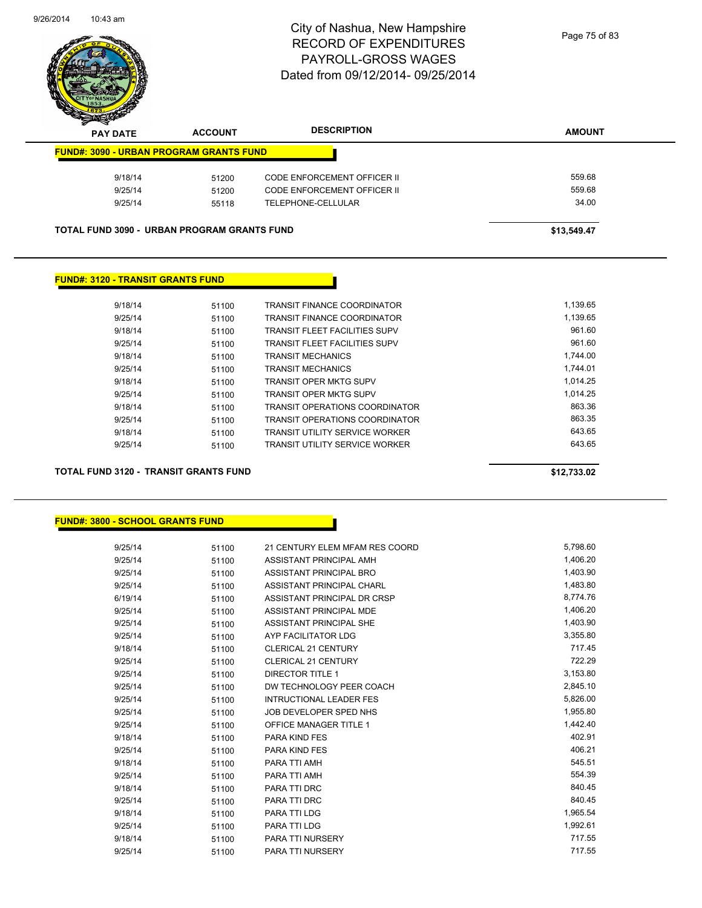# City of Nashua, New Hampshire
# RECORD OF EXPENDITURES
# PAYROLL-GROSS WAGES
# Dated from 09/12/2014- 09/25/2014

| PAY DATE | ACCOUNT | DESCRIPTION | AMOUNT |
|---|---|---|---|

**FUND#: 3090 - URBAN PROGRAM GRANTS FUND**

| PAY DATE | ACCOUNT | DESCRIPTION | AMOUNT |
|---|---|---|---|
| 9/18/14 | 51200 | CODE ENFORCEMENT OFFICER II | 559.68 |
| 9/25/14 | 51200 | CODE ENFORCEMENT OFFICER II | 559.68 |
| 9/25/14 | 55118 | TELEPHONE-CELLULAR | 34.00 |

**TOTAL FUND 3090 - URBAN PROGRAM GRANTS FUND** **$13,549.47**

**FUND#: 3120 - TRANSIT GRANTS FUND**

| PAY DATE | ACCOUNT | DESCRIPTION | AMOUNT |
|---|---|---|---|
| 9/18/14 | 51100 | TRANSIT FINANCE COORDINATOR | 1,139.65 |
| 9/25/14 | 51100 | TRANSIT FINANCE COORDINATOR | 1,139.65 |
| 9/18/14 | 51100 | TRANSIT FLEET FACILITIES SUPV | 961.60 |
| 9/25/14 | 51100 | TRANSIT FLEET FACILITIES SUPV | 961.60 |
| 9/18/14 | 51100 | TRANSIT MECHANICS | 1,744.00 |
| 9/25/14 | 51100 | TRANSIT MECHANICS | 1,744.01 |
| 9/18/14 | 51100 | TRANSIT OPER MKTG SUPV | 1,014.25 |
| 9/25/14 | 51100 | TRANSIT OPER MKTG SUPV | 1,014.25 |
| 9/18/14 | 51100 | TRANSIT OPERATIONS COORDINATOR | 863.36 |
| 9/25/14 | 51100 | TRANSIT OPERATIONS COORDINATOR | 863.35 |
| 9/18/14 | 51100 | TRANSIT UTILITY SERVICE WORKER | 643.65 |
| 9/25/14 | 51100 | TRANSIT UTILITY SERVICE WORKER | 643.65 |

**TOTAL FUND 3120 - TRANSIT GRANTS FUND** **$12,733.02**

**FUND#: 3800 - SCHOOL GRANTS FUND**

| PAY DATE | ACCOUNT | DESCRIPTION | AMOUNT |
|---|---|---|---|
| 9/25/14 | 51100 | 21 CENTURY ELEM MFAM RES COORD | 5,798.60 |
| 9/25/14 | 51100 | ASSISTANT PRINCIPAL AMH | 1,406.20 |
| 9/25/14 | 51100 | ASSISTANT PRINCIPAL BRO | 1,403.90 |
| 9/25/14 | 51100 | ASSISTANT PRINCIPAL CHARL | 1,483.80 |
| 6/19/14 | 51100 | ASSISTANT PRINCIPAL DR CRSP | 8,774.76 |
| 9/25/14 | 51100 | ASSISTANT PRINCIPAL MDE | 1,406.20 |
| 9/25/14 | 51100 | ASSISTANT PRINCIPAL SHE | 1,403.90 |
| 9/25/14 | 51100 | AYP FACILITATOR LDG | 3,355.80 |
| 9/18/14 | 51100 | CLERICAL 21 CENTURY | 717.45 |
| 9/25/14 | 51100 | CLERICAL 21 CENTURY | 722.29 |
| 9/25/14 | 51100 | DIRECTOR TITLE 1 | 3,153.80 |
| 9/25/14 | 51100 | DW TECHNOLOGY PEER COACH | 2,845.10 |
| 9/25/14 | 51100 | INTRUCTIONAL LEADER FES | 5,826.00 |
| 9/25/14 | 51100 | JOB DEVELOPER SPED NHS | 1,955.80 |
| 9/25/14 | 51100 | OFFICE MANAGER TITLE 1 | 1,442.40 |
| 9/18/14 | 51100 | PARA KIND FES | 402.91 |
| 9/25/14 | 51100 | PARA KIND FES | 406.21 |
| 9/18/14 | 51100 | PARA TTI AMH | 545.51 |
| 9/25/14 | 51100 | PARA TTI AMH | 554.39 |
| 9/18/14 | 51100 | PARA TTI DRC | 840.45 |
| 9/25/14 | 51100 | PARA TTI DRC | 840.45 |
| 9/18/14 | 51100 | PARA TTI LDG | 1,965.54 |
| 9/25/14 | 51100 | PARA TTI LDG | 1,992.61 |
| 9/18/14 | 51100 | PARA TTI NURSERY | 717.55 |
| 9/25/14 | 51100 | PARA TTI NURSERY | 717.55 |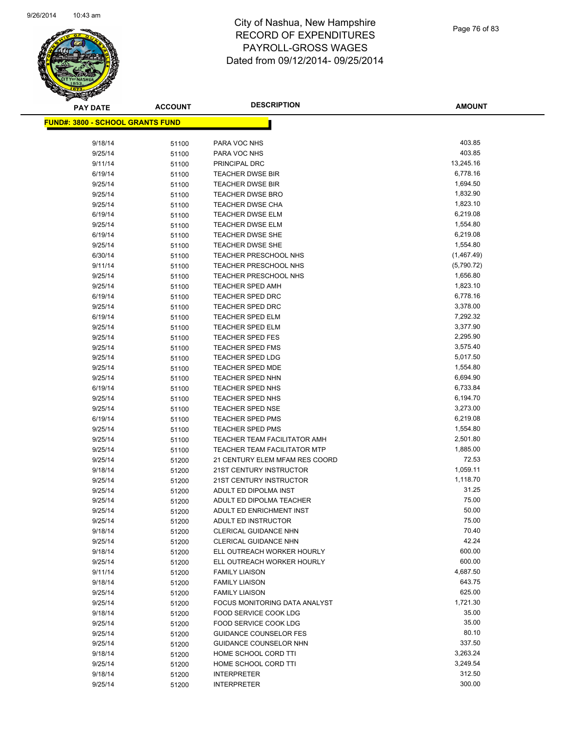# City of Nashua, New Hampshire
## RECORD OF EXPENDITURES
## PAYROLL-GROSS WAGES
## Dated from 09/12/2014- 09/25/2014

**FUND#: 3800 - SCHOOL GRANTS FUND**

| PAY DATE | ACCOUNT | DESCRIPTION | AMOUNT |
|---|---|---|---|
| 9/18/14 | 51100 | PARA VOC NHS | 403.85 |
| 9/25/14 | 51100 | PARA VOC NHS | 403.85 |
| 9/11/14 | 51100 | PRINCIPAL DRC | 13,245.16 |
| 6/19/14 | 51100 | TEACHER DWSE BIR | 6,778.16 |
| 9/25/14 | 51100 | TEACHER DWSE BIR | 1,694.50 |
| 9/25/14 | 51100 | TEACHER DWSE BRO | 1,832.90 |
| 9/25/14 | 51100 | TEACHER DWSE CHA | 1,823.10 |
| 6/19/14 | 51100 | TEACHER DWSE ELM | 6,219.08 |
| 9/25/14 | 51100 | TEACHER DWSE ELM | 1,554.80 |
| 6/19/14 | 51100 | TEACHER DWSE SHE | 6,219.08 |
| 9/25/14 | 51100 | TEACHER DWSE SHE | 1,554.80 |
| 6/30/14 | 51100 | TEACHER PRESCHOOL NHS | (1,467.49) |
| 9/11/14 | 51100 | TEACHER PRESCHOOL NHS | (5,790.72) |
| 9/25/14 | 51100 | TEACHER PRESCHOOL NHS | 1,656.80 |
| 9/25/14 | 51100 | TEACHER SPED AMH | 1,823.10 |
| 6/19/14 | 51100 | TEACHER SPED DRC | 6,778.16 |
| 9/25/14 | 51100 | TEACHER SPED DRC | 3,378.00 |
| 6/19/14 | 51100 | TEACHER SPED ELM | 7,292.32 |
| 9/25/14 | 51100 | TEACHER SPED ELM | 3,377.90 |
| 9/25/14 | 51100 | TEACHER SPED FES | 2,295.90 |
| 9/25/14 | 51100 | TEACHER SPED FMS | 3,575.40 |
| 9/25/14 | 51100 | TEACHER SPED LDG | 5,017.50 |
| 9/25/14 | 51100 | TEACHER SPED MDE | 1,554.80 |
| 9/25/14 | 51100 | TEACHER SPED NHN | 6,694.90 |
| 6/19/14 | 51100 | TEACHER SPED NHS | 6,733.84 |
| 9/25/14 | 51100 | TEACHER SPED NHS | 6,194.70 |
| 9/25/14 | 51100 | TEACHER SPED NSE | 3,273.00 |
| 6/19/14 | 51100 | TEACHER SPED PMS | 6,219.08 |
| 9/25/14 | 51100 | TEACHER SPED PMS | 1,554.80 |
| 9/25/14 | 51100 | TEACHER TEAM FACILITATOR AMH | 2,501.80 |
| 9/25/14 | 51100 | TEACHER TEAM FACILITATOR MTP | 1,885.00 |
| 9/25/14 | 51200 | 21 CENTURY ELEM MFAM RES COORD | 72.53 |
| 9/18/14 | 51200 | 21ST CENTURY INSTRUCTOR | 1,059.11 |
| 9/25/14 | 51200 | 21ST CENTURY INSTRUCTOR | 1,118.70 |
| 9/25/14 | 51200 | ADULT ED DIPOLMA INST | 31.25 |
| 9/25/14 | 51200 | ADULT ED DIPOLMA TEACHER | 75.00 |
| 9/25/14 | 51200 | ADULT ED ENRICHMENT INST | 50.00 |
| 9/25/14 | 51200 | ADULT ED INSTRUCTOR | 75.00 |
| 9/18/14 | 51200 | CLERICAL GUIDANCE NHN | 70.40 |
| 9/25/14 | 51200 | CLERICAL GUIDANCE NHN | 42.24 |
| 9/18/14 | 51200 | ELL OUTREACH WORKER HOURLY | 600.00 |
| 9/25/14 | 51200 | ELL OUTREACH WORKER HOURLY | 600.00 |
| 9/11/14 | 51200 | FAMILY LIAISON | 4,687.50 |
| 9/18/14 | 51200 | FAMILY LIAISON | 643.75 |
| 9/25/14 | 51200 | FAMILY LIAISON | 625.00 |
| 9/25/14 | 51200 | FOCUS MONITORING DATA ANALYST | 1,721.30 |
| 9/18/14 | 51200 | FOOD SERVICE COOK LDG | 35.00 |
| 9/25/14 | 51200 | FOOD SERVICE COOK LDG | 35.00 |
| 9/25/14 | 51200 | GUIDANCE COUNSELOR FES | 80.10 |
| 9/25/14 | 51200 | GUIDANCE COUNSELOR NHN | 337.50 |
| 9/18/14 | 51200 | HOME SCHOOL CORD TTI | 3,263.24 |
| 9/25/14 | 51200 | HOME SCHOOL CORD TTI | 3,249.54 |
| 9/18/14 | 51200 | INTERPRETER | 312.50 |
| 9/25/14 | 51200 | INTERPRETER | 300.00 |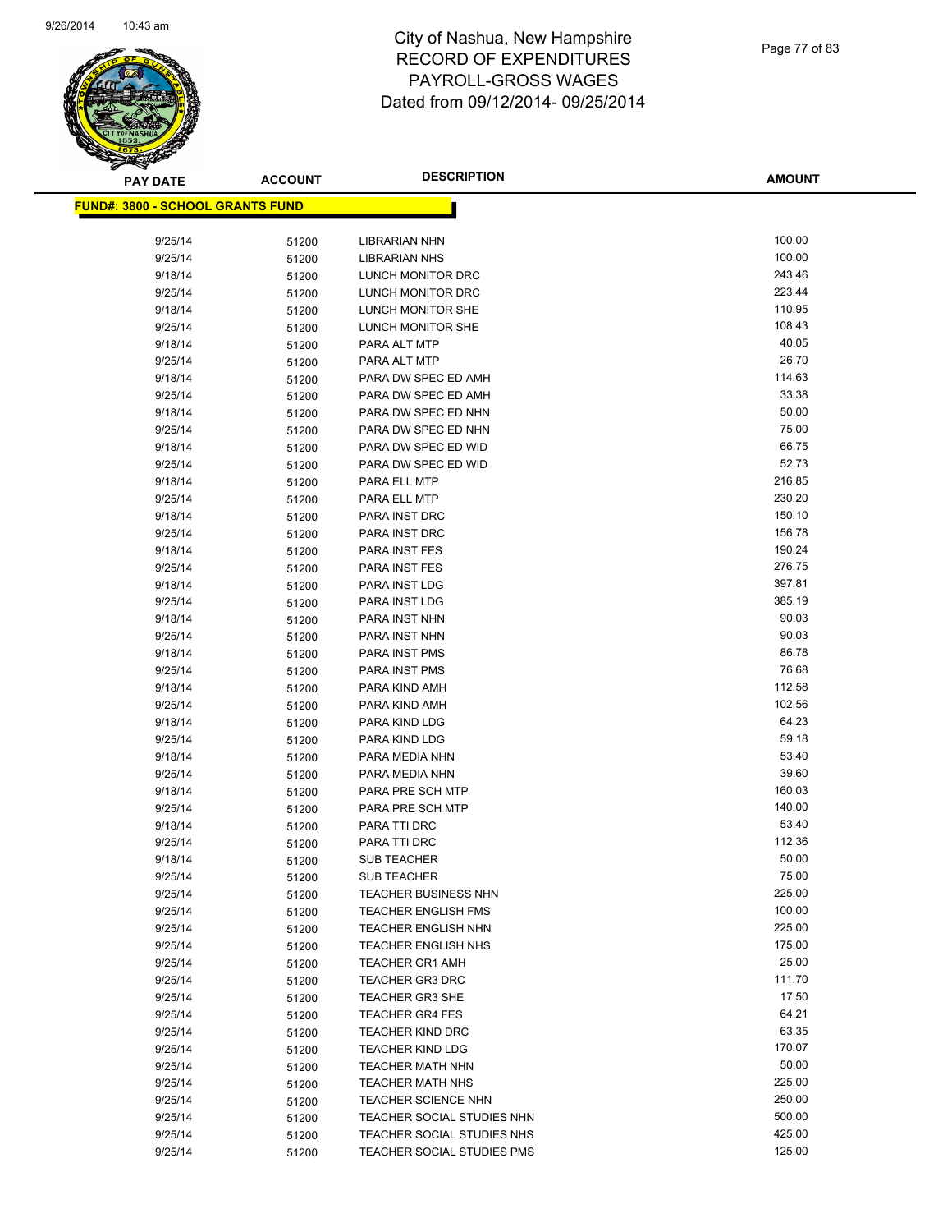City of Nashua, New Hampshire
RECORD OF EXPENDITURES
PAYROLL-GROSS WAGES
Dated from 09/12/2014- 09/25/2014

**FUND#: 3800 - SCHOOL GRANTS FUND**

| PAY DATE | ACCOUNT | DESCRIPTION | AMOUNT |
|---|---|---|---|
| 9/25/14 | 51200 | LIBRARIAN NHN | 100.00 |
| 9/25/14 | 51200 | LIBRARIAN NHS | 100.00 |
| 9/18/14 | 51200 | LUNCH MONITOR DRC | 243.46 |
| 9/25/14 | 51200 | LUNCH MONITOR DRC | 223.44 |
| 9/18/14 | 51200 | LUNCH MONITOR SHE | 110.95 |
| 9/25/14 | 51200 | LUNCH MONITOR SHE | 108.43 |
| 9/18/14 | 51200 | PARA ALT MTP | 40.05 |
| 9/25/14 | 51200 | PARA ALT MTP | 26.70 |
| 9/18/14 | 51200 | PARA DW SPEC ED AMH | 114.63 |
| 9/25/14 | 51200 | PARA DW SPEC ED AMH | 33.38 |
| 9/18/14 | 51200 | PARA DW SPEC ED NHN | 50.00 |
| 9/25/14 | 51200 | PARA DW SPEC ED NHN | 75.00 |
| 9/18/14 | 51200 | PARA DW SPEC ED WID | 66.75 |
| 9/25/14 | 51200 | PARA DW SPEC ED WID | 52.73 |
| 9/18/14 | 51200 | PARA ELL MTP | 216.85 |
| 9/25/14 | 51200 | PARA ELL MTP | 230.20 |
| 9/18/14 | 51200 | PARA INST DRC | 150.10 |
| 9/25/14 | 51200 | PARA INST DRC | 156.78 |
| 9/18/14 | 51200 | PARA INST FES | 190.24 |
| 9/25/14 | 51200 | PARA INST FES | 276.75 |
| 9/18/14 | 51200 | PARA INST LDG | 397.81 |
| 9/25/14 | 51200 | PARA INST LDG | 385.19 |
| 9/18/14 | 51200 | PARA INST NHN | 90.03 |
| 9/25/14 | 51200 | PARA INST NHN | 90.03 |
| 9/18/14 | 51200 | PARA INST PMS | 86.78 |
| 9/25/14 | 51200 | PARA INST PMS | 76.68 |
| 9/18/14 | 51200 | PARA KIND AMH | 112.58 |
| 9/25/14 | 51200 | PARA KIND AMH | 102.56 |
| 9/18/14 | 51200 | PARA KIND LDG | 64.23 |
| 9/25/14 | 51200 | PARA KIND LDG | 59.18 |
| 9/18/14 | 51200 | PARA MEDIA NHN | 53.40 |
| 9/25/14 | 51200 | PARA MEDIA NHN | 39.60 |
| 9/18/14 | 51200 | PARA PRE SCH MTP | 160.03 |
| 9/25/14 | 51200 | PARA PRE SCH MTP | 140.00 |
| 9/18/14 | 51200 | PARA TTI DRC | 53.40 |
| 9/25/14 | 51200 | PARA TTI DRC | 112.36 |
| 9/18/14 | 51200 | SUB TEACHER | 50.00 |
| 9/25/14 | 51200 | SUB TEACHER | 75.00 |
| 9/25/14 | 51200 | TEACHER BUSINESS NHN | 225.00 |
| 9/25/14 | 51200 | TEACHER ENGLISH FMS | 100.00 |
| 9/25/14 | 51200 | TEACHER ENGLISH NHN | 225.00 |
| 9/25/14 | 51200 | TEACHER ENGLISH NHS | 175.00 |
| 9/25/14 | 51200 | TEACHER GR1 AMH | 25.00 |
| 9/25/14 | 51200 | TEACHER GR3 DRC | 111.70 |
| 9/25/14 | 51200 | TEACHER GR3 SHE | 17.50 |
| 9/25/14 | 51200 | TEACHER GR4 FES | 64.21 |
| 9/25/14 | 51200 | TEACHER KIND DRC | 63.35 |
| 9/25/14 | 51200 | TEACHER KIND LDG | 170.07 |
| 9/25/14 | 51200 | TEACHER MATH NHN | 50.00 |
| 9/25/14 | 51200 | TEACHER MATH NHS | 225.00 |
| 9/25/14 | 51200 | TEACHER SCIENCE NHN | 250.00 |
| 9/25/14 | 51200 | TEACHER SOCIAL STUDIES NHN | 500.00 |
| 9/25/14 | 51200 | TEACHER SOCIAL STUDIES NHS | 425.00 |
| 9/25/14 | 51200 | TEACHER SOCIAL STUDIES PMS | 125.00 |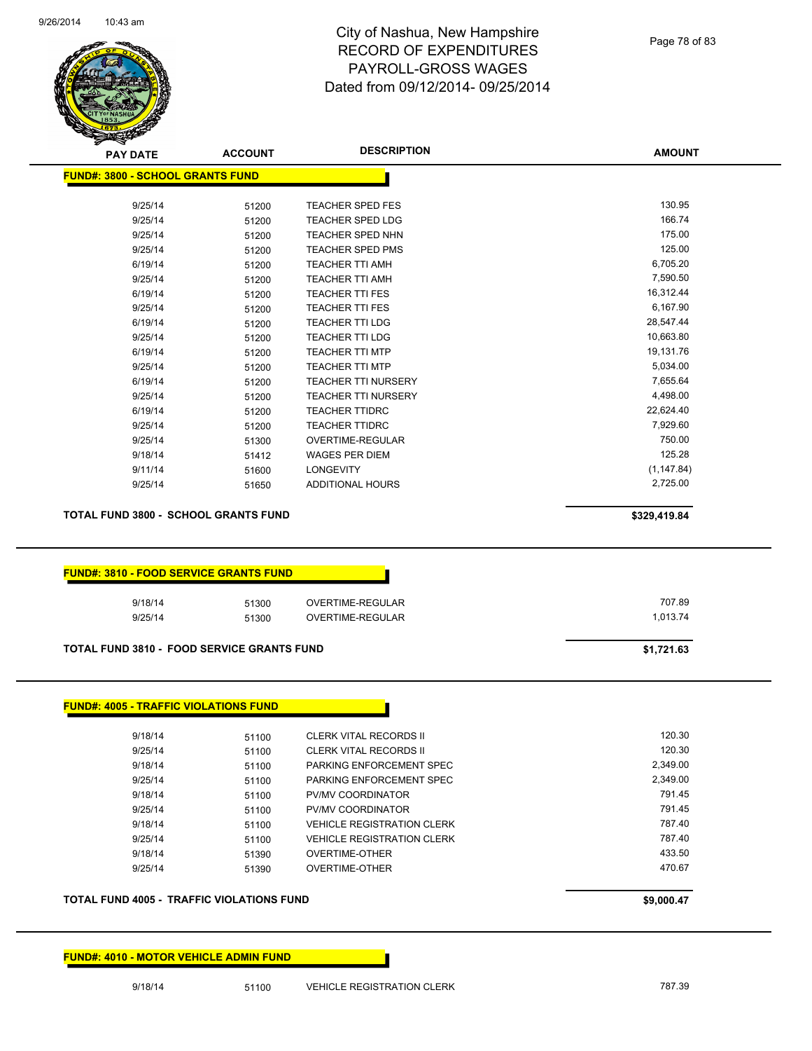# City of Nashua, New Hampshire
# RECORD OF EXPENDITURES
# PAYROLL-GROSS WAGES
# Dated from 09/12/2014- 09/25/2014

| PAY DATE | ACCOUNT | DESCRIPTION | AMOUNT |
|---|---|---|---|
| **FUND#: 3800 - SCHOOL GRANTS FUND** | | | |
| 9/25/14 | 51200 | TEACHER SPED FES | 130.95 |
| 9/25/14 | 51200 | TEACHER SPED LDG | 166.74 |
| 9/25/14 | 51200 | TEACHER SPED NHN | 175.00 |
| 9/25/14 | 51200 | TEACHER SPED PMS | 125.00 |
| 6/19/14 | 51200 | TEACHER TTI AMH | 6,705.20 |
| 9/25/14 | 51200 | TEACHER TTI AMH | 7,590.50 |
| 6/19/14 | 51200 | TEACHER TTI FES | 16,312.44 |
| 9/25/14 | 51200 | TEACHER TTI FES | 6,167.90 |
| 6/19/14 | 51200 | TEACHER TTI LDG | 28,547.44 |
| 9/25/14 | 51200 | TEACHER TTI LDG | 10,663.80 |
| 6/19/14 | 51200 | TEACHER TTI MTP | 19,131.76 |
| 9/25/14 | 51200 | TEACHER TTI MTP | 5,034.00 |
| 6/19/14 | 51200 | TEACHER TTI NURSERY | 7,655.64 |
| 9/25/14 | 51200 | TEACHER TTI NURSERY | 4,498.00 |
| 6/19/14 | 51200 | TEACHER TTIDRC | 22,624.40 |
| 9/25/14 | 51200 | TEACHER TTIDRC | 7,929.60 |
| 9/25/14 | 51300 | OVERTIME-REGULAR | 750.00 |
| 9/18/14 | 51412 | WAGES PER DIEM | 125.28 |
| 9/11/14 | 51600 | LONGEVITY | (1,147.84) |
| 9/25/14 | 51650 | ADDITIONAL HOURS | 2,725.00 |
| **TOTAL FUND 3800 - SCHOOL GRANTS FUND** | | | **$329,419.84** |

| PAY DATE | ACCOUNT | DESCRIPTION | AMOUNT |
|---|---|---|---|
| **FUND#: 3810 - FOOD SERVICE GRANTS FUND** | | | |
| 9/18/14 | 51300 | OVERTIME-REGULAR | 707.89 |
| 9/25/14 | 51300 | OVERTIME-REGULAR | 1,013.74 |
| **TOTAL FUND 3810 - FOOD SERVICE GRANTS FUND** | | | **$1,721.63** |

| PAY DATE | ACCOUNT | DESCRIPTION | AMOUNT |
|---|---|---|---|
| **FUND#: 4005 - TRAFFIC VIOLATIONS FUND** | | | |
| 9/18/14 | 51100 | CLERK VITAL RECORDS II | 120.30 |
| 9/25/14 | 51100 | CLERK VITAL RECORDS II | 120.30 |
| 9/18/14 | 51100 | PARKING ENFORCEMENT SPEC | 2,349.00 |
| 9/25/14 | 51100 | PARKING ENFORCEMENT SPEC | 2,349.00 |
| 9/18/14 | 51100 | PV/MV COORDINATOR | 791.45 |
| 9/25/14 | 51100 | PV/MV COORDINATOR | 791.45 |
| 9/18/14 | 51100 | VEHICLE REGISTRATION CLERK | 787.40 |
| 9/25/14 | 51100 | VEHICLE REGISTRATION CLERK | 787.40 |
| 9/18/14 | 51390 | OVERTIME-OTHER | 433.50 |
| 9/25/14 | 51390 | OVERTIME-OTHER | 470.67 |
| **TOTAL FUND 4005 - TRAFFIC VIOLATIONS FUND** | | | **$9,000.47** |

| PAY DATE | ACCOUNT | DESCRIPTION | AMOUNT |
|---|---|---|---|
| **FUND#: 4010 - MOTOR VEHICLE ADMIN FUND** | | | |
| 9/18/14 | 51100 | VEHICLE REGISTRATION CLERK | 787.39 |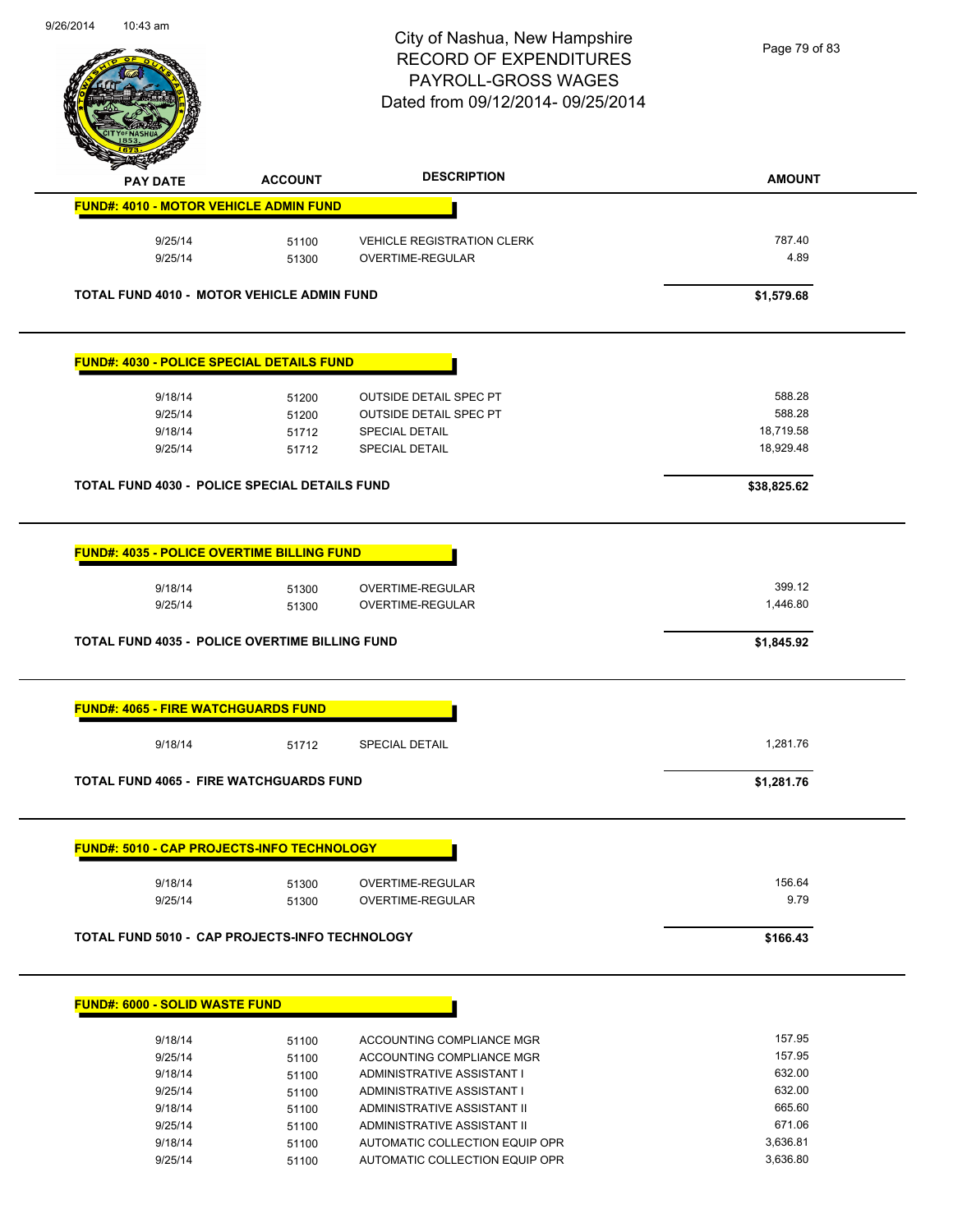City of Nashua, New Hampshire
RECORD OF EXPENDITURES
PAYROLL-GROSS WAGES
Dated from 09/12/2014- 09/25/2014

| PAY DATE | ACCOUNT | DESCRIPTION | AMOUNT |
|---|---|---|---|
| **FUND#: 4010 - MOTOR VEHICLE ADMIN FUND** | | | |
| 9/25/14 | 51100 | VEHICLE REGISTRATION CLERK | 787.40 |
| 9/25/14 | 51300 | OVERTIME-REGULAR | 4.89 |
| **TOTAL FUND 4010 - MOTOR VEHICLE ADMIN FUND** | | | **$1,579.68** |
| **FUND#: 4030 - POLICE SPECIAL DETAILS FUND** | | | |
| 9/18/14 | 51200 | OUTSIDE DETAIL SPEC PT | 588.28 |
| 9/25/14 | 51200 | OUTSIDE DETAIL SPEC PT | 588.28 |
| 9/18/14 | 51712 | SPECIAL DETAIL | 18,719.58 |
| 9/25/14 | 51712 | SPECIAL DETAIL | 18,929.48 |
| **TOTAL FUND 4030 - POLICE SPECIAL DETAILS FUND** | | | **$38,825.62** |
| **FUND#: 4035 - POLICE OVERTIME BILLING FUND** | | | |
| 9/18/14 | 51300 | OVERTIME-REGULAR | 399.12 |
| 9/25/14 | 51300 | OVERTIME-REGULAR | 1,446.80 |
| **TOTAL FUND 4035 - POLICE OVERTIME BILLING FUND** | | | **$1,845.92** |
| **FUND#: 4065 - FIRE WATCHGUARDS FUND** | | | |
| 9/18/14 | 51712 | SPECIAL DETAIL | 1,281.76 |
| **TOTAL FUND 4065 - FIRE WATCHGUARDS FUND** | | | **$1,281.76** |
| **FUND#: 5010 - CAP PROJECTS-INFO TECHNOLOGY** | | | |
| 9/18/14 | 51300 | OVERTIME-REGULAR | 156.64 |
| 9/25/14 | 51300 | OVERTIME-REGULAR | 9.79 |
| **TOTAL FUND 5010 - CAP PROJECTS-INFO TECHNOLOGY** | | | **$166.43** |
| **FUND#: 6000 - SOLID WASTE FUND** | | | |
| 9/18/14 | 51100 | ACCOUNTING COMPLIANCE MGR | 157.95 |
| 9/25/14 | 51100 | ACCOUNTING COMPLIANCE MGR | 157.95 |
| 9/18/14 | 51100 | ADMINISTRATIVE ASSISTANT I | 632.00 |
| 9/25/14 | 51100 | ADMINISTRATIVE ASSISTANT I | 632.00 |
| 9/18/14 | 51100 | ADMINISTRATIVE ASSISTANT II | 665.60 |
| 9/25/14 | 51100 | ADMINISTRATIVE ASSISTANT II | 671.06 |
| 9/18/14 | 51100 | AUTOMATIC COLLECTION EQUIP OPR | 3,636.81 |
| 9/25/14 | 51100 | AUTOMATIC COLLECTION EQUIP OPR | 3,636.80 |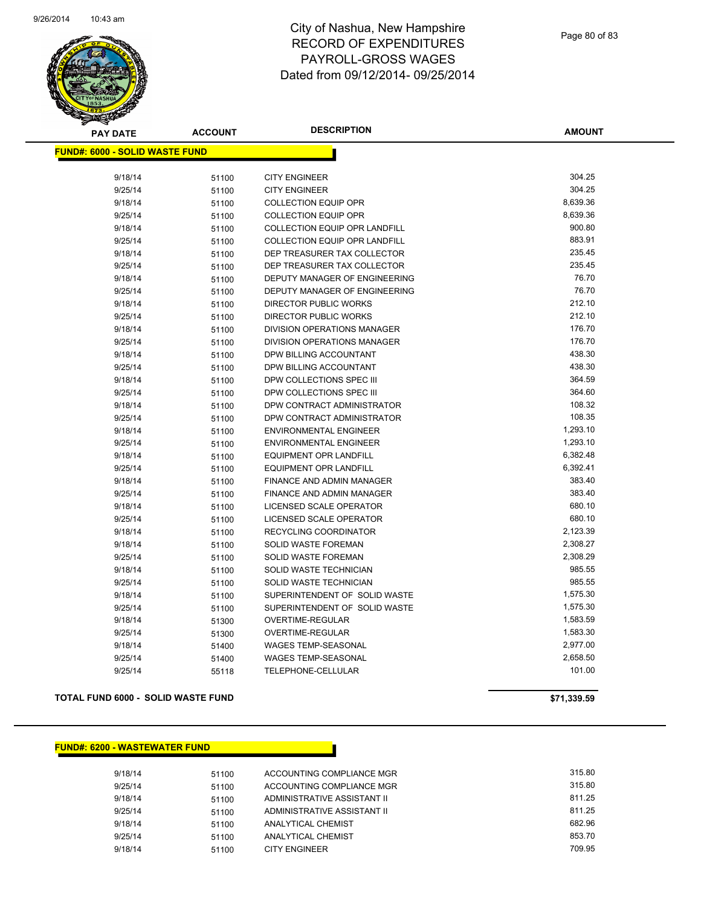# City of Nashua, New Hampshire
## RECORD OF EXPENDITURES
## PAYROLL-GROSS WAGES
## Dated from 09/12/2014- 09/25/2014

| PAY DATE | ACCOUNT | DESCRIPTION | AMOUNT |
|---|---|---|---|
| **FUND#: 6000 - SOLID WASTE FUND** | | | |
| 9/18/14 | 51100 | CITY ENGINEER | 304.25 |
| 9/25/14 | 51100 | CITY ENGINEER | 304.25 |
| 9/18/14 | 51100 | COLLECTION EQUIP OPR | 8,639.36 |
| 9/25/14 | 51100 | COLLECTION EQUIP OPR | 8,639.36 |
| 9/18/14 | 51100 | COLLECTION EQUIP OPR LANDFILL | 900.80 |
| 9/25/14 | 51100 | COLLECTION EQUIP OPR LANDFILL | 883.91 |
| 9/18/14 | 51100 | DEP TREASURER TAX COLLECTOR | 235.45 |
| 9/25/14 | 51100 | DEP TREASURER TAX COLLECTOR | 235.45 |
| 9/18/14 | 51100 | DEPUTY MANAGER OF ENGINEERING | 76.70 |
| 9/25/14 | 51100 | DEPUTY MANAGER OF ENGINEERING | 76.70 |
| 9/18/14 | 51100 | DIRECTOR PUBLIC WORKS | 212.10 |
| 9/25/14 | 51100 | DIRECTOR PUBLIC WORKS | 212.10 |
| 9/18/14 | 51100 | DIVISION OPERATIONS MANAGER | 176.70 |
| 9/25/14 | 51100 | DIVISION OPERATIONS MANAGER | 176.70 |
| 9/18/14 | 51100 | DPW BILLING ACCOUNTANT | 438.30 |
| 9/25/14 | 51100 | DPW BILLING ACCOUNTANT | 438.30 |
| 9/18/14 | 51100 | DPW COLLECTIONS SPEC III | 364.59 |
| 9/25/14 | 51100 | DPW COLLECTIONS SPEC III | 364.60 |
| 9/18/14 | 51100 | DPW CONTRACT ADMINISTRATOR | 108.32 |
| 9/25/14 | 51100 | DPW CONTRACT ADMINISTRATOR | 108.35 |
| 9/18/14 | 51100 | ENVIRONMENTAL ENGINEER | 1,293.10 |
| 9/25/14 | 51100 | ENVIRONMENTAL ENGINEER | 1,293.10 |
| 9/18/14 | 51100 | EQUIPMENT OPR LANDFILL | 6,382.48 |
| 9/25/14 | 51100 | EQUIPMENT OPR LANDFILL | 6,392.41 |
| 9/18/14 | 51100 | FINANCE AND ADMIN MANAGER | 383.40 |
| 9/25/14 | 51100 | FINANCE AND ADMIN MANAGER | 383.40 |
| 9/18/14 | 51100 | LICENSED SCALE OPERATOR | 680.10 |
| 9/25/14 | 51100 | LICENSED SCALE OPERATOR | 680.10 |
| 9/18/14 | 51100 | RECYCLING COORDINATOR | 2,123.39 |
| 9/18/14 | 51100 | SOLID WASTE FOREMAN | 2,308.27 |
| 9/25/14 | 51100 | SOLID WASTE FOREMAN | 2,308.29 |
| 9/18/14 | 51100 | SOLID WASTE TECHNICIAN | 985.55 |
| 9/25/14 | 51100 | SOLID WASTE TECHNICIAN | 985.55 |
| 9/18/14 | 51100 | SUPERINTENDENT OF SOLID WASTE | 1,575.30 |
| 9/25/14 | 51100 | SUPERINTENDENT OF SOLID WASTE | 1,575.30 |
| 9/18/14 | 51300 | OVERTIME-REGULAR | 1,583.59 |
| 9/25/14 | 51300 | OVERTIME-REGULAR | 1,583.30 |
| 9/18/14 | 51400 | WAGES TEMP-SEASONAL | 2,977.00 |
| 9/25/14 | 51400 | WAGES TEMP-SEASONAL | 2,658.50 |
| 9/25/14 | 55118 | TELEPHONE-CELLULAR | 101.00 |
| **TOTAL FUND 6000 - SOLID WASTE FUND** | | | **$71,339.59** |

| PAY DATE | ACCOUNT | DESCRIPTION | AMOUNT |
|---|---|---|---|
| **FUND#: 6200 - WASTEWATER FUND** | | | |
| 9/18/14 | 51100 | ACCOUNTING COMPLIANCE MGR | 315.80 |
| 9/25/14 | 51100 | ACCOUNTING COMPLIANCE MGR | 315.80 |
| 9/18/14 | 51100 | ADMINISTRATIVE ASSISTANT II | 811.25 |
| 9/25/14 | 51100 | ADMINISTRATIVE ASSISTANT II | 811.25 |
| 9/18/14 | 51100 | ANALYTICAL CHEMIST | 682.96 |
| 9/25/14 | 51100 | ANALYTICAL CHEMIST | 853.70 |
| 9/18/14 | 51100 | CITY ENGINEER | 709.95 |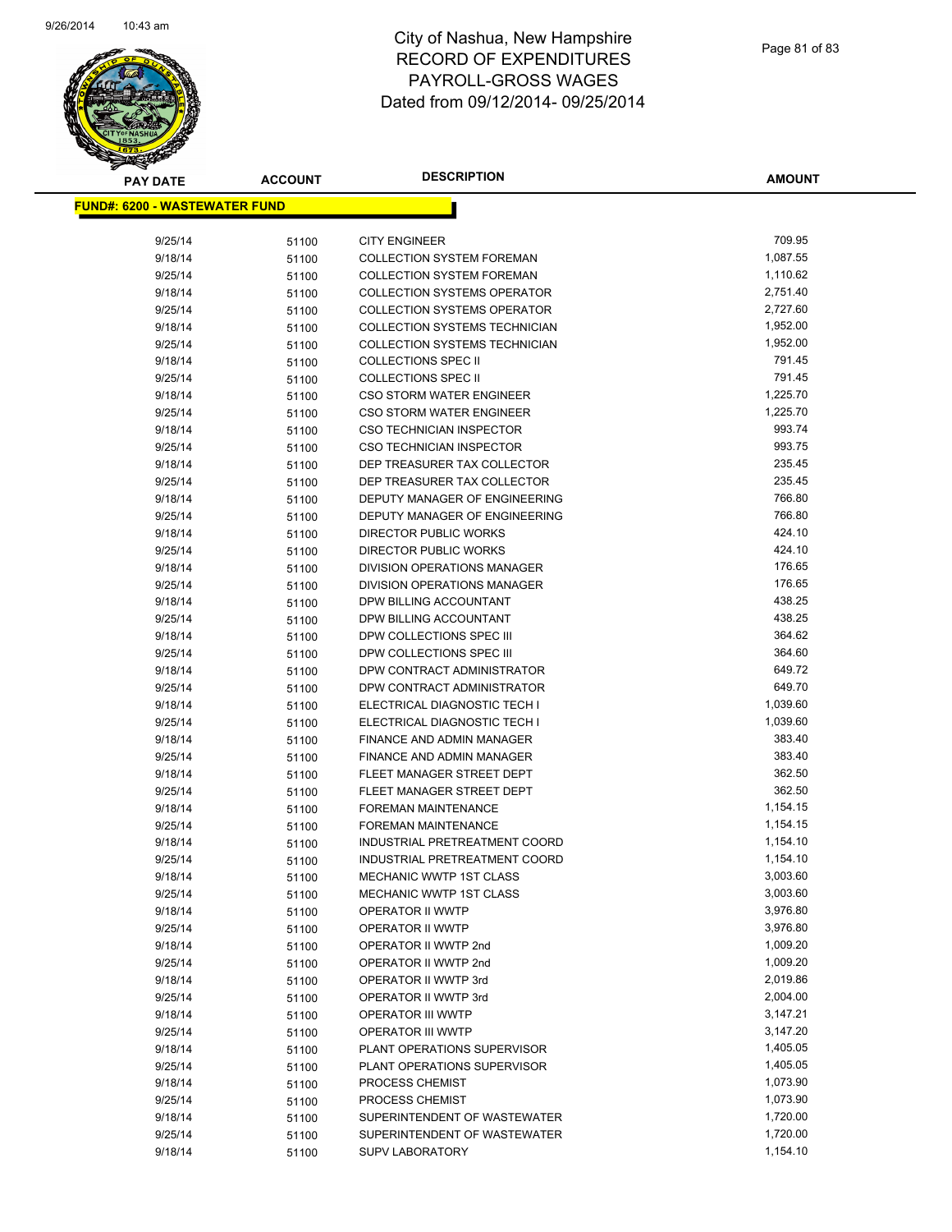# City of Nashua, New Hampshire
## RECORD OF EXPENDITURES
## PAYROLL-GROSS WAGES
## Dated from 09/12/2014- 09/25/2014

| PAY DATE | ACCOUNT | DESCRIPTION | AMOUNT |
|---|---|---|---|
| **FUND#: 6200 - WASTEWATER FUND** | | | |
| 9/25/14 | 51100 | CITY ENGINEER | 709.95 |
| 9/18/14 | 51100 | COLLECTION SYSTEM FOREMAN | 1,087.55 |
| 9/25/14 | 51100 | COLLECTION SYSTEM FOREMAN | 1,110.62 |
| 9/18/14 | 51100 | COLLECTION SYSTEMS OPERATOR | 2,751.40 |
| 9/25/14 | 51100 | COLLECTION SYSTEMS OPERATOR | 2,727.60 |
| 9/18/14 | 51100 | COLLECTION SYSTEMS TECHNICIAN | 1,952.00 |
| 9/25/14 | 51100 | COLLECTION SYSTEMS TECHNICIAN | 1,952.00 |
| 9/18/14 | 51100 | COLLECTIONS SPEC II | 791.45 |
| 9/25/14 | 51100 | COLLECTIONS SPEC II | 791.45 |
| 9/18/14 | 51100 | CSO STORM WATER ENGINEER | 1,225.70 |
| 9/25/14 | 51100 | CSO STORM WATER ENGINEER | 1,225.70 |
| 9/18/14 | 51100 | CSO TECHNICIAN INSPECTOR | 993.74 |
| 9/25/14 | 51100 | CSO TECHNICIAN INSPECTOR | 993.75 |
| 9/18/14 | 51100 | DEP TREASURER TAX COLLECTOR | 235.45 |
| 9/25/14 | 51100 | DEP TREASURER TAX COLLECTOR | 235.45 |
| 9/18/14 | 51100 | DEPUTY MANAGER OF ENGINEERING | 766.80 |
| 9/25/14 | 51100 | DEPUTY MANAGER OF ENGINEERING | 766.80 |
| 9/18/14 | 51100 | DIRECTOR PUBLIC WORKS | 424.10 |
| 9/25/14 | 51100 | DIRECTOR PUBLIC WORKS | 424.10 |
| 9/18/14 | 51100 | DIVISION OPERATIONS MANAGER | 176.65 |
| 9/25/14 | 51100 | DIVISION OPERATIONS MANAGER | 176.65 |
| 9/18/14 | 51100 | DPW BILLING ACCOUNTANT | 438.25 |
| 9/25/14 | 51100 | DPW BILLING ACCOUNTANT | 438.25 |
| 9/18/14 | 51100 | DPW COLLECTIONS SPEC III | 364.62 |
| 9/25/14 | 51100 | DPW COLLECTIONS SPEC III | 364.60 |
| 9/18/14 | 51100 | DPW CONTRACT ADMINISTRATOR | 649.72 |
| 9/25/14 | 51100 | DPW CONTRACT ADMINISTRATOR | 649.70 |
| 9/18/14 | 51100 | ELECTRICAL DIAGNOSTIC TECH I | 1,039.60 |
| 9/25/14 | 51100 | ELECTRICAL DIAGNOSTIC TECH I | 1,039.60 |
| 9/18/14 | 51100 | FINANCE AND ADMIN MANAGER | 383.40 |
| 9/25/14 | 51100 | FINANCE AND ADMIN MANAGER | 383.40 |
| 9/18/14 | 51100 | FLEET MANAGER STREET DEPT | 362.50 |
| 9/25/14 | 51100 | FLEET MANAGER STREET DEPT | 362.50 |
| 9/18/14 | 51100 | FOREMAN MAINTENANCE | 1,154.15 |
| 9/25/14 | 51100 | FOREMAN MAINTENANCE | 1,154.15 |
| 9/18/14 | 51100 | INDUSTRIAL PRETREATMENT COORD | 1,154.10 |
| 9/25/14 | 51100 | INDUSTRIAL PRETREATMENT COORD | 1,154.10 |
| 9/18/14 | 51100 | MECHANIC WWTP 1ST CLASS | 3,003.60 |
| 9/25/14 | 51100 | MECHANIC WWTP 1ST CLASS | 3,003.60 |
| 9/18/14 | 51100 | OPERATOR II WWTP | 3,976.80 |
| 9/25/14 | 51100 | OPERATOR II WWTP | 3,976.80 |
| 9/18/14 | 51100 | OPERATOR II WWTP 2nd | 1,009.20 |
| 9/25/14 | 51100 | OPERATOR II WWTP 2nd | 1,009.20 |
| 9/18/14 | 51100 | OPERATOR II WWTP 3rd | 2,019.86 |
| 9/25/14 | 51100 | OPERATOR II WWTP 3rd | 2,004.00 |
| 9/18/14 | 51100 | OPERATOR III WWTP | 3,147.21 |
| 9/25/14 | 51100 | OPERATOR III WWTP | 3,147.20 |
| 9/18/14 | 51100 | PLANT OPERATIONS SUPERVISOR | 1,405.05 |
| 9/25/14 | 51100 | PLANT OPERATIONS SUPERVISOR | 1,405.05 |
| 9/18/14 | 51100 | PROCESS CHEMIST | 1,073.90 |
| 9/25/14 | 51100 | PROCESS CHEMIST | 1,073.90 |
| 9/18/14 | 51100 | SUPERINTENDENT OF WASTEWATER | 1,720.00 |
| 9/25/14 | 51100 | SUPERINTENDENT OF WASTEWATER | 1,720.00 |
| 9/18/14 | 51100 | SUPV LABORATORY | 1,154.10 |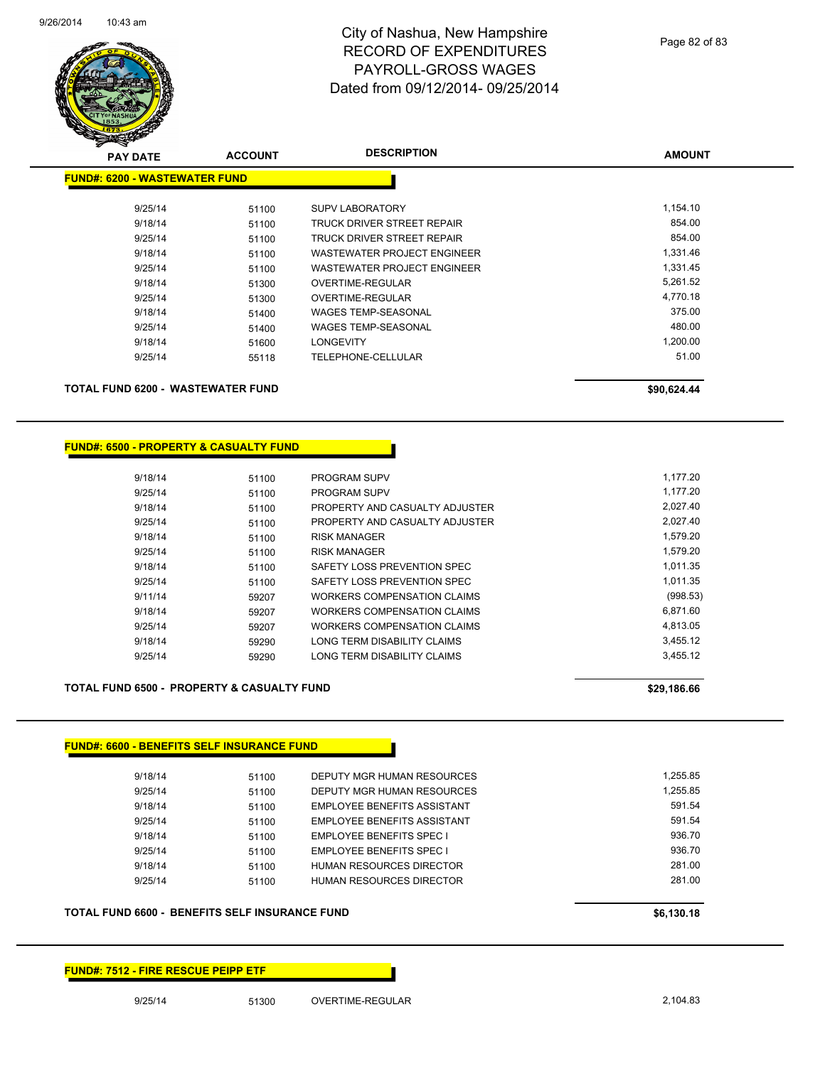# City of Nashua, New Hampshire
## RECORD OF EXPENDITURES
## PAYROLL-GROSS WAGES
## Dated from 09/12/2014- 09/25/2014

| PAY DATE | ACCOUNT | DESCRIPTION | AMOUNT |
|---|---|---|---|
| **FUND#: 6200 - WASTEWATER FUND** | | | |
| 9/25/14 | 51100 | SUPV LABORATORY | 1,154.10 |
| 9/18/14 | 51100 | TRUCK DRIVER STREET REPAIR | 854.00 |
| 9/25/14 | 51100 | TRUCK DRIVER STREET REPAIR | 854.00 |
| 9/18/14 | 51100 | WASTEWATER PROJECT ENGINEER | 1,331.46 |
| 9/25/14 | 51100 | WASTEWATER PROJECT ENGINEER | 1,331.45 |
| 9/18/14 | 51300 | OVERTIME-REGULAR | 5,261.52 |
| 9/25/14 | 51300 | OVERTIME-REGULAR | 4,770.18 |
| 9/18/14 | 51400 | WAGES TEMP-SEASONAL | 375.00 |
| 9/25/14 | 51400 | WAGES TEMP-SEASONAL | 480.00 |
| 9/18/14 | 51600 | LONGEVITY | 1,200.00 |
| 9/25/14 | 55118 | TELEPHONE-CELLULAR | 51.00 |
| **TOTAL FUND 6200 - WASTEWATER FUND** | | | **$90,624.44** |

| PAY DATE | ACCOUNT | DESCRIPTION | AMOUNT |
|---|---|---|---|
| **FUND#: 6500 - PROPERTY & CASUALTY FUND** | | | |
| 9/18/14 | 51100 | PROGRAM SUPV | 1,177.20 |
| 9/25/14 | 51100 | PROGRAM SUPV | 1,177.20 |
| 9/18/14 | 51100 | PROPERTY AND CASUALTY ADJUSTER | 2,027.40 |
| 9/25/14 | 51100 | PROPERTY AND CASUALTY ADJUSTER | 2,027.40 |
| 9/18/14 | 51100 | RISK MANAGER | 1,579.20 |
| 9/25/14 | 51100 | RISK MANAGER | 1,579.20 |
| 9/18/14 | 51100 | SAFETY LOSS PREVENTION SPEC | 1,011.35 |
| 9/25/14 | 51100 | SAFETY LOSS PREVENTION SPEC | 1,011.35 |
| 9/11/14 | 59207 | WORKERS COMPENSATION CLAIMS | (998.53) |
| 9/18/14 | 59207 | WORKERS COMPENSATION CLAIMS | 6,871.60 |
| 9/25/14 | 59207 | WORKERS COMPENSATION CLAIMS | 4,813.05 |
| 9/18/14 | 59290 | LONG TERM DISABILITY CLAIMS | 3,455.12 |
| 9/25/14 | 59290 | LONG TERM DISABILITY CLAIMS | 3,455.12 |
| **TOTAL FUND 6500 - PROPERTY & CASUALTY FUND** | | | **$29,186.66** |

| PAY DATE | ACCOUNT | DESCRIPTION | AMOUNT |
|---|---|---|---|
| **FUND#: 6600 - BENEFITS SELF INSURANCE FUND** | | | |
| 9/18/14 | 51100 | DEPUTY MGR HUMAN RESOURCES | 1,255.85 |
| 9/25/14 | 51100 | DEPUTY MGR HUMAN RESOURCES | 1,255.85 |
| 9/18/14 | 51100 | EMPLOYEE BENEFITS ASSISTANT | 591.54 |
| 9/25/14 | 51100 | EMPLOYEE BENEFITS ASSISTANT | 591.54 |
| 9/18/14 | 51100 | EMPLOYEE BENEFITS SPEC I | 936.70 |
| 9/25/14 | 51100 | EMPLOYEE BENEFITS SPEC I | 936.70 |
| 9/18/14 | 51100 | HUMAN RESOURCES DIRECTOR | 281.00 |
| 9/25/14 | 51100 | HUMAN RESOURCES DIRECTOR | 281.00 |
| **TOTAL FUND 6600 - BENEFITS SELF INSURANCE FUND** | | | **$6,130.18** |

| PAY DATE | ACCOUNT | DESCRIPTION | AMOUNT |
|---|---|---|---|
| **FUND#: 7512 - FIRE RESCUE PEIPP ETF** | | | |
| 9/25/14 | 51300 | OVERTIME-REGULAR | 2,104.83 |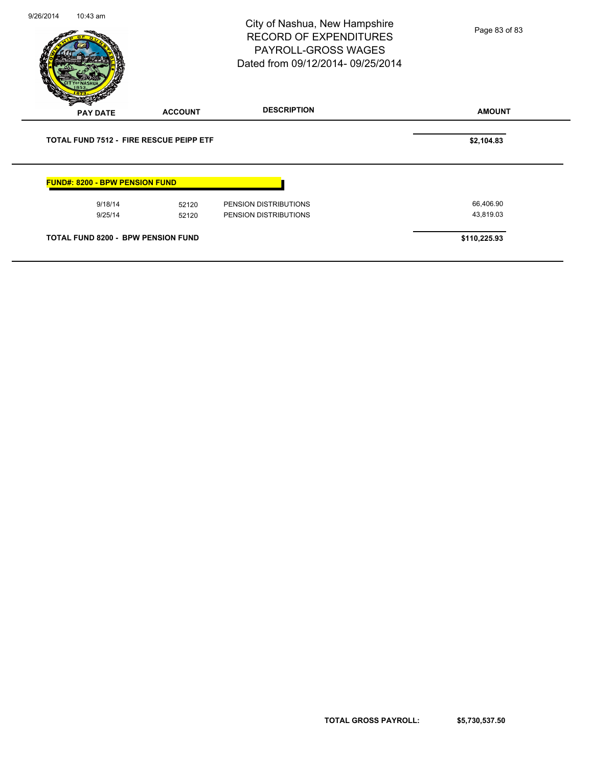# City of Nashua, New Hampshire
## RECORD OF EXPENDITURES
## PAYROLL-GROSS WAGES
## Dated from 09/12/2014- 09/25/2014

| PAY DATE | ACCOUNT | DESCRIPTION | AMOUNT |
|---|---|---|---|
| **TOTAL FUND 7512 - FIRE RESCUE PEIPP ETF** | | | **$2,104.83** |

**FUND#: 8200 - BPW PENSION FUND**

| PAY DATE | ACCOUNT | DESCRIPTION | AMOUNT |
|---|---|---|---|
| 9/18/14 | 52120 | PENSION DISTRIBUTIONS | 66,406.90 |
| 9/25/14 | 52120 | PENSION DISTRIBUTIONS | 43,819.03 |
| **TOTAL FUND 8200 - BPW PENSION FUND** | | | **$110,225.93** |

**TOTAL GROSS PAYROLL: $5,730,537.50**